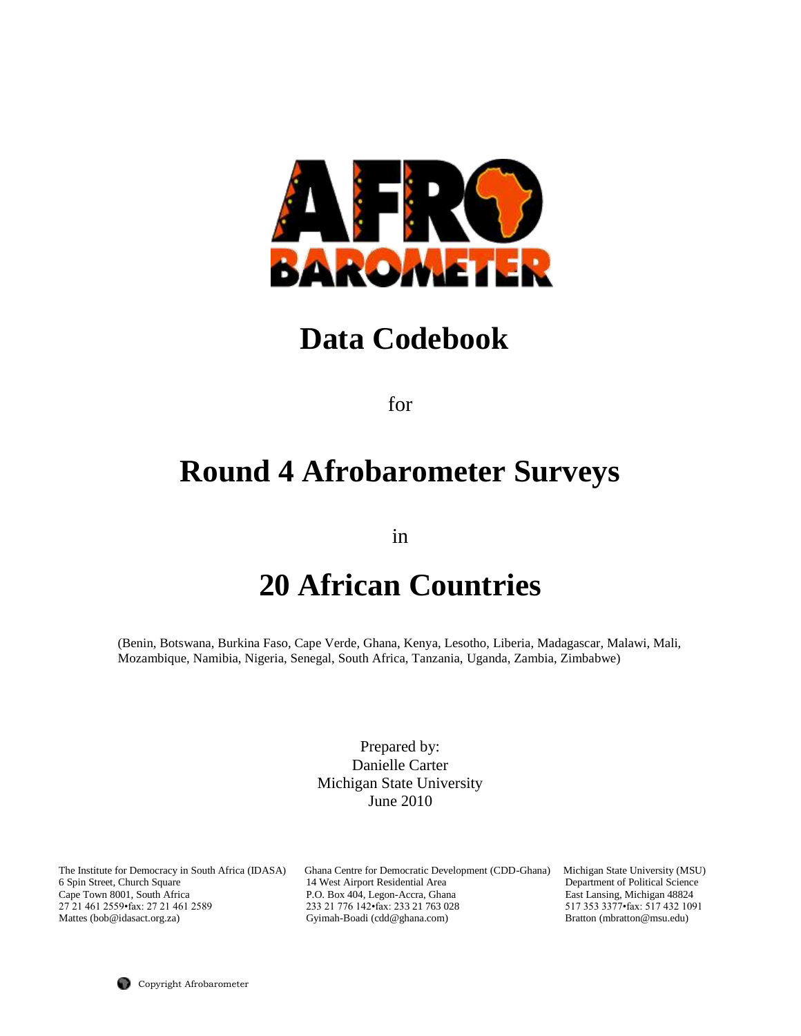# Data Codebook

for

# Round 4 Afrobarometer Surveys

in

# 20 African Countries

(Benin, Botswana, Burkina Faso, Cape Verde, Ghana, Kenya, Lesotho, Liberia, Madagascar, Malawi, Mali, Mozambique, Namibia, Nigeria, Senegal, South Africa, Tanzania, Uganda, Zambia, Zimbabwe)

Prepared by:
Danielle Carter
Michigan State University
June 2010

The Institute for Democracy in South Africa (IDASA)
6 Spin Street, Church Square
Cape Town 8001, South Africa
27 21 461 2559•fax: 27 21 461 2589
Mattes (bob@idasact.org.za)

Ghana Centre for Democratic Development (CDD-Ghana)
14 West Airport Residential Area
P.O. Box 404, Legon-Accra, Ghana
233 21 776 142•fax: 233 21 763 028
Gyimah-Boadi (cdd@ghana.com)

Michigan State University (MSU)
Department of Political Science
East Lansing, Michigan 48824
517 353 3377•fax: 517 432 1091
Bratton (mbratton@msu.edu)

Copyright Afrobarometer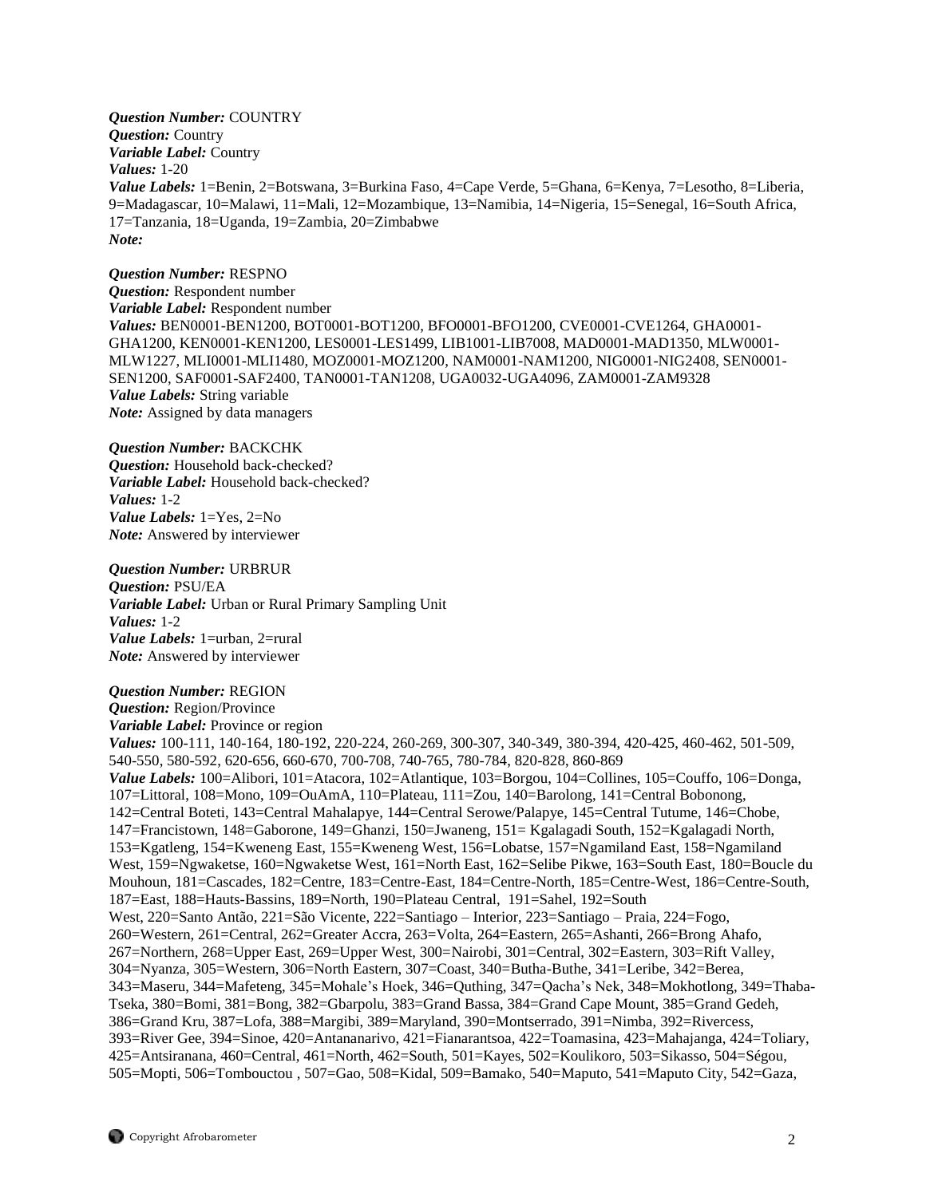***Question Number:*** COUNTRY
***Question:*** Country
***Variable Label:*** Country
***Values:*** 1-20
***Value Labels:*** 1=Benin, 2=Botswana, 3=Burkina Faso, 4=Cape Verde, 5=Ghana, 6=Kenya, 7=Lesotho, 8=Liberia, 9=Madagascar, 10=Malawi, 11=Mali, 12=Mozambique, 13=Namibia, 14=Nigeria, 15=Senegal, 16=South Africa, 17=Tanzania, 18=Uganda, 19=Zambia, 20=Zimbabwe
***Note:***

***Question Number:*** RESPNO
***Question:*** Respondent number
***Variable Label:*** Respondent number
***Values:*** BEN0001-BEN1200, BOT0001-BOT1200, BFO0001-BFO1200, CVE0001-CVE1264, GHA0001-GHA1200, KEN0001-KEN1200, LES0001-LES1499, LIB1001-LIB7008, MAD0001-MAD1350, MLW0001-MLW1227, MLI0001-MLI1480, MOZ0001-MOZ1200, NAM0001-NAM1200, NIG0001-NIG2408, SEN0001-SEN1200, SAF0001-SAF2400, TAN0001-TAN1208, UGA0032-UGA4096, ZAM0001-ZAM9328
***Value Labels:*** String variable
***Note:*** Assigned by data managers

***Question Number:*** BACKCHK
***Question:*** Household back-checked?
***Variable Label:*** Household back-checked?
***Values:*** 1-2
***Value Labels:*** 1=Yes, 2=No
***Note:*** Answered by interviewer

***Question Number:*** URBRUR
***Question:*** PSU/EA
***Variable Label:*** Urban or Rural Primary Sampling Unit
***Values:*** 1-2
***Value Labels:*** 1=urban, 2=rural
***Note:*** Answered by interviewer

***Question Number:*** REGION
***Question:*** Region/Province
***Variable Label:*** Province or region
***Values:*** 100-111, 140-164, 180-192, 220-224, 260-269, 300-307, 340-349, 380-394, 420-425, 460-462, 501-509, 540-550, 580-592, 620-656, 660-670, 700-708, 740-765, 780-784, 820-828, 860-869
***Value Labels:*** 100=Alibori, 101=Atacora, 102=Atlantique, 103=Borgou, 104=Collines, 105=Couffo, 106=Donga, 107=Littoral, 108=Mono, 109=OuAmA, 110=Plateau, 111=Zou, 140=Barolong, 141=Central Bobonong, 142=Central Boteti, 143=Central Mahalapye, 144=Central Serowe/Palapye, 145=Central Tutume, 146=Chobe, 147=Francistown, 148=Gaborone, 149=Ghanzi, 150=Jwaneng, 151= Kgalagadi South, 152=Kgalagadi North, 153=Kgatleng, 154=Kweneng East, 155=Kweneng West, 156=Lobatse, 157=Ngamiland East, 158=Ngamiland West, 159=Ngwaketse, 160=Ngwaketse West, 161=North East, 162=Selibe Pikwe, 163=South East, 180=Boucle du Mouhoun, 181=Cascades, 182=Centre, 183=Centre-East, 184=Centre-North, 185=Centre-West, 186=Centre-South, 187=East, 188=Hauts-Bassins, 189=North, 190=Plateau Central, 191=Sahel, 192=South West, 220=Santo Antão, 221=São Vicente, 222=Santiago – Interior, 223=Santiago – Praia, 224=Fogo, 260=Western, 261=Central, 262=Greater Accra, 263=Volta, 264=Eastern, 265=Ashanti, 266=Brong Ahafo, 267=Northern, 268=Upper East, 269=Upper West, 300=Nairobi, 301=Central, 302=Eastern, 303=Rift Valley, 304=Nyanza, 305=Western, 306=North Eastern, 307=Coast, 340=Butha-Buthe, 341=Leribe, 342=Berea, 343=Maseru, 344=Mafeteng, 345=Mohale's Hoek, 346=Quthing, 347=Qacha's Nek, 348=Mokhotlong, 349=Thaba-Tseka, 380=Bomi, 381=Bong, 382=Gbarpolu, 383=Grand Bassa, 384=Grand Cape Mount, 385=Grand Gedeh, 386=Grand Kru, 387=Lofa, 388=Margibi, 389=Maryland, 390=Montserrado, 391=Nimba, 392=Rivercess, 393=River Gee, 394=Sinoe, 420=Antananarivo, 421=Fianarantsoa, 422=Toamasina, 423=Mahajanga, 424=Toliary, 425=Antsiranana, 460=Central, 461=North, 462=South, 501=Kayes, 502=Koulikoro, 503=Sikasso, 504=Ségou, 505=Mopti, 506=Tombouctou , 507=Gao, 508=Kidal, 509=Bamako, 540=Maputo, 541=Maputo City, 542=Gaza,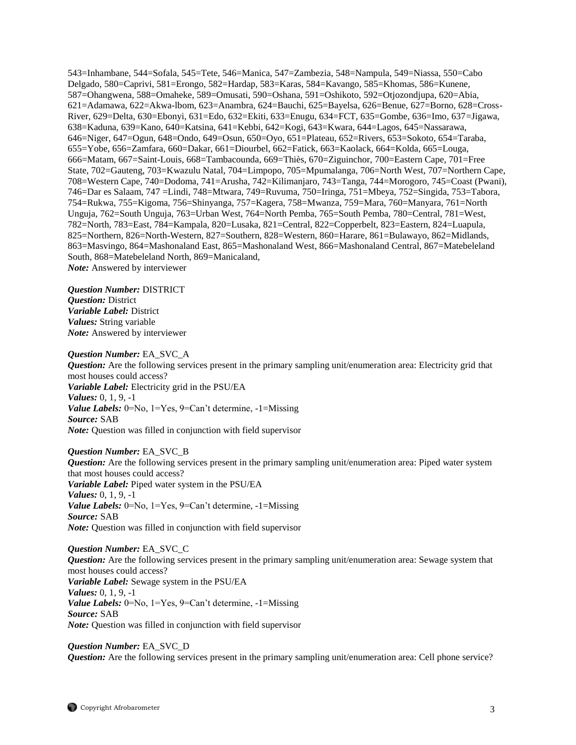543=Inhambane, 544=Sofala, 545=Tete, 546=Manica, 547=Zambezia, 548=Nampula, 549=Niassa, 550=Cabo Delgado, 580=Caprivi, 581=Erongo, 582=Hardap, 583=Karas, 584=Kavango, 585=Khomas, 586=Kunene, 587=Ohangwena, 588=Omaheke, 589=Omusati, 590=Oshana, 591=Oshikoto, 592=Otjozondjupa, 620=Abia, 621=Adamawa, 622=Akwa-lbom, 623=Anambra, 624=Bauchi, 625=Bayelsa, 626=Benue, 627=Borno, 628=Cross-River, 629=Delta, 630=Ebonyi, 631=Edo, 632=Ekiti, 633=Enugu, 634=FCT, 635=Gombe, 636=Imo, 637=Jigawa, 638=Kaduna, 639=Kano, 640=Katsina, 641=Kebbi, 642=Kogi, 643=Kwara, 644=Lagos, 645=Nassarawa, 646=Niger, 647=Ogun, 648=Ondo, 649=Osun, 650=Oyo, 651=Plateau, 652=Rivers, 653=Sokoto, 654=Taraba, 655=Yobe, 656=Zamfara, 660=Dakar, 661=Diourbel, 662=Fatick, 663=Kaolack, 664=Kolda, 665=Louga, 666=Matam, 667=Saint-Louis, 668=Tambacounda, 669=Thiès, 670=Ziguinchor, 700=Eastern Cape, 701=Free State, 702=Gauteng, 703=Kwazulu Natal, 704=Limpopo, 705=Mpumalanga, 706=North West, 707=Northern Cape, 708=Western Cape, 740=Dodoma, 741=Arusha, 742=Kilimanjaro, 743=Tanga, 744=Morogoro, 745=Coast (Pwani), 746=Dar es Salaam, 747 =Lindi, 748=Mtwara, 749=Ruvuma, 750=Iringa, 751=Mbeya, 752=Singida, 753=Tabora, 754=Rukwa, 755=Kigoma, 756=Shinyanga, 757=Kagera, 758=Mwanza, 759=Mara, 760=Manyara, 761=North Unguja, 762=South Unguja, 763=Urban West, 764=North Pemba, 765=South Pemba, 780=Central, 781=West, 782=North, 783=East, 784=Kampala, 820=Lusaka, 821=Central, 822=Copperbelt, 823=Eastern, 824=Luapula, 825=Northern, 826=North-Western, 827=Southern, 828=Western, 860=Harare, 861=Bulawayo, 862=Midlands, 863=Masvingo, 864=Mashonaland East, 865=Mashonaland West, 866=Mashonaland Central, 867=Matebeleland South, 868=Matebeleland North, 869=Manicaland,
*Note:* Answered by interviewer

*Question Number:* DISTRICT
*Question:* District
*Variable Label:* District
*Values:* String variable
*Note:* Answered by interviewer

*Question Number:* EA_SVC_A
*Question:* Are the following services present in the primary sampling unit/enumeration area: Electricity grid that most houses could access?
*Variable Label:* Electricity grid in the PSU/EA
*Values:* 0, 1, 9, -1
*Value Labels:* 0=No, 1=Yes, 9=Can't determine, -1=Missing
*Source:* SAB
*Note:* Question was filled in conjunction with field supervisor

*Question Number:* EA_SVC_B
*Question:* Are the following services present in the primary sampling unit/enumeration area: Piped water system that most houses could access?
*Variable Label:* Piped water system in the PSU/EA
*Values:* 0, 1, 9, -1
*Value Labels:* 0=No, 1=Yes, 9=Can't determine, -1=Missing
*Source:* SAB
*Note:* Question was filled in conjunction with field supervisor

*Question Number:* EA_SVC_C
*Question:* Are the following services present in the primary sampling unit/enumeration area: Sewage system that most houses could access?
*Variable Label:* Sewage system in the PSU/EA
*Values:* 0, 1, 9, -1
*Value Labels:* 0=No, 1=Yes, 9=Can't determine, -1=Missing
*Source:* SAB
*Note:* Question was filled in conjunction with field supervisor

*Question Number:* EA_SVC_D
*Question:* Are the following services present in the primary sampling unit/enumeration area: Cell phone service?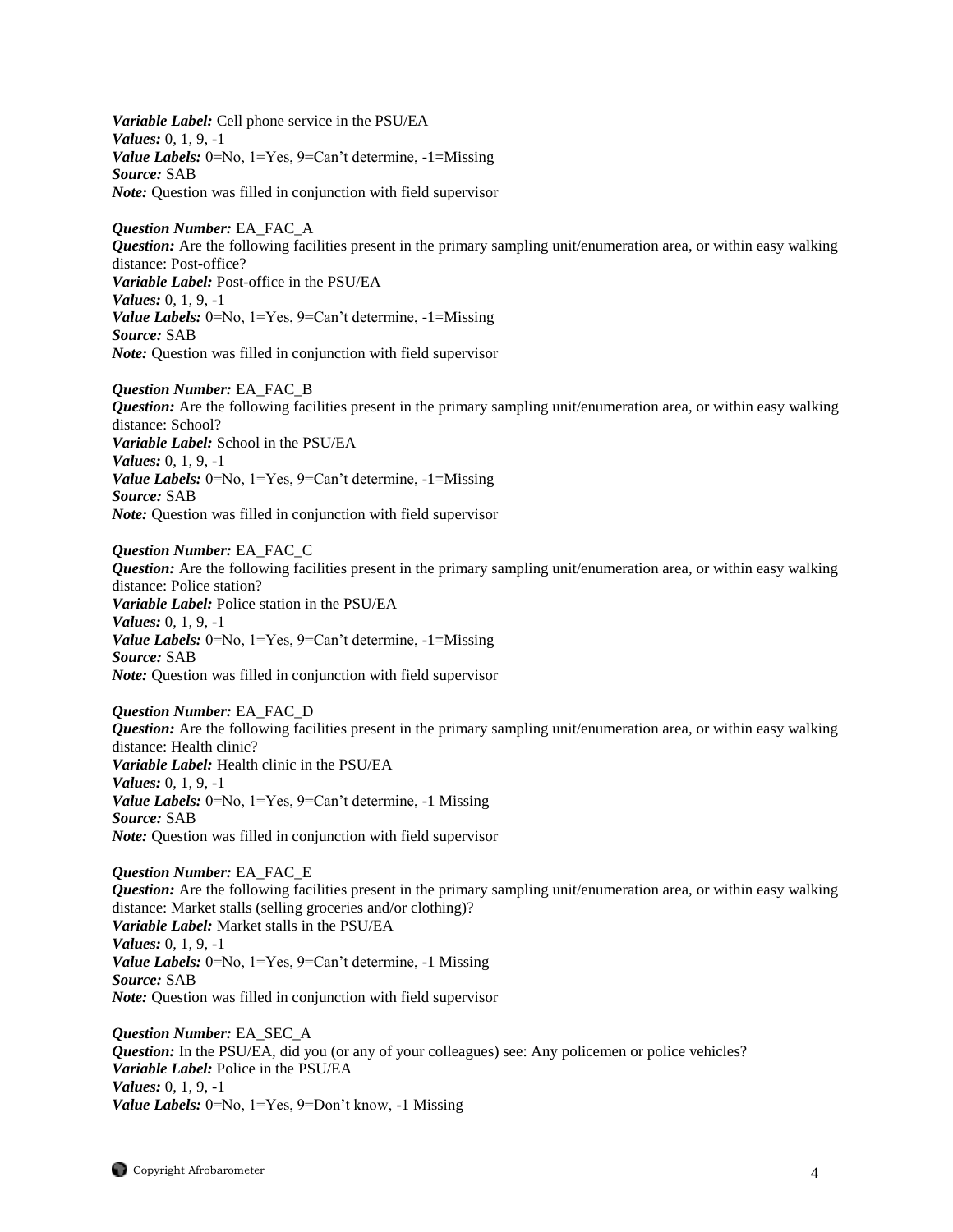***Variable Label:*** Cell phone service in the PSU/EA
***Values:*** 0, 1, 9, -1
***Value Labels:*** 0=No, 1=Yes, 9=Can't determine, -1=Missing
***Source:*** SAB
***Note:*** Question was filled in conjunction with field supervisor

***Question Number:*** EA_FAC_A
***Question:*** Are the following facilities present in the primary sampling unit/enumeration area, or within easy walking distance: Post-office?
***Variable Label:*** Post-office in the PSU/EA
***Values:*** 0, 1, 9, -1
***Value Labels:*** 0=No, 1=Yes, 9=Can't determine, -1=Missing
***Source:*** SAB
***Note:*** Question was filled in conjunction with field supervisor

***Question Number:*** EA_FAC_B
***Question:*** Are the following facilities present in the primary sampling unit/enumeration area, or within easy walking distance: School?
***Variable Label:*** School in the PSU/EA
***Values:*** 0, 1, 9, -1
***Value Labels:*** 0=No, 1=Yes, 9=Can't determine, -1=Missing
***Source:*** SAB
***Note:*** Question was filled in conjunction with field supervisor

***Question Number:*** EA_FAC_C
***Question:*** Are the following facilities present in the primary sampling unit/enumeration area, or within easy walking distance: Police station?
***Variable Label:*** Police station in the PSU/EA
***Values:*** 0, 1, 9, -1
***Value Labels:*** 0=No, 1=Yes, 9=Can't determine, -1=Missing
***Source:*** SAB
***Note:*** Question was filled in conjunction with field supervisor

***Question Number:*** EA_FAC_D
***Question:*** Are the following facilities present in the primary sampling unit/enumeration area, or within easy walking distance: Health clinic?
***Variable Label:*** Health clinic in the PSU/EA
***Values:*** 0, 1, 9, -1
***Value Labels:*** 0=No, 1=Yes, 9=Can't determine, -1 Missing
***Source:*** SAB
***Note:*** Question was filled in conjunction with field supervisor

***Question Number:*** EA_FAC_E
***Question:*** Are the following facilities present in the primary sampling unit/enumeration area, or within easy walking distance: Market stalls (selling groceries and/or clothing)?
***Variable Label:*** Market stalls in the PSU/EA
***Values:*** 0, 1, 9, -1
***Value Labels:*** 0=No, 1=Yes, 9=Can't determine, -1 Missing
***Source:*** SAB
***Note:*** Question was filled in conjunction with field supervisor

***Question Number:*** EA_SEC_A
***Question:*** In the PSU/EA, did you (or any of your colleagues) see: Any policemen or police vehicles?
***Variable Label:*** Police in the PSU/EA
***Values:*** 0, 1, 9, -1
***Value Labels:*** 0=No, 1=Yes, 9=Don't know, -1 Missing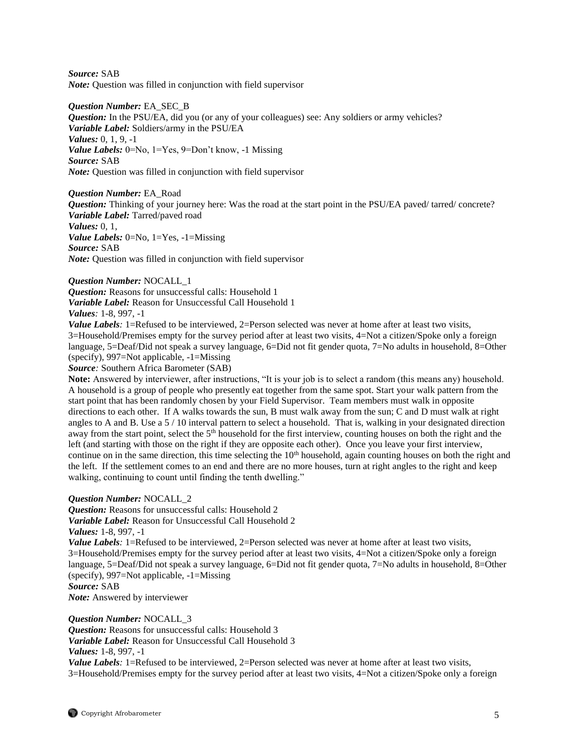*Source:* SAB
*Note:* Question was filled in conjunction with field supervisor

*Question Number:* EA_SEC_B
*Question:* In the PSU/EA, did you (or any of your colleagues) see: Any soldiers or army vehicles?
*Variable Label:* Soldiers/army in the PSU/EA
*Values:* 0, 1, 9, -1
*Value Labels:* 0=No, 1=Yes, 9=Don't know, -1 Missing
*Source:* SAB
*Note:* Question was filled in conjunction with field supervisor

*Question Number:* EA_Road
*Question:* Thinking of your journey here: Was the road at the start point in the PSU/EA paved/ tarred/ concrete?
*Variable Label:* Tarred/paved road
*Values:* 0, 1,
*Value Labels:* 0=No, 1=Yes, -1=Missing
*Source:* SAB
*Note:* Question was filled in conjunction with field supervisor

*Question Number:* NOCALL_1
*Question:* Reasons for unsuccessful calls: Household 1
*Variable Label:* Reason for Unsuccessful Call Household 1
*Values:* 1-8, 997, -1
*Value Labels:* 1=Refused to be interviewed, 2=Person selected was never at home after at least two visits, 3=Household/Premises empty for the survey period after at least two visits, 4=Not a citizen/Spoke only a foreign language, 5=Deaf/Did not speak a survey language, 6=Did not fit gender quota, 7=No adults in household, 8=Other (specify), 997=Not applicable, -1=Missing
*Source:* Southern Africa Barometer (SAB)
**Note:** Answered by interviewer, after instructions, "It is your job is to select a random (this means any) household. A household is a group of people who presently eat together from the same spot. Start your walk pattern from the start point that has been randomly chosen by your Field Supervisor. Team members must walk in opposite directions to each other. If A walks towards the sun, B must walk away from the sun; C and D must walk at right angles to A and B. Use a 5 / 10 interval pattern to select a household. That is, walking in your designated direction away from the start point, select the 5th household for the first interview, counting houses on both the right and the left (and starting with those on the right if they are opposite each other). Once you leave your first interview, continue on in the same direction, this time selecting the 10th household, again counting houses on both the right and the left. If the settlement comes to an end and there are no more houses, turn at right angles to the right and keep walking, continuing to count until finding the tenth dwelling."

*Question Number:* NOCALL_2
*Question:* Reasons for unsuccessful calls: Household 2
*Variable Label:* Reason for Unsuccessful Call Household 2
*Values:* 1-8, 997, -1
*Value Labels:* 1=Refused to be interviewed, 2=Person selected was never at home after at least two visits, 3=Household/Premises empty for the survey period after at least two visits, 4=Not a citizen/Spoke only a foreign language, 5=Deaf/Did not speak a survey language, 6=Did not fit gender quota, 7=No adults in household, 8=Other (specify), 997=Not applicable, -1=Missing
*Source:* SAB
*Note:* Answered by interviewer

*Question Number:* NOCALL_3
*Question:* Reasons for unsuccessful calls: Household 3
*Variable Label:* Reason for Unsuccessful Call Household 3
*Values:* 1-8, 997, -1
*Value Labels:* 1=Refused to be interviewed, 2=Person selected was never at home after at least two visits, 3=Household/Premises empty for the survey period after at least two visits, 4=Not a citizen/Spoke only a foreign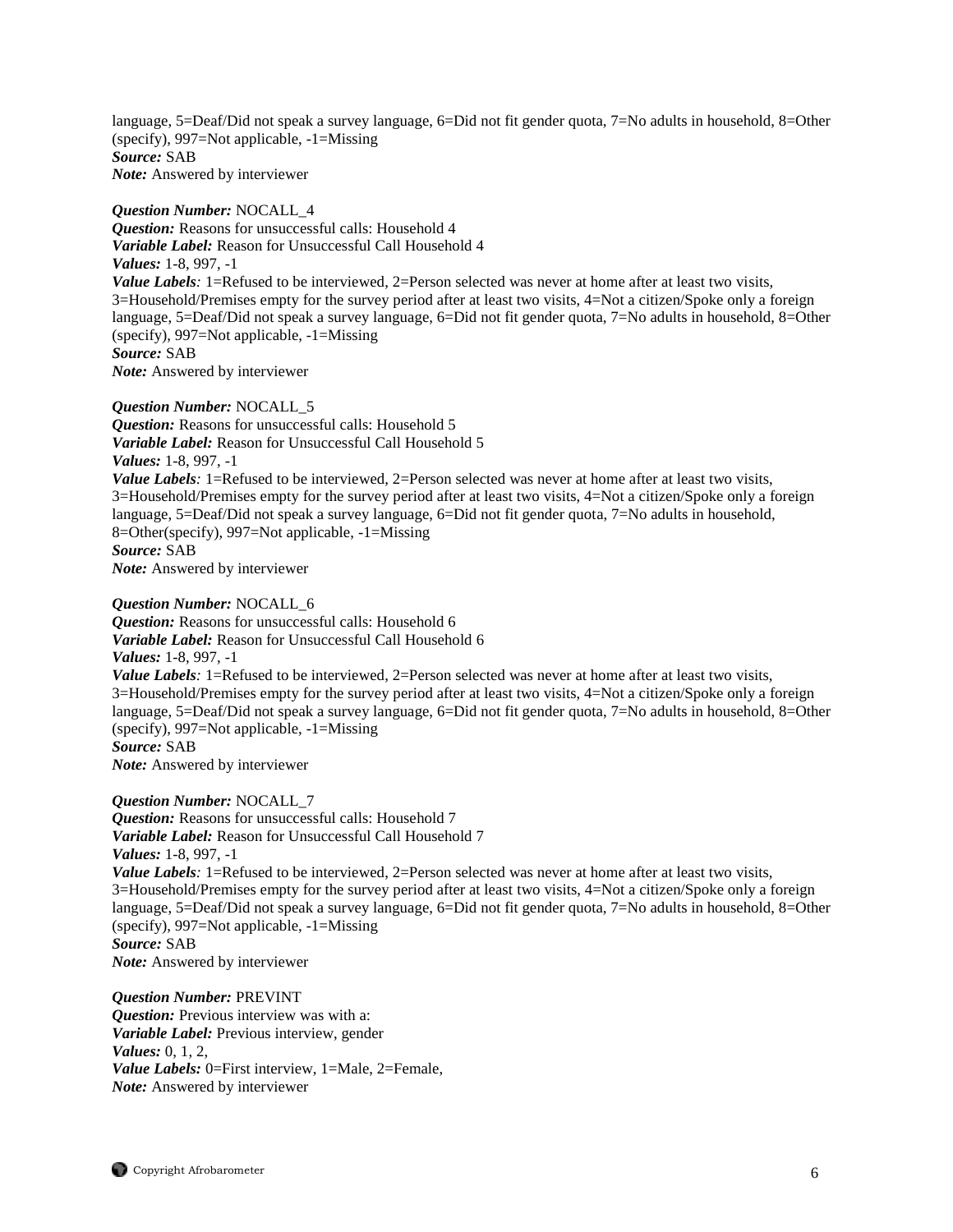language, 5=Deaf/Did not speak a survey language, 6=Did not fit gender quota, 7=No adults in household, 8=Other (specify), 997=Not applicable, -1=Missing
***Source:*** SAB
***Note:*** Answered by interviewer

***Question Number:*** NOCALL_4
***Question:*** Reasons for unsuccessful calls: Household 4
***Variable Label:*** Reason for Unsuccessful Call Household 4
***Values:*** 1-8, 997, -1
***Value Labels***: 1=Refused to be interviewed, 2=Person selected was never at home after at least two visits, 3=Household/Premises empty for the survey period after at least two visits, 4=Not a citizen/Spoke only a foreign language, 5=Deaf/Did not speak a survey language, 6=Did not fit gender quota, 7=No adults in household, 8=Other (specify), 997=Not applicable, -1=Missing
***Source:*** SAB
***Note:*** Answered by interviewer

***Question Number:*** NOCALL_5
***Question:*** Reasons for unsuccessful calls: Household 5
***Variable Label:*** Reason for Unsuccessful Call Household 5
***Values:*** 1-8, 997, -1
***Value Labels***: 1=Refused to be interviewed, 2=Person selected was never at home after at least two visits, 3=Household/Premises empty for the survey period after at least two visits, 4=Not a citizen/Spoke only a foreign language, 5=Deaf/Did not speak a survey language, 6=Did not fit gender quota, 7=No adults in household, 8=Other(specify), 997=Not applicable, -1=Missing
***Source:*** SAB
***Note:*** Answered by interviewer

***Question Number:*** NOCALL_6
***Question:*** Reasons for unsuccessful calls: Household 6
***Variable Label:*** Reason for Unsuccessful Call Household 6
***Values:*** 1-8, 997, -1
***Value Labels***: 1=Refused to be interviewed, 2=Person selected was never at home after at least two visits, 3=Household/Premises empty for the survey period after at least two visits, 4=Not a citizen/Spoke only a foreign language, 5=Deaf/Did not speak a survey language, 6=Did not fit gender quota, 7=No adults in household, 8=Other (specify), 997=Not applicable, -1=Missing
***Source:*** SAB
***Note:*** Answered by interviewer

***Question Number:*** NOCALL_7
***Question:*** Reasons for unsuccessful calls: Household 7
***Variable Label:*** Reason for Unsuccessful Call Household 7
***Values:*** 1-8, 997, -1
***Value Labels***: 1=Refused to be interviewed, 2=Person selected was never at home after at least two visits, 3=Household/Premises empty for the survey period after at least two visits, 4=Not a citizen/Spoke only a foreign language, 5=Deaf/Did not speak a survey language, 6=Did not fit gender quota, 7=No adults in household, 8=Other (specify), 997=Not applicable, -1=Missing
***Source:*** SAB
***Note:*** Answered by interviewer

***Question Number:*** PREVINT
***Question:*** Previous interview was with a:
***Variable Label:*** Previous interview, gender
***Values:*** 0, 1, 2,
***Value Labels:*** 0=First interview, 1=Male, 2=Female,
***Note:*** Answered by interviewer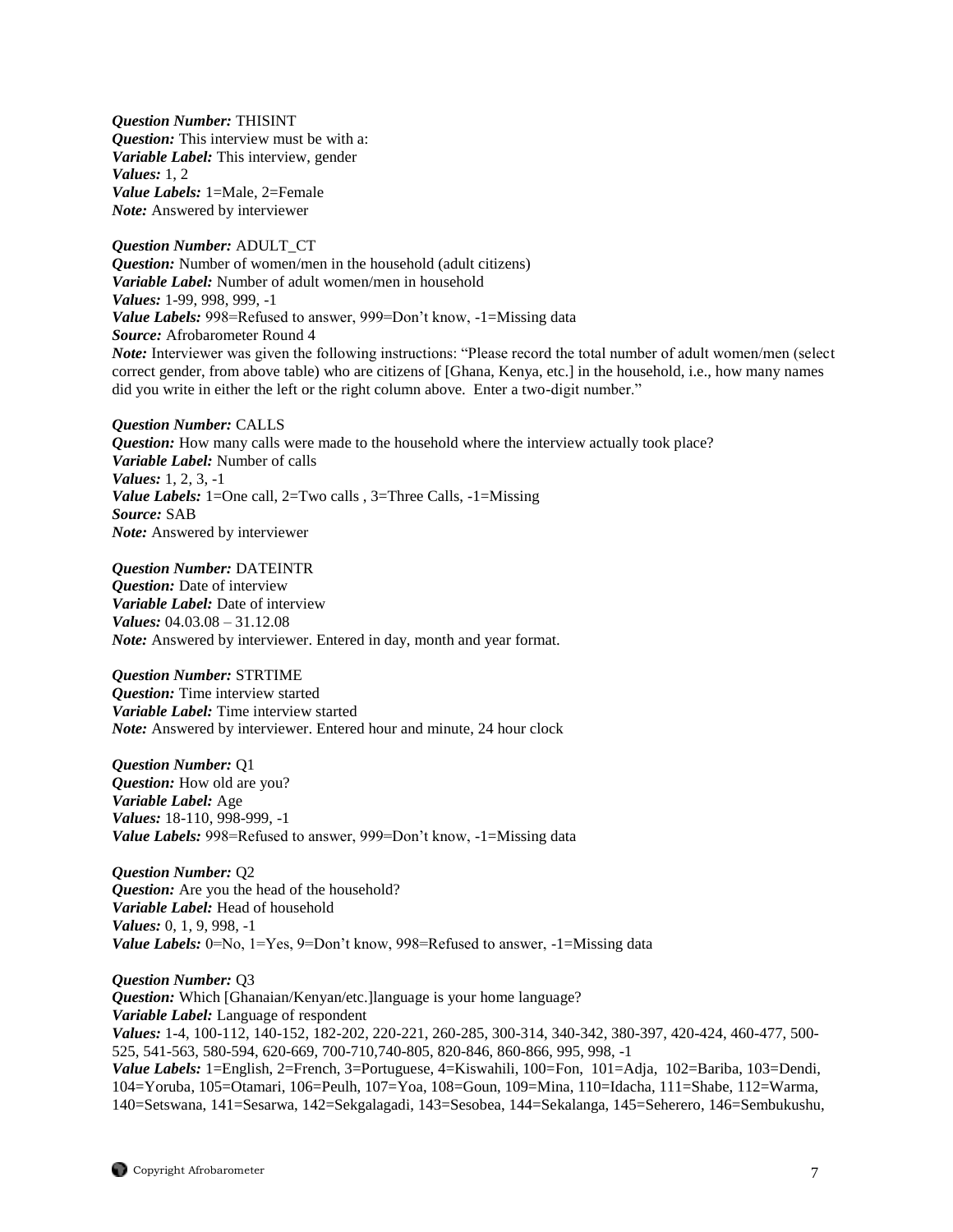***Question Number:*** THISINT
***Question:*** This interview must be with a:
***Variable Label:*** This interview, gender
***Values:*** 1, 2
***Value Labels:*** 1=Male, 2=Female
***Note:*** Answered by interviewer

***Question Number:*** ADULT_CT
***Question:*** Number of women/men in the household (adult citizens)
***Variable Label:*** Number of adult women/men in household
***Values:*** 1-99, 998, 999, -1
***Value Labels:*** 998=Refused to answer, 999=Don't know, -1=Missing data
***Source:*** Afrobarometer Round 4
***Note:*** Interviewer was given the following instructions: "Please record the total number of adult women/men (select correct gender, from above table) who are citizens of [Ghana, Kenya, etc.] in the household, i.e., how many names did you write in either the left or the right column above. Enter a two-digit number."

***Question Number:*** CALLS
***Question:*** How many calls were made to the household where the interview actually took place?
***Variable Label:*** Number of calls
***Values:*** 1, 2, 3, -1
***Value Labels:*** 1=One call, 2=Two calls , 3=Three Calls, -1=Missing
***Source:*** SAB
***Note:*** Answered by interviewer

***Question Number:*** DATEINTR
***Question:*** Date of interview
***Variable Label:*** Date of interview
***Values:*** 04.03.08 – 31.12.08
***Note:*** Answered by interviewer. Entered in day, month and year format.

***Question Number:*** STRTIME
***Question:*** Time interview started
***Variable Label:*** Time interview started
***Note:*** Answered by interviewer. Entered hour and minute, 24 hour clock

***Question Number:*** Q1
***Question:*** How old are you?
***Variable Label:*** Age
***Values:*** 18-110, 998-999, -1
***Value Labels:*** 998=Refused to answer, 999=Don't know, -1=Missing data

***Question Number:*** Q2
***Question:*** Are you the head of the household?
***Variable Label:*** Head of household
***Values:*** 0, 1, 9, 998, -1
***Value Labels:*** 0=No, 1=Yes, 9=Don't know, 998=Refused to answer, -1=Missing data

***Question Number:*** Q3
***Question:*** Which [Ghanaian/Kenyan/etc.]language is your home language?
***Variable Label:*** Language of respondent
***Values:*** 1-4, 100-112, 140-152, 182-202, 220-221, 260-285, 300-314, 340-342, 380-397, 420-424, 460-477, 500-525, 541-563, 580-594, 620-669, 700-710,740-805, 820-846, 860-866, 995, 998, -1
***Value Labels:*** 1=English, 2=French, 3=Portuguese, 4=Kiswahili, 100=Fon, 101=Adja, 102=Bariba, 103=Dendi, 104=Yoruba, 105=Otamari, 106=Peulh, 107=Yoa, 108=Goun, 109=Mina, 110=Idacha, 111=Shabe, 112=Warma, 140=Setswana, 141=Sesarwa, 142=Sekgalagadi, 143=Sesobea, 144=Sekalanga, 145=Seherero, 146=Sembukushu,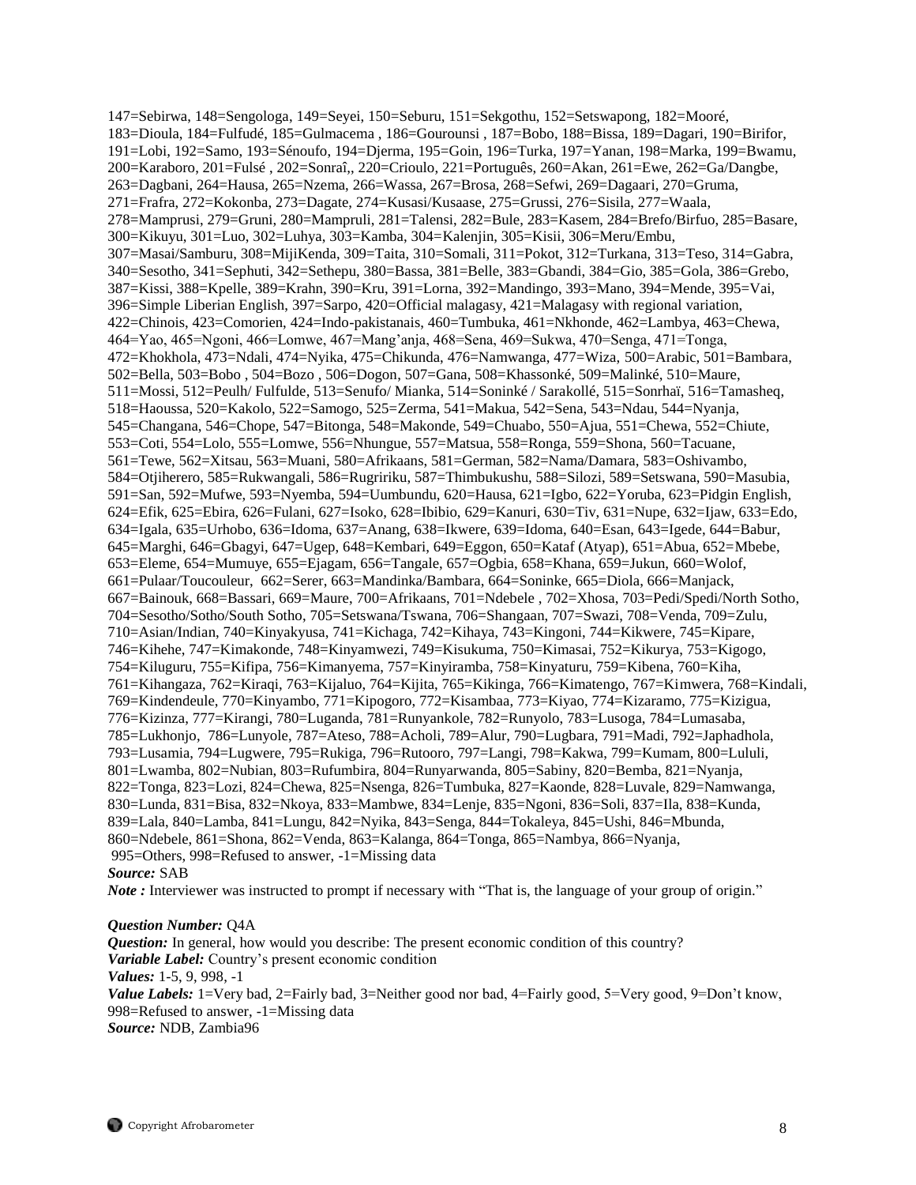147=Sebirwa, 148=Sengologa, 149=Seyei, 150=Seburu, 151=Sekgothu, 152=Setswapong, 182=Mooré, 183=Dioula, 184=Fulfudé, 185=Gulmacema , 186=Gourounsi , 187=Bobo, 188=Bissa, 189=Dagari, 190=Birifor, 191=Lobi, 192=Samo, 193=Sénoufo, 194=Djerma, 195=Goin, 196=Turka, 197=Yanan, 198=Marka, 199=Bwamu, 200=Karaboro, 201=Fulsé , 202=Sonraî,, 220=Crioulo, 221=Português, 260=Akan, 261=Ewe, 262=Ga/Dangbe, 263=Dagbani, 264=Hausa, 265=Nzema, 266=Wassa, 267=Brosa, 268=Sefwi, 269=Dagaari, 270=Gruma, 271=Frafra, 272=Kokonba, 273=Dagate, 274=Kusasi/Kusaase, 275=Grussi, 276=Sisila, 277=Waala, 278=Mamprusi, 279=Gruni, 280=Mampruli, 281=Talensi, 282=Bule, 283=Kasem, 284=Brefo/Birfuo, 285=Basare, 300=Kikuyu, 301=Luo, 302=Luhya, 303=Kamba, 304=Kalenjin, 305=Kisii, 306=Meru/Embu, 307=Masai/Samburu, 308=MijiKenda, 309=Taita, 310=Somali, 311=Pokot, 312=Turkana, 313=Teso, 314=Gabra, 340=Sesotho, 341=Sephuti, 342=Sethepu, 380=Bassa, 381=Belle, 383=Gbandi, 384=Gio, 385=Gola, 386=Grebo, 387=Kissi, 388=Kpelle, 389=Krahn, 390=Kru, 391=Lorna, 392=Mandingo, 393=Mano, 394=Mende, 395=Vai, 396=Simple Liberian English, 397=Sarpo, 420=Official malagasy, 421=Malagasy with regional variation, 422=Chinois, 423=Comorien, 424=Indo-pakistanais, 460=Tumbuka, 461=Nkhonde, 462=Lambya, 463=Chewa, 464=Yao, 465=Ngoni, 466=Lomwe, 467=Mang'anja, 468=Sena, 469=Sukwa, 470=Senga, 471=Tonga, 472=Khokhola, 473=Ndali, 474=Nyika, 475=Chikunda, 476=Namwanga, 477=Wiza, 500=Arabic, 501=Bambara, 502=Bella, 503=Bobo , 504=Bozo , 506=Dogon, 507=Gana, 508=Khassonké, 509=Malinké, 510=Maure, 511=Mossi, 512=Peulh/ Fulfulde, 513=Senufo/ Mianka, 514=Soninké / Sarakollé, 515=Sonrhaï, 516=Tamasheq, 518=Haoussa, 520=Kakolo, 522=Samogo, 525=Zerma, 541=Makua, 542=Sena, 543=Ndau, 544=Nyanja, 545=Changana, 546=Chope, 547=Bitonga, 548=Makonde, 549=Chuabo, 550=Ajua, 551=Chewa, 552=Chiute, 553=Coti, 554=Lolo, 555=Lomwe, 556=Nhungue, 557=Matsua, 558=Ronga, 559=Shona, 560=Tacuane, 561=Tewe, 562=Xitsau, 563=Muani, 580=Afrikaans, 581=German, 582=Nama/Damara, 583=Oshivambo, 584=Otjiherero, 585=Rukwangali, 586=Rugririku, 587=Thimbukushu, 588=Silozi, 589=Setswana, 590=Masubia, 591=San, 592=Mufwe, 593=Nyemba, 594=Uumbundu, 620=Hausa, 621=Igbo, 622=Yoruba, 623=Pidgin English, 624=Efik, 625=Ebira, 626=Fulani, 627=Isoko, 628=Ibibio, 629=Kanuri, 630=Tiv, 631=Nupe, 632=Ijaw, 633=Edo, 634=Igala, 635=Urhobo, 636=Idoma, 637=Anang, 638=Ikwere, 639=Idoma, 640=Esan, 643=Igede, 644=Babur, 645=Marghi, 646=Gbagyi, 647=Ugep, 648=Kembari, 649=Eggon, 650=Kataf (Atyap), 651=Abua, 652=Mbebe, 653=Eleme, 654=Mumuye, 655=Ejagam, 656=Tangale, 657=Ogbia, 658=Khana, 659=Jukun, 660=Wolof, 661=Pulaar/Toucouleur, 662=Serer, 663=Mandinka/Bambara, 664=Soninke, 665=Diola, 666=Manjack, 667=Bainouk, 668=Bassari, 669=Maure, 700=Afrikaans, 701=Ndebele , 702=Xhosa, 703=Pedi/Spedi/North Sotho, 704=Sesotho/Sotho/South Sotho, 705=Setswana/Tswana, 706=Shangaan, 707=Swazi, 708=Venda, 709=Zulu, 710=Asian/Indian, 740=Kinyakyusa, 741=Kichaga, 742=Kihaya, 743=Kingoni, 744=Kikwere, 745=Kipare, 746=Kihehe, 747=Kimakonde, 748=Kinyamwezi, 749=Kisukuma, 750=Kimasai, 752=Kikurya, 753=Kigogo, 754=Kiluguru, 755=Kifipa, 756=Kimanyema, 757=Kinyiramba, 758=Kinyaturu, 759=Kibena, 760=Kiha, 761=Kihangaza, 762=Kiraqi, 763=Kijaluo, 764=Kijita, 765=Kikinga, 766=Kimatengo, 767=Kimwera, 768=Kindali, 769=Kindendeule, 770=Kinyambo, 771=Kipogoro, 772=Kisambaa, 773=Kiyao, 774=Kizaramo, 775=Kizigua, 776=Kizinza, 777=Kirangi, 780=Luganda, 781=Runyankole, 782=Runyolo, 783=Lusoga, 784=Lumasaba, 785=Lukhonjo, 786=Lunyole, 787=Ateso, 788=Acholi, 789=Alur, 790=Lugbara, 791=Madi, 792=Japhadhola, 793=Lusamia, 794=Lugwere, 795=Rukiga, 796=Rutooro, 797=Langi, 798=Kakwa, 799=Kumam, 800=Lululi, 801=Lwamba, 802=Nubian, 803=Rufumbira, 804=Runyarwanda, 805=Sabiny, 820=Bemba, 821=Nyanja, 822=Tonga, 823=Lozi, 824=Chewa, 825=Nsenga, 826=Tumbuka, 827=Kaonde, 828=Luvale, 829=Namwanga, 830=Lunda, 831=Bisa, 832=Nkoya, 833=Mambwe, 834=Lenje, 835=Ngoni, 836=Soli, 837=Ila, 838=Kunda, 839=Lala, 840=Lamba, 841=Lungu, 842=Nyika, 843=Senga, 844=Tokaleya, 845=Ushi, 846=Mbunda, 860=Ndebele, 861=Shona, 862=Venda, 863=Kalanga, 864=Tonga, 865=Nambya, 866=Nyanja, 995=Others, 998=Refused to answer, -1=Missing data

***Source:*** SAB

***Note :*** Interviewer was instructed to prompt if necessary with "That is, the language of your group of origin."

***Question Number:*** Q4A
***Question:*** In general, how would you describe: The present economic condition of this country?
***Variable Label:*** Country's present economic condition
***Values:*** 1-5, 9, 998, -1
***Value Labels:*** 1=Very bad, 2=Fairly bad, 3=Neither good nor bad, 4=Fairly good, 5=Very good, 9=Don't know, 998=Refused to answer, -1=Missing data
***Source:*** NDB, Zambia96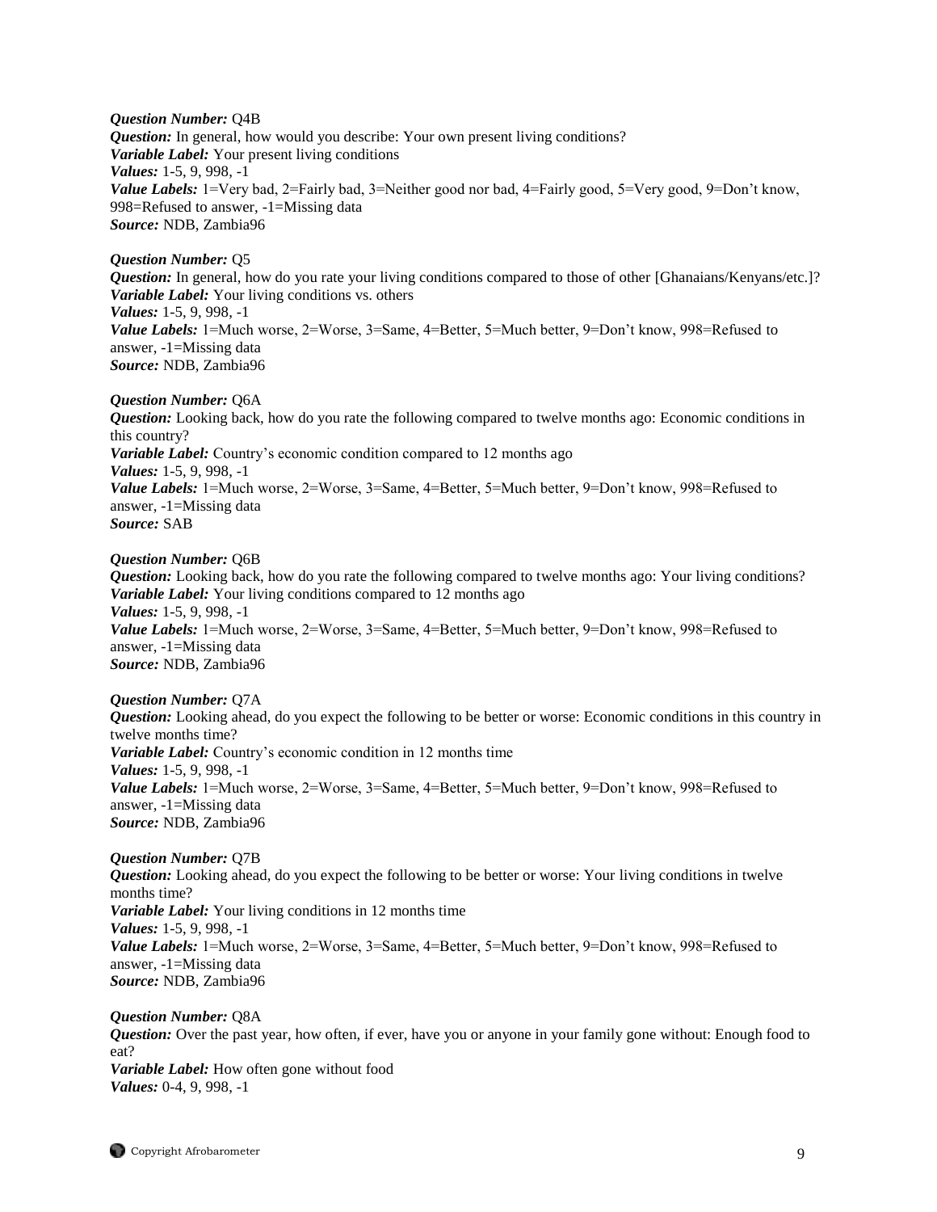***Question Number:*** Q4B
***Question:*** In general, how would you describe: Your own present living conditions?
***Variable Label:*** Your present living conditions
***Values:*** 1-5, 9, 998, -1
***Value Labels:*** 1=Very bad, 2=Fairly bad, 3=Neither good nor bad, 4=Fairly good, 5=Very good, 9=Don't know, 998=Refused to answer, -1=Missing data
***Source:*** NDB, Zambia96

***Question Number:*** Q5
***Question:*** In general, how do you rate your living conditions compared to those of other [Ghanaians/Kenyans/etc.]?
***Variable Label:*** Your living conditions vs. others
***Values:*** 1-5, 9, 998, -1
***Value Labels:*** 1=Much worse, 2=Worse, 3=Same, 4=Better, 5=Much better, 9=Don't know, 998=Refused to answer, -1=Missing data
***Source:*** NDB, Zambia96

***Question Number:*** Q6A
***Question:*** Looking back, how do you rate the following compared to twelve months ago: Economic conditions in this country?
***Variable Label:*** Country's economic condition compared to 12 months ago
***Values:*** 1-5, 9, 998, -1
***Value Labels:*** 1=Much worse, 2=Worse, 3=Same, 4=Better, 5=Much better, 9=Don't know, 998=Refused to answer, -1=Missing data
***Source:*** SAB

***Question Number:*** Q6B
***Question:*** Looking back, how do you rate the following compared to twelve months ago: Your living conditions?
***Variable Label:*** Your living conditions compared to 12 months ago
***Values:*** 1-5, 9, 998, -1
***Value Labels:*** 1=Much worse, 2=Worse, 3=Same, 4=Better, 5=Much better, 9=Don't know, 998=Refused to answer, -1=Missing data
***Source:*** NDB, Zambia96

***Question Number:*** Q7A
***Question:*** Looking ahead, do you expect the following to be better or worse: Economic conditions in this country in twelve months time?
***Variable Label:*** Country's economic condition in 12 months time
***Values:*** 1-5, 9, 998, -1
***Value Labels:*** 1=Much worse, 2=Worse, 3=Same, 4=Better, 5=Much better, 9=Don't know, 998=Refused to answer, -1=Missing data
***Source:*** NDB, Zambia96

***Question Number:*** Q7B
***Question:*** Looking ahead, do you expect the following to be better or worse: Your living conditions in twelve months time?
***Variable Label:*** Your living conditions in 12 months time
***Values:*** 1-5, 9, 998, -1
***Value Labels:*** 1=Much worse, 2=Worse, 3=Same, 4=Better, 5=Much better, 9=Don't know, 998=Refused to answer, -1=Missing data
***Source:*** NDB, Zambia96

***Question Number:*** Q8A
***Question:*** Over the past year, how often, if ever, have you or anyone in your family gone without: Enough food to eat?
***Variable Label:*** How often gone without food
***Values:*** 0-4, 9, 998, -1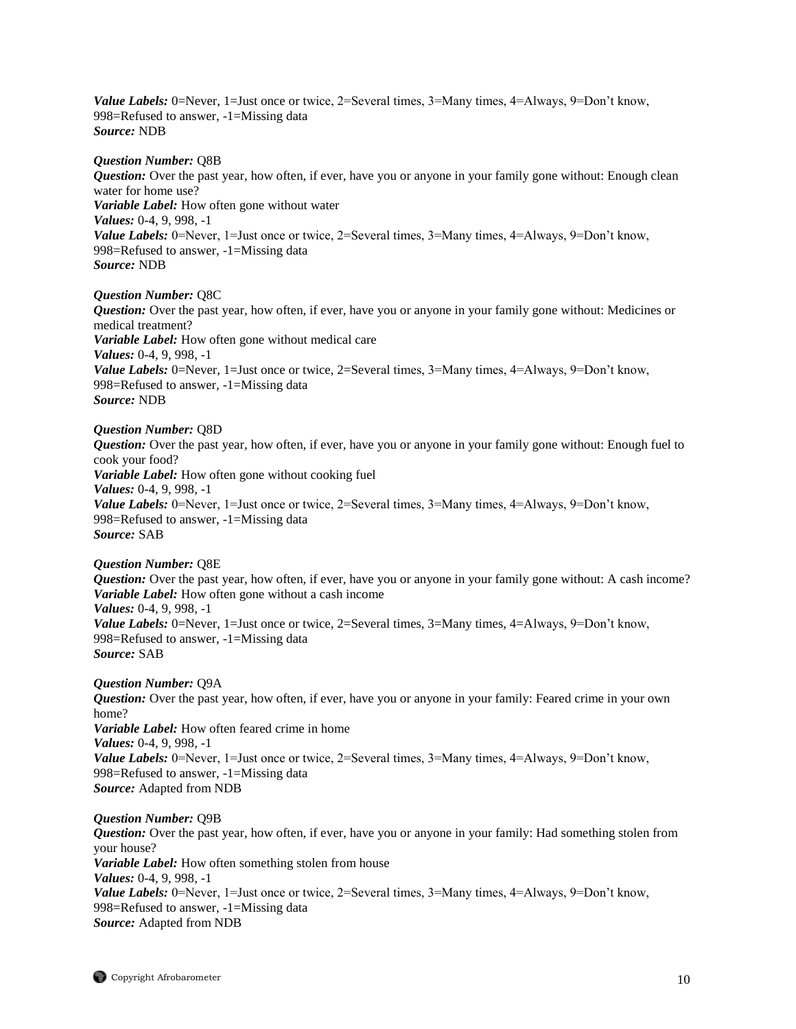*Value Labels:* 0=Never, 1=Just once or twice, 2=Several times, 3=Many times, 4=Always, 9=Don't know, 998=Refused to answer, -1=Missing data
*Source:* NDB

*Question Number:* Q8B
*Question:* Over the past year, how often, if ever, have you or anyone in your family gone without: Enough clean water for home use?
*Variable Label:* How often gone without water
*Values:* 0-4, 9, 998, -1
*Value Labels:* 0=Never, 1=Just once or twice, 2=Several times, 3=Many times, 4=Always, 9=Don't know, 998=Refused to answer, -1=Missing data
*Source:* NDB

*Question Number:* Q8C
*Question:* Over the past year, how often, if ever, have you or anyone in your family gone without: Medicines or medical treatment?
*Variable Label:* How often gone without medical care
*Values:* 0-4, 9, 998, -1
*Value Labels:* 0=Never, 1=Just once or twice, 2=Several times, 3=Many times, 4=Always, 9=Don't know, 998=Refused to answer, -1=Missing data
*Source:* NDB

*Question Number:* Q8D
*Question:* Over the past year, how often, if ever, have you or anyone in your family gone without: Enough fuel to cook your food?
*Variable Label:* How often gone without cooking fuel
*Values:* 0-4, 9, 998, -1
*Value Labels:* 0=Never, 1=Just once or twice, 2=Several times, 3=Many times, 4=Always, 9=Don't know, 998=Refused to answer, -1=Missing data
*Source:* SAB

*Question Number:* Q8E
*Question:* Over the past year, how often, if ever, have you or anyone in your family gone without: A cash income?
*Variable Label:* How often gone without a cash income
*Values:* 0-4, 9, 998, -1
*Value Labels:* 0=Never, 1=Just once or twice, 2=Several times, 3=Many times, 4=Always, 9=Don't know, 998=Refused to answer, -1=Missing data
*Source:* SAB

*Question Number:* Q9A
*Question:* Over the past year, how often, if ever, have you or anyone in your family: Feared crime in your own home?
*Variable Label:* How often feared crime in home
*Values:* 0-4, 9, 998, -1
*Value Labels:* 0=Never, 1=Just once or twice, 2=Several times, 3=Many times, 4=Always, 9=Don't know, 998=Refused to answer, -1=Missing data
*Source:* Adapted from NDB

*Question Number:* Q9B
*Question:* Over the past year, how often, if ever, have you or anyone in your family: Had something stolen from your house?
*Variable Label:* How often something stolen from house
*Values:* 0-4, 9, 998, -1
*Value Labels:* 0=Never, 1=Just once or twice, 2=Several times, 3=Many times, 4=Always, 9=Don't know, 998=Refused to answer, -1=Missing data
*Source:* Adapted from NDB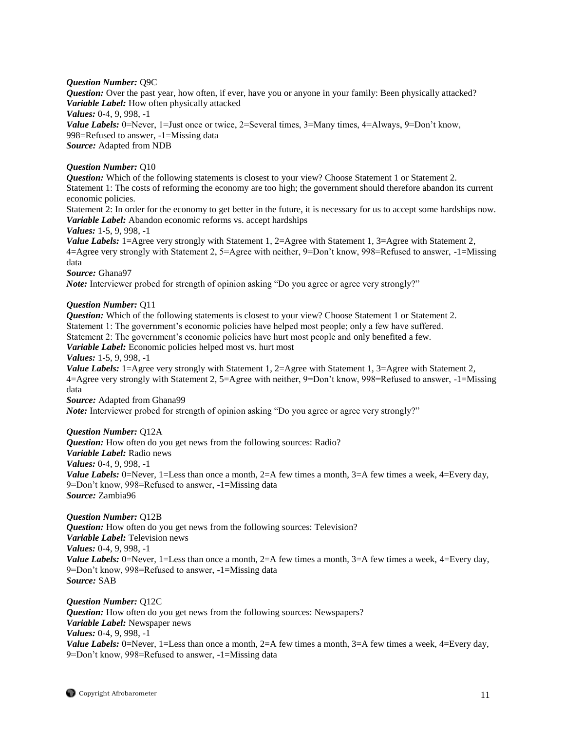***Question Number:*** Q9C
***Question:*** Over the past year, how often, if ever, have you or anyone in your family: Been physically attacked?
***Variable Label:*** How often physically attacked
***Values:*** 0-4, 9, 998, -1
***Value Labels:*** 0=Never, 1=Just once or twice, 2=Several times, 3=Many times, 4=Always, 9=Don't know, 998=Refused to answer, -1=Missing data
***Source:*** Adapted from NDB

***Question Number:*** Q10
***Question:*** Which of the following statements is closest to your view? Choose Statement 1 or Statement 2.
Statement 1: The costs of reforming the economy are too high; the government should therefore abandon its current economic policies.
Statement 2: In order for the economy to get better in the future, it is necessary for us to accept some hardships now.
***Variable Label:*** Abandon economic reforms vs. accept hardships
***Values:*** 1-5, 9, 998, -1
***Value Labels:*** 1=Agree very strongly with Statement 1, 2=Agree with Statement 1, 3=Agree with Statement 2, 4=Agree very strongly with Statement 2, 5=Agree with neither, 9=Don't know, 998=Refused to answer, -1=Missing data
***Source:*** Ghana97
***Note:*** Interviewer probed for strength of opinion asking "Do you agree or agree very strongly?"

***Question Number:*** Q11
***Question:*** Which of the following statements is closest to your view? Choose Statement 1 or Statement 2.
Statement 1: The government's economic policies have helped most people; only a few have suffered.
Statement 2: The government's economic policies have hurt most people and only benefited a few.
***Variable Label:*** Economic policies helped most vs. hurt most
***Values:*** 1-5, 9, 998, -1
***Value Labels:*** 1=Agree very strongly with Statement 1, 2=Agree with Statement 1, 3=Agree with Statement 2, 4=Agree very strongly with Statement 2, 5=Agree with neither, 9=Don't know, 998=Refused to answer, -1=Missing data
***Source:*** Adapted from Ghana99
***Note:*** Interviewer probed for strength of opinion asking "Do you agree or agree very strongly?"

***Question Number:*** Q12A
***Question:*** How often do you get news from the following sources: Radio?
***Variable Label:*** Radio news
***Values:*** 0-4, 9, 998, -1
***Value Labels:*** 0=Never, 1=Less than once a month, 2=A few times a month, 3=A few times a week, 4=Every day, 9=Don't know, 998=Refused to answer, -1=Missing data
***Source:*** Zambia96

***Question Number:*** Q12B
***Question:*** How often do you get news from the following sources: Television?
***Variable Label:*** Television news
***Values:*** 0-4, 9, 998, -1
***Value Labels:*** 0=Never, 1=Less than once a month, 2=A few times a month, 3=A few times a week, 4=Every day, 9=Don't know, 998=Refused to answer, -1=Missing data
***Source:*** SAB

***Question Number:*** Q12C
***Question:*** How often do you get news from the following sources: Newspapers?
***Variable Label:*** Newspaper news
***Values:*** 0-4, 9, 998, -1
***Value Labels:*** 0=Never, 1=Less than once a month, 2=A few times a month, 3=A few times a week, 4=Every day, 9=Don't know, 998=Refused to answer, -1=Missing data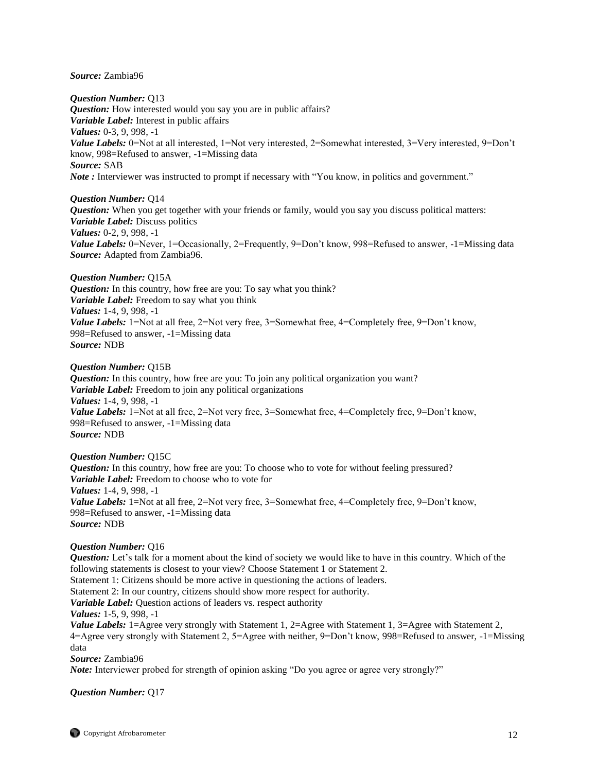***Source:*** Zambia96

***Question Number:*** Q13
***Question:*** How interested would you say you are in public affairs?
***Variable Label:*** Interest in public affairs
***Values:*** 0-3, 9, 998, -1
***Value Labels:*** 0=Not at all interested, 1=Not very interested, 2=Somewhat interested, 3=Very interested, 9=Don't know, 998=Refused to answer, -1=Missing data
***Source:*** SAB
***Note :*** Interviewer was instructed to prompt if necessary with "You know, in politics and government."

***Question Number:*** Q14
***Question:*** When you get together with your friends or family, would you say you discuss political matters:
***Variable Label:*** Discuss politics
***Values:*** 0-2, 9, 998, -1
***Value Labels:*** 0=Never, 1=Occasionally, 2=Frequently, 9=Don't know, 998=Refused to answer, -1=Missing data
***Source:*** Adapted from Zambia96.

***Question Number:*** Q15A
***Question:*** In this country, how free are you: To say what you think?
***Variable Label:*** Freedom to say what you think
***Values:*** 1-4, 9, 998, -1
***Value Labels:*** 1=Not at all free, 2=Not very free, 3=Somewhat free, 4=Completely free, 9=Don't know, 998=Refused to answer, -1=Missing data
***Source:*** NDB

***Question Number:*** Q15B
***Question:*** In this country, how free are you: To join any political organization you want?
***Variable Label:*** Freedom to join any political organizations
***Values:*** 1-4, 9, 998, -1
***Value Labels:*** 1=Not at all free, 2=Not very free, 3=Somewhat free, 4=Completely free, 9=Don't know, 998=Refused to answer, -1=Missing data
***Source:*** NDB

***Question Number:*** Q15C
***Question:*** In this country, how free are you: To choose who to vote for without feeling pressured?
***Variable Label:*** Freedom to choose who to vote for
***Values:*** 1-4, 9, 998, -1
***Value Labels:*** 1=Not at all free, 2=Not very free, 3=Somewhat free, 4=Completely free, 9=Don't know, 998=Refused to answer, -1=Missing data
***Source:*** NDB

***Question Number:*** Q16
***Question:*** Let's talk for a moment about the kind of society we would like to have in this country. Which of the following statements is closest to your view? Choose Statement 1 or Statement 2.
Statement 1: Citizens should be more active in questioning the actions of leaders.
Statement 2: In our country, citizens should show more respect for authority.
***Variable Label:*** Question actions of leaders vs. respect authority
***Values:*** 1-5, 9, 998, -1
***Value Labels:*** 1=Agree very strongly with Statement 1, 2=Agree with Statement 1, 3=Agree with Statement 2, 4=Agree very strongly with Statement 2, 5=Agree with neither, 9=Don't know, 998=Refused to answer, -1=Missing data
***Source:*** Zambia96
***Note:*** Interviewer probed for strength of opinion asking "Do you agree or agree very strongly?"

***Question Number:*** Q17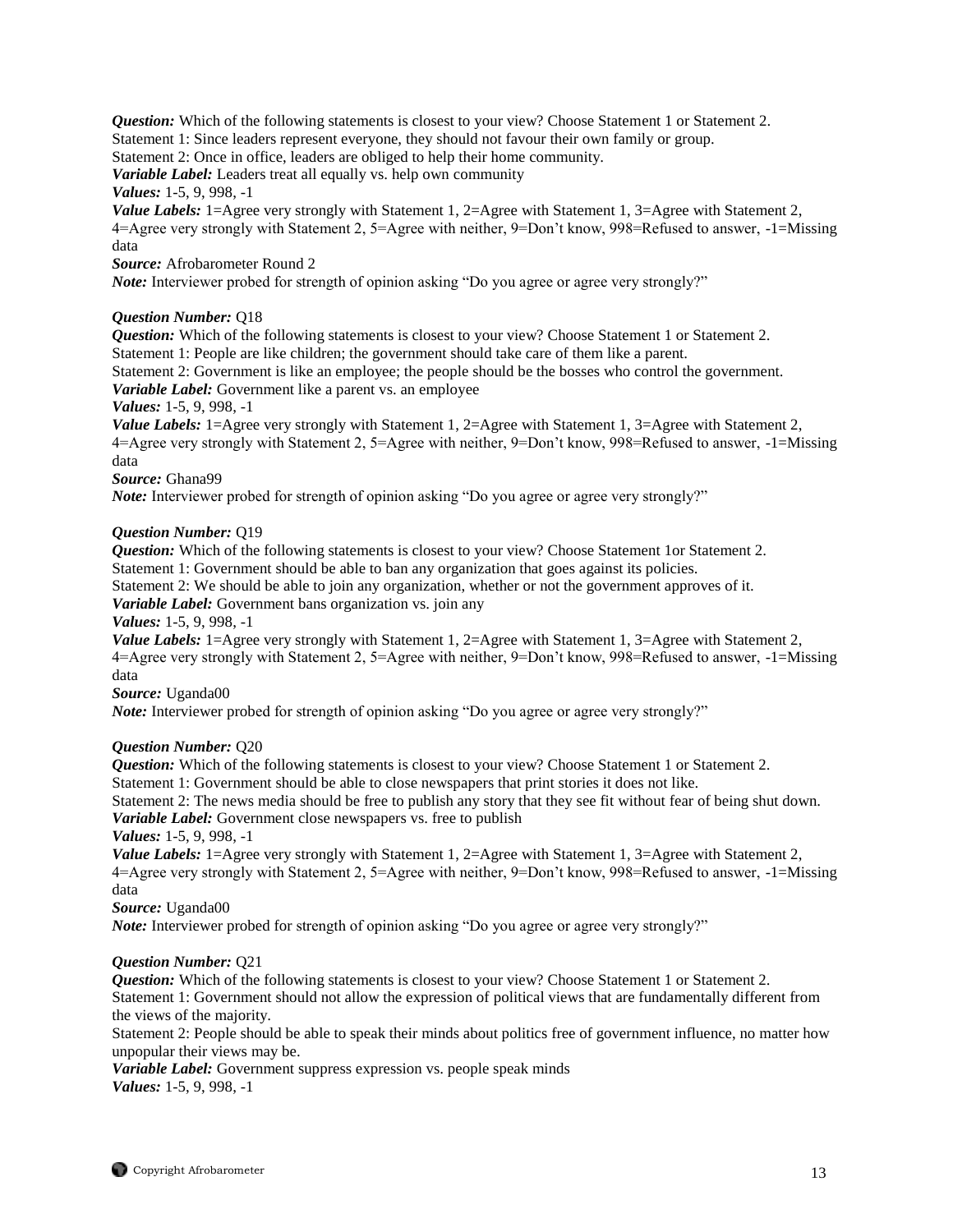***Question:*** Which of the following statements is closest to your view? Choose Statement 1 or Statement 2.
Statement 1: Since leaders represent everyone, they should not favour their own family or group.
Statement 2: Once in office, leaders are obliged to help their home community.
***Variable Label:*** Leaders treat all equally vs. help own community
***Values:*** 1-5, 9, 998, -1
***Value Labels:*** 1=Agree very strongly with Statement 1, 2=Agree with Statement 1, 3=Agree with Statement 2, 4=Agree very strongly with Statement 2, 5=Agree with neither, 9=Don't know, 998=Refused to answer, -1=Missing data
***Source:*** Afrobarometer Round 2
***Note:*** Interviewer probed for strength of opinion asking "Do you agree or agree very strongly?"

***Question Number:*** Q18
***Question:*** Which of the following statements is closest to your view? Choose Statement 1 or Statement 2.
Statement 1: People are like children; the government should take care of them like a parent.
Statement 2: Government is like an employee; the people should be the bosses who control the government.
***Variable Label:*** Government like a parent vs. an employee
***Values:*** 1-5, 9, 998, -1
***Value Labels:*** 1=Agree very strongly with Statement 1, 2=Agree with Statement 1, 3=Agree with Statement 2, 4=Agree very strongly with Statement 2, 5=Agree with neither, 9=Don't know, 998=Refused to answer, -1=Missing data
***Source:*** Ghana99
***Note:*** Interviewer probed for strength of opinion asking "Do you agree or agree very strongly?"

***Question Number:*** Q19
***Question:*** Which of the following statements is closest to your view? Choose Statement 1or Statement 2.
Statement 1: Government should be able to ban any organization that goes against its policies.
Statement 2: We should be able to join any organization, whether or not the government approves of it.
***Variable Label:*** Government bans organization vs. join any
***Values:*** 1-5, 9, 998, -1
***Value Labels:*** 1=Agree very strongly with Statement 1, 2=Agree with Statement 1, 3=Agree with Statement 2, 4=Agree very strongly with Statement 2, 5=Agree with neither, 9=Don't know, 998=Refused to answer, -1=Missing data
***Source:*** Uganda00
***Note:*** Interviewer probed for strength of opinion asking "Do you agree or agree very strongly?"

***Question Number:*** Q20
***Question:*** Which of the following statements is closest to your view? Choose Statement 1 or Statement 2.
Statement 1: Government should be able to close newspapers that print stories it does not like.
Statement 2: The news media should be free to publish any story that they see fit without fear of being shut down.
***Variable Label:*** Government close newspapers vs. free to publish
***Values:*** 1-5, 9, 998, -1
***Value Labels:*** 1=Agree very strongly with Statement 1, 2=Agree with Statement 1, 3=Agree with Statement 2, 4=Agree very strongly with Statement 2, 5=Agree with neither, 9=Don't know, 998=Refused to answer, -1=Missing data
***Source:*** Uganda00
***Note:*** Interviewer probed for strength of opinion asking "Do you agree or agree very strongly?"

***Question Number:*** Q21
***Question:*** Which of the following statements is closest to your view? Choose Statement 1 or Statement 2.
Statement 1: Government should not allow the expression of political views that are fundamentally different from the views of the majority.
Statement 2: People should be able to speak their minds about politics free of government influence, no matter how unpopular their views may be.
***Variable Label:*** Government suppress expression vs. people speak minds
***Values:*** 1-5, 9, 998, -1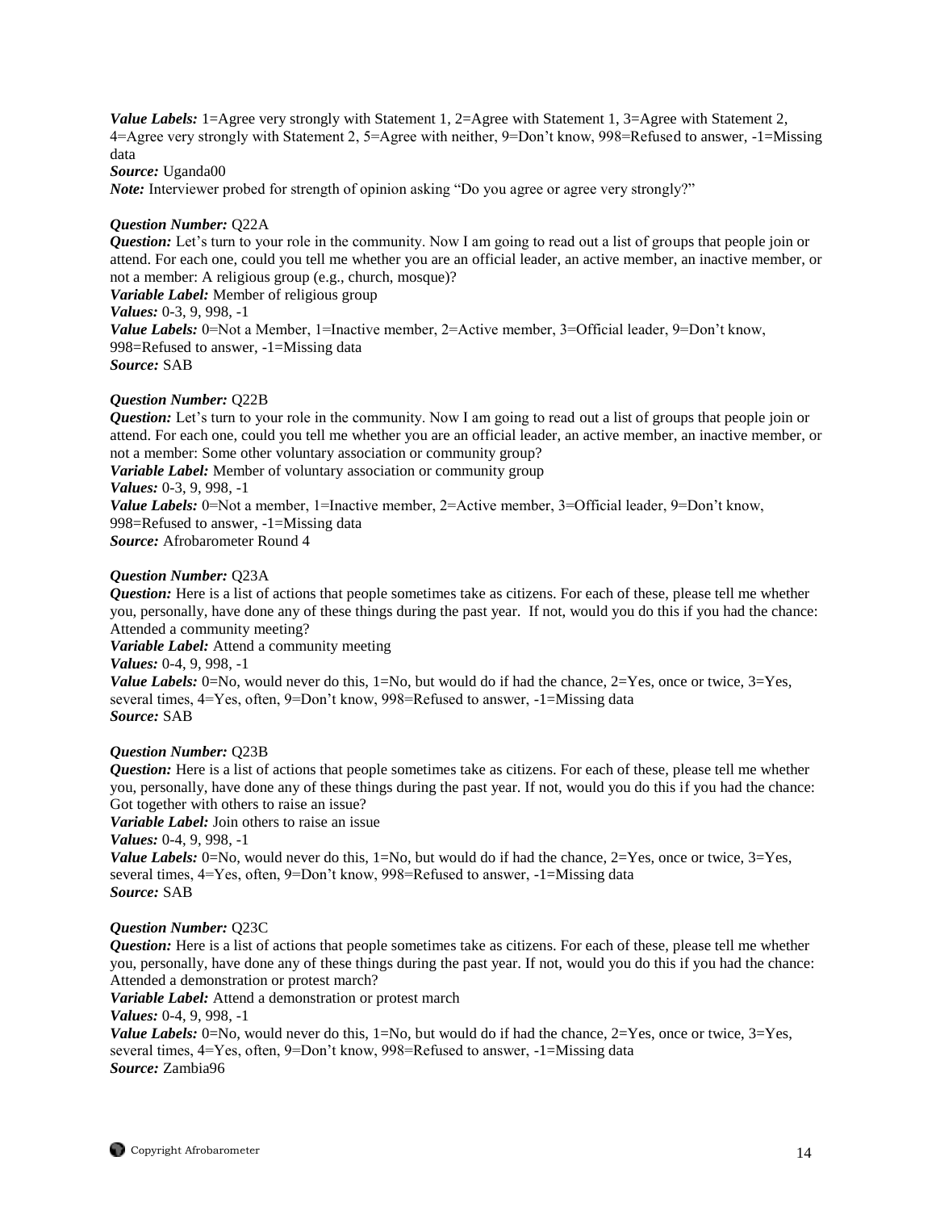***Value Labels:*** 1=Agree very strongly with Statement 1, 2=Agree with Statement 1, 3=Agree with Statement 2, 4=Agree very strongly with Statement 2, 5=Agree with neither, 9=Don't know, 998=Refused to answer, -1=Missing data
***Source:*** Uganda00
***Note:*** Interviewer probed for strength of opinion asking "Do you agree or agree very strongly?"

***Question Number:*** Q22A
***Question:*** Let's turn to your role in the community. Now I am going to read out a list of groups that people join or attend. For each one, could you tell me whether you are an official leader, an active member, an inactive member, or not a member: A religious group (e.g., church, mosque)?
***Variable Label:*** Member of religious group
***Values:*** 0-3, 9, 998, -1
***Value Labels:*** 0=Not a Member, 1=Inactive member, 2=Active member, 3=Official leader, 9=Don't know, 998=Refused to answer, -1=Missing data
***Source:*** SAB

***Question Number:*** Q22B
***Question:*** Let's turn to your role in the community. Now I am going to read out a list of groups that people join or attend. For each one, could you tell me whether you are an official leader, an active member, an inactive member, or not a member: Some other voluntary association or community group?
***Variable Label:*** Member of voluntary association or community group
***Values:*** 0-3, 9, 998, -1
***Value Labels:*** 0=Not a member, 1=Inactive member, 2=Active member, 3=Official leader, 9=Don't know, 998=Refused to answer, -1=Missing data
***Source:*** Afrobarometer Round 4

***Question Number:*** Q23A
***Question:*** Here is a list of actions that people sometimes take as citizens. For each of these, please tell me whether you, personally, have done any of these things during the past year. If not, would you do this if you had the chance: Attended a community meeting?
***Variable Label:*** Attend a community meeting
***Values:*** 0-4, 9, 998, -1
***Value Labels:*** 0=No, would never do this, 1=No, but would do if had the chance, 2=Yes, once or twice, 3=Yes, several times, 4=Yes, often, 9=Don't know, 998=Refused to answer, -1=Missing data
***Source:*** SAB

***Question Number:*** Q23B
***Question:*** Here is a list of actions that people sometimes take as citizens. For each of these, please tell me whether you, personally, have done any of these things during the past year. If not, would you do this if you had the chance: Got together with others to raise an issue?
***Variable Label:*** Join others to raise an issue
***Values:*** 0-4, 9, 998, -1
***Value Labels:*** 0=No, would never do this, 1=No, but would do if had the chance, 2=Yes, once or twice, 3=Yes, several times, 4=Yes, often, 9=Don't know, 998=Refused to answer, -1=Missing data
***Source:*** SAB

***Question Number:*** Q23C
***Question:*** Here is a list of actions that people sometimes take as citizens. For each of these, please tell me whether you, personally, have done any of these things during the past year. If not, would you do this if you had the chance: Attended a demonstration or protest march?
***Variable Label:*** Attend a demonstration or protest march
***Values:*** 0-4, 9, 998, -1
***Value Labels:*** 0=No, would never do this, 1=No, but would do if had the chance, 2=Yes, once or twice, 3=Yes, several times, 4=Yes, often, 9=Don't know, 998=Refused to answer, -1=Missing data
***Source:*** Zambia96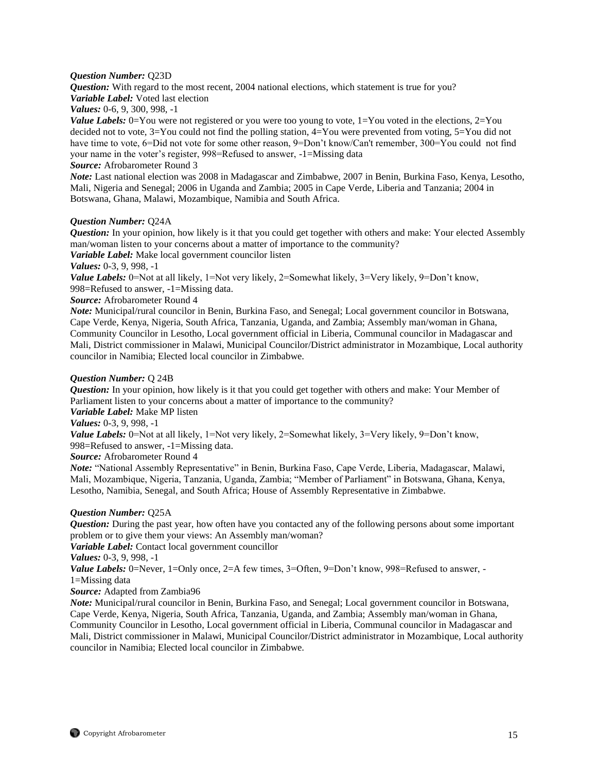***Question Number:*** Q23D
***Question:*** With regard to the most recent, 2004 national elections, which statement is true for you?
***Variable Label:*** Voted last election
***Values:*** 0-6, 9, 300, 998, -1
***Value Labels:*** 0=You were not registered or you were too young to vote, 1=You voted in the elections, 2=You decided not to vote, 3=You could not find the polling station, 4=You were prevented from voting, 5=You did not have time to vote, 6=Did not vote for some other reason, 9=Don't know/Can't remember, 300=You could not find your name in the voter's register, 998=Refused to answer, -1=Missing data
***Source:*** Afrobarometer Round 3
***Note:*** Last national election was 2008 in Madagascar and Zimbabwe, 2007 in Benin, Burkina Faso, Kenya, Lesotho, Mali, Nigeria and Senegal; 2006 in Uganda and Zambia; 2005 in Cape Verde, Liberia and Tanzania; 2004 in Botswana, Ghana, Malawi, Mozambique, Namibia and South Africa.

***Question Number:*** Q24A
***Question:*** In your opinion, how likely is it that you could get together with others and make: Your elected Assembly man/woman listen to your concerns about a matter of importance to the community?
***Variable Label:*** Make local government councilor listen
***Values:*** 0-3, 9, 998, -1
***Value Labels:*** 0=Not at all likely, 1=Not very likely, 2=Somewhat likely, 3=Very likely, 9=Don't know, 998=Refused to answer, -1=Missing data.
***Source:*** Afrobarometer Round 4
***Note:*** Municipal/rural councilor in Benin, Burkina Faso, and Senegal; Local government councilor in Botswana, Cape Verde, Kenya, Nigeria, South Africa, Tanzania, Uganda, and Zambia; Assembly man/woman in Ghana, Community Councilor in Lesotho, Local government official in Liberia, Communal councilor in Madagascar and Mali, District commissioner in Malawi, Municipal Councilor/District administrator in Mozambique, Local authority councilor in Namibia; Elected local councilor in Zimbabwe.

***Question Number:*** Q 24B
***Question:*** In your opinion, how likely is it that you could get together with others and make: Your Member of Parliament listen to your concerns about a matter of importance to the community?
***Variable Label:*** Make MP listen
***Values:*** 0-3, 9, 998, -1
***Value Labels:*** 0=Not at all likely, 1=Not very likely, 2=Somewhat likely, 3=Very likely, 9=Don't know, 998=Refused to answer, -1=Missing data.
***Source:*** Afrobarometer Round 4
***Note:*** "National Assembly Representative" in Benin, Burkina Faso, Cape Verde, Liberia, Madagascar, Malawi, Mali, Mozambique, Nigeria, Tanzania, Uganda, Zambia; "Member of Parliament" in Botswana, Ghana, Kenya, Lesotho, Namibia, Senegal, and South Africa; House of Assembly Representative in Zimbabwe.

***Question Number:*** Q25A
***Question:*** During the past year, how often have you contacted any of the following persons about some important problem or to give them your views: An Assembly man/woman?
***Variable Label:*** Contact local government councillor
***Values:*** 0-3, 9, 998, -1
***Value Labels:*** 0=Never, 1=Only once, 2=A few times, 3=Often, 9=Don't know, 998=Refused to answer, -1=Missing data
***Source:*** Adapted from Zambia96
***Note:*** Municipal/rural councilor in Benin, Burkina Faso, and Senegal; Local government councilor in Botswana, Cape Verde, Kenya, Nigeria, South Africa, Tanzania, Uganda, and Zambia; Assembly man/woman in Ghana, Community Councilor in Lesotho, Local government official in Liberia, Communal councilor in Madagascar and Mali, District commissioner in Malawi, Municipal Councilor/District administrator in Mozambique, Local authority councilor in Namibia; Elected local councilor in Zimbabwe.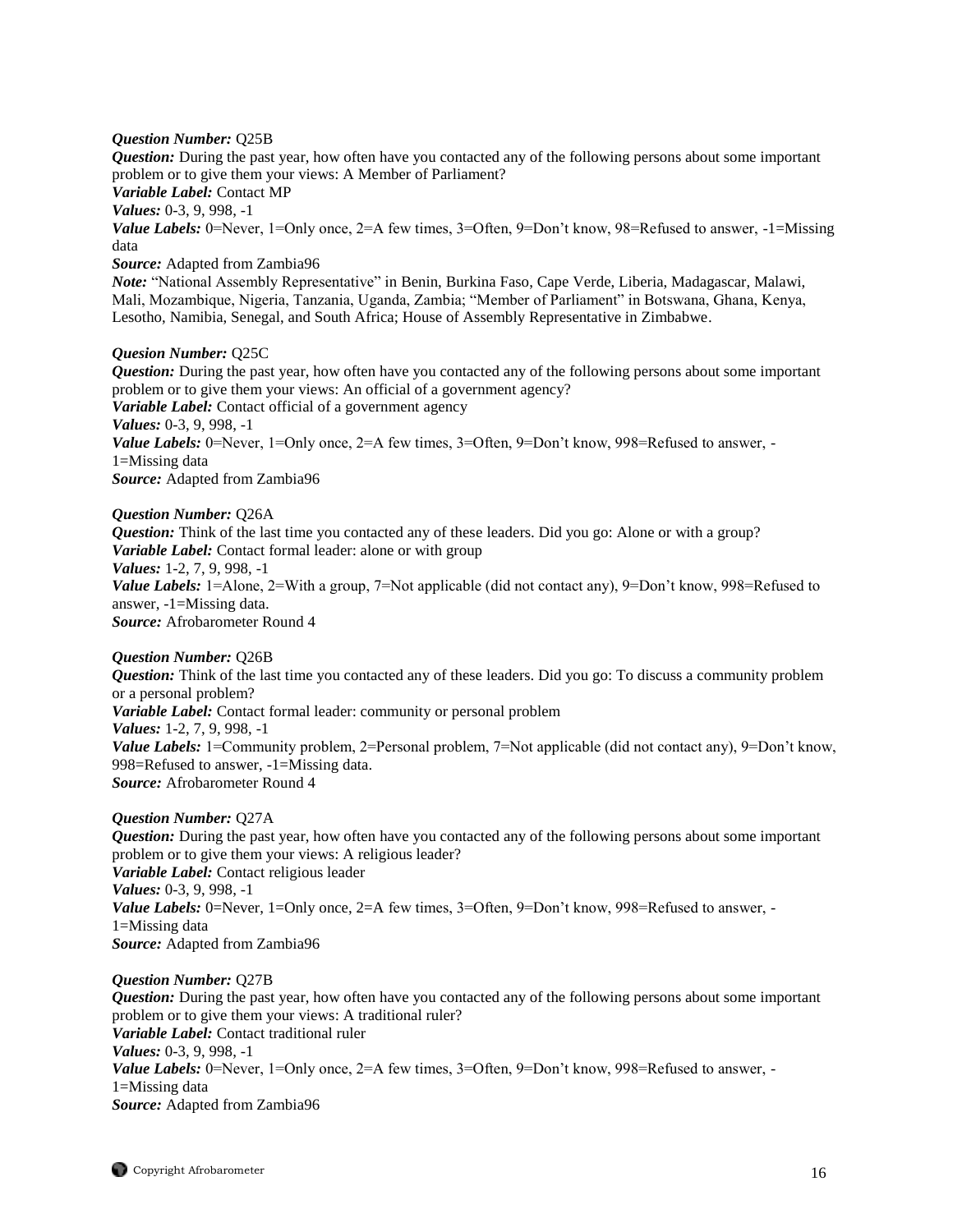***Question Number:*** Q25B
***Question:*** During the past year, how often have you contacted any of the following persons about some important problem or to give them your views: A Member of Parliament?
***Variable Label:*** Contact MP
***Values:*** 0-3, 9, 998, -1
***Value Labels:*** 0=Never, 1=Only once, 2=A few times, 3=Often, 9=Don't know, 98=Refused to answer, -1=Missing data
***Source:*** Adapted from Zambia96
***Note:*** "National Assembly Representative" in Benin, Burkina Faso, Cape Verde, Liberia, Madagascar, Malawi, Mali, Mozambique, Nigeria, Tanzania, Uganda, Zambia; "Member of Parliament" in Botswana, Ghana, Kenya, Lesotho, Namibia, Senegal, and South Africa; House of Assembly Representative in Zimbabwe.

***Quesion Number:*** Q25C
***Question:*** During the past year, how often have you contacted any of the following persons about some important problem or to give them your views: An official of a government agency?
***Variable Label:*** Contact official of a government agency
***Values:*** 0-3, 9, 998, -1
***Value Labels:*** 0=Never, 1=Only once, 2=A few times, 3=Often, 9=Don't know, 998=Refused to answer, -1=Missing data
***Source:*** Adapted from Zambia96

***Question Number:*** Q26A
***Question:*** Think of the last time you contacted any of these leaders. Did you go: Alone or with a group?
***Variable Label:*** Contact formal leader: alone or with group
***Values:*** 1-2, 7, 9, 998, -1
***Value Labels:*** 1=Alone, 2=With a group, 7=Not applicable (did not contact any), 9=Don't know, 998=Refused to answer, -1=Missing data.
***Source:*** Afrobarometer Round 4

***Question Number:*** Q26B
***Question:*** Think of the last time you contacted any of these leaders. Did you go: To discuss a community problem or a personal problem?
***Variable Label:*** Contact formal leader: community or personal problem
***Values:*** 1-2, 7, 9, 998, -1
***Value Labels:*** 1=Community problem, 2=Personal problem, 7=Not applicable (did not contact any), 9=Don't know, 998=Refused to answer, -1=Missing data.
***Source:*** Afrobarometer Round 4

***Question Number:*** Q27A
***Question:*** During the past year, how often have you contacted any of the following persons about some important problem or to give them your views: A religious leader?
***Variable Label:*** Contact religious leader
***Values:*** 0-3, 9, 998, -1
***Value Labels:*** 0=Never, 1=Only once, 2=A few times, 3=Often, 9=Don't know, 998=Refused to answer, -1=Missing data
***Source:*** Adapted from Zambia96

***Question Number:*** Q27B
***Question:*** During the past year, how often have you contacted any of the following persons about some important problem or to give them your views: A traditional ruler?
***Variable Label:*** Contact traditional ruler
***Values:*** 0-3, 9, 998, -1
***Value Labels:*** 0=Never, 1=Only once, 2=A few times, 3=Often, 9=Don't know, 998=Refused to answer, -1=Missing data
***Source:*** Adapted from Zambia96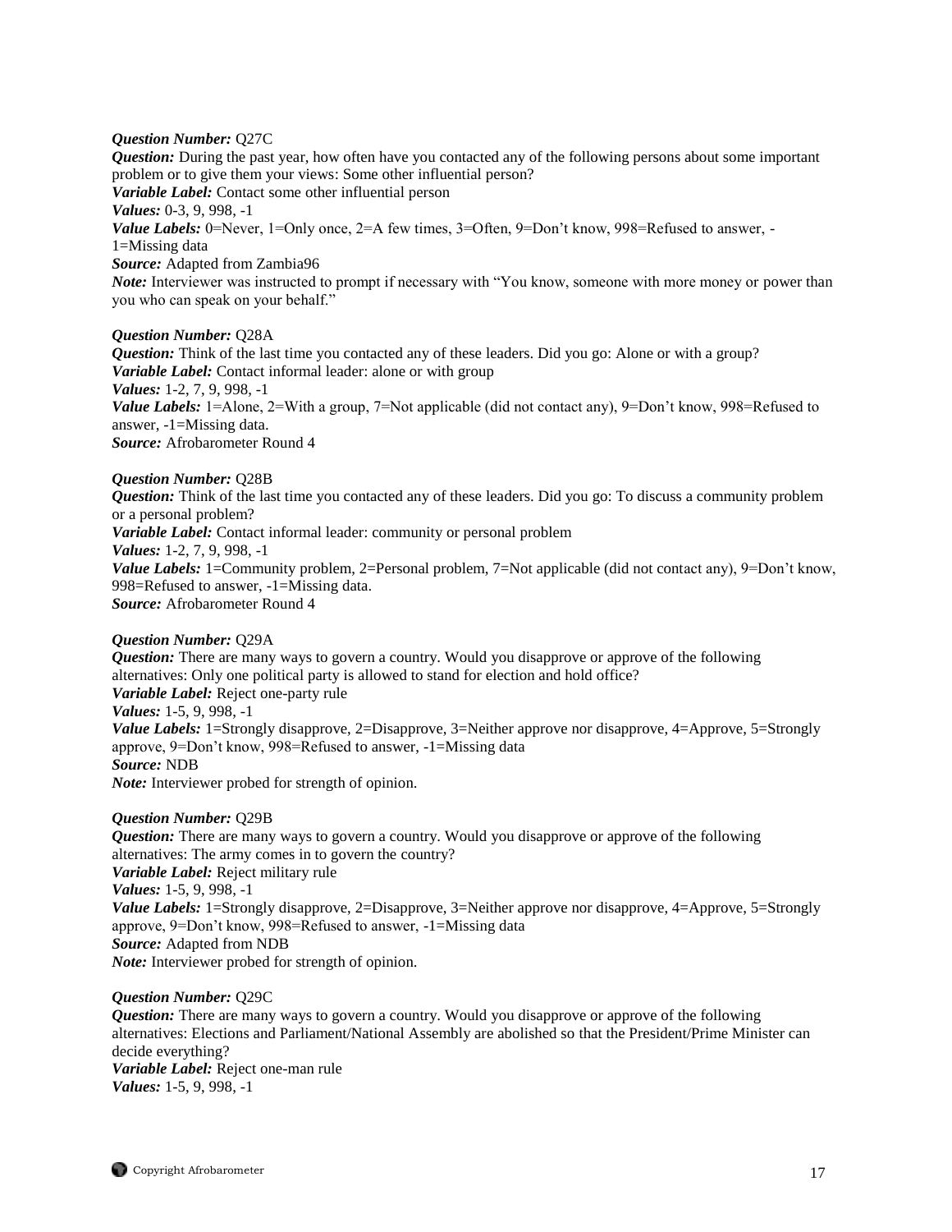***Question Number:*** Q27C
***Question:*** During the past year, how often have you contacted any of the following persons about some important problem or to give them your views: Some other influential person?
***Variable Label:*** Contact some other influential person
***Values:*** 0-3, 9, 998, -1
***Value Labels:*** 0=Never, 1=Only once, 2=A few times, 3=Often, 9=Don't know, 998=Refused to answer, -1=Missing data
***Source:*** Adapted from Zambia96
***Note:*** Interviewer was instructed to prompt if necessary with "You know, someone with more money or power than you who can speak on your behalf."

***Question Number:*** Q28A
***Question:*** Think of the last time you contacted any of these leaders. Did you go: Alone or with a group?
***Variable Label:*** Contact informal leader: alone or with group
***Values:*** 1-2, 7, 9, 998, -1
***Value Labels:*** 1=Alone, 2=With a group, 7=Not applicable (did not contact any), 9=Don't know, 998=Refused to answer, -1=Missing data.
***Source:*** Afrobarometer Round 4

***Question Number:*** Q28B
***Question:*** Think of the last time you contacted any of these leaders. Did you go: To discuss a community problem or a personal problem?
***Variable Label:*** Contact informal leader: community or personal problem
***Values:*** 1-2, 7, 9, 998, -1
***Value Labels:*** 1=Community problem, 2=Personal problem, 7=Not applicable (did not contact any), 9=Don't know, 998=Refused to answer, -1=Missing data.
***Source:*** Afrobarometer Round 4

***Question Number:*** Q29A
***Question:*** There are many ways to govern a country. Would you disapprove or approve of the following alternatives: Only one political party is allowed to stand for election and hold office?
***Variable Label:*** Reject one-party rule
***Values:*** 1-5, 9, 998, -1
***Value Labels:*** 1=Strongly disapprove, 2=Disapprove, 3=Neither approve nor disapprove, 4=Approve, 5=Strongly approve, 9=Don't know, 998=Refused to answer, -1=Missing data
***Source:*** NDB
***Note:*** Interviewer probed for strength of opinion.

***Question Number:*** Q29B
***Question:*** There are many ways to govern a country. Would you disapprove or approve of the following alternatives: The army comes in to govern the country?
***Variable Label:*** Reject military rule
***Values:*** 1-5, 9, 998, -1
***Value Labels:*** 1=Strongly disapprove, 2=Disapprove, 3=Neither approve nor disapprove, 4=Approve, 5=Strongly approve, 9=Don't know, 998=Refused to answer, -1=Missing data
***Source:*** Adapted from NDB
***Note:*** Interviewer probed for strength of opinion.

***Question Number:*** Q29C
***Question:*** There are many ways to govern a country. Would you disapprove or approve of the following alternatives: Elections and Parliament/National Assembly are abolished so that the President/Prime Minister can decide everything?
***Variable Label:*** Reject one-man rule
***Values:*** 1-5, 9, 998, -1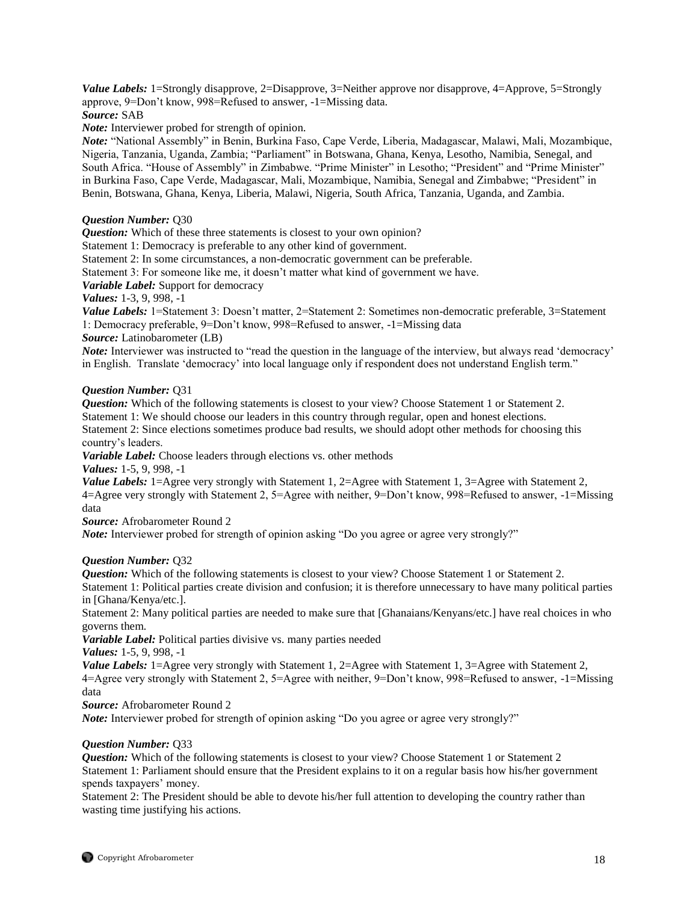***Value Labels:*** 1=Strongly disapprove, 2=Disapprove, 3=Neither approve nor disapprove, 4=Approve, 5=Strongly approve, 9=Don't know, 998=Refused to answer, -1=Missing data.
***Source:*** SAB
***Note:*** Interviewer probed for strength of opinion.
***Note:*** "National Assembly" in Benin, Burkina Faso, Cape Verde, Liberia, Madagascar, Malawi, Mali, Mozambique, Nigeria, Tanzania, Uganda, Zambia; "Parliament" in Botswana, Ghana, Kenya, Lesotho, Namibia, Senegal, and South Africa. "House of Assembly" in Zimbabwe. "Prime Minister" in Lesotho; "President" and "Prime Minister" in Burkina Faso, Cape Verde, Madagascar, Mali, Mozambique, Namibia, Senegal and Zimbabwe; "President" in Benin, Botswana, Ghana, Kenya, Liberia, Malawi, Nigeria, South Africa, Tanzania, Uganda, and Zambia.

***Question Number:*** Q30
***Question:*** Which of these three statements is closest to your own opinion?
Statement 1: Democracy is preferable to any other kind of government.
Statement 2: In some circumstances, a non-democratic government can be preferable.
Statement 3: For someone like me, it doesn't matter what kind of government we have.
***Variable Label:*** Support for democracy
***Values:*** 1-3, 9, 998, -1
***Value Labels:*** 1=Statement 3: Doesn't matter, 2=Statement 2: Sometimes non-democratic preferable, 3=Statement 1: Democracy preferable, 9=Don't know, 998=Refused to answer, -1=Missing data
***Source:*** Latinobarometer (LB)
***Note:*** Interviewer was instructed to "read the question in the language of the interview, but always read 'democracy' in English. Translate 'democracy' into local language only if respondent does not understand English term."

***Question Number:*** Q31
***Question:*** Which of the following statements is closest to your view? Choose Statement 1 or Statement 2.
Statement 1: We should choose our leaders in this country through regular, open and honest elections.
Statement 2: Since elections sometimes produce bad results, we should adopt other methods for choosing this country's leaders.
***Variable Label:*** Choose leaders through elections vs. other methods
***Values:*** 1-5, 9, 998, -1
***Value Labels:*** 1=Agree very strongly with Statement 1, 2=Agree with Statement 1, 3=Agree with Statement 2, 4=Agree very strongly with Statement 2, 5=Agree with neither, 9=Don't know, 998=Refused to answer, -1=Missing data
***Source:*** Afrobarometer Round 2
***Note:*** Interviewer probed for strength of opinion asking "Do you agree or agree very strongly?"

***Question Number:*** Q32
***Question:*** Which of the following statements is closest to your view? Choose Statement 1 or Statement 2.
Statement 1: Political parties create division and confusion; it is therefore unnecessary to have many political parties in [Ghana/Kenya/etc.].
Statement 2: Many political parties are needed to make sure that [Ghanaians/Kenyans/etc.] have real choices in who governs them.
***Variable Label:*** Political parties divisive vs. many parties needed
***Values:*** 1-5, 9, 998, -1
***Value Labels:*** 1=Agree very strongly with Statement 1, 2=Agree with Statement 1, 3=Agree with Statement 2, 4=Agree very strongly with Statement 2, 5=Agree with neither, 9=Don't know, 998=Refused to answer, -1=Missing data
***Source:*** Afrobarometer Round 2
***Note:*** Interviewer probed for strength of opinion asking "Do you agree or agree very strongly?"

***Question Number:*** Q33
***Question:*** Which of the following statements is closest to your view? Choose Statement 1 or Statement 2
Statement 1: Parliament should ensure that the President explains to it on a regular basis how his/her government spends taxpayers' money.
Statement 2: The President should be able to devote his/her full attention to developing the country rather than wasting time justifying his actions.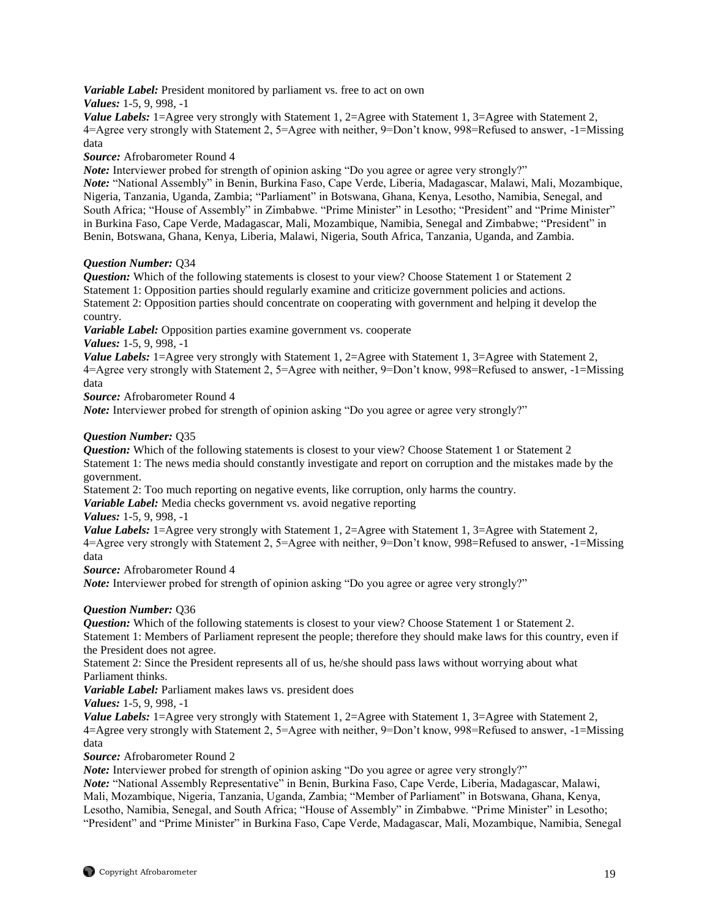***Variable Label:*** President monitored by parliament vs. free to act on own

***Values:*** 1-5, 9, 998, -1

***Value Labels:*** 1=Agree very strongly with Statement 1, 2=Agree with Statement 1, 3=Agree with Statement 2, 4=Agree very strongly with Statement 2, 5=Agree with neither, 9=Don't know, 998=Refused to answer, -1=Missing data

***Source:*** Afrobarometer Round 4

***Note:*** Interviewer probed for strength of opinion asking "Do you agree or agree very strongly?"

***Note:*** "National Assembly" in Benin, Burkina Faso, Cape Verde, Liberia, Madagascar, Malawi, Mali, Mozambique, Nigeria, Tanzania, Uganda, Zambia; "Parliament" in Botswana, Ghana, Kenya, Lesotho, Namibia, Senegal, and South Africa; "House of Assembly" in Zimbabwe. "Prime Minister" in Lesotho; "President" and "Prime Minister" in Burkina Faso, Cape Verde, Madagascar, Mali, Mozambique, Namibia, Senegal and Zimbabwe; "President" in Benin, Botswana, Ghana, Kenya, Liberia, Malawi, Nigeria, South Africa, Tanzania, Uganda, and Zambia.

***Question Number:*** Q34

***Question:*** Which of the following statements is closest to your view? Choose Statement 1 or Statement 2

Statement 1: Opposition parties should regularly examine and criticize government policies and actions.

Statement 2: Opposition parties should concentrate on cooperating with government and helping it develop the country.

***Variable Label:*** Opposition parties examine government vs. cooperate

***Values:*** 1-5, 9, 998, -1

***Value Labels:*** 1=Agree very strongly with Statement 1, 2=Agree with Statement 1, 3=Agree with Statement 2, 4=Agree very strongly with Statement 2, 5=Agree with neither, 9=Don't know, 998=Refused to answer, -1=Missing data

***Source:*** Afrobarometer Round 4

***Note:*** Interviewer probed for strength of opinion asking "Do you agree or agree very strongly?"

***Question Number:*** Q35

***Question:*** Which of the following statements is closest to your view? Choose Statement 1 or Statement 2

Statement 1: The news media should constantly investigate and report on corruption and the mistakes made by the government.

Statement 2: Too much reporting on negative events, like corruption, only harms the country.

***Variable Label:*** Media checks government vs. avoid negative reporting

***Values:*** 1-5, 9, 998, -1

***Value Labels:*** 1=Agree very strongly with Statement 1, 2=Agree with Statement 1, 3=Agree with Statement 2, 4=Agree very strongly with Statement 2, 5=Agree with neither, 9=Don't know, 998=Refused to answer, -1=Missing data

***Source:*** Afrobarometer Round 4

***Note:*** Interviewer probed for strength of opinion asking "Do you agree or agree very strongly?"

***Question Number:*** Q36

***Question:*** Which of the following statements is closest to your view? Choose Statement 1 or Statement 2.

Statement 1: Members of Parliament represent the people; therefore they should make laws for this country, even if the President does not agree.

Statement 2: Since the President represents all of us, he/she should pass laws without worrying about what Parliament thinks.

***Variable Label:*** Parliament makes laws vs. president does

***Values:*** 1-5, 9, 998, -1

***Value Labels:*** 1=Agree very strongly with Statement 1, 2=Agree with Statement 1, 3=Agree with Statement 2, 4=Agree very strongly with Statement 2, 5=Agree with neither, 9=Don't know, 998=Refused to answer, -1=Missing data

***Source:*** Afrobarometer Round 2

***Note:*** Interviewer probed for strength of opinion asking "Do you agree or agree very strongly?"

***Note:*** "National Assembly Representative" in Benin, Burkina Faso, Cape Verde, Liberia, Madagascar, Malawi, Mali, Mozambique, Nigeria, Tanzania, Uganda, Zambia; "Member of Parliament" in Botswana, Ghana, Kenya, Lesotho, Namibia, Senegal, and South Africa; "House of Assembly" in Zimbabwe. "Prime Minister" in Lesotho; "President" and "Prime Minister" in Burkina Faso, Cape Verde, Madagascar, Mali, Mozambique, Namibia, Senegal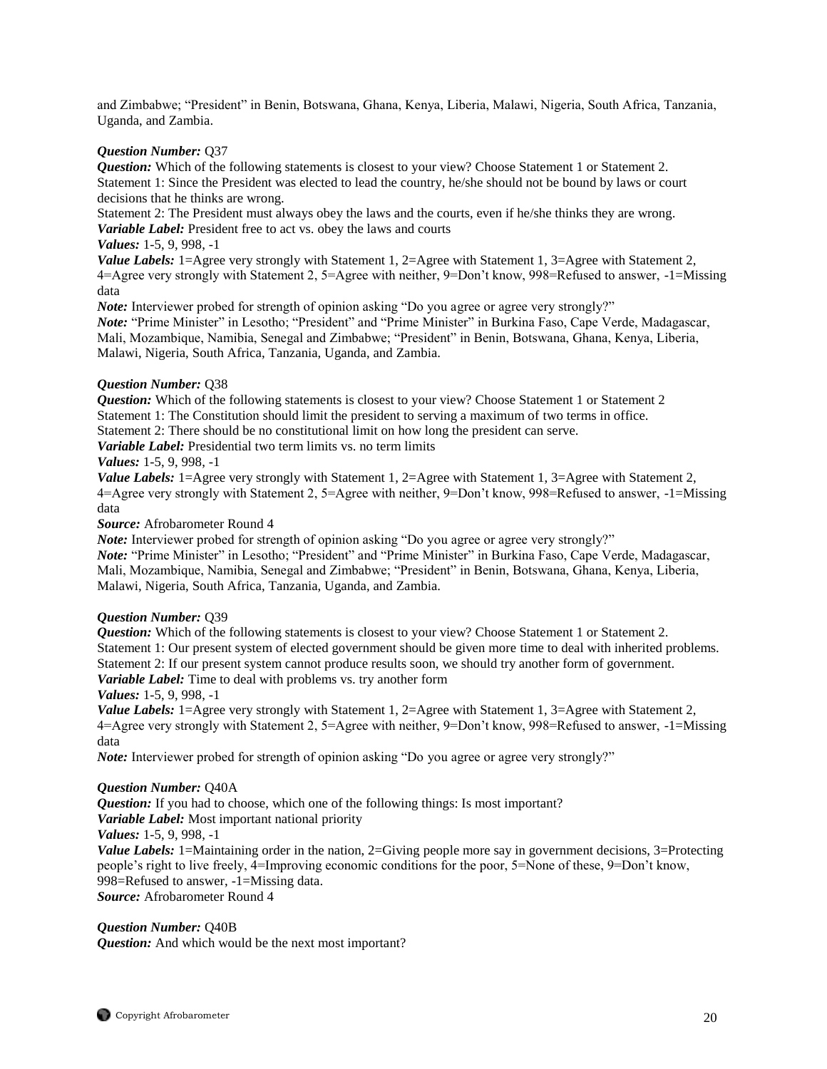and Zimbabwe; "President" in Benin, Botswana, Ghana, Kenya, Liberia, Malawi, Nigeria, South Africa, Tanzania, Uganda, and Zambia.

***Question Number:*** Q37
***Question:*** Which of the following statements is closest to your view? Choose Statement 1 or Statement 2.
Statement 1: Since the President was elected to lead the country, he/she should not be bound by laws or court decisions that he thinks are wrong.
Statement 2: The President must always obey the laws and the courts, even if he/she thinks they are wrong.
***Variable Label:*** President free to act vs. obey the laws and courts
***Values:*** 1-5, 9, 998, -1
***Value Labels:*** 1=Agree very strongly with Statement 1, 2=Agree with Statement 1, 3=Agree with Statement 2, 4=Agree very strongly with Statement 2, 5=Agree with neither, 9=Don't know, 998=Refused to answer, -1=Missing data
***Note:*** Interviewer probed for strength of opinion asking "Do you agree or agree very strongly?"
***Note:*** "Prime Minister" in Lesotho; "President" and "Prime Minister" in Burkina Faso, Cape Verde, Madagascar, Mali, Mozambique, Namibia, Senegal and Zimbabwe; "President" in Benin, Botswana, Ghana, Kenya, Liberia, Malawi, Nigeria, South Africa, Tanzania, Uganda, and Zambia.

***Question Number:*** Q38
***Question:*** Which of the following statements is closest to your view? Choose Statement 1 or Statement 2
Statement 1: The Constitution should limit the president to serving a maximum of two terms in office.
Statement 2: There should be no constitutional limit on how long the president can serve.
***Variable Label:*** Presidential two term limits vs. no term limits
***Values:*** 1-5, 9, 998, -1
***Value Labels:*** 1=Agree very strongly with Statement 1, 2=Agree with Statement 1, 3=Agree with Statement 2, 4=Agree very strongly with Statement 2, 5=Agree with neither, 9=Don't know, 998=Refused to answer, -1=Missing data
***Source:*** Afrobarometer Round 4
***Note:*** Interviewer probed for strength of opinion asking "Do you agree or agree very strongly?"
***Note:*** "Prime Minister" in Lesotho; "President" and "Prime Minister" in Burkina Faso, Cape Verde, Madagascar, Mali, Mozambique, Namibia, Senegal and Zimbabwe; "President" in Benin, Botswana, Ghana, Kenya, Liberia, Malawi, Nigeria, South Africa, Tanzania, Uganda, and Zambia.

***Question Number:*** Q39
***Question:*** Which of the following statements is closest to your view? Choose Statement 1 or Statement 2.
Statement 1: Our present system of elected government should be given more time to deal with inherited problems.
Statement 2: If our present system cannot produce results soon, we should try another form of government.
***Variable Label:*** Time to deal with problems vs. try another form
***Values:*** 1-5, 9, 998, -1
***Value Labels:*** 1=Agree very strongly with Statement 1, 2=Agree with Statement 1, 3=Agree with Statement 2, 4=Agree very strongly with Statement 2, 5=Agree with neither, 9=Don't know, 998=Refused to answer, -1=Missing data
***Note:*** Interviewer probed for strength of opinion asking "Do you agree or agree very strongly?"

***Question Number:*** Q40A
***Question:*** If you had to choose, which one of the following things: Is most important?
***Variable Label:*** Most important national priority
***Values:*** 1-5, 9, 998, -1
***Value Labels:*** 1=Maintaining order in the nation, 2=Giving people more say in government decisions, 3=Protecting people's right to live freely, 4=Improving economic conditions for the poor, 5=None of these, 9=Don't know, 998=Refused to answer, -1=Missing data.
***Source:*** Afrobarometer Round 4

***Question Number:*** Q40B
***Question:*** And which would be the next most important?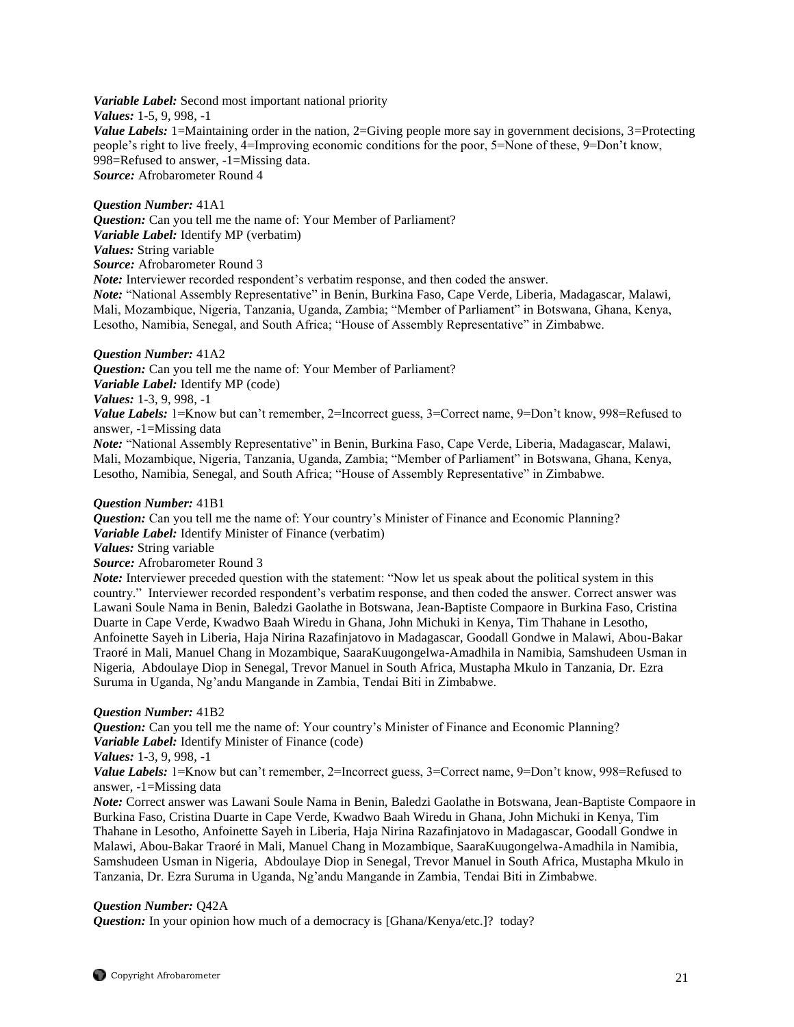***Variable Label:*** Second most important national priority
***Values:*** 1-5, 9, 998, -1
***Value Labels:*** 1=Maintaining order in the nation, 2=Giving people more say in government decisions, 3=Protecting people's right to live freely, 4=Improving economic conditions for the poor, 5=None of these, 9=Don't know, 998=Refused to answer, -1=Missing data.
***Source:*** Afrobarometer Round 4

***Question Number:*** 41A1
***Question:*** Can you tell me the name of: Your Member of Parliament?
***Variable Label:*** Identify MP (verbatim)
***Values:*** String variable
***Source:*** Afrobarometer Round 3
***Note:*** Interviewer recorded respondent's verbatim response, and then coded the answer.
***Note:*** "National Assembly Representative" in Benin, Burkina Faso, Cape Verde, Liberia, Madagascar, Malawi, Mali, Mozambique, Nigeria, Tanzania, Uganda, Zambia; "Member of Parliament" in Botswana, Ghana, Kenya, Lesotho, Namibia, Senegal, and South Africa; "House of Assembly Representative" in Zimbabwe.

***Question Number:*** 41A2
***Question:*** Can you tell me the name of: Your Member of Parliament?
***Variable Label:*** Identify MP (code)
***Values:*** 1-3, 9, 998, -1
***Value Labels:*** 1=Know but can't remember, 2=Incorrect guess, 3=Correct name, 9=Don't know, 998=Refused to answer, -1=Missing data
***Note:*** "National Assembly Representative" in Benin, Burkina Faso, Cape Verde, Liberia, Madagascar, Malawi, Mali, Mozambique, Nigeria, Tanzania, Uganda, Zambia; "Member of Parliament" in Botswana, Ghana, Kenya, Lesotho, Namibia, Senegal, and South Africa; "House of Assembly Representative" in Zimbabwe.

***Question Number:*** 41B1
***Question:*** Can you tell me the name of: Your country's Minister of Finance and Economic Planning?
***Variable Label:*** Identify Minister of Finance (verbatim)
***Values:*** String variable
***Source:*** Afrobarometer Round 3
***Note:*** Interviewer preceded question with the statement: "Now let us speak about the political system in this country." Interviewer recorded respondent's verbatim response, and then coded the answer. Correct answer was Lawani Soule Nama in Benin, Baledzi Gaolathe in Botswana, Jean-Baptiste Compaore in Burkina Faso, Cristina Duarte in Cape Verde, Kwadwo Baah Wiredu in Ghana, John Michuki in Kenya, Tim Thahane in Lesotho, Anfoinette Sayeh in Liberia, Haja Nirina Razafinjatovo in Madagascar, Goodall Gondwe in Malawi, Abou-Bakar Traoré in Mali, Manuel Chang in Mozambique, SaaraKuugongelwa-Amadhila in Namibia, Samshudeen Usman in Nigeria, Abdoulaye Diop in Senegal, Trevor Manuel in South Africa, Mustapha Mkulo in Tanzania, Dr. Ezra Suruma in Uganda, Ng'andu Mangande in Zambia, Tendai Biti in Zimbabwe.

***Question Number:*** 41B2
***Question:*** Can you tell me the name of: Your country's Minister of Finance and Economic Planning?
***Variable Label:*** Identify Minister of Finance (code)
***Values:*** 1-3, 9, 998, -1
***Value Labels:*** 1=Know but can't remember, 2=Incorrect guess, 3=Correct name, 9=Don't know, 998=Refused to answer, -1=Missing data
***Note:*** Correct answer was Lawani Soule Nama in Benin, Baledzi Gaolathe in Botswana, Jean-Baptiste Compaore in Burkina Faso, Cristina Duarte in Cape Verde, Kwadwo Baah Wiredu in Ghana, John Michuki in Kenya, Tim Thahane in Lesotho, Anfoinette Sayeh in Liberia, Haja Nirina Razafinjatovo in Madagascar, Goodall Gondwe in Malawi, Abou-Bakar Traoré in Mali, Manuel Chang in Mozambique, SaaraKuugongelwa-Amadhila in Namibia, Samshudeen Usman in Nigeria, Abdoulaye Diop in Senegal, Trevor Manuel in South Africa, Mustapha Mkulo in Tanzania, Dr. Ezra Suruma in Uganda, Ng'andu Mangande in Zambia, Tendai Biti in Zimbabwe.

***Question Number:*** Q42A
***Question:*** In your opinion how much of a democracy is [Ghana/Kenya/etc.]? today?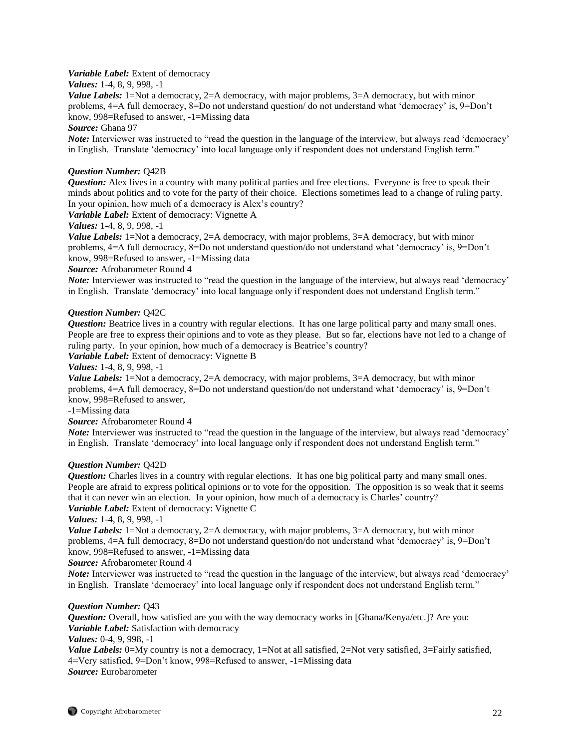***Variable Label:*** Extent of democracy
***Values:*** 1-4, 8, 9, 998, -1
***Value Labels:*** 1=Not a democracy, 2=A democracy, with major problems, 3=A democracy, but with minor problems, 4=A full democracy, 8=Do not understand question/ do not understand what 'democracy' is, 9=Don't know, 998=Refused to answer, -1=Missing data
***Source:*** Ghana 97
***Note:*** Interviewer was instructed to "read the question in the language of the interview, but always read 'democracy' in English. Translate 'democracy' into local language only if respondent does not understand English term."

***Question Number:*** Q42B
***Question:*** Alex lives in a country with many political parties and free elections. Everyone is free to speak their minds about politics and to vote for the party of their choice. Elections sometimes lead to a change of ruling party. In your opinion, how much of a democracy is Alex's country?
***Variable Label:*** Extent of democracy: Vignette A
***Values:*** 1-4, 8, 9, 998, -1
***Value Labels:*** 1=Not a democracy, 2=A democracy, with major problems, 3=A democracy, but with minor problems, 4=A full democracy, 8=Do not understand question/do not understand what 'democracy' is, 9=Don't know, 998=Refused to answer, -1=Missing data
***Source:*** Afrobarometer Round 4
***Note:*** Interviewer was instructed to "read the question in the language of the interview, but always read 'democracy' in English. Translate 'democracy' into local language only if respondent does not understand English term."

***Question Number:*** Q42C
***Question:*** Beatrice lives in a country with regular elections. It has one large political party and many small ones. People are free to express their opinions and to vote as they please. But so far, elections have not led to a change of ruling party. In your opinion, how much of a democracy is Beatrice's country?
***Variable Label:*** Extent of democracy: Vignette B
***Values:*** 1-4, 8, 9, 998, -1
***Value Labels:*** 1=Not a democracy, 2=A democracy, with major problems, 3=A democracy, but with minor problems, 4=A full democracy, 8=Do not understand question/do not understand what 'democracy' is, 9=Don't know, 998=Refused to answer,
-1=Missing data
***Source:*** Afrobarometer Round 4
***Note:*** Interviewer was instructed to "read the question in the language of the interview, but always read 'democracy' in English. Translate 'democracy' into local language only if respondent does not understand English term."

***Question Number:*** Q42D
***Question:*** Charles lives in a country with regular elections. It has one big political party and many small ones. People are afraid to express political opinions or to vote for the opposition. The opposition is so weak that it seems that it can never win an election. In your opinion, how much of a democracy is Charles' country?
***Variable Label:*** Extent of democracy: Vignette C
***Values:*** 1-4, 8, 9, 998, -1
***Value Labels:*** 1=Not a democracy, 2=A democracy, with major problems, 3=A democracy, but with minor problems, 4=A full democracy, 8=Do not understand question/do not understand what 'democracy' is, 9=Don't know, 998=Refused to answer, -1=Missing data
***Source:*** Afrobarometer Round 4
***Note:*** Interviewer was instructed to "read the question in the language of the interview, but always read 'democracy' in English. Translate 'democracy' into local language only if respondent does not understand English term."

***Question Number:*** Q43
***Question:*** Overall, how satisfied are you with the way democracy works in [Ghana/Kenya/etc.]? Are you:
***Variable Label:*** Satisfaction with democracy
***Values:*** 0-4, 9, 998, -1
***Value Labels:*** 0=My country is not a democracy, 1=Not at all satisfied, 2=Not very satisfied, 3=Fairly satisfied, 4=Very satisfied, 9=Don't know, 998=Refused to answer, -1=Missing data
***Source:*** Eurobarometer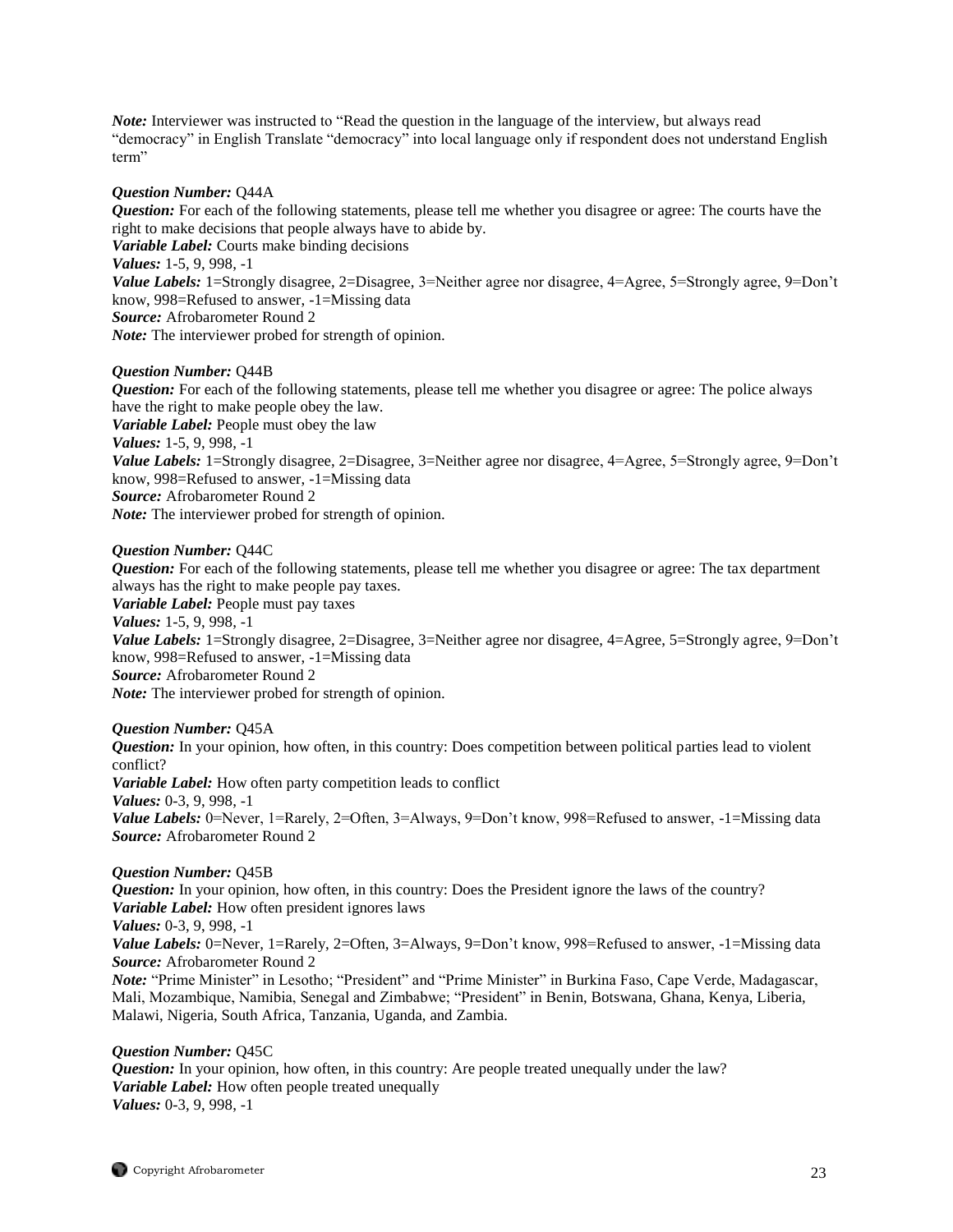*Note:* Interviewer was instructed to "Read the question in the language of the interview, but always read "democracy" in English Translate "democracy" into local language only if respondent does not understand English term"

***Question Number:*** Q44A
***Question:*** For each of the following statements, please tell me whether you disagree or agree: The courts have the right to make decisions that people always have to abide by.
***Variable Label:*** Courts make binding decisions
***Values:*** 1-5, 9, 998, -1
***Value Labels:*** 1=Strongly disagree, 2=Disagree, 3=Neither agree nor disagree, 4=Agree, 5=Strongly agree, 9=Don't know, 998=Refused to answer, -1=Missing data
***Source:*** Afrobarometer Round 2
***Note:*** The interviewer probed for strength of opinion.

***Question Number:*** Q44B
***Question:*** For each of the following statements, please tell me whether you disagree or agree: The police always have the right to make people obey the law.
***Variable Label:*** People must obey the law
***Values:*** 1-5, 9, 998, -1
***Value Labels:*** 1=Strongly disagree, 2=Disagree, 3=Neither agree nor disagree, 4=Agree, 5=Strongly agree, 9=Don't know, 998=Refused to answer, -1=Missing data
***Source:*** Afrobarometer Round 2
***Note:*** The interviewer probed for strength of opinion.

***Question Number:*** Q44C
***Question:*** For each of the following statements, please tell me whether you disagree or agree: The tax department always has the right to make people pay taxes.
***Variable Label:*** People must pay taxes
***Values:*** 1-5, 9, 998, -1
***Value Labels:*** 1=Strongly disagree, 2=Disagree, 3=Neither agree nor disagree, 4=Agree, 5=Strongly agree, 9=Don't know, 998=Refused to answer, -1=Missing data
***Source:*** Afrobarometer Round 2
***Note:*** The interviewer probed for strength of opinion.

***Question Number:*** Q45A
***Question:*** In your opinion, how often, in this country: Does competition between political parties lead to violent conflict?
***Variable Label:*** How often party competition leads to conflict
***Values:*** 0-3, 9, 998, -1
***Value Labels:*** 0=Never, 1=Rarely, 2=Often, 3=Always, 9=Don't know, 998=Refused to answer, -1=Missing data
***Source:*** Afrobarometer Round 2

***Question Number:*** Q45B
***Question:*** In your opinion, how often, in this country: Does the President ignore the laws of the country?
***Variable Label:*** How often president ignores laws
***Values:*** 0-3, 9, 998, -1
***Value Labels:*** 0=Never, 1=Rarely, 2=Often, 3=Always, 9=Don't know, 998=Refused to answer, -1=Missing data
***Source:*** Afrobarometer Round 2
***Note:*** "Prime Minister" in Lesotho; "President" and "Prime Minister" in Burkina Faso, Cape Verde, Madagascar, Mali, Mozambique, Namibia, Senegal and Zimbabwe; "President" in Benin, Botswana, Ghana, Kenya, Liberia, Malawi, Nigeria, South Africa, Tanzania, Uganda, and Zambia.

***Question Number:*** Q45C
***Question:*** In your opinion, how often, in this country: Are people treated unequally under the law?
***Variable Label:*** How often people treated unequally
***Values:*** 0-3, 9, 998, -1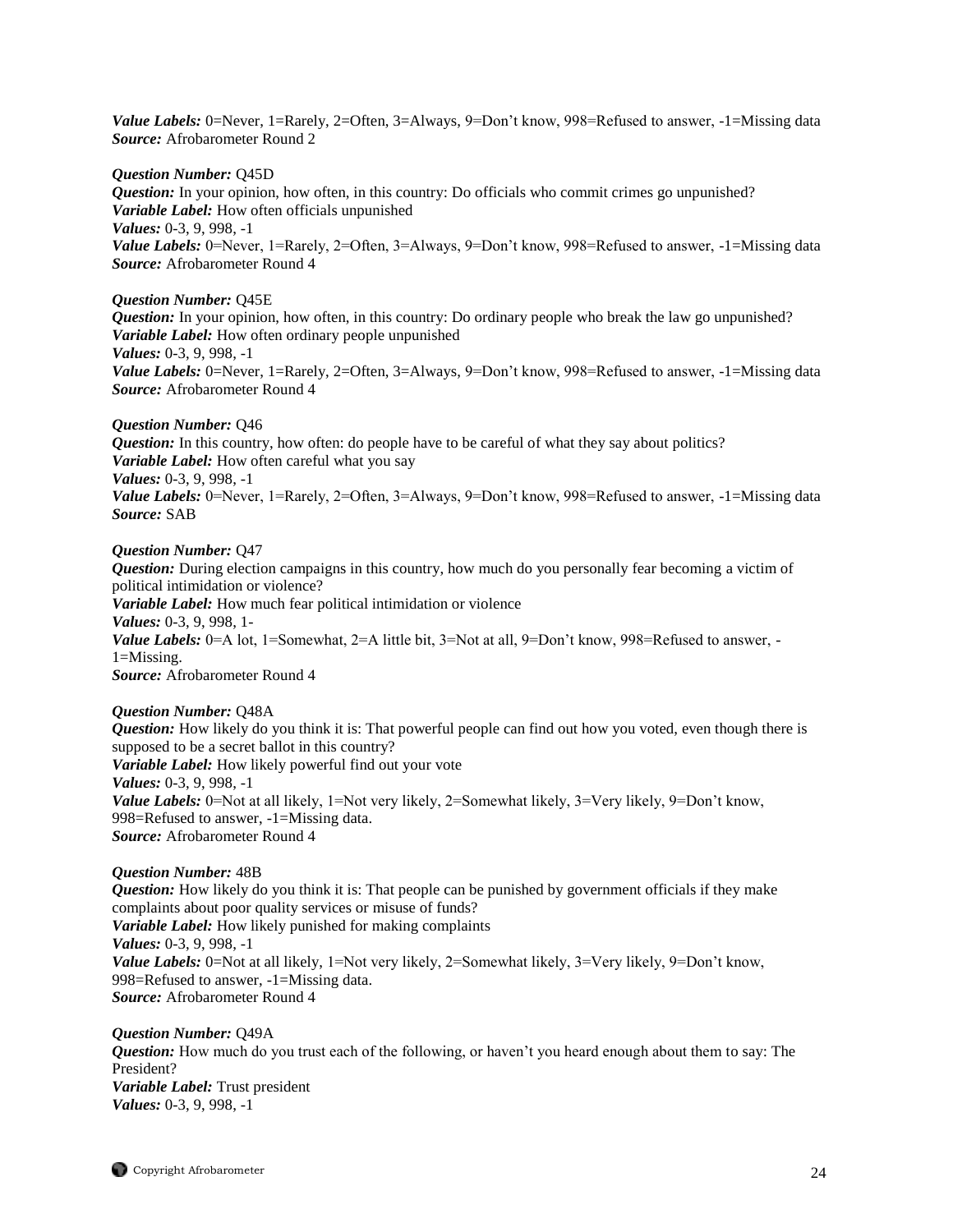***Value Labels:*** 0=Never, 1=Rarely, 2=Often, 3=Always, 9=Don't know, 998=Refused to answer, -1=Missing data
***Source:*** Afrobarometer Round 2

***Question Number:*** Q45D
***Question:*** In your opinion, how often, in this country: Do officials who commit crimes go unpunished?
***Variable Label:*** How often officials unpunished
***Values:*** 0-3, 9, 998, -1
***Value Labels:*** 0=Never, 1=Rarely, 2=Often, 3=Always, 9=Don't know, 998=Refused to answer, -1=Missing data
***Source:*** Afrobarometer Round 4

***Question Number:*** Q45E
***Question:*** In your opinion, how often, in this country: Do ordinary people who break the law go unpunished?
***Variable Label:*** How often ordinary people unpunished
***Values:*** 0-3, 9, 998, -1
***Value Labels:*** 0=Never, 1=Rarely, 2=Often, 3=Always, 9=Don't know, 998=Refused to answer, -1=Missing data
***Source:*** Afrobarometer Round 4

***Question Number:*** Q46
***Question:*** In this country, how often: do people have to be careful of what they say about politics?
***Variable Label:*** How often careful what you say
***Values:*** 0-3, 9, 998, -1
***Value Labels:*** 0=Never, 1=Rarely, 2=Often, 3=Always, 9=Don't know, 998=Refused to answer, -1=Missing data
***Source:*** SAB

***Question Number:*** Q47
***Question:*** During election campaigns in this country, how much do you personally fear becoming a victim of political intimidation or violence?
***Variable Label:*** How much fear political intimidation or violence
***Values:*** 0-3, 9, 998, 1-
***Value Labels:*** 0=A lot, 1=Somewhat, 2=A little bit, 3=Not at all, 9=Don't know, 998=Refused to answer, -1=Missing.
***Source:*** Afrobarometer Round 4

***Question Number:*** Q48A
***Question:*** How likely do you think it is: That powerful people can find out how you voted, even though there is supposed to be a secret ballot in this country?
***Variable Label:*** How likely powerful find out your vote
***Values:*** 0-3, 9, 998, -1
***Value Labels:*** 0=Not at all likely, 1=Not very likely, 2=Somewhat likely, 3=Very likely, 9=Don't know, 998=Refused to answer, -1=Missing data.
***Source:*** Afrobarometer Round 4

***Question Number:*** 48B
***Question:*** How likely do you think it is: That people can be punished by government officials if they make complaints about poor quality services or misuse of funds?
***Variable Label:*** How likely punished for making complaints
***Values:*** 0-3, 9, 998, -1
***Value Labels:*** 0=Not at all likely, 1=Not very likely, 2=Somewhat likely, 3=Very likely, 9=Don't know, 998=Refused to answer, -1=Missing data.
***Source:*** Afrobarometer Round 4

***Question Number:*** Q49A
***Question:*** How much do you trust each of the following, or haven't you heard enough about them to say: The President?
***Variable Label:*** Trust president
***Values:*** 0-3, 9, 998, -1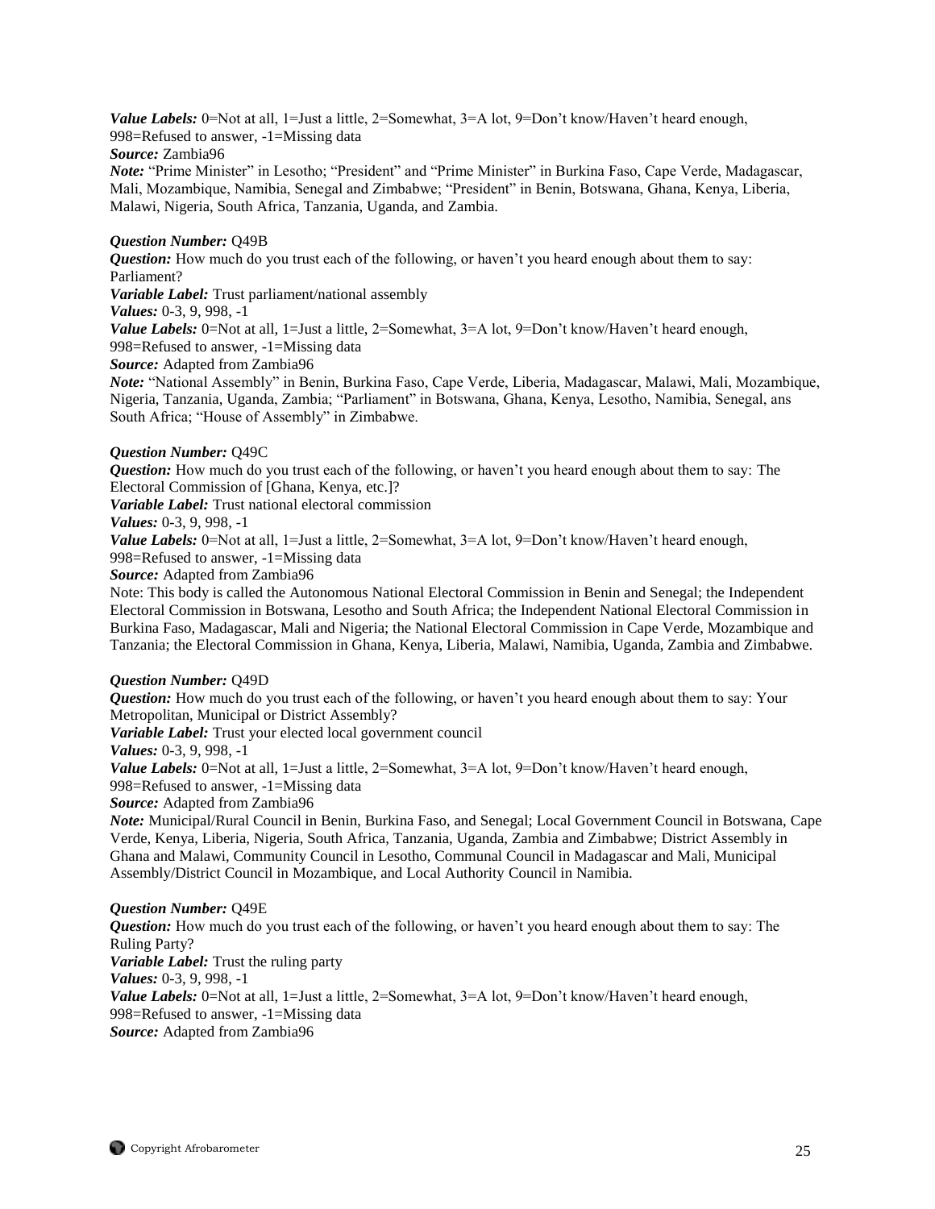***Value Labels:*** 0=Not at all, 1=Just a little, 2=Somewhat, 3=A lot, 9=Don't know/Haven't heard enough, 998=Refused to answer, -1=Missing data
***Source:*** Zambia96
***Note:*** "Prime Minister" in Lesotho; "President" and "Prime Minister" in Burkina Faso, Cape Verde, Madagascar, Mali, Mozambique, Namibia, Senegal and Zimbabwe; "President" in Benin, Botswana, Ghana, Kenya, Liberia, Malawi, Nigeria, South Africa, Tanzania, Uganda, and Zambia.

***Question Number:*** Q49B
***Question:*** How much do you trust each of the following, or haven't you heard enough about them to say: Parliament?
***Variable Label:*** Trust parliament/national assembly
***Values:*** 0-3, 9, 998, -1
***Value Labels:*** 0=Not at all, 1=Just a little, 2=Somewhat, 3=A lot, 9=Don't know/Haven't heard enough, 998=Refused to answer, -1=Missing data
***Source:*** Adapted from Zambia96
***Note:*** "National Assembly" in Benin, Burkina Faso, Cape Verde, Liberia, Madagascar, Malawi, Mali, Mozambique, Nigeria, Tanzania, Uganda, Zambia; "Parliament" in Botswana, Ghana, Kenya, Lesotho, Namibia, Senegal, ans South Africa; "House of Assembly" in Zimbabwe.

***Question Number:*** Q49C
***Question:*** How much do you trust each of the following, or haven't you heard enough about them to say: The Electoral Commission of [Ghana, Kenya, etc.]?
***Variable Label:*** Trust national electoral commission
***Values:*** 0-3, 9, 998, -1
***Value Labels:*** 0=Not at all, 1=Just a little, 2=Somewhat, 3=A lot, 9=Don't know/Haven't heard enough, 998=Refused to answer, -1=Missing data
***Source:*** Adapted from Zambia96
Note: This body is called the Autonomous National Electoral Commission in Benin and Senegal; the Independent Electoral Commission in Botswana, Lesotho and South Africa; the Independent National Electoral Commission in Burkina Faso, Madagascar, Mali and Nigeria; the National Electoral Commission in Cape Verde, Mozambique and Tanzania; the Electoral Commission in Ghana, Kenya, Liberia, Malawi, Namibia, Uganda, Zambia and Zimbabwe.

***Question Number:*** Q49D
***Question:*** How much do you trust each of the following, or haven't you heard enough about them to say: Your Metropolitan, Municipal or District Assembly?
***Variable Label:*** Trust your elected local government council
***Values:*** 0-3, 9, 998, -1
***Value Labels:*** 0=Not at all, 1=Just a little, 2=Somewhat, 3=A lot, 9=Don't know/Haven't heard enough, 998=Refused to answer, -1=Missing data
***Source:*** Adapted from Zambia96
***Note:*** Municipal/Rural Council in Benin, Burkina Faso, and Senegal; Local Government Council in Botswana, Cape Verde, Kenya, Liberia, Nigeria, South Africa, Tanzania, Uganda, Zambia and Zimbabwe; District Assembly in Ghana and Malawi, Community Council in Lesotho, Communal Council in Madagascar and Mali, Municipal Assembly/District Council in Mozambique, and Local Authority Council in Namibia.

***Question Number:*** Q49E
***Question:*** How much do you trust each of the following, or haven't you heard enough about them to say: The Ruling Party?
***Variable Label:*** Trust the ruling party
***Values:*** 0-3, 9, 998, -1
***Value Labels:*** 0=Not at all, 1=Just a little, 2=Somewhat, 3=A lot, 9=Don't know/Haven't heard enough, 998=Refused to answer, -1=Missing data
***Source:*** Adapted from Zambia96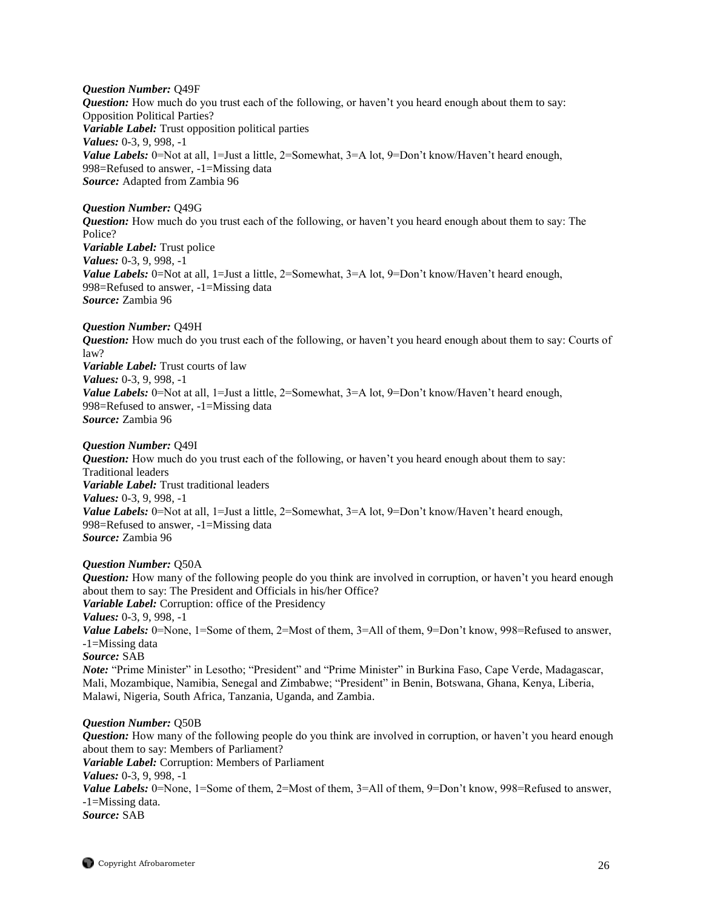***Question Number:*** Q49F
***Question:*** How much do you trust each of the following, or haven't you heard enough about them to say: Opposition Political Parties?
***Variable Label:*** Trust opposition political parties
***Values:*** 0-3, 9, 998, -1
***Value Labels:*** 0=Not at all, 1=Just a little, 2=Somewhat, 3=A lot, 9=Don't know/Haven't heard enough, 998=Refused to answer, -1=Missing data
***Source:*** Adapted from Zambia 96

***Question Number:*** Q49G
***Question:*** How much do you trust each of the following, or haven't you heard enough about them to say: The Police?
***Variable Label:*** Trust police
***Values:*** 0-3, 9, 998, -1
***Value Labels:*** 0=Not at all, 1=Just a little, 2=Somewhat, 3=A lot, 9=Don't know/Haven't heard enough, 998=Refused to answer, -1=Missing data
***Source:*** Zambia 96

***Question Number:*** Q49H
***Question:*** How much do you trust each of the following, or haven't you heard enough about them to say: Courts of law?
***Variable Label:*** Trust courts of law
***Values:*** 0-3, 9, 998, -1
***Value Labels:*** 0=Not at all, 1=Just a little, 2=Somewhat, 3=A lot, 9=Don't know/Haven't heard enough, 998=Refused to answer, -1=Missing data
***Source:*** Zambia 96

***Question Number:*** Q49I
***Question:*** How much do you trust each of the following, or haven't you heard enough about them to say: Traditional leaders
***Variable Label:*** Trust traditional leaders
***Values:*** 0-3, 9, 998, -1
***Value Labels:*** 0=Not at all, 1=Just a little, 2=Somewhat, 3=A lot, 9=Don't know/Haven't heard enough, 998=Refused to answer, -1=Missing data
***Source:*** Zambia 96

***Question Number:*** Q50A
***Question:*** How many of the following people do you think are involved in corruption, or haven't you heard enough about them to say: The President and Officials in his/her Office?
***Variable Label:*** Corruption: office of the Presidency
***Values:*** 0-3, 9, 998, -1
***Value Labels:*** 0=None, 1=Some of them, 2=Most of them, 3=All of them, 9=Don't know, 998=Refused to answer, -1=Missing data
***Source:*** SAB
***Note:*** "Prime Minister" in Lesotho; "President" and "Prime Minister" in Burkina Faso, Cape Verde, Madagascar, Mali, Mozambique, Namibia, Senegal and Zimbabwe; "President" in Benin, Botswana, Ghana, Kenya, Liberia, Malawi, Nigeria, South Africa, Tanzania, Uganda, and Zambia.

***Question Number:*** Q50B
***Question:*** How many of the following people do you think are involved in corruption, or haven't you heard enough about them to say: Members of Parliament?
***Variable Label:*** Corruption: Members of Parliament
***Values:*** 0-3, 9, 998, -1
***Value Labels:*** 0=None, 1=Some of them, 2=Most of them, 3=All of them, 9=Don't know, 998=Refused to answer, -1=Missing data.
***Source:*** SAB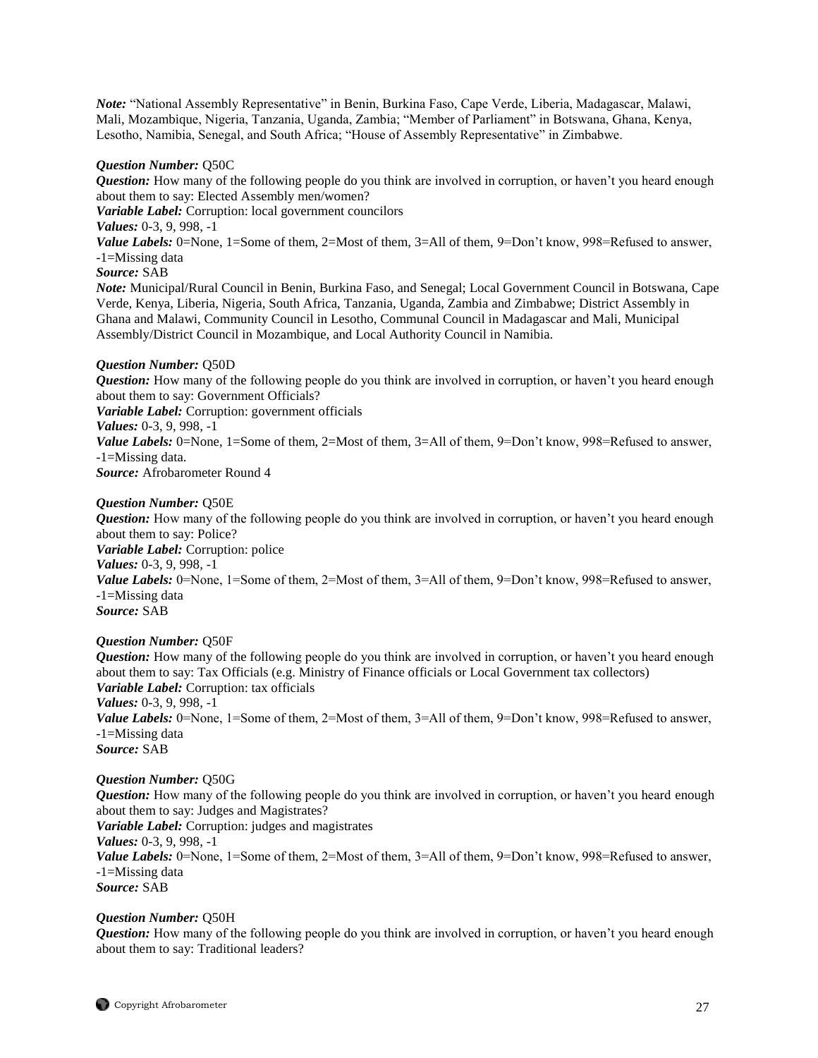*Note:* "National Assembly Representative" in Benin, Burkina Faso, Cape Verde, Liberia, Madagascar, Malawi, Mali, Mozambique, Nigeria, Tanzania, Uganda, Zambia; "Member of Parliament" in Botswana, Ghana, Kenya, Lesotho, Namibia, Senegal, and South Africa; "House of Assembly Representative" in Zimbabwe.

***Question Number:*** Q50C
***Question:*** How many of the following people do you think are involved in corruption, or haven't you heard enough about them to say: Elected Assembly men/women?
***Variable Label:*** Corruption: local government councilors
***Values:*** 0-3, 9, 998, -1
***Value Labels:*** 0=None, 1=Some of them, 2=Most of them, 3=All of them, 9=Don't know, 998=Refused to answer, -1=Missing data
***Source:*** SAB
***Note:*** Municipal/Rural Council in Benin, Burkina Faso, and Senegal; Local Government Council in Botswana, Cape Verde, Kenya, Liberia, Nigeria, South Africa, Tanzania, Uganda, Zambia and Zimbabwe; District Assembly in Ghana and Malawi, Community Council in Lesotho, Communal Council in Madagascar and Mali, Municipal Assembly/District Council in Mozambique, and Local Authority Council in Namibia.

***Question Number:*** Q50D
***Question:*** How many of the following people do you think are involved in corruption, or haven't you heard enough about them to say: Government Officials?
***Variable Label:*** Corruption: government officials
***Values:*** 0-3, 9, 998, -1
***Value Labels:*** 0=None, 1=Some of them, 2=Most of them, 3=All of them, 9=Don't know, 998=Refused to answer, -1=Missing data.
***Source:*** Afrobarometer Round 4

***Question Number:*** Q50E
***Question:*** How many of the following people do you think are involved in corruption, or haven't you heard enough about them to say: Police?
***Variable Label:*** Corruption: police
***Values:*** 0-3, 9, 998, -1
***Value Labels:*** 0=None, 1=Some of them, 2=Most of them, 3=All of them, 9=Don't know, 998=Refused to answer, -1=Missing data
***Source:*** SAB

***Question Number:*** Q50F
***Question:*** How many of the following people do you think are involved in corruption, or haven't you heard enough about them to say: Tax Officials (e.g. Ministry of Finance officials or Local Government tax collectors)
***Variable Label:*** Corruption: tax officials
***Values:*** 0-3, 9, 998, -1
***Value Labels:*** 0=None, 1=Some of them, 2=Most of them, 3=All of them, 9=Don't know, 998=Refused to answer, -1=Missing data
***Source:*** SAB

***Question Number:*** Q50G
***Question:*** How many of the following people do you think are involved in corruption, or haven't you heard enough about them to say: Judges and Magistrates?
***Variable Label:*** Corruption: judges and magistrates
***Values:*** 0-3, 9, 998, -1
***Value Labels:*** 0=None, 1=Some of them, 2=Most of them, 3=All of them, 9=Don't know, 998=Refused to answer, -1=Missing data
***Source:*** SAB

***Question Number:*** Q50H
***Question:*** How many of the following people do you think are involved in corruption, or haven't you heard enough about them to say: Traditional leaders?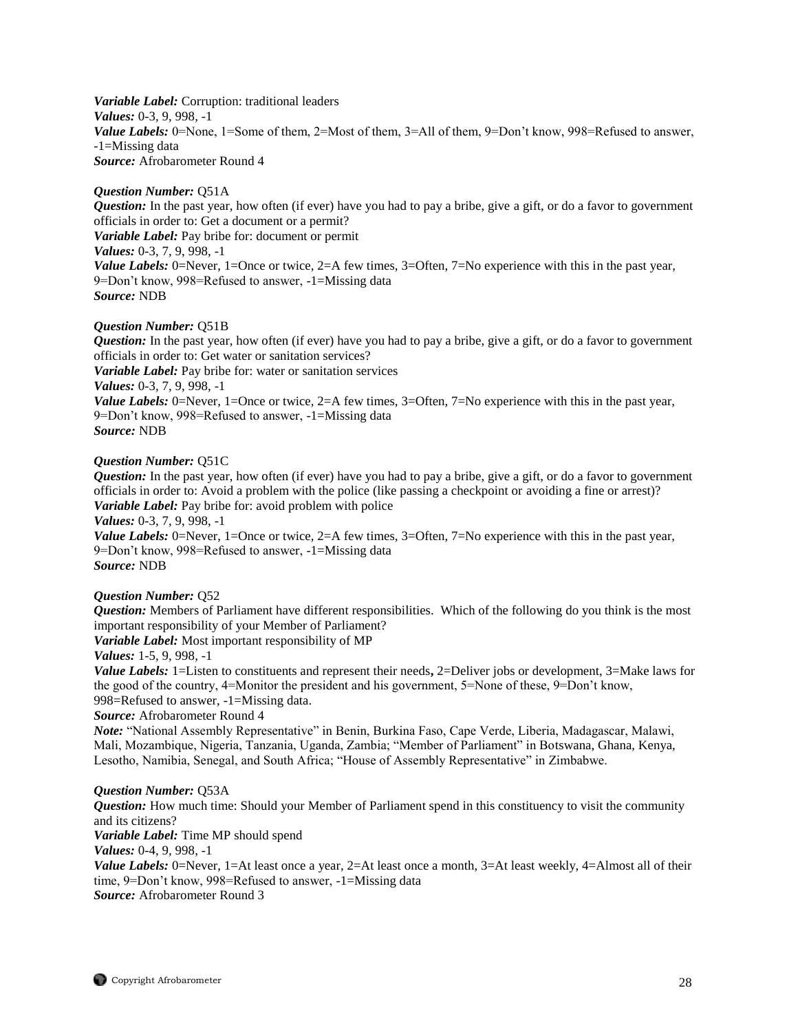***Variable Label:*** Corruption: traditional leaders
***Values:*** 0-3, 9, 998, -1
***Value Labels:*** 0=None, 1=Some of them, 2=Most of them, 3=All of them, 9=Don't know, 998=Refused to answer, -1=Missing data
***Source:*** Afrobarometer Round 4

***Question Number:*** Q51A
***Question:*** In the past year, how often (if ever) have you had to pay a bribe, give a gift, or do a favor to government officials in order to: Get a document or a permit?
***Variable Label:*** Pay bribe for: document or permit
***Values:*** 0-3, 7, 9, 998, -1
***Value Labels:*** 0=Never, 1=Once or twice, 2=A few times, 3=Often, 7=No experience with this in the past year, 9=Don't know, 998=Refused to answer, -1=Missing data
***Source:*** NDB

***Question Number:*** Q51B
***Question:*** In the past year, how often (if ever) have you had to pay a bribe, give a gift, or do a favor to government officials in order to: Get water or sanitation services?
***Variable Label:*** Pay bribe for: water or sanitation services
***Values:*** 0-3, 7, 9, 998, -1
***Value Labels:*** 0=Never, 1=Once or twice, 2=A few times, 3=Often, 7=No experience with this in the past year, 9=Don't know, 998=Refused to answer, -1=Missing data
***Source:*** NDB

***Question Number:*** Q51C
***Question:*** In the past year, how often (if ever) have you had to pay a bribe, give a gift, or do a favor to government officials in order to: Avoid a problem with the police (like passing a checkpoint or avoiding a fine or arrest)?
***Variable Label:*** Pay bribe for: avoid problem with police
***Values:*** 0-3, 7, 9, 998, -1
***Value Labels:*** 0=Never, 1=Once or twice, 2=A few times, 3=Often, 7=No experience with this in the past year, 9=Don't know, 998=Refused to answer, -1=Missing data
***Source:*** NDB

***Question Number:*** Q52
***Question:*** Members of Parliament have different responsibilities. Which of the following do you think is the most important responsibility of your Member of Parliament?
***Variable Label:*** Most important responsibility of MP
***Values:*** 1-5, 9, 998, -1
***Value Labels:*** 1=Listen to constituents and represent their needs**,** 2=Deliver jobs or development, 3=Make laws for the good of the country, 4=Monitor the president and his government, 5=None of these, 9=Don't know, 998=Refused to answer, -1=Missing data.
***Source:*** Afrobarometer Round 4
***Note:*** "National Assembly Representative" in Benin, Burkina Faso, Cape Verde, Liberia, Madagascar, Malawi, Mali, Mozambique, Nigeria, Tanzania, Uganda, Zambia; "Member of Parliament" in Botswana, Ghana, Kenya, Lesotho, Namibia, Senegal, and South Africa; "House of Assembly Representative" in Zimbabwe.

***Question Number:*** Q53A
***Question:*** How much time: Should your Member of Parliament spend in this constituency to visit the community and its citizens?
***Variable Label:*** Time MP should spend
***Values:*** 0-4, 9, 998, -1
***Value Labels:*** 0=Never, 1=At least once a year, 2=At least once a month, 3=At least weekly, 4=Almost all of their time, 9=Don't know, 998=Refused to answer, -1=Missing data
***Source:*** Afrobarometer Round 3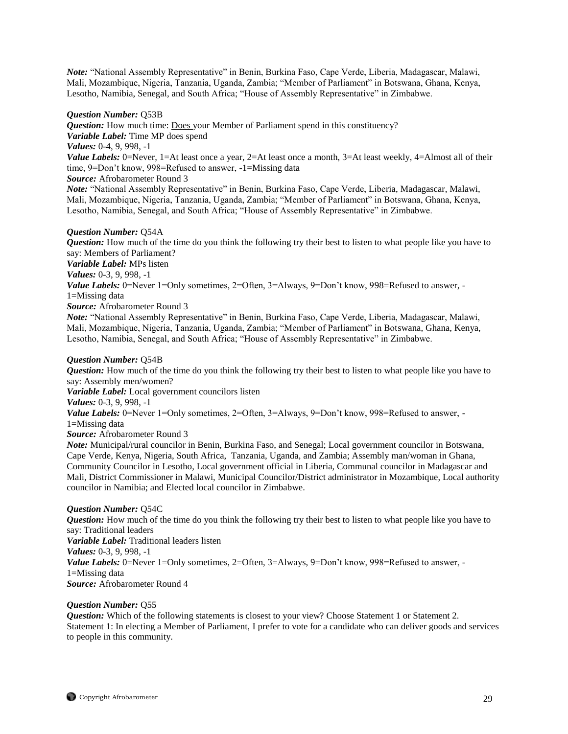*Note:* "National Assembly Representative" in Benin, Burkina Faso, Cape Verde, Liberia, Madagascar, Malawi, Mali, Mozambique, Nigeria, Tanzania, Uganda, Zambia; "Member of Parliament" in Botswana, Ghana, Kenya, Lesotho, Namibia, Senegal, and South Africa; "House of Assembly Representative" in Zimbabwe.

***Question Number:*** Q53B
***Question:*** How much time: <u>Does</u> your Member of Parliament spend in this constituency?
***Variable Label:*** Time MP does spend
***Values:*** 0-4, 9, 998, -1
***Value Labels:*** 0=Never, 1=At least once a year, 2=At least once a month, 3=At least weekly, 4=Almost all of their time, 9=Don't know, 998=Refused to answer, -1=Missing data
***Source:*** Afrobarometer Round 3
***Note:*** "National Assembly Representative" in Benin, Burkina Faso, Cape Verde, Liberia, Madagascar, Malawi, Mali, Mozambique, Nigeria, Tanzania, Uganda, Zambia; "Member of Parliament" in Botswana, Ghana, Kenya, Lesotho, Namibia, Senegal, and South Africa; "House of Assembly Representative" in Zimbabwe.

***Question Number:*** Q54A
***Question:*** How much of the time do you think the following try their best to listen to what people like you have to say: Members of Parliament?
***Variable Label:*** MPs listen
***Values:*** 0-3, 9, 998, -1
***Value Labels:*** 0=Never 1=Only sometimes, 2=Often, 3=Always, 9=Don't know, 998=Refused to answer, -1=Missing data
***Source:*** Afrobarometer Round 3
***Note:*** "National Assembly Representative" in Benin, Burkina Faso, Cape Verde, Liberia, Madagascar, Malawi, Mali, Mozambique, Nigeria, Tanzania, Uganda, Zambia; "Member of Parliament" in Botswana, Ghana, Kenya, Lesotho, Namibia, Senegal, and South Africa; "House of Assembly Representative" in Zimbabwe.

***Question Number:*** Q54B
***Question:*** How much of the time do you think the following try their best to listen to what people like you have to say: Assembly men/women?
***Variable Label:*** Local government councilors listen
***Values:*** 0-3, 9, 998, -1
***Value Labels:*** 0=Never 1=Only sometimes, 2=Often, 3=Always, 9=Don't know, 998=Refused to answer, -1=Missing data
***Source:*** Afrobarometer Round 3
***Note:*** Municipal/rural councilor in Benin, Burkina Faso, and Senegal; Local government councilor in Botswana, Cape Verde, Kenya, Nigeria, South Africa, Tanzania, Uganda, and Zambia; Assembly man/woman in Ghana, Community Councilor in Lesotho, Local government official in Liberia, Communal councilor in Madagascar and Mali, District Commissioner in Malawi, Municipal Councilor/District administrator in Mozambique, Local authority councilor in Namibia; and Elected local councilor in Zimbabwe.

***Question Number:*** Q54C
***Question:*** How much of the time do you think the following try their best to listen to what people like you have to say: Traditional leaders
***Variable Label:*** Traditional leaders listen
***Values:*** 0-3, 9, 998, -1
***Value Labels:*** 0=Never 1=Only sometimes, 2=Often, 3=Always, 9=Don't know, 998=Refused to answer, -1=Missing data
***Source:*** Afrobarometer Round 4

***Question Number:*** Q55
***Question:*** Which of the following statements is closest to your view? Choose Statement 1 or Statement 2.
Statement 1: In electing a Member of Parliament, I prefer to vote for a candidate who can deliver goods and services to people in this community.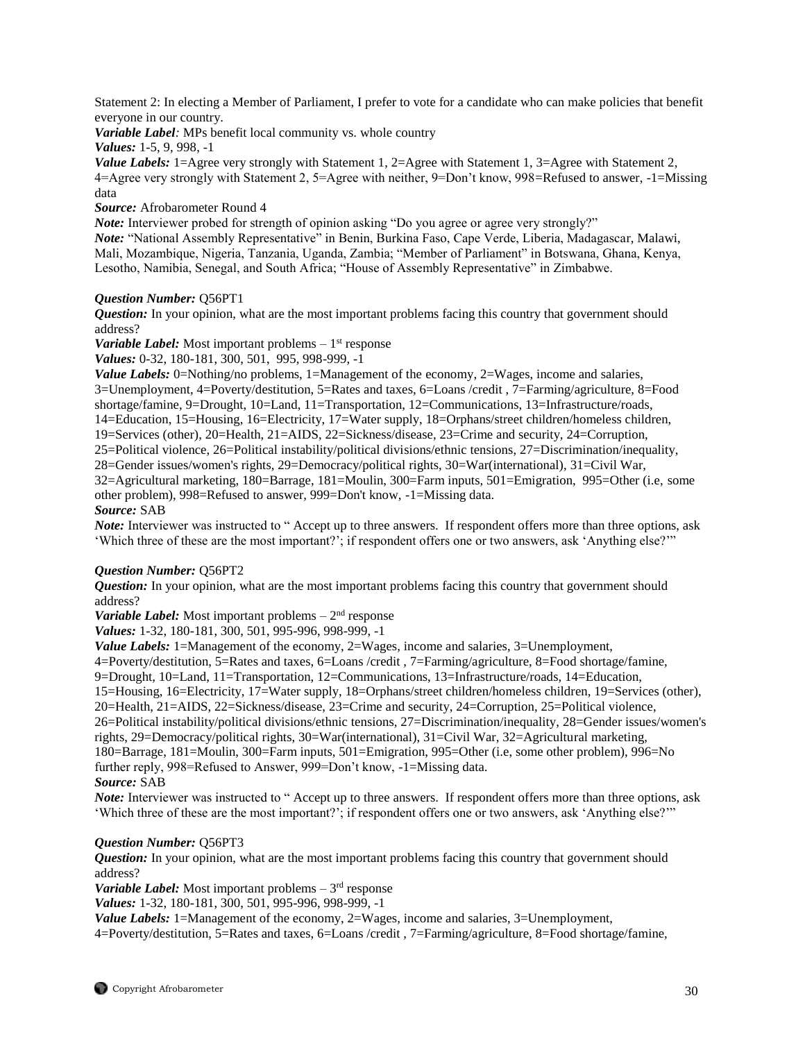Statement 2: In electing a Member of Parliament, I prefer to vote for a candidate who can make policies that benefit everyone in our country.

***Variable Label:*** MPs benefit local community vs. whole country

***Values:*** 1-5, 9, 998, -1

***Value Labels:*** 1=Agree very strongly with Statement 1, 2=Agree with Statement 1, 3=Agree with Statement 2, 4=Agree very strongly with Statement 2, 5=Agree with neither, 9=Don't know, 998=Refused to answer, -1=Missing data

***Source:*** Afrobarometer Round 4

***Note:*** Interviewer probed for strength of opinion asking "Do you agree or agree very strongly?"

***Note:*** "National Assembly Representative" in Benin, Burkina Faso, Cape Verde, Liberia, Madagascar, Malawi, Mali, Mozambique, Nigeria, Tanzania, Uganda, Zambia; "Member of Parliament" in Botswana, Ghana, Kenya, Lesotho, Namibia, Senegal, and South Africa; "House of Assembly Representative" in Zimbabwe.

***Question Number:*** Q56PT1

***Question:*** In your opinion, what are the most important problems facing this country that government should address?

***Variable Label:*** Most important problems – 1st response

***Values:*** 0-32, 180-181, 300, 501, 995, 998-999, -1

***Value Labels:*** 0=Nothing/no problems, 1=Management of the economy, 2=Wages, income and salaries, 3=Unemployment, 4=Poverty/destitution, 5=Rates and taxes, 6=Loans /credit , 7=Farming/agriculture, 8=Food shortage/famine, 9=Drought, 10=Land, 11=Transportation, 12=Communications, 13=Infrastructure/roads, 14=Education, 15=Housing, 16=Electricity, 17=Water supply, 18=Orphans/street children/homeless children, 19=Services (other), 20=Health, 21=AIDS, 22=Sickness/disease, 23=Crime and security, 24=Corruption, 25=Political violence, 26=Political instability/political divisions/ethnic tensions, 27=Discrimination/inequality, 28=Gender issues/women's rights, 29=Democracy/political rights, 30=War(international), 31=Civil War, 32=Agricultural marketing, 180=Barrage, 181=Moulin, 300=Farm inputs, 501=Emigration, 995=Other (i.e, some other problem), 998=Refused to answer, 999=Don't know, -1=Missing data.

***Source:*** SAB

***Note:*** Interviewer was instructed to " Accept up to three answers. If respondent offers more than three options, ask 'Which three of these are the most important?'; if respondent offers one or two answers, ask 'Anything else?'"

***Question Number:*** Q56PT2

***Question:*** In your opinion, what are the most important problems facing this country that government should address?

***Variable Label:*** Most important problems – 2nd response

***Values:*** 1-32, 180-181, 300, 501, 995-996, 998-999, -1

***Value Labels:*** 1=Management of the economy, 2=Wages, income and salaries, 3=Unemployment, 4=Poverty/destitution, 5=Rates and taxes, 6=Loans /credit , 7=Farming/agriculture, 8=Food shortage/famine, 9=Drought, 10=Land, 11=Transportation, 12=Communications, 13=Infrastructure/roads, 14=Education, 15=Housing, 16=Electricity, 17=Water supply, 18=Orphans/street children/homeless children, 19=Services (other), 20=Health, 21=AIDS, 22=Sickness/disease, 23=Crime and security, 24=Corruption, 25=Political violence, 26=Political instability/political divisions/ethnic tensions, 27=Discrimination/inequality, 28=Gender issues/women's rights, 29=Democracy/political rights, 30=War(international), 31=Civil War, 32=Agricultural marketing, 180=Barrage, 181=Moulin, 300=Farm inputs, 501=Emigration, 995=Other (i.e, some other problem), 996=No further reply, 998=Refused to Answer, 999=Don't know, -1=Missing data.

***Source:*** SAB

***Note:*** Interviewer was instructed to " Accept up to three answers. If respondent offers more than three options, ask 'Which three of these are the most important?'; if respondent offers one or two answers, ask 'Anything else?'"

***Question Number:*** Q56PT3

***Question:*** In your opinion, what are the most important problems facing this country that government should address?

***Variable Label:*** Most important problems – 3rd response

***Values:*** 1-32, 180-181, 300, 501, 995-996, 998-999, -1

***Value Labels:*** 1=Management of the economy, 2=Wages, income and salaries, 3=Unemployment, 4=Poverty/destitution, 5=Rates and taxes, 6=Loans /credit , 7=Farming/agriculture, 8=Food shortage/famine,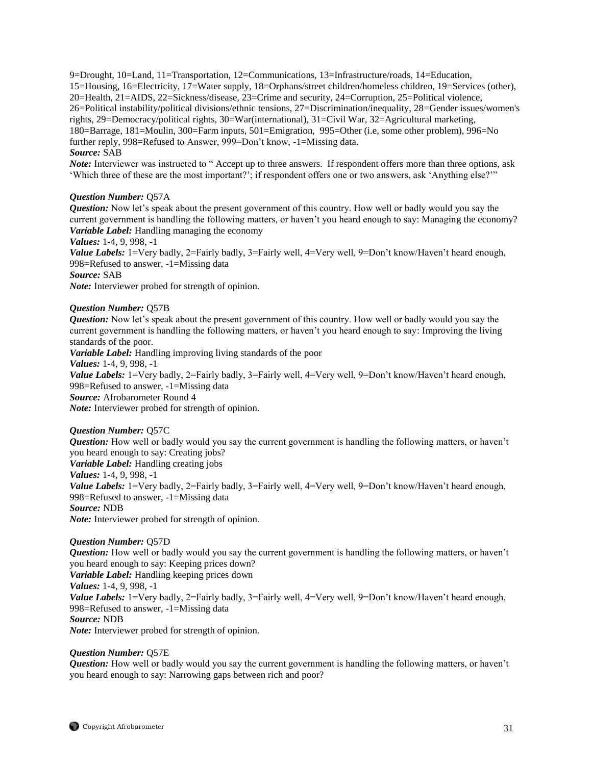9=Drought, 10=Land, 11=Transportation, 12=Communications, 13=Infrastructure/roads, 14=Education, 15=Housing, 16=Electricity, 17=Water supply, 18=Orphans/street children/homeless children, 19=Services (other), 20=Health, 21=AIDS, 22=Sickness/disease, 23=Crime and security, 24=Corruption, 25=Political violence, 26=Political instability/political divisions/ethnic tensions, 27=Discrimination/inequality, 28=Gender issues/women's rights, 29=Democracy/political rights, 30=War(international), 31=Civil War, 32=Agricultural marketing, 180=Barrage, 181=Moulin, 300=Farm inputs, 501=Emigration, 995=Other (i.e, some other problem), 996=No further reply, 998=Refused to Answer, 999=Don't know, -1=Missing data.
***Source:*** SAB
***Note:*** Interviewer was instructed to " Accept up to three answers. If respondent offers more than three options, ask 'Which three of these are the most important?'; if respondent offers one or two answers, ask 'Anything else?'"

***Question Number:*** Q57A
***Question:*** Now let's speak about the present government of this country. How well or badly would you say the current government is handling the following matters, or haven't you heard enough to say: Managing the economy?
***Variable Label:*** Handling managing the economy
***Values:*** 1-4, 9, 998, -1
***Value Labels:*** 1=Very badly, 2=Fairly badly, 3=Fairly well, 4=Very well, 9=Don't know/Haven't heard enough, 998=Refused to answer, -1=Missing data
***Source:*** SAB
***Note:*** Interviewer probed for strength of opinion.

***Question Number:*** Q57B
***Question:*** Now let's speak about the present government of this country. How well or badly would you say the current government is handling the following matters, or haven't you heard enough to say: Improving the living standards of the poor.
***Variable Label:*** Handling improving living standards of the poor
***Values:*** 1-4, 9, 998, -1
***Value Labels:*** 1=Very badly, 2=Fairly badly, 3=Fairly well, 4=Very well, 9=Don't know/Haven't heard enough, 998=Refused to answer, -1=Missing data
***Source:*** Afrobarometer Round 4
***Note:*** Interviewer probed for strength of opinion.

***Question Number:*** Q57C
***Question:*** How well or badly would you say the current government is handling the following matters, or haven't you heard enough to say: Creating jobs?
***Variable Label:*** Handling creating jobs
***Values:*** 1-4, 9, 998, -1
***Value Labels:*** 1=Very badly, 2=Fairly badly, 3=Fairly well, 4=Very well, 9=Don't know/Haven't heard enough, 998=Refused to answer, -1=Missing data
***Source:*** NDB
***Note:*** Interviewer probed for strength of opinion.

***Question Number:*** Q57D
***Question:*** How well or badly would you say the current government is handling the following matters, or haven't you heard enough to say: Keeping prices down?
***Variable Label:*** Handling keeping prices down
***Values:*** 1-4, 9, 998, -1
***Value Labels:*** 1=Very badly, 2=Fairly badly, 3=Fairly well, 4=Very well, 9=Don't know/Haven't heard enough, 998=Refused to answer, -1=Missing data
***Source:*** NDB
***Note:*** Interviewer probed for strength of opinion.

***Question Number:*** Q57E
***Question:*** How well or badly would you say the current government is handling the following matters, or haven't you heard enough to say: Narrowing gaps between rich and poor?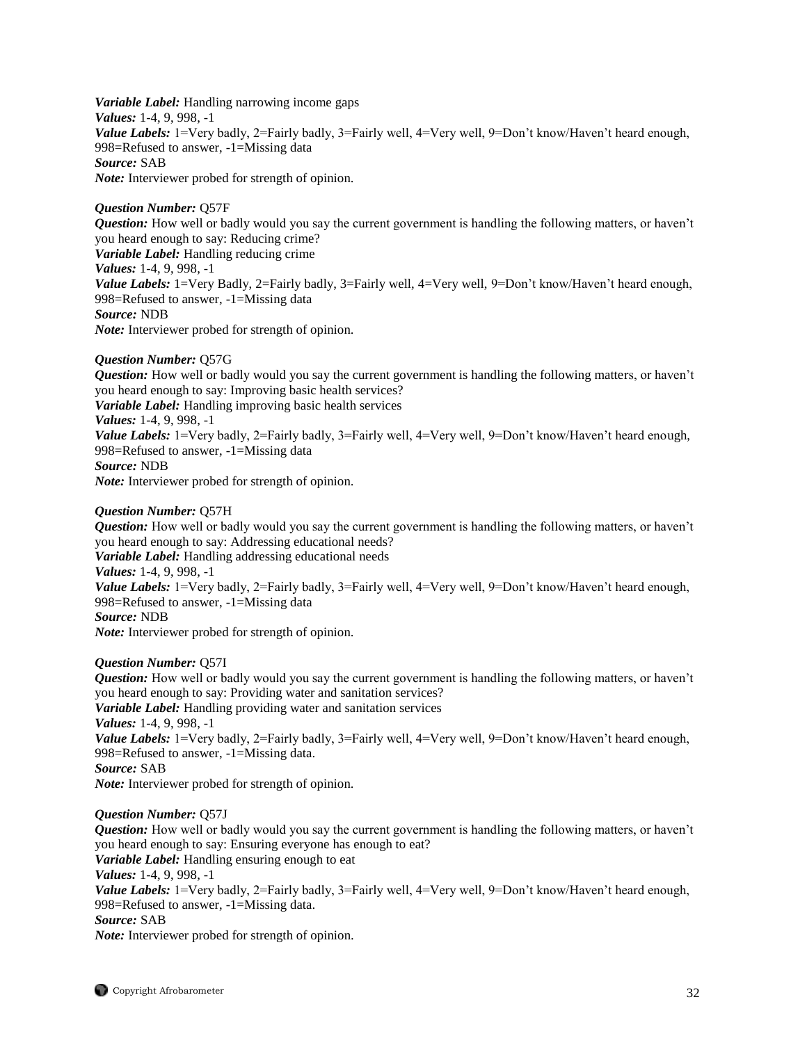***Variable Label:*** Handling narrowing income gaps
***Values:*** 1-4, 9, 998, -1
***Value Labels:*** 1=Very badly, 2=Fairly badly, 3=Fairly well, 4=Very well, 9=Don't know/Haven't heard enough, 998=Refused to answer, -1=Missing data
***Source:*** SAB
***Note:*** Interviewer probed for strength of opinion.

***Question Number:*** Q57F
***Question:*** How well or badly would you say the current government is handling the following matters, or haven't you heard enough to say: Reducing crime?
***Variable Label:*** Handling reducing crime
***Values:*** 1-4, 9, 998, -1
***Value Labels:*** 1=Very Badly, 2=Fairly badly, 3=Fairly well, 4=Very well, 9=Don't know/Haven't heard enough, 998=Refused to answer, -1=Missing data
***Source:*** NDB
***Note:*** Interviewer probed for strength of opinion.

***Question Number:*** Q57G
***Question:*** How well or badly would you say the current government is handling the following matters, or haven't you heard enough to say: Improving basic health services?
***Variable Label:*** Handling improving basic health services
***Values:*** 1-4, 9, 998, -1
***Value Labels:*** 1=Very badly, 2=Fairly badly, 3=Fairly well, 4=Very well, 9=Don't know/Haven't heard enough, 998=Refused to answer, -1=Missing data
***Source:*** NDB
***Note:*** Interviewer probed for strength of opinion.

***Question Number:*** Q57H
***Question:*** How well or badly would you say the current government is handling the following matters, or haven't you heard enough to say: Addressing educational needs?
***Variable Label:*** Handling addressing educational needs
***Values:*** 1-4, 9, 998, -1
***Value Labels:*** 1=Very badly, 2=Fairly badly, 3=Fairly well, 4=Very well, 9=Don't know/Haven't heard enough, 998=Refused to answer, -1=Missing data
***Source:*** NDB
***Note:*** Interviewer probed for strength of opinion.

***Question Number:*** Q57I
***Question:*** How well or badly would you say the current government is handling the following matters, or haven't you heard enough to say: Providing water and sanitation services?
***Variable Label:*** Handling providing water and sanitation services
***Values:*** 1-4, 9, 998, -1
***Value Labels:*** 1=Very badly, 2=Fairly badly, 3=Fairly well, 4=Very well, 9=Don't know/Haven't heard enough, 998=Refused to answer, -1=Missing data.
***Source:*** SAB
***Note:*** Interviewer probed for strength of opinion.

***Question Number:*** Q57J
***Question:*** How well or badly would you say the current government is handling the following matters, or haven't you heard enough to say: Ensuring everyone has enough to eat?
***Variable Label:*** Handling ensuring enough to eat
***Values:*** 1-4, 9, 998, -1
***Value Labels:*** 1=Very badly, 2=Fairly badly, 3=Fairly well, 4=Very well, 9=Don't know/Haven't heard enough, 998=Refused to answer, -1=Missing data.
***Source:*** SAB
***Note:*** Interviewer probed for strength of opinion.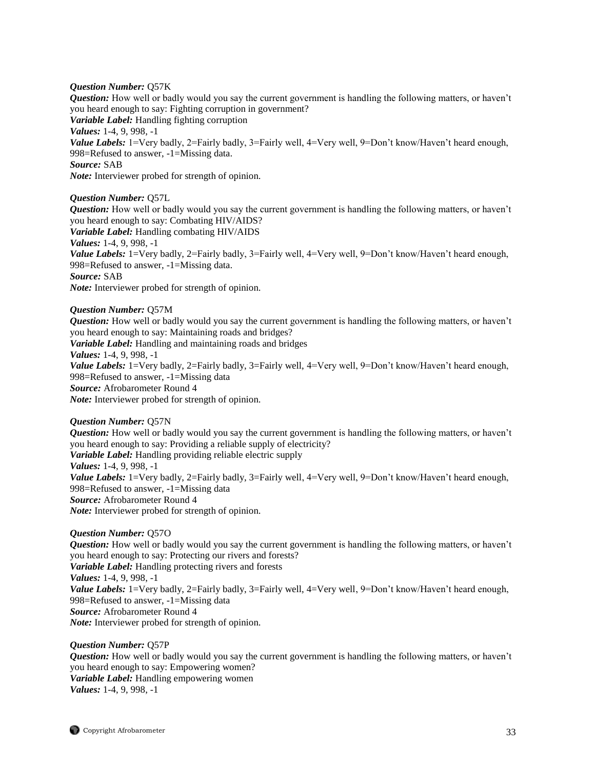***Question Number:*** Q57K
***Question:*** How well or badly would you say the current government is handling the following matters, or haven't you heard enough to say: Fighting corruption in government?
***Variable Label:*** Handling fighting corruption
***Values:*** 1-4, 9, 998, -1
***Value Labels:*** 1=Very badly, 2=Fairly badly, 3=Fairly well, 4=Very well, 9=Don't know/Haven't heard enough, 998=Refused to answer, -1=Missing data.
***Source:*** SAB
***Note:*** Interviewer probed for strength of opinion.

***Question Number:*** Q57L
***Question:*** How well or badly would you say the current government is handling the following matters, or haven't you heard enough to say: Combating HIV/AIDS?
***Variable Label:*** Handling combating HIV/AIDS
***Values:*** 1-4, 9, 998, -1
***Value Labels:*** 1=Very badly, 2=Fairly badly, 3=Fairly well, 4=Very well, 9=Don't know/Haven't heard enough, 998=Refused to answer, -1=Missing data.
***Source:*** SAB
***Note:*** Interviewer probed for strength of opinion.

***Question Number:*** Q57M
***Question:*** How well or badly would you say the current government is handling the following matters, or haven't you heard enough to say: Maintaining roads and bridges?
***Variable Label:*** Handling and maintaining roads and bridges
***Values:*** 1-4, 9, 998, -1
***Value Labels:*** 1=Very badly, 2=Fairly badly, 3=Fairly well, 4=Very well, 9=Don't know/Haven't heard enough, 998=Refused to answer, -1=Missing data
***Source:*** Afrobarometer Round 4
***Note:*** Interviewer probed for strength of opinion.

***Question Number:*** Q57N
***Question:*** How well or badly would you say the current government is handling the following matters, or haven't you heard enough to say: Providing a reliable supply of electricity?
***Variable Label:*** Handling providing reliable electric supply
***Values:*** 1-4, 9, 998, -1
***Value Labels:*** 1=Very badly, 2=Fairly badly, 3=Fairly well, 4=Very well, 9=Don't know/Haven't heard enough, 998=Refused to answer, -1=Missing data
***Source:*** Afrobarometer Round 4
***Note:*** Interviewer probed for strength of opinion.

***Question Number:*** Q57O
***Question:*** How well or badly would you say the current government is handling the following matters, or haven't you heard enough to say: Protecting our rivers and forests?
***Variable Label:*** Handling protecting rivers and forests
***Values:*** 1-4, 9, 998, -1
***Value Labels:*** 1=Very badly, 2=Fairly badly, 3=Fairly well, 4=Very well, 9=Don't know/Haven't heard enough, 998=Refused to answer, -1=Missing data
***Source:*** Afrobarometer Round 4
***Note:*** Interviewer probed for strength of opinion.

***Question Number:*** Q57P
***Question:*** How well or badly would you say the current government is handling the following matters, or haven't you heard enough to say: Empowering women?
***Variable Label:*** Handling empowering women
***Values:*** 1-4, 9, 998, -1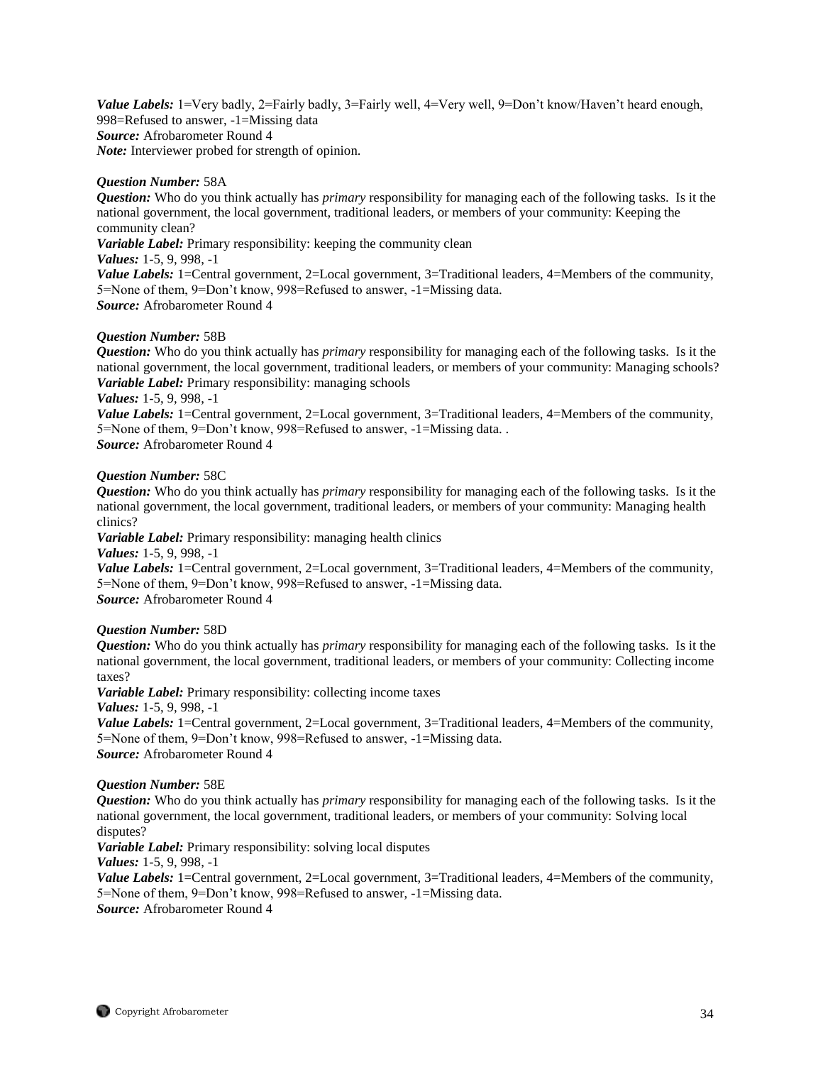***Value Labels:*** 1=Very badly, 2=Fairly badly, 3=Fairly well, 4=Very well, 9=Don't know/Haven't heard enough, 998=Refused to answer, -1=Missing data
***Source:*** Afrobarometer Round 4
***Note:*** Interviewer probed for strength of opinion.

***Question Number:*** 58A
***Question:*** Who do you think actually has *primary* responsibility for managing each of the following tasks. Is it the national government, the local government, traditional leaders, or members of your community: Keeping the community clean?
***Variable Label:*** Primary responsibility: keeping the community clean
***Values:*** 1-5, 9, 998, -1
***Value Labels:*** 1=Central government, 2=Local government, 3=Traditional leaders, 4=Members of the community, 5=None of them, 9=Don't know, 998=Refused to answer, -1=Missing data.
***Source:*** Afrobarometer Round 4

***Question Number:*** 58B
***Question:*** Who do you think actually has *primary* responsibility for managing each of the following tasks. Is it the national government, the local government, traditional leaders, or members of your community: Managing schools?
***Variable Label:*** Primary responsibility: managing schools
***Values:*** 1-5, 9, 998, -1
***Value Labels:*** 1=Central government, 2=Local government, 3=Traditional leaders, 4=Members of the community, 5=None of them, 9=Don't know, 998=Refused to answer, -1=Missing data. .
***Source:*** Afrobarometer Round 4

***Question Number:*** 58C
***Question:*** Who do you think actually has *primary* responsibility for managing each of the following tasks. Is it the national government, the local government, traditional leaders, or members of your community: Managing health clinics?
***Variable Label:*** Primary responsibility: managing health clinics
***Values:*** 1-5, 9, 998, -1
***Value Labels:*** 1=Central government, 2=Local government, 3=Traditional leaders, 4=Members of the community, 5=None of them, 9=Don't know, 998=Refused to answer, -1=Missing data.
***Source:*** Afrobarometer Round 4

***Question Number:*** 58D
***Question:*** Who do you think actually has *primary* responsibility for managing each of the following tasks. Is it the national government, the local government, traditional leaders, or members of your community: Collecting income taxes?
***Variable Label:*** Primary responsibility: collecting income taxes
***Values:*** 1-5, 9, 998, -1
***Value Labels:*** 1=Central government, 2=Local government, 3=Traditional leaders, 4=Members of the community, 5=None of them, 9=Don't know, 998=Refused to answer, -1=Missing data.
***Source:*** Afrobarometer Round 4

***Question Number:*** 58E
***Question:*** Who do you think actually has *primary* responsibility for managing each of the following tasks. Is it the national government, the local government, traditional leaders, or members of your community: Solving local disputes?
***Variable Label:*** Primary responsibility: solving local disputes
***Values:*** 1-5, 9, 998, -1
***Value Labels:*** 1=Central government, 2=Local government, 3=Traditional leaders, 4=Members of the community, 5=None of them, 9=Don't know, 998=Refused to answer, -1=Missing data.
***Source:*** Afrobarometer Round 4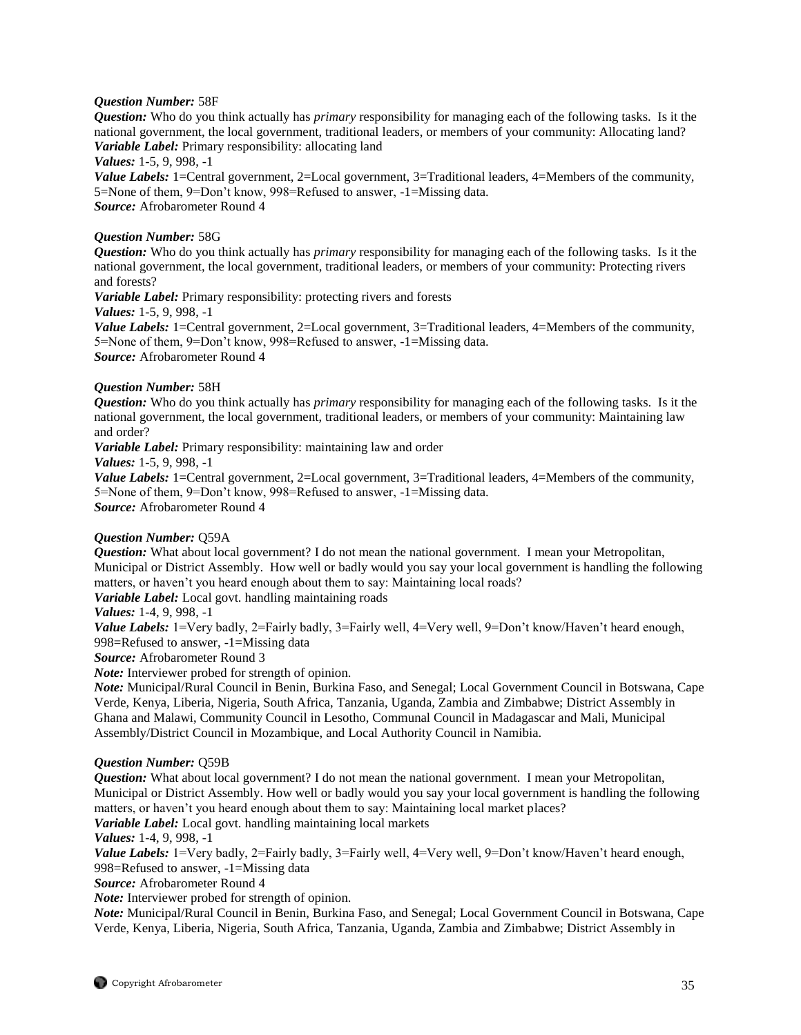***Question Number:*** 58F
***Question:*** Who do you think actually has *primary* responsibility for managing each of the following tasks. Is it the national government, the local government, traditional leaders, or members of your community: Allocating land?
***Variable Label:*** Primary responsibility: allocating land
***Values:*** 1-5, 9, 998, -1
***Value Labels:*** 1=Central government, 2=Local government, 3=Traditional leaders, 4=Members of the community, 5=None of them, 9=Don't know, 998=Refused to answer, -1=Missing data.
***Source:*** Afrobarometer Round 4

***Question Number:*** 58G
***Question:*** Who do you think actually has *primary* responsibility for managing each of the following tasks. Is it the national government, the local government, traditional leaders, or members of your community: Protecting rivers and forests?
***Variable Label:*** Primary responsibility: protecting rivers and forests
***Values:*** 1-5, 9, 998, -1
***Value Labels:*** 1=Central government, 2=Local government, 3=Traditional leaders, 4=Members of the community, 5=None of them, 9=Don't know, 998=Refused to answer, -1=Missing data.
***Source:*** Afrobarometer Round 4

***Question Number:*** 58H
***Question:*** Who do you think actually has *primary* responsibility for managing each of the following tasks. Is it the national government, the local government, traditional leaders, or members of your community: Maintaining law and order?
***Variable Label:*** Primary responsibility: maintaining law and order
***Values:*** 1-5, 9, 998, -1
***Value Labels:*** 1=Central government, 2=Local government, 3=Traditional leaders, 4=Members of the community, 5=None of them, 9=Don't know, 998=Refused to answer, -1=Missing data.
***Source:*** Afrobarometer Round 4

***Question Number:*** Q59A
***Question:*** What about local government? I do not mean the national government. I mean your Metropolitan, Municipal or District Assembly. How well or badly would you say your local government is handling the following matters, or haven't you heard enough about them to say: Maintaining local roads?
***Variable Label:*** Local govt. handling maintaining roads
***Values:*** 1-4, 9, 998, -1
***Value Labels:*** 1=Very badly, 2=Fairly badly, 3=Fairly well, 4=Very well, 9=Don't know/Haven't heard enough, 998=Refused to answer, -1=Missing data
***Source:*** Afrobarometer Round 3
***Note:*** Interviewer probed for strength of opinion.
***Note:*** Municipal/Rural Council in Benin, Burkina Faso, and Senegal; Local Government Council in Botswana, Cape Verde, Kenya, Liberia, Nigeria, South Africa, Tanzania, Uganda, Zambia and Zimbabwe; District Assembly in Ghana and Malawi, Community Council in Lesotho, Communal Council in Madagascar and Mali, Municipal Assembly/District Council in Mozambique, and Local Authority Council in Namibia.

***Question Number:*** Q59B
***Question:*** What about local government? I do not mean the national government. I mean your Metropolitan, Municipal or District Assembly. How well or badly would you say your local government is handling the following matters, or haven't you heard enough about them to say: Maintaining local market places?
***Variable Label:*** Local govt. handling maintaining local markets
***Values:*** 1-4, 9, 998, -1
***Value Labels:*** 1=Very badly, 2=Fairly badly, 3=Fairly well, 4=Very well, 9=Don't know/Haven't heard enough, 998=Refused to answer, -1=Missing data
***Source:*** Afrobarometer Round 4
***Note:*** Interviewer probed for strength of opinion.
***Note:*** Municipal/Rural Council in Benin, Burkina Faso, and Senegal; Local Government Council in Botswana, Cape Verde, Kenya, Liberia, Nigeria, South Africa, Tanzania, Uganda, Zambia and Zimbabwe; District Assembly in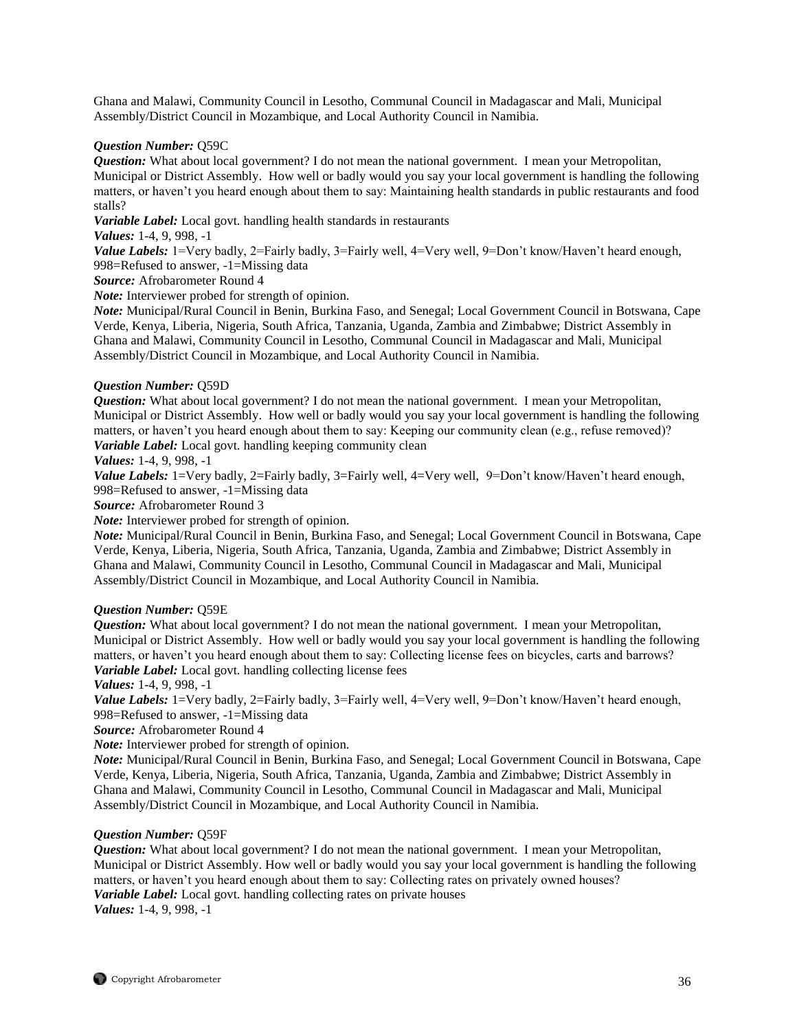Ghana and Malawi, Community Council in Lesotho, Communal Council in Madagascar and Mali, Municipal Assembly/District Council in Mozambique, and Local Authority Council in Namibia.

***Question Number:*** Q59C
***Question:*** What about local government? I do not mean the national government. I mean your Metropolitan, Municipal or District Assembly. How well or badly would you say your local government is handling the following matters, or haven't you heard enough about them to say: Maintaining health standards in public restaurants and food stalls?
***Variable Label:*** Local govt. handling health standards in restaurants
***Values:*** 1-4, 9, 998, -1
***Value Labels:*** 1=Very badly, 2=Fairly badly, 3=Fairly well, 4=Very well, 9=Don't know/Haven't heard enough, 998=Refused to answer, -1=Missing data
***Source:*** Afrobarometer Round 4
***Note:*** Interviewer probed for strength of opinion.
***Note:*** Municipal/Rural Council in Benin, Burkina Faso, and Senegal; Local Government Council in Botswana, Cape Verde, Kenya, Liberia, Nigeria, South Africa, Tanzania, Uganda, Zambia and Zimbabwe; District Assembly in Ghana and Malawi, Community Council in Lesotho, Communal Council in Madagascar and Mali, Municipal Assembly/District Council in Mozambique, and Local Authority Council in Namibia.

***Question Number:*** Q59D
***Question:*** What about local government? I do not mean the national government. I mean your Metropolitan, Municipal or District Assembly. How well or badly would you say your local government is handling the following matters, or haven't you heard enough about them to say: Keeping our community clean (e.g., refuse removed)?
***Variable Label:*** Local govt. handling keeping community clean
***Values:*** 1-4, 9, 998, -1
***Value Labels:*** 1=Very badly, 2=Fairly badly, 3=Fairly well, 4=Very well, 9=Don't know/Haven't heard enough, 998=Refused to answer, -1=Missing data
***Source:*** Afrobarometer Round 3
***Note:*** Interviewer probed for strength of opinion.
***Note:*** Municipal/Rural Council in Benin, Burkina Faso, and Senegal; Local Government Council in Botswana, Cape Verde, Kenya, Liberia, Nigeria, South Africa, Tanzania, Uganda, Zambia and Zimbabwe; District Assembly in Ghana and Malawi, Community Council in Lesotho, Communal Council in Madagascar and Mali, Municipal Assembly/District Council in Mozambique, and Local Authority Council in Namibia.

***Question Number:*** Q59E
***Question:*** What about local government? I do not mean the national government. I mean your Metropolitan, Municipal or District Assembly. How well or badly would you say your local government is handling the following matters, or haven't you heard enough about them to say: Collecting license fees on bicycles, carts and barrows?
***Variable Label:*** Local govt. handling collecting license fees
***Values:*** 1-4, 9, 998, -1
***Value Labels:*** 1=Very badly, 2=Fairly badly, 3=Fairly well, 4=Very well, 9=Don't know/Haven't heard enough, 998=Refused to answer, -1=Missing data
***Source:*** Afrobarometer Round 4
***Note:*** Interviewer probed for strength of opinion.
***Note:*** Municipal/Rural Council in Benin, Burkina Faso, and Senegal; Local Government Council in Botswana, Cape Verde, Kenya, Liberia, Nigeria, South Africa, Tanzania, Uganda, Zambia and Zimbabwe; District Assembly in Ghana and Malawi, Community Council in Lesotho, Communal Council in Madagascar and Mali, Municipal Assembly/District Council in Mozambique, and Local Authority Council in Namibia.

***Question Number:*** Q59F
***Question:*** What about local government? I do not mean the national government. I mean your Metropolitan, Municipal or District Assembly. How well or badly would you say your local government is handling the following matters, or haven't you heard enough about them to say: Collecting rates on privately owned houses?
***Variable Label:*** Local govt. handling collecting rates on private houses
***Values:*** 1-4, 9, 998, -1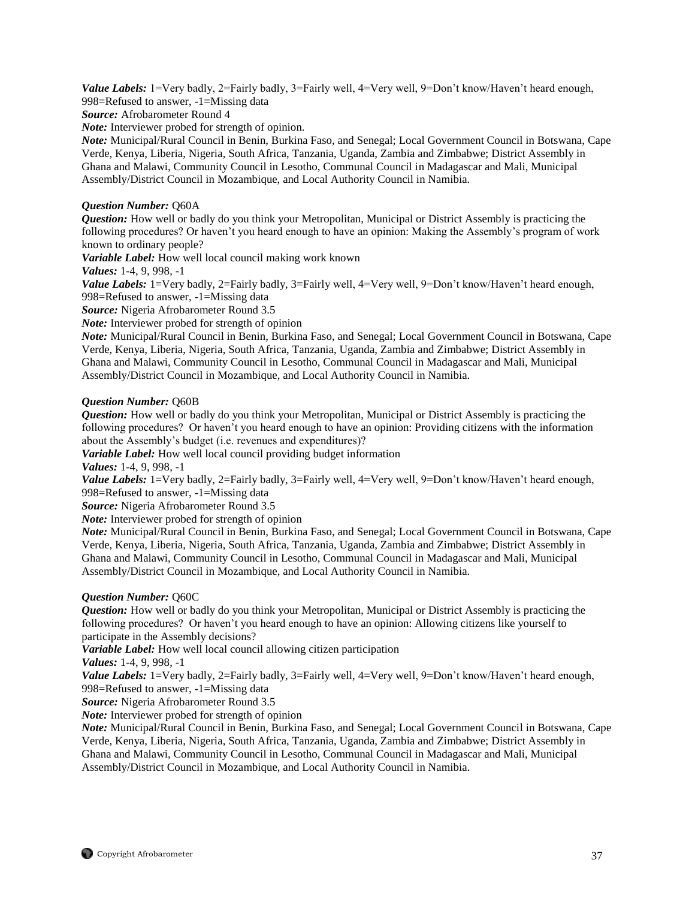***Value Labels:*** 1=Very badly, 2=Fairly badly, 3=Fairly well, 4=Very well, 9=Don't know/Haven't heard enough, 998=Refused to answer, -1=Missing data

***Source:*** Afrobarometer Round 4

***Note:*** Interviewer probed for strength of opinion.

***Note:*** Municipal/Rural Council in Benin, Burkina Faso, and Senegal; Local Government Council in Botswana, Cape Verde, Kenya, Liberia, Nigeria, South Africa, Tanzania, Uganda, Zambia and Zimbabwe; District Assembly in Ghana and Malawi, Community Council in Lesotho, Communal Council in Madagascar and Mali, Municipal Assembly/District Council in Mozambique, and Local Authority Council in Namibia.

***Question Number:*** Q60A

***Question:*** How well or badly do you think your Metropolitan, Municipal or District Assembly is practicing the following procedures? Or haven't you heard enough to have an opinion: Making the Assembly's program of work known to ordinary people?

***Variable Label:*** How well local council making work known

***Values:*** 1-4, 9, 998, -1

***Value Labels:*** 1=Very badly, 2=Fairly badly, 3=Fairly well, 4=Very well, 9=Don't know/Haven't heard enough, 998=Refused to answer, -1=Missing data

***Source:*** Nigeria Afrobarometer Round 3.5

***Note:*** Interviewer probed for strength of opinion

***Note:*** Municipal/Rural Council in Benin, Burkina Faso, and Senegal; Local Government Council in Botswana, Cape Verde, Kenya, Liberia, Nigeria, South Africa, Tanzania, Uganda, Zambia and Zimbabwe; District Assembly in Ghana and Malawi, Community Council in Lesotho, Communal Council in Madagascar and Mali, Municipal Assembly/District Council in Mozambique, and Local Authority Council in Namibia.

***Question Number:*** Q60B

***Question:*** How well or badly do you think your Metropolitan, Municipal or District Assembly is practicing the following procedures? Or haven't you heard enough to have an opinion: Providing citizens with the information about the Assembly's budget (i.e. revenues and expenditures)?

***Variable Label:*** How well local council providing budget information

***Values:*** 1-4, 9, 998, -1

***Value Labels:*** 1=Very badly, 2=Fairly badly, 3=Fairly well, 4=Very well, 9=Don't know/Haven't heard enough, 998=Refused to answer, -1=Missing data

***Source:*** Nigeria Afrobarometer Round 3.5

***Note:*** Interviewer probed for strength of opinion

***Note:*** Municipal/Rural Council in Benin, Burkina Faso, and Senegal; Local Government Council in Botswana, Cape Verde, Kenya, Liberia, Nigeria, South Africa, Tanzania, Uganda, Zambia and Zimbabwe; District Assembly in Ghana and Malawi, Community Council in Lesotho, Communal Council in Madagascar and Mali, Municipal Assembly/District Council in Mozambique, and Local Authority Council in Namibia.

***Question Number:*** Q60C

***Question:*** How well or badly do you think your Metropolitan, Municipal or District Assembly is practicing the following procedures? Or haven't you heard enough to have an opinion: Allowing citizens like yourself to participate in the Assembly decisions?

***Variable Label:*** How well local council allowing citizen participation

***Values:*** 1-4, 9, 998, -1

***Value Labels:*** 1=Very badly, 2=Fairly badly, 3=Fairly well, 4=Very well, 9=Don't know/Haven't heard enough, 998=Refused to answer, -1=Missing data

***Source:*** Nigeria Afrobarometer Round 3.5

***Note:*** Interviewer probed for strength of opinion

***Note:*** Municipal/Rural Council in Benin, Burkina Faso, and Senegal; Local Government Council in Botswana, Cape Verde, Kenya, Liberia, Nigeria, South Africa, Tanzania, Uganda, Zambia and Zimbabwe; District Assembly in Ghana and Malawi, Community Council in Lesotho, Communal Council in Madagascar and Mali, Municipal Assembly/District Council in Mozambique, and Local Authority Council in Namibia.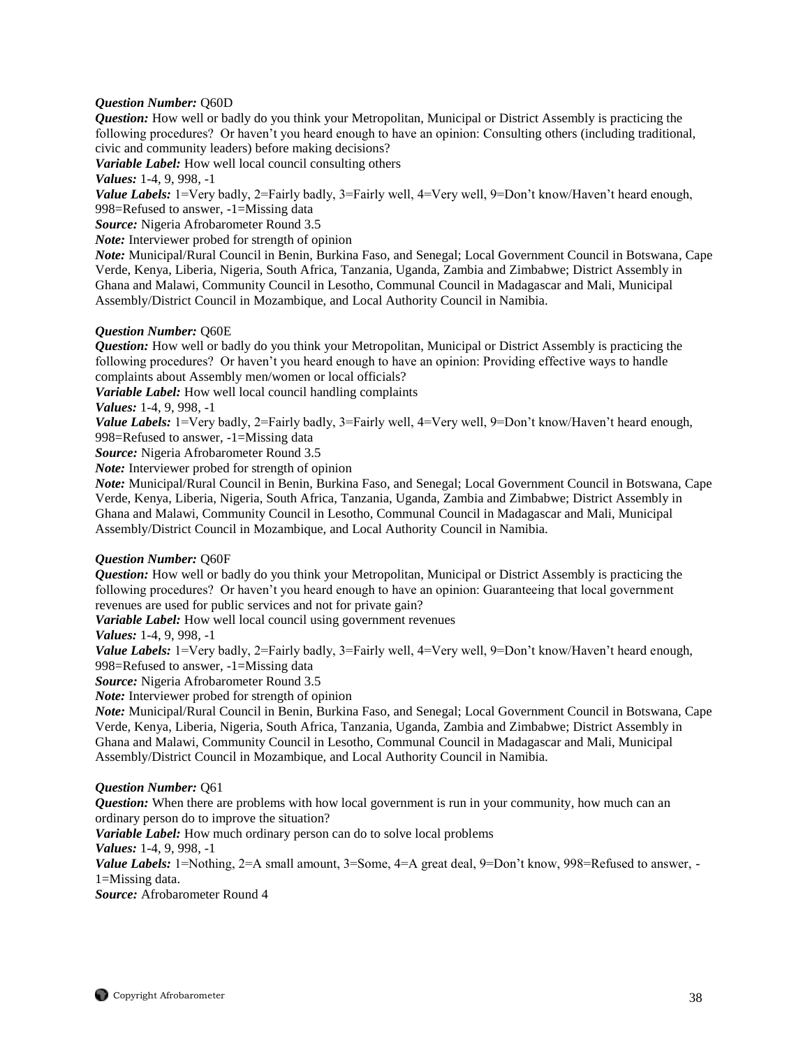***Question Number:*** Q60D
***Question:*** How well or badly do you think your Metropolitan, Municipal or District Assembly is practicing the following procedures? Or haven't you heard enough to have an opinion: Consulting others (including traditional, civic and community leaders) before making decisions?
***Variable Label:*** How well local council consulting others
***Values:*** 1-4, 9, 998, -1
***Value Labels:*** 1=Very badly, 2=Fairly badly, 3=Fairly well, 4=Very well, 9=Don't know/Haven't heard enough, 998=Refused to answer, -1=Missing data
***Source:*** Nigeria Afrobarometer Round 3.5
***Note:*** Interviewer probed for strength of opinion
***Note:*** Municipal/Rural Council in Benin, Burkina Faso, and Senegal; Local Government Council in Botswana, Cape Verde, Kenya, Liberia, Nigeria, South Africa, Tanzania, Uganda, Zambia and Zimbabwe; District Assembly in Ghana and Malawi, Community Council in Lesotho, Communal Council in Madagascar and Mali, Municipal Assembly/District Council in Mozambique, and Local Authority Council in Namibia.

***Question Number:*** Q60E
***Question:*** How well or badly do you think your Metropolitan, Municipal or District Assembly is practicing the following procedures? Or haven't you heard enough to have an opinion: Providing effective ways to handle complaints about Assembly men/women or local officials?
***Variable Label:*** How well local council handling complaints
***Values:*** 1-4, 9, 998, -1
***Value Labels:*** 1=Very badly, 2=Fairly badly, 3=Fairly well, 4=Very well, 9=Don't know/Haven't heard enough, 998=Refused to answer, -1=Missing data
***Source:*** Nigeria Afrobarometer Round 3.5
***Note:*** Interviewer probed for strength of opinion
***Note:*** Municipal/Rural Council in Benin, Burkina Faso, and Senegal; Local Government Council in Botswana, Cape Verde, Kenya, Liberia, Nigeria, South Africa, Tanzania, Uganda, Zambia and Zimbabwe; District Assembly in Ghana and Malawi, Community Council in Lesotho, Communal Council in Madagascar and Mali, Municipal Assembly/District Council in Mozambique, and Local Authority Council in Namibia.

***Question Number:*** Q60F
***Question:*** How well or badly do you think your Metropolitan, Municipal or District Assembly is practicing the following procedures? Or haven't you heard enough to have an opinion: Guaranteeing that local government revenues are used for public services and not for private gain?
***Variable Label:*** How well local council using government revenues
***Values:*** 1-4, 9, 998, -1
***Value Labels:*** 1=Very badly, 2=Fairly badly, 3=Fairly well, 4=Very well, 9=Don't know/Haven't heard enough, 998=Refused to answer, -1=Missing data
***Source:*** Nigeria Afrobarometer Round 3.5
***Note:*** Interviewer probed for strength of opinion
***Note:*** Municipal/Rural Council in Benin, Burkina Faso, and Senegal; Local Government Council in Botswana, Cape Verde, Kenya, Liberia, Nigeria, South Africa, Tanzania, Uganda, Zambia and Zimbabwe; District Assembly in Ghana and Malawi, Community Council in Lesotho, Communal Council in Madagascar and Mali, Municipal Assembly/District Council in Mozambique, and Local Authority Council in Namibia.

***Question Number:*** Q61
***Question:*** When there are problems with how local government is run in your community, how much can an ordinary person do to improve the situation?
***Variable Label:*** How much ordinary person can do to solve local problems
***Values:*** 1-4, 9, 998, -1
***Value Labels:*** 1=Nothing, 2=A small amount, 3=Some, 4=A great deal, 9=Don't know, 998=Refused to answer, -1=Missing data.
***Source:*** Afrobarometer Round 4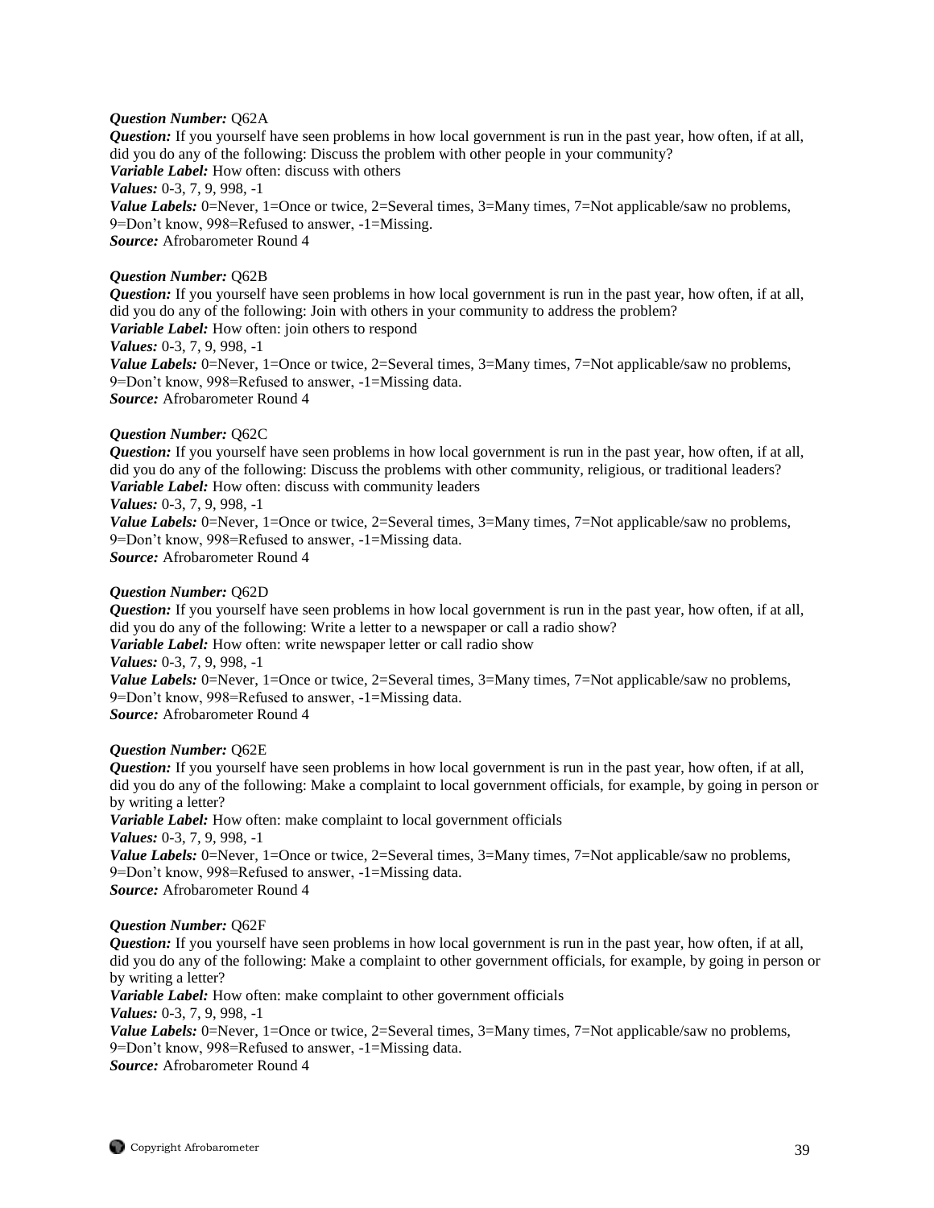***Question Number:*** Q62A
***Question:*** If you yourself have seen problems in how local government is run in the past year, how often, if at all, did you do any of the following: Discuss the problem with other people in your community?
***Variable Label:*** How often: discuss with others
***Values:*** 0-3, 7, 9, 998, -1
***Value Labels:*** 0=Never, 1=Once or twice, 2=Several times, 3=Many times, 7=Not applicable/saw no problems, 9=Don't know, 998=Refused to answer, -1=Missing.
***Source:*** Afrobarometer Round 4

***Question Number:*** Q62B
***Question:*** If you yourself have seen problems in how local government is run in the past year, how often, if at all, did you do any of the following: Join with others in your community to address the problem?
***Variable Label:*** How often: join others to respond
***Values:*** 0-3, 7, 9, 998, -1
***Value Labels:*** 0=Never, 1=Once or twice, 2=Several times, 3=Many times, 7=Not applicable/saw no problems, 9=Don't know, 998=Refused to answer, -1=Missing data.
***Source:*** Afrobarometer Round 4

***Question Number:*** Q62C
***Question:*** If you yourself have seen problems in how local government is run in the past year, how often, if at all, did you do any of the following: Discuss the problems with other community, religious, or traditional leaders?
***Variable Label:*** How often: discuss with community leaders
***Values:*** 0-3, 7, 9, 998, -1
***Value Labels:*** 0=Never, 1=Once or twice, 2=Several times, 3=Many times, 7=Not applicable/saw no problems, 9=Don't know, 998=Refused to answer, -1=Missing data.
***Source:*** Afrobarometer Round 4

***Question Number:*** Q62D
***Question:*** If you yourself have seen problems in how local government is run in the past year, how often, if at all, did you do any of the following: Write a letter to a newspaper or call a radio show?
***Variable Label:*** How often: write newspaper letter or call radio show
***Values:*** 0-3, 7, 9, 998, -1
***Value Labels:*** 0=Never, 1=Once or twice, 2=Several times, 3=Many times, 7=Not applicable/saw no problems, 9=Don't know, 998=Refused to answer, -1=Missing data.
***Source:*** Afrobarometer Round 4

***Question Number:*** Q62E
***Question:*** If you yourself have seen problems in how local government is run in the past year, how often, if at all, did you do any of the following: Make a complaint to local government officials, for example, by going in person or by writing a letter?
***Variable Label:*** How often: make complaint to local government officials
***Values:*** 0-3, 7, 9, 998, -1
***Value Labels:*** 0=Never, 1=Once or twice, 2=Several times, 3=Many times, 7=Not applicable/saw no problems, 9=Don't know, 998=Refused to answer, -1=Missing data.
***Source:*** Afrobarometer Round 4

***Question Number:*** Q62F
***Question:*** If you yourself have seen problems in how local government is run in the past year, how often, if at all, did you do any of the following: Make a complaint to other government officials, for example, by going in person or by writing a letter?
***Variable Label:*** How often: make complaint to other government officials
***Values:*** 0-3, 7, 9, 998, -1
***Value Labels:*** 0=Never, 1=Once or twice, 2=Several times, 3=Many times, 7=Not applicable/saw no problems, 9=Don't know, 998=Refused to answer, -1=Missing data.
***Source:*** Afrobarometer Round 4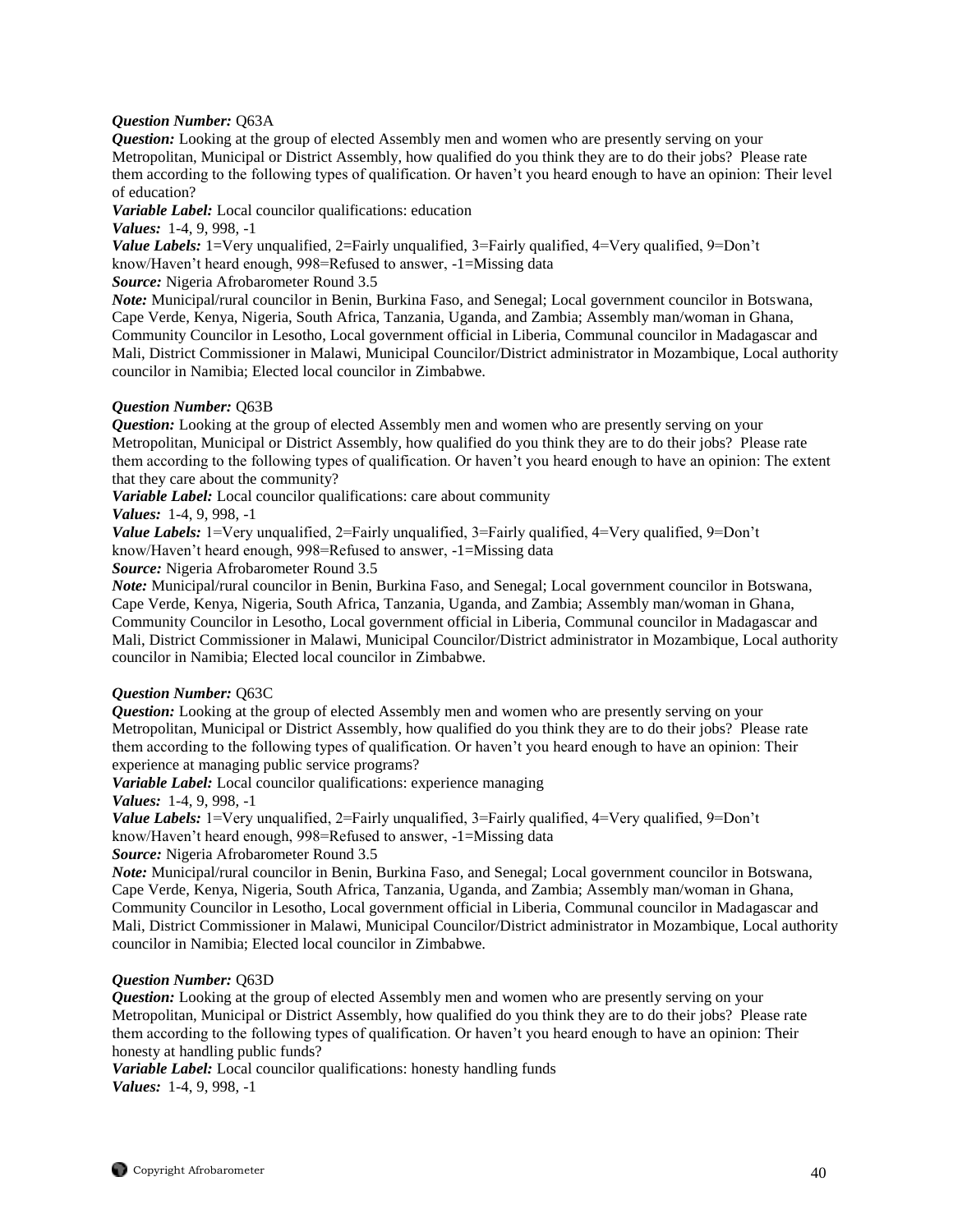***Question Number:*** Q63A
***Question:*** Looking at the group of elected Assembly men and women who are presently serving on your Metropolitan, Municipal or District Assembly, how qualified do you think they are to do their jobs? Please rate them according to the following types of qualification. Or haven't you heard enough to have an opinion: Their level of education?
***Variable Label:*** Local councilor qualifications: education
***Values:*** 1-4, 9, 998, -1
***Value Labels:*** 1=Very unqualified, 2=Fairly unqualified, 3=Fairly qualified, 4=Very qualified, 9=Don't know/Haven't heard enough, 998=Refused to answer, -1=Missing data
***Source:*** Nigeria Afrobarometer Round 3.5
***Note:*** Municipal/rural councilor in Benin, Burkina Faso, and Senegal; Local government councilor in Botswana, Cape Verde, Kenya, Nigeria, South Africa, Tanzania, Uganda, and Zambia; Assembly man/woman in Ghana, Community Councilor in Lesotho, Local government official in Liberia, Communal councilor in Madagascar and Mali, District Commissioner in Malawi, Municipal Councilor/District administrator in Mozambique, Local authority councilor in Namibia; Elected local councilor in Zimbabwe.

***Question Number:*** Q63B
***Question:*** Looking at the group of elected Assembly men and women who are presently serving on your Metropolitan, Municipal or District Assembly, how qualified do you think they are to do their jobs? Please rate them according to the following types of qualification. Or haven't you heard enough to have an opinion: The extent that they care about the community?
***Variable Label:*** Local councilor qualifications: care about community
***Values:*** 1-4, 9, 998, -1
***Value Labels:*** 1=Very unqualified, 2=Fairly unqualified, 3=Fairly qualified, 4=Very qualified, 9=Don't know/Haven't heard enough, 998=Refused to answer, -1=Missing data
***Source:*** Nigeria Afrobarometer Round 3.5
***Note:*** Municipal/rural councilor in Benin, Burkina Faso, and Senegal; Local government councilor in Botswana, Cape Verde, Kenya, Nigeria, South Africa, Tanzania, Uganda, and Zambia; Assembly man/woman in Ghana, Community Councilor in Lesotho, Local government official in Liberia, Communal councilor in Madagascar and Mali, District Commissioner in Malawi, Municipal Councilor/District administrator in Mozambique, Local authority councilor in Namibia; Elected local councilor in Zimbabwe.

***Question Number:*** Q63C
***Question:*** Looking at the group of elected Assembly men and women who are presently serving on your Metropolitan, Municipal or District Assembly, how qualified do you think they are to do their jobs? Please rate them according to the following types of qualification. Or haven't you heard enough to have an opinion: Their experience at managing public service programs?
***Variable Label:*** Local councilor qualifications: experience managing
***Values:*** 1-4, 9, 998, -1
***Value Labels:*** 1=Very unqualified, 2=Fairly unqualified, 3=Fairly qualified, 4=Very qualified, 9=Don't know/Haven't heard enough, 998=Refused to answer, -1=Missing data
***Source:*** Nigeria Afrobarometer Round 3.5
***Note:*** Municipal/rural councilor in Benin, Burkina Faso, and Senegal; Local government councilor in Botswana, Cape Verde, Kenya, Nigeria, South Africa, Tanzania, Uganda, and Zambia; Assembly man/woman in Ghana, Community Councilor in Lesotho, Local government official in Liberia, Communal councilor in Madagascar and Mali, District Commissioner in Malawi, Municipal Councilor/District administrator in Mozambique, Local authority councilor in Namibia; Elected local councilor in Zimbabwe.

***Question Number:*** Q63D
***Question:*** Looking at the group of elected Assembly men and women who are presently serving on your Metropolitan, Municipal or District Assembly, how qualified do you think they are to do their jobs? Please rate them according to the following types of qualification. Or haven't you heard enough to have an opinion: Their honesty at handling public funds?
***Variable Label:*** Local councilor qualifications: honesty handling funds
***Values:*** 1-4, 9, 998, -1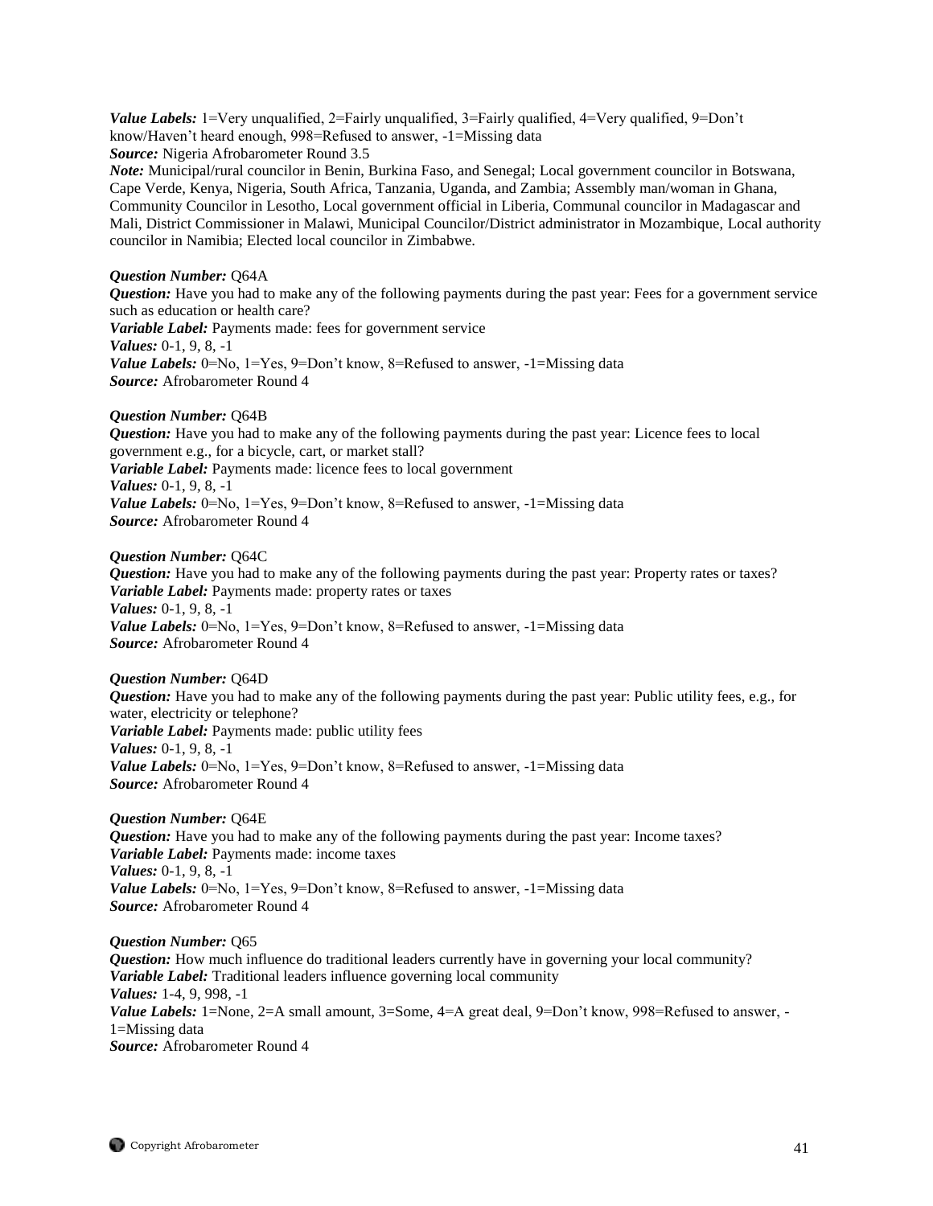***Value Labels:*** 1=Very unqualified, 2=Fairly unqualified, 3=Fairly qualified, 4=Very qualified, 9=Don't know/Haven't heard enough, 998=Refused to answer, -1=Missing data
***Source:*** Nigeria Afrobarometer Round 3.5
***Note:*** Municipal/rural councilor in Benin, Burkina Faso, and Senegal; Local government councilor in Botswana, Cape Verde, Kenya, Nigeria, South Africa, Tanzania, Uganda, and Zambia; Assembly man/woman in Ghana, Community Councilor in Lesotho, Local government official in Liberia, Communal councilor in Madagascar and Mali, District Commissioner in Malawi, Municipal Councilor/District administrator in Mozambique, Local authority councilor in Namibia; Elected local councilor in Zimbabwe.

***Question Number:*** Q64A
***Question:*** Have you had to make any of the following payments during the past year: Fees for a government service such as education or health care?
***Variable Label:*** Payments made: fees for government service
***Values:*** 0-1, 9, 8, -1
***Value Labels:*** 0=No, 1=Yes, 9=Don't know, 8=Refused to answer, -1=Missing data
***Source:*** Afrobarometer Round 4

***Question Number:*** Q64B
***Question:*** Have you had to make any of the following payments during the past year: Licence fees to local government e.g., for a bicycle, cart, or market stall?
***Variable Label:*** Payments made: licence fees to local government
***Values:*** 0-1, 9, 8, -1
***Value Labels:*** 0=No, 1=Yes, 9=Don't know, 8=Refused to answer, -1=Missing data
***Source:*** Afrobarometer Round 4

***Question Number:*** Q64C
***Question:*** Have you had to make any of the following payments during the past year: Property rates or taxes?
***Variable Label:*** Payments made: property rates or taxes
***Values:*** 0-1, 9, 8, -1
***Value Labels:*** 0=No, 1=Yes, 9=Don't know, 8=Refused to answer, -1=Missing data
***Source:*** Afrobarometer Round 4

***Question Number:*** Q64D
***Question:*** Have you had to make any of the following payments during the past year: Public utility fees, e.g., for water, electricity or telephone?
***Variable Label:*** Payments made: public utility fees
***Values:*** 0-1, 9, 8, -1
***Value Labels:*** 0=No, 1=Yes, 9=Don't know, 8=Refused to answer, -1=Missing data
***Source:*** Afrobarometer Round 4

***Question Number:*** Q64E
***Question:*** Have you had to make any of the following payments during the past year: Income taxes?
***Variable Label:*** Payments made: income taxes
***Values:*** 0-1, 9, 8, -1
***Value Labels:*** 0=No, 1=Yes, 9=Don't know, 8=Refused to answer, -1=Missing data
***Source:*** Afrobarometer Round 4

***Question Number:*** Q65
***Question:*** How much influence do traditional leaders currently have in governing your local community?
***Variable Label:*** Traditional leaders influence governing local community
***Values:*** 1-4, 9, 998, -1
***Value Labels:*** 1=None, 2=A small amount, 3=Some, 4=A great deal, 9=Don't know, 998=Refused to answer, -1=Missing data
***Source:*** Afrobarometer Round 4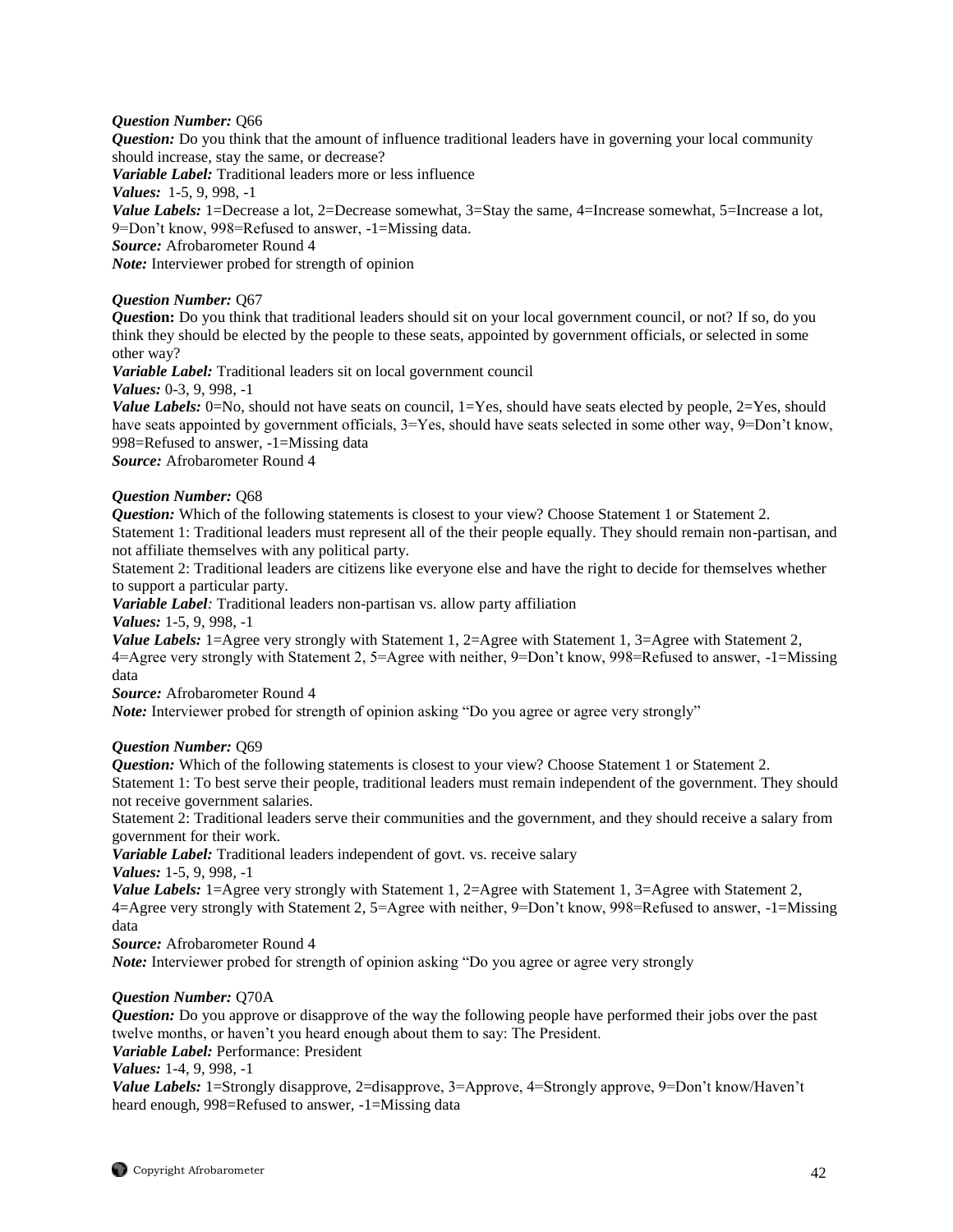***Question Number:*** Q66
***Question:*** Do you think that the amount of influence traditional leaders have in governing your local community should increase, stay the same, or decrease?
***Variable Label:*** Traditional leaders more or less influence
***Values:*** 1-5, 9, 998, -1
***Value Labels:*** 1=Decrease a lot, 2=Decrease somewhat, 3=Stay the same, 4=Increase somewhat, 5=Increase a lot, 9=Don't know, 998=Refused to answer, -1=Missing data.
***Source:*** Afrobarometer Round 4
***Note:*** Interviewer probed for strength of opinion

***Question Number:*** Q67
***Question*:** Do you think that traditional leaders should sit on your local government council, or not? If so, do you think they should be elected by the people to these seats, appointed by government officials, or selected in some other way?
***Variable Label:*** Traditional leaders sit on local government council
***Values:*** 0-3, 9, 998, -1
***Value Labels:*** 0=No, should not have seats on council, 1=Yes, should have seats elected by people, 2=Yes, should have seats appointed by government officials, 3=Yes, should have seats selected in some other way, 9=Don't know, 998=Refused to answer, -1=Missing data
***Source:*** Afrobarometer Round 4

***Question Number:*** Q68
***Question:*** Which of the following statements is closest to your view? Choose Statement 1 or Statement 2.
Statement 1: Traditional leaders must represent all of the their people equally. They should remain non-partisan, and not affiliate themselves with any political party.
Statement 2: Traditional leaders are citizens like everyone else and have the right to decide for themselves whether to support a particular party.
***Variable Label****:* Traditional leaders non-partisan vs. allow party affiliation
***Values:*** 1-5, 9, 998, -1
***Value Labels:*** 1=Agree very strongly with Statement 1, 2=Agree with Statement 1, 3=Agree with Statement 2, 4=Agree very strongly with Statement 2, 5=Agree with neither, 9=Don't know, 998=Refused to answer, -1=Missing data
***Source:*** Afrobarometer Round 4
***Note:*** Interviewer probed for strength of opinion asking "Do you agree or agree very strongly"

***Question Number:*** Q69
***Question:*** Which of the following statements is closest to your view? Choose Statement 1 or Statement 2.
Statement 1: To best serve their people, traditional leaders must remain independent of the government. They should not receive government salaries.
Statement 2: Traditional leaders serve their communities and the government, and they should receive a salary from government for their work.
***Variable Label:*** Traditional leaders independent of govt. vs. receive salary
***Values:*** 1-5, 9, 998, -1
***Value Labels:*** 1=Agree very strongly with Statement 1, 2=Agree with Statement 1, 3=Agree with Statement 2, 4=Agree very strongly with Statement 2, 5=Agree with neither, 9=Don't know, 998=Refused to answer, -1=Missing data
***Source:*** Afrobarometer Round 4
***Note:*** Interviewer probed for strength of opinion asking "Do you agree or agree very strongly

***Question Number:*** Q70A
***Question:*** Do you approve or disapprove of the way the following people have performed their jobs over the past twelve months, or haven't you heard enough about them to say: The President.
***Variable Label:*** Performance: President
***Values:*** 1-4, 9, 998, -1
***Value Labels:*** 1=Strongly disapprove, 2=disapprove, 3=Approve, 4=Strongly approve, 9=Don't know/Haven't heard enough, 998=Refused to answer, -1=Missing data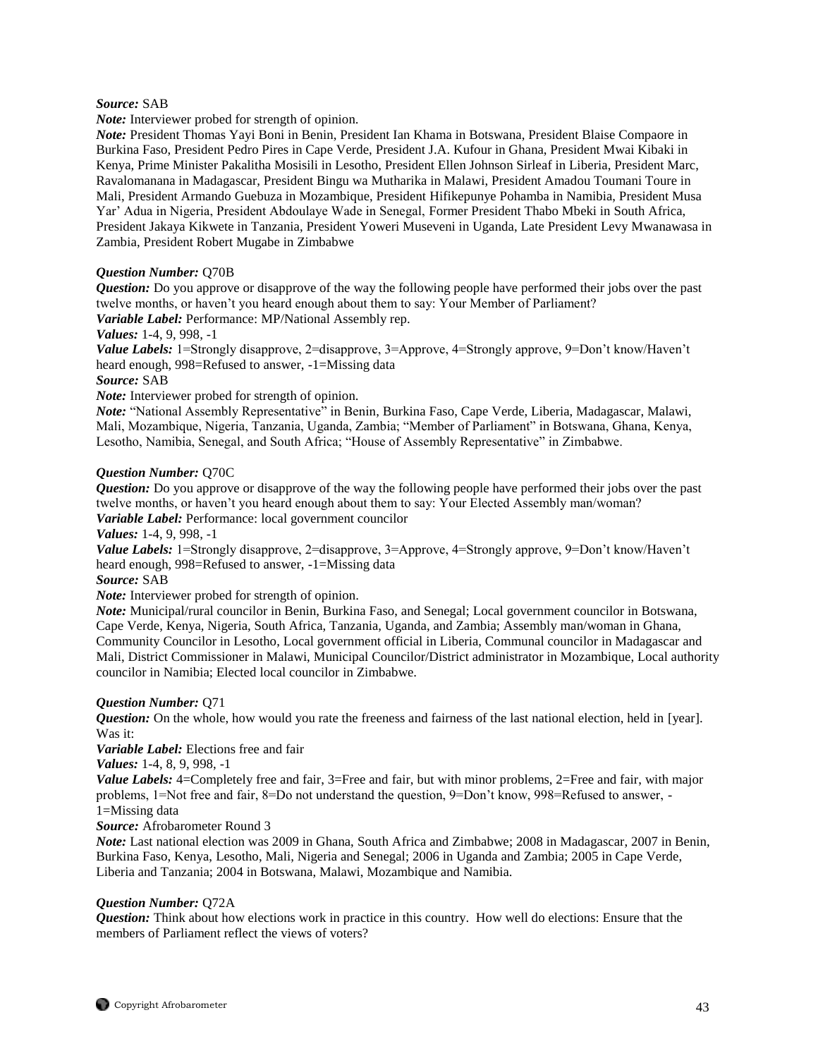*Source:* SAB

*Note:* Interviewer probed for strength of opinion.

*Note:* President Thomas Yayi Boni in Benin, President Ian Khama in Botswana, President Blaise Compaore in Burkina Faso, President Pedro Pires in Cape Verde, President J.A. Kufour in Ghana, President Mwai Kibaki in Kenya, Prime Minister Pakalitha Mosisili in Lesotho, President Ellen Johnson Sirleaf in Liberia, President Marc, Ravalomanana in Madagascar, President Bingu wa Mutharika in Malawi, President Amadou Toumani Toure in Mali, President Armando Guebuza in Mozambique, President Hifikepunye Pohamba in Namibia, President Musa Yar' Adua in Nigeria, President Abdoulaye Wade in Senegal, Former President Thabo Mbeki in South Africa, President Jakaya Kikwete in Tanzania, President Yoweri Museveni in Uganda, Late President Levy Mwanawasa in Zambia, President Robert Mugabe in Zimbabwe

***Question Number:*** Q70B

***Question:*** Do you approve or disapprove of the way the following people have performed their jobs over the past twelve months, or haven't you heard enough about them to say: Your Member of Parliament?

***Variable Label:*** Performance: MP/National Assembly rep.

***Values:*** 1-4, 9, 998, -1

***Value Labels:*** 1=Strongly disapprove, 2=disapprove, 3=Approve, 4=Strongly approve, 9=Don't know/Haven't heard enough, 998=Refused to answer, -1=Missing data

***Source:*** SAB

*Note:* Interviewer probed for strength of opinion.

*Note:* "National Assembly Representative" in Benin, Burkina Faso, Cape Verde, Liberia, Madagascar, Malawi, Mali, Mozambique, Nigeria, Tanzania, Uganda, Zambia; "Member of Parliament" in Botswana, Ghana, Kenya, Lesotho, Namibia, Senegal, and South Africa; "House of Assembly Representative" in Zimbabwe.

***Question Number:*** Q70C

***Question:*** Do you approve or disapprove of the way the following people have performed their jobs over the past twelve months, or haven't you heard enough about them to say: Your Elected Assembly man/woman?

***Variable Label:*** Performance: local government councilor

***Values:*** 1-4, 9, 998, -1

***Value Labels:*** 1=Strongly disapprove, 2=disapprove, 3=Approve, 4=Strongly approve, 9=Don't know/Haven't heard enough, 998=Refused to answer, -1=Missing data

***Source:*** SAB

*Note:* Interviewer probed for strength of opinion.

*Note:* Municipal/rural councilor in Benin, Burkina Faso, and Senegal; Local government councilor in Botswana, Cape Verde, Kenya, Nigeria, South Africa, Tanzania, Uganda, and Zambia; Assembly man/woman in Ghana, Community Councilor in Lesotho, Local government official in Liberia, Communal councilor in Madagascar and Mali, District Commissioner in Malawi, Municipal Councilor/District administrator in Mozambique, Local authority councilor in Namibia; Elected local councilor in Zimbabwe.

***Question Number:*** Q71

***Question:*** On the whole, how would you rate the freeness and fairness of the last national election, held in [year]. Was it:

***Variable Label:*** Elections free and fair

***Values:*** 1-4, 8, 9, 998, -1

***Value Labels:*** 4=Completely free and fair, 3=Free and fair, but with minor problems, 2=Free and fair, with major problems, 1=Not free and fair, 8=Do not understand the question, 9=Don't know, 998=Refused to answer, -1=Missing data

***Source:*** Afrobarometer Round 3

*Note:* Last national election was 2009 in Ghana, South Africa and Zimbabwe; 2008 in Madagascar, 2007 in Benin, Burkina Faso, Kenya, Lesotho, Mali, Nigeria and Senegal; 2006 in Uganda and Zambia; 2005 in Cape Verde, Liberia and Tanzania; 2004 in Botswana, Malawi, Mozambique and Namibia.

***Question Number:*** Q72A

***Question:*** Think about how elections work in practice in this country. How well do elections: Ensure that the members of Parliament reflect the views of voters?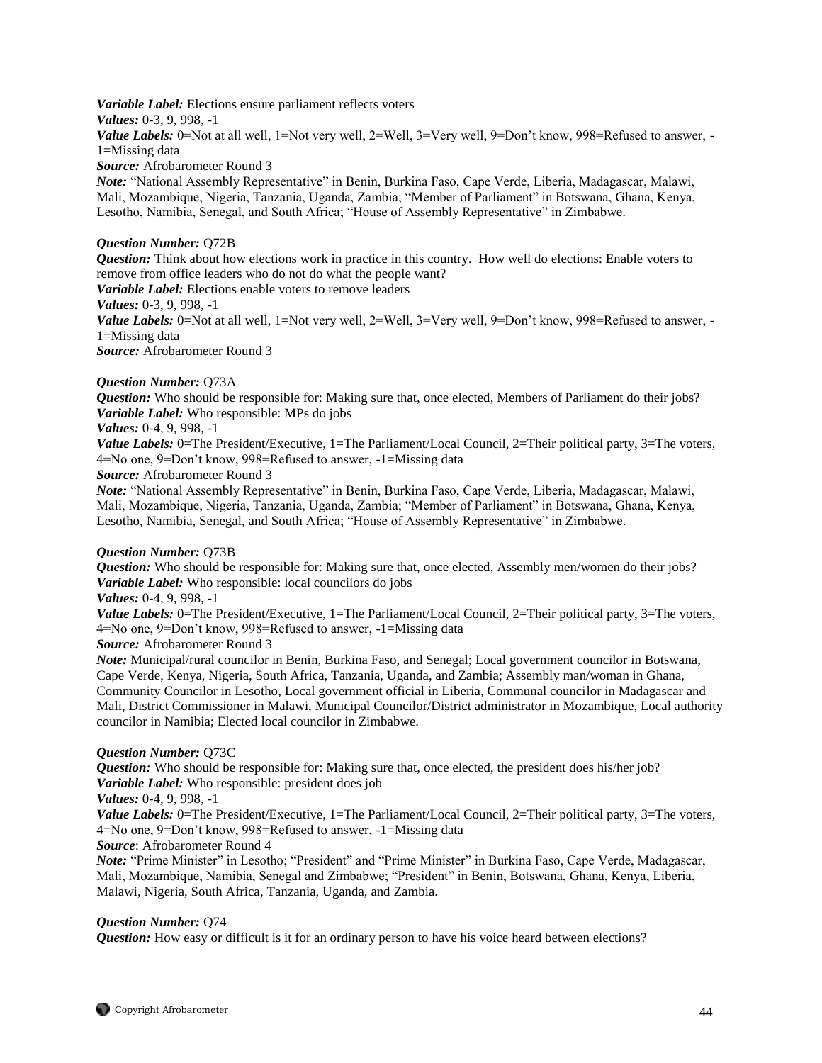***Variable Label:*** Elections ensure parliament reflects voters
***Values:*** 0-3, 9, 998, -1
***Value Labels:*** 0=Not at all well, 1=Not very well, 2=Well, 3=Very well, 9=Don't know, 998=Refused to answer, -1=Missing data
***Source:*** Afrobarometer Round 3
***Note:*** "National Assembly Representative" in Benin, Burkina Faso, Cape Verde, Liberia, Madagascar, Malawi, Mali, Mozambique, Nigeria, Tanzania, Uganda, Zambia; "Member of Parliament" in Botswana, Ghana, Kenya, Lesotho, Namibia, Senegal, and South Africa; "House of Assembly Representative" in Zimbabwe.

***Question Number:*** Q72B
***Question:*** Think about how elections work in practice in this country. How well do elections: Enable voters to remove from office leaders who do not do what the people want?
***Variable Label:*** Elections enable voters to remove leaders
***Values:*** 0-3, 9, 998, -1
***Value Labels:*** 0=Not at all well, 1=Not very well, 2=Well, 3=Very well, 9=Don't know, 998=Refused to answer, -1=Missing data
***Source:*** Afrobarometer Round 3

***Question Number:*** Q73A
***Question:*** Who should be responsible for: Making sure that, once elected, Members of Parliament do their jobs?
***Variable Label:*** Who responsible: MPs do jobs
***Values:*** 0-4, 9, 998, -1
***Value Labels:*** 0=The President/Executive, 1=The Parliament/Local Council, 2=Their political party, 3=The voters, 4=No one, 9=Don't know, 998=Refused to answer, -1=Missing data
***Source:*** Afrobarometer Round 3
***Note:*** "National Assembly Representative" in Benin, Burkina Faso, Cape Verde, Liberia, Madagascar, Malawi, Mali, Mozambique, Nigeria, Tanzania, Uganda, Zambia; "Member of Parliament" in Botswana, Ghana, Kenya, Lesotho, Namibia, Senegal, and South Africa; "House of Assembly Representative" in Zimbabwe.

***Question Number:*** Q73B
***Question:*** Who should be responsible for: Making sure that, once elected, Assembly men/women do their jobs?
***Variable Label:*** Who responsible: local councilors do jobs
***Values:*** 0-4, 9, 998, -1
***Value Labels:*** 0=The President/Executive, 1=The Parliament/Local Council, 2=Their political party, 3=The voters, 4=No one, 9=Don't know, 998=Refused to answer, -1=Missing data
***Source:*** Afrobarometer Round 3
***Note:*** Municipal/rural councilor in Benin, Burkina Faso, and Senegal; Local government councilor in Botswana, Cape Verde, Kenya, Nigeria, South Africa, Tanzania, Uganda, and Zambia; Assembly man/woman in Ghana, Community Councilor in Lesotho, Local government official in Liberia, Communal councilor in Madagascar and Mali, District Commissioner in Malawi, Municipal Councilor/District administrator in Mozambique, Local authority councilor in Namibia; Elected local councilor in Zimbabwe.

***Question Number:*** Q73C
***Question:*** Who should be responsible for: Making sure that, once elected, the president does his/her job?
***Variable Label:*** Who responsible: president does job
***Values:*** 0-4, 9, 998, -1
***Value Labels:*** 0=The President/Executive, 1=The Parliament/Local Council, 2=Their political party, 3=The voters, 4=No one, 9=Don't know, 998=Refused to answer, -1=Missing data
***Source***: Afrobarometer Round 4
***Note:*** "Prime Minister" in Lesotho; "President" and "Prime Minister" in Burkina Faso, Cape Verde, Madagascar, Mali, Mozambique, Namibia, Senegal and Zimbabwe; "President" in Benin, Botswana, Ghana, Kenya, Liberia, Malawi, Nigeria, South Africa, Tanzania, Uganda, and Zambia.

***Question Number:*** Q74
***Question:*** How easy or difficult is it for an ordinary person to have his voice heard between elections?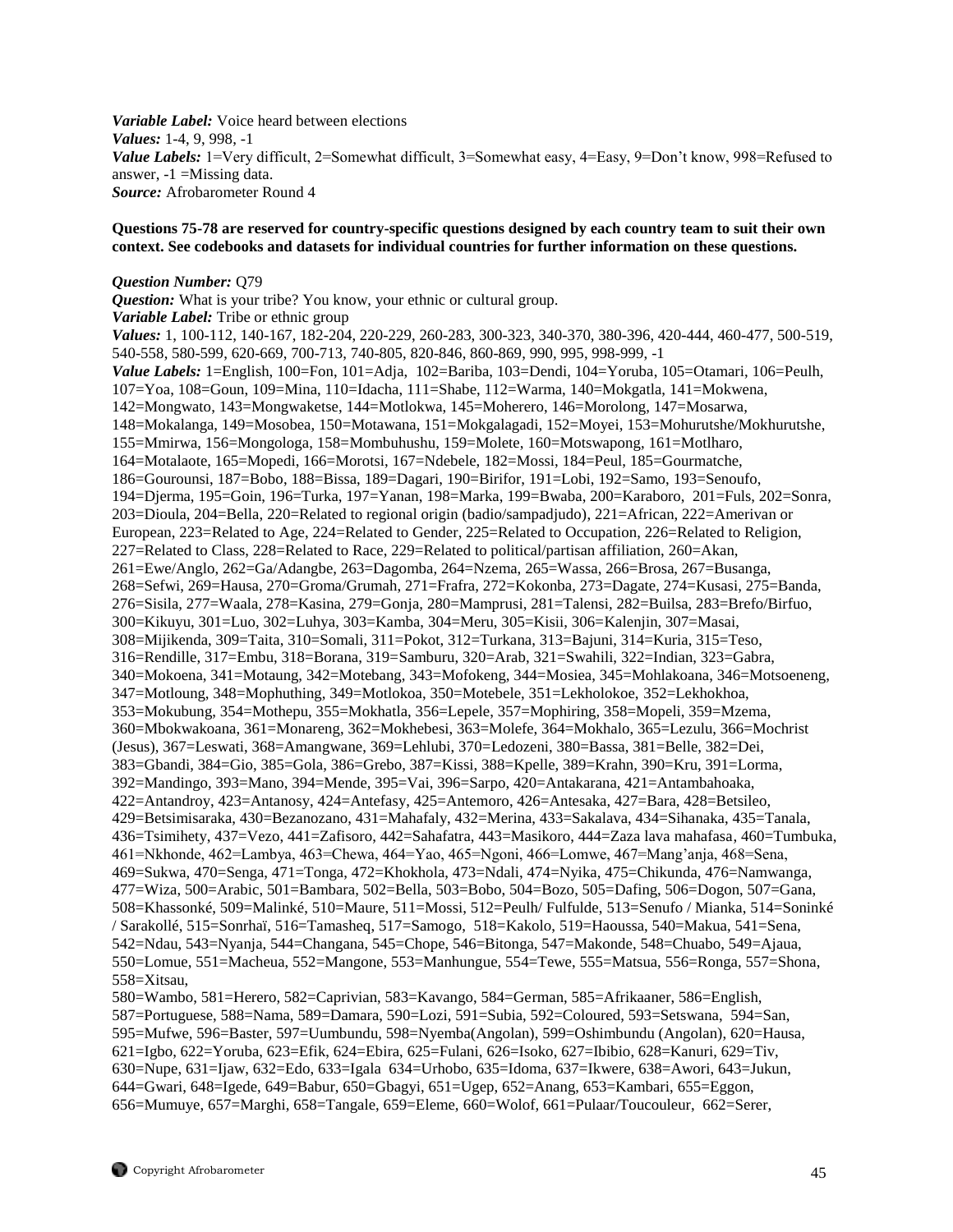***Variable Label:*** Voice heard between elections
***Values:*** 1-4, 9, 998, -1
***Value Labels:*** 1=Very difficult, 2=Somewhat difficult, 3=Somewhat easy, 4=Easy, 9=Don't know, 998=Refused to answer, -1 =Missing data.
***Source:*** Afrobarometer Round 4

**Questions 75-78 are reserved for country-specific questions designed by each country team to suit their own context. See codebooks and datasets for individual countries for further information on these questions.**

***Question Number:*** Q79
***Question:*** What is your tribe? You know, your ethnic or cultural group.
***Variable Label:*** Tribe or ethnic group
***Values:*** 1, 100-112, 140-167, 182-204, 220-229, 260-283, 300-323, 340-370, 380-396, 420-444, 460-477, 500-519, 540-558, 580-599, 620-669, 700-713, 740-805, 820-846, 860-869, 990, 995, 998-999, -1
***Value Labels:*** 1=English, 100=Fon, 101=Adja, 102=Bariba, 103=Dendi, 104=Yoruba, 105=Otamari, 106=Peulh, 107=Yoa, 108=Goun, 109=Mina, 110=Idacha, 111=Shabe, 112=Warma, 140=Mokgatla, 141=Mokwena, 142=Mongwato, 143=Mongwaketse, 144=Motlokwa, 145=Moherero, 146=Morolong, 147=Mosarwa, 148=Mokalanga, 149=Mosobea, 150=Motawana, 151=Mokgalagadi, 152=Moyei, 153=Mohurutshe/Mokhurutshe, 155=Mmirwa, 156=Mongologa, 158=Mombuhushu, 159=Molete, 160=Motswapong, 161=Motlharo, 164=Motalaote, 165=Mopedi, 166=Morotsi, 167=Ndebele, 182=Mossi, 184=Peul, 185=Gourmatche, 186=Gourounsi, 187=Bobo, 188=Bissa, 189=Dagari, 190=Birifor, 191=Lobi, 192=Samo, 193=Senoufo, 194=Djerma, 195=Goin, 196=Turka, 197=Yanan, 198=Marka, 199=Bwaba, 200=Karaboro, 201=Fuls, 202=Sonra, 203=Dioula, 204=Bella, 220=Related to regional origin (badio/sampadjudo), 221=African, 222=Amerivan or European, 223=Related to Age, 224=Related to Gender, 225=Related to Occupation, 226=Related to Religion, 227=Related to Class, 228=Related to Race, 229=Related to political/partisan affiliation, 260=Akan, 261=Ewe/Anglo, 262=Ga/Adangbe, 263=Dagomba, 264=Nzema, 265=Wassa, 266=Brosa, 267=Busanga, 268=Sefwi, 269=Hausa, 270=Groma/Grumah, 271=Frafra, 272=Kokonba, 273=Dagate, 274=Kusasi, 275=Banda, 276=Sisila, 277=Waala, 278=Kasina, 279=Gonja, 280=Mamprusi, 281=Talensi, 282=Builsa, 283=Brefo/Birfuo, 300=Kikuyu, 301=Luo, 302=Luhya, 303=Kamba, 304=Meru, 305=Kisii, 306=Kalenjin, 307=Masai, 308=Mijikenda, 309=Taita, 310=Somali, 311=Pokot, 312=Turkana, 313=Bajuni, 314=Kuria, 315=Teso, 316=Rendille, 317=Embu, 318=Borana, 319=Samburu, 320=Arab, 321=Swahili, 322=Indian, 323=Gabra, 340=Mokoena, 341=Motaung, 342=Motebang, 343=Mofokeng, 344=Mosiea, 345=Mohlakoana, 346=Motsoeneng, 347=Motloung, 348=Mophuthing, 349=Motlokoa, 350=Motebele, 351=Lekholokoe, 352=Lekhokhoa, 353=Mokubung, 354=Mothepu, 355=Mokhatla, 356=Lepele, 357=Mophiring, 358=Mopeli, 359=Mzema, 360=Mbokwakoana, 361=Monareng, 362=Mokhebesi, 363=Molefe, 364=Mokhalo, 365=Lezulu, 366=Mochrist (Jesus), 367=Leswati, 368=Amangwane, 369=Lehlubi, 370=Ledozeni, 380=Bassa, 381=Belle, 382=Dei, 383=Gbandi, 384=Gio, 385=Gola, 386=Grebo, 387=Kissi, 388=Kpelle, 389=Krahn, 390=Kru, 391=Lorma, 392=Mandingo, 393=Mano, 394=Mende, 395=Vai, 396=Sarpo, 420=Antakarana, 421=Antambahoaka, 422=Antandroy, 423=Antanosy, 424=Antefasy, 425=Antemoro, 426=Antesaka, 427=Bara, 428=Betsileo, 429=Betsimisaraka, 430=Bezanozano, 431=Mahafaly, 432=Merina, 433=Sakalava, 434=Sihanaka, 435=Tanala, 436=Tsimihety, 437=Vezo, 441=Zafisoro, 442=Sahafatra, 443=Masikoro, 444=Zaza lava mahafasa, 460=Tumbuka, 461=Nkhonde, 462=Lambya, 463=Chewa, 464=Yao, 465=Ngoni, 466=Lomwe, 467=Mang'anja, 468=Sena, 469=Sukwa, 470=Senga, 471=Tonga, 472=Khokhola, 473=Ndali, 474=Nyika, 475=Chikunda, 476=Namwanga, 477=Wiza, 500=Arabic, 501=Bambara, 502=Bella, 503=Bobo, 504=Bozo, 505=Dafing, 506=Dogon, 507=Gana, 508=Khassonké, 509=Malinké, 510=Maure, 511=Mossi, 512=Peulh/ Fulfulde, 513=Senufo / Mianka, 514=Soninké / Sarakollé, 515=Sonrhaï, 516=Tamasheq, 517=Samogo, 518=Kakolo, 519=Haoussa, 540=Makua, 541=Sena, 542=Ndau, 543=Nyanja, 544=Changana, 545=Chope, 546=Bitonga, 547=Makonde, 548=Chuabo, 549=Ajaua, 550=Lomue, 551=Macheua, 552=Mangone, 553=Manhungue, 554=Tewe, 555=Matsua, 556=Ronga, 557=Shona, 558=Xitsau,
580=Wambo, 581=Herero, 582=Caprivian, 583=Kavango, 584=German, 585=Afrikaaner, 586=English, 587=Portuguese, 588=Nama, 589=Damara, 590=Lozi, 591=Subia, 592=Coloured, 593=Setswana, 594=San, 595=Mufwe, 596=Baster, 597=Uumbundu, 598=Nyemba(Angolan), 599=Oshimbundu (Angolan), 620=Hausa, 621=Igbo, 622=Yoruba, 623=Efik, 624=Ebira, 625=Fulani, 626=Isoko, 627=Ibibio, 628=Kanuri, 629=Tiv, 630=Nupe, 631=Ijaw, 632=Edo, 633=Igala 634=Urhobo, 635=Idoma, 637=Ikwere, 638=Awori, 643=Jukun, 644=Gwari, 648=Igede, 649=Babur, 650=Gbagyi, 651=Ugep, 652=Anang, 653=Kambari, 655=Eggon, 656=Mumuye, 657=Marghi, 658=Tangale, 659=Eleme, 660=Wolof, 661=Pulaar/Toucouleur, 662=Serer,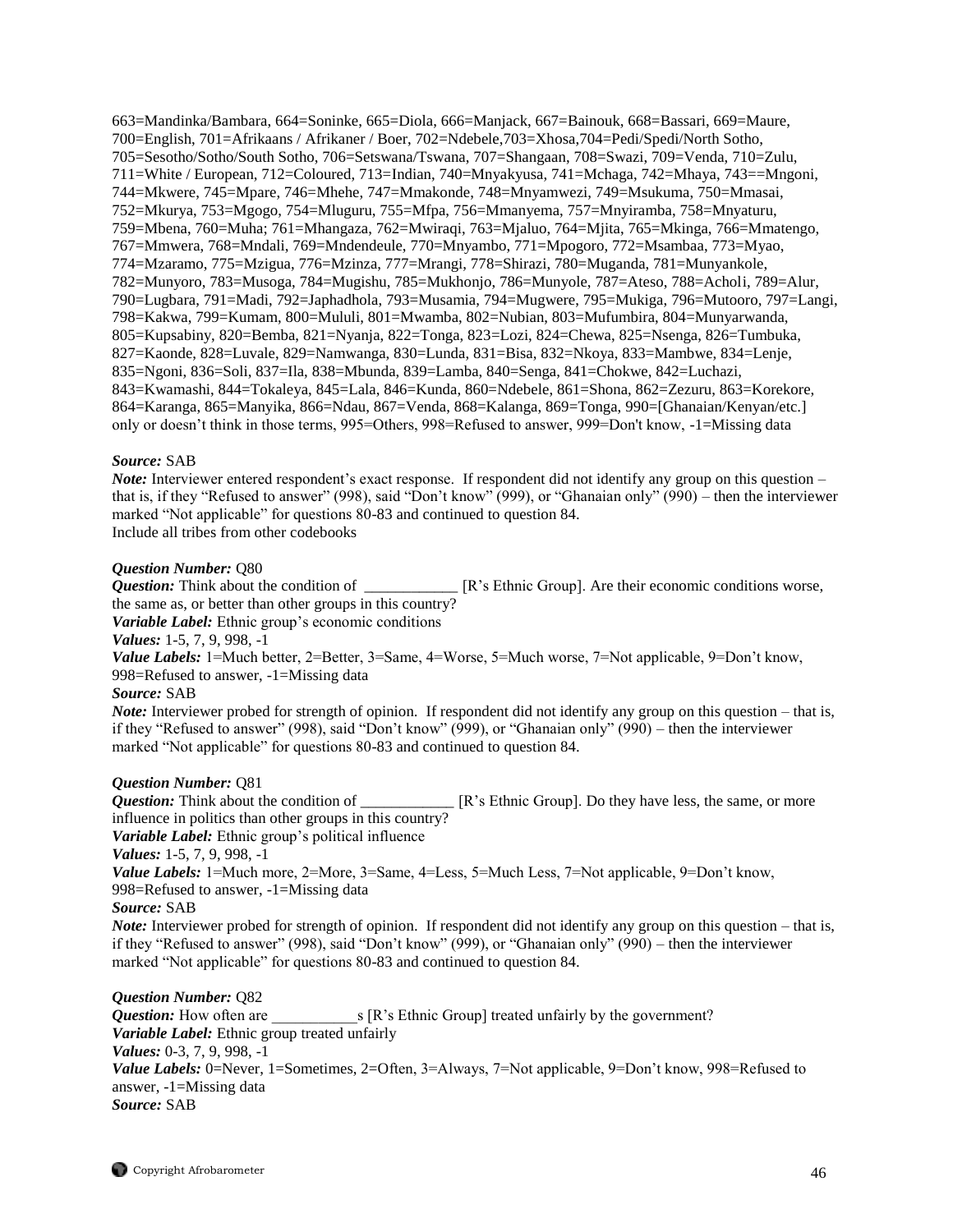663=Mandinka/Bambara, 664=Soninke, 665=Diola, 666=Manjack, 667=Bainouk, 668=Bassari, 669=Maure, 700=English, 701=Afrikaans / Afrikaner / Boer, 702=Ndebele,703=Xhosa,704=Pedi/Spedi/North Sotho, 705=Sesotho/Sotho/South Sotho, 706=Setswana/Tswana, 707=Shangaan, 708=Swazi, 709=Venda, 710=Zulu, 711=White / European, 712=Coloured, 713=Indian, 740=Mnyakyusa, 741=Mchaga, 742=Mhaya, 743==Mngoni, 744=Mkwere, 745=Mpare, 746=Mhehe, 747=Mmakonde, 748=Mnyamwezi, 749=Msukuma, 750=Mmasai, 752=Mkurya, 753=Mgogo, 754=Mluguru, 755=Mfpa, 756=Mmanyema, 757=Mnyiramba, 758=Mnyaturu, 759=Mbena, 760=Muha; 761=Mhangaza, 762=Mwiraqi, 763=Mjaluo, 764=Mjita, 765=Mkinga, 766=Mmatengo, 767=Mmwera, 768=Mndali, 769=Mndendeule, 770=Mnyambo, 771=Mpogoro, 772=Msambaa, 773=Myao, 774=Mzaramo, 775=Mzigua, 776=Mzinza, 777=Mrangi, 778=Shirazi, 780=Muganda, 781=Munyankole, 782=Munyoro, 783=Musoga, 784=Mugishu, 785=Mukhonjo, 786=Munyole, 787=Ateso, 788=Acholi, 789=Alur, 790=Lugbara, 791=Madi, 792=Japhadhola, 793=Musamia, 794=Mugwere, 795=Mukiga, 796=Mutooro, 797=Langi, 798=Kakwa, 799=Kumam, 800=Mululi, 801=Mwamba, 802=Nubian, 803=Mufumbira, 804=Munyarwanda, 805=Kupsabiny, 820=Bemba, 821=Nyanja, 822=Tonga, 823=Lozi, 824=Chewa, 825=Nsenga, 826=Tumbuka, 827=Kaonde, 828=Luvale, 829=Namwanga, 830=Lunda, 831=Bisa, 832=Nkoya, 833=Mambwe, 834=Lenje, 835=Ngoni, 836=Soli, 837=Ila, 838=Mbunda, 839=Lamba, 840=Senga, 841=Chokwe, 842=Luchazi, 843=Kwamashi, 844=Tokaleya, 845=Lala, 846=Kunda, 860=Ndebele, 861=Shona, 862=Zezuru, 863=Korekore, 864=Karanga, 865=Manyika, 866=Ndau, 867=Venda, 868=Kalanga, 869=Tonga, 990=[Ghanaian/Kenyan/etc.] only or doesn't think in those terms, 995=Others, 998=Refused to answer, 999=Don't know, -1=Missing data

***Source:*** SAB
***Note:*** Interviewer entered respondent's exact response. If respondent did not identify any group on this question – that is, if they "Refused to answer" (998), said "Don't know" (999), or "Ghanaian only" (990) – then the interviewer marked "Not applicable" for questions 80-83 and continued to question 84.
Include all tribes from other codebooks

***Question Number:*** Q80
***Question:*** Think about the condition of ____________ [R's Ethnic Group]. Are their economic conditions worse, the same as, or better than other groups in this country?
***Variable Label:*** Ethnic group's economic conditions
***Values:*** 1-5, 7, 9, 998, -1
***Value Labels:*** 1=Much better, 2=Better, 3=Same, 4=Worse, 5=Much worse, 7=Not applicable, 9=Don't know, 998=Refused to answer, -1=Missing data
***Source:*** SAB
***Note:*** Interviewer probed for strength of opinion. If respondent did not identify any group on this question – that is, if they "Refused to answer" (998), said "Don't know" (999), or "Ghanaian only" (990) – then the interviewer marked "Not applicable" for questions 80-83 and continued to question 84.

***Question Number:*** Q81
***Question:*** Think about the condition of ____________ [R's Ethnic Group]. Do they have less, the same, or more influence in politics than other groups in this country?
***Variable Label:*** Ethnic group's political influence
***Values:*** 1-5, 7, 9, 998, -1
***Value Labels:*** 1=Much more, 2=More, 3=Same, 4=Less, 5=Much Less, 7=Not applicable, 9=Don't know, 998=Refused to answer, -1=Missing data
***Source:*** SAB
***Note:*** Interviewer probed for strength of opinion. If respondent did not identify any group on this question – that is, if they "Refused to answer" (998), said "Don't know" (999), or "Ghanaian only" (990) – then the interviewer marked "Not applicable" for questions 80-83 and continued to question 84.

***Question Number:*** Q82
***Question:*** How often are ___________s [R's Ethnic Group] treated unfairly by the government?
***Variable Label:*** Ethnic group treated unfairly
***Values:*** 0-3, 7, 9, 998, -1
***Value Labels:*** 0=Never, 1=Sometimes, 2=Often, 3=Always, 7=Not applicable, 9=Don't know, 998=Refused to answer, -1=Missing data
***Source:*** SAB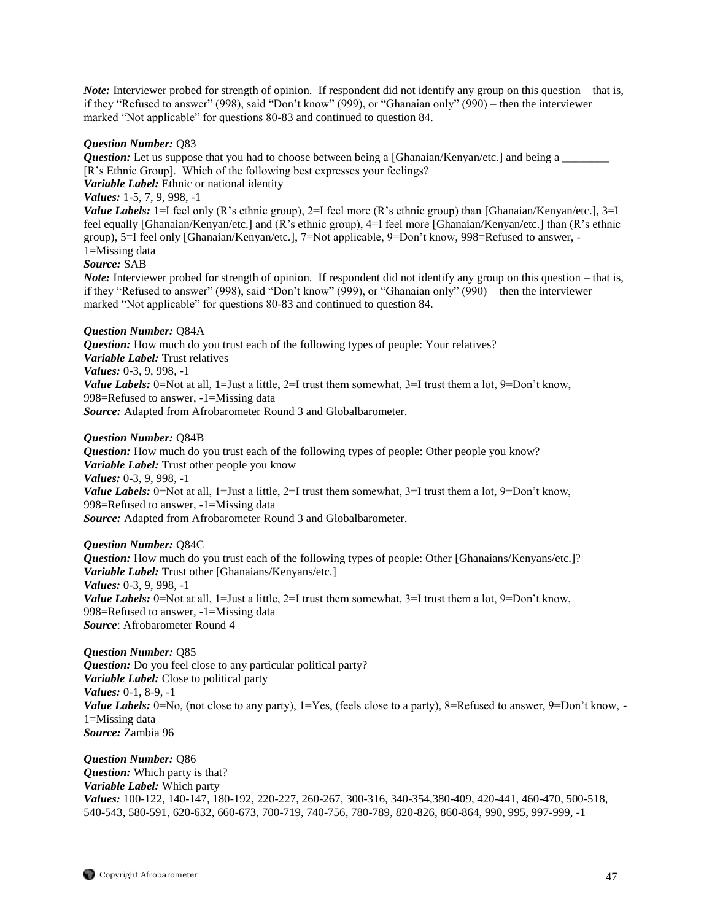*Note:* Interviewer probed for strength of opinion. If respondent did not identify any group on this question – that is, if they "Refused to answer" (998), said "Don't know" (999), or "Ghanaian only" (990) – then the interviewer marked "Not applicable" for questions 80-83 and continued to question 84.

***Question Number:*** Q83
***Question:*** Let us suppose that you had to choose between being a [Ghanaian/Kenyan/etc.] and being a ________ [R's Ethnic Group]. Which of the following best expresses your feelings?
***Variable Label:*** Ethnic or national identity
***Values:*** 1-5, 7, 9, 998, -1
***Value Labels:*** 1=I feel only (R's ethnic group), 2=I feel more (R's ethnic group) than [Ghanaian/Kenyan/etc.], 3=I feel equally [Ghanaian/Kenyan/etc.] and (R's ethnic group), 4=I feel more [Ghanaian/Kenyan/etc.] than (R's ethnic group), 5=I feel only [Ghanaian/Kenyan/etc.], 7=Not applicable, 9=Don't know, 998=Refused to answer, -1=Missing data
***Source:*** SAB
***Note:*** Interviewer probed for strength of opinion. If respondent did not identify any group on this question – that is, if they "Refused to answer" (998), said "Don't know" (999), or "Ghanaian only" (990) – then the interviewer marked "Not applicable" for questions 80-83 and continued to question 84.

***Question Number:*** Q84A
***Question:*** How much do you trust each of the following types of people: Your relatives?
***Variable Label:*** Trust relatives
***Values:*** 0-3, 9, 998, -1
***Value Labels:*** 0=Not at all, 1=Just a little, 2=I trust them somewhat, 3=I trust them a lot, 9=Don't know, 998=Refused to answer, -1=Missing data
***Source:*** Adapted from Afrobarometer Round 3 and Globalbarometer.

***Question Number:*** Q84B
***Question:*** How much do you trust each of the following types of people: Other people you know?
***Variable Label:*** Trust other people you know
***Values:*** 0-3, 9, 998, -1
***Value Labels:*** 0=Not at all, 1=Just a little, 2=I trust them somewhat, 3=I trust them a lot, 9=Don't know, 998=Refused to answer, -1=Missing data
***Source:*** Adapted from Afrobarometer Round 3 and Globalbarometer.

***Question Number:*** Q84C
***Question:*** How much do you trust each of the following types of people: Other [Ghanaians/Kenyans/etc.]?
***Variable Label:*** Trust other [Ghanaians/Kenyans/etc.]
***Values:*** 0-3, 9, 998, -1
***Value Labels:*** 0=Not at all, 1=Just a little, 2=I trust them somewhat, 3=I trust them a lot, 9=Don't know, 998=Refused to answer, -1=Missing data
***Source***: Afrobarometer Round 4

***Question Number:*** Q85
***Question:*** Do you feel close to any particular political party?
***Variable Label:*** Close to political party
***Values:*** 0-1, 8-9, -1
***Value Labels:*** 0=No, (not close to any party), 1=Yes, (feels close to a party), 8=Refused to answer, 9=Don't know, -1=Missing data
***Source:*** Zambia 96

***Question Number:*** Q86
***Question:*** Which party is that?
***Variable Label:*** Which party
***Values:*** 100-122, 140-147, 180-192, 220-227, 260-267, 300-316, 340-354,380-409, 420-441, 460-470, 500-518, 540-543, 580-591, 620-632, 660-673, 700-719, 740-756, 780-789, 820-826, 860-864, 990, 995, 997-999, -1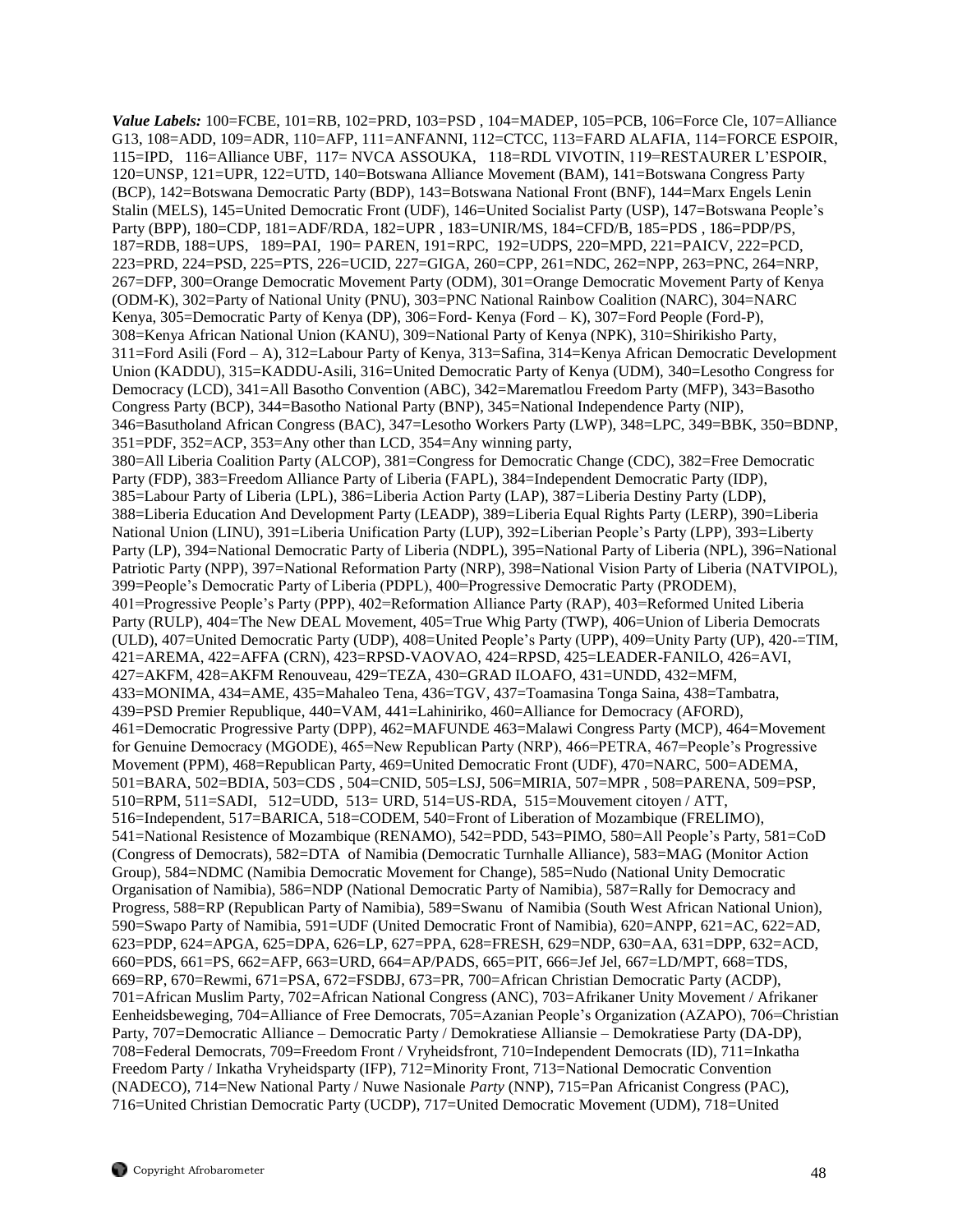***Value Labels:*** 100=FCBE, 101=RB, 102=PRD, 103=PSD , 104=MADEP, 105=PCB, 106=Force Cle, 107=Alliance G13, 108=ADD, 109=ADR, 110=AFP, 111=ANFANNI, 112=CTCC, 113=FARD ALAFIA, 114=FORCE ESPOIR, 115=IPD, 116=Alliance UBF, 117= NVCA ASSOUKA, 118=RDL VIVOTIN, 119=RESTAURER L'ESPOIR, 120=UNSP, 121=UPR, 122=UTD, 140=Botswana Alliance Movement (BAM), 141=Botswana Congress Party (BCP), 142=Botswana Democratic Party (BDP), 143=Botswana National Front (BNF), 144=Marx Engels Lenin Stalin (MELS), 145=United Democratic Front (UDF), 146=United Socialist Party (USP), 147=Botswana People's Party (BPP), 180=CDP, 181=ADF/RDA, 182=UPR , 183=UNIR/MS, 184=CFD/B, 185=PDS , 186=PDP/PS, 187=RDB, 188=UPS, 189=PAI, 190= PAREN, 191=RPC, 192=UDPS, 220=MPD, 221=PAICV, 222=PCD, 223=PRD, 224=PSD, 225=PTS, 226=UCID, 227=GIGA, 260=CPP, 261=NDC, 262=NPP, 263=PNC, 264=NRP, 267=DFP, 300=Orange Democratic Movement Party (ODM), 301=Orange Democratic Movement Party of Kenya (ODM-K), 302=Party of National Unity (PNU), 303=PNC National Rainbow Coalition (NARC), 304=NARC Kenya, 305=Democratic Party of Kenya (DP), 306=Ford- Kenya (Ford – K), 307=Ford People (Ford-P), 308=Kenya African National Union (KANU), 309=National Party of Kenya (NPK), 310=Shirikisho Party, 311=Ford Asili (Ford – A), 312=Labour Party of Kenya, 313=Safina, 314=Kenya African Democratic Development Union (KADDU), 315=KADDU-Asili, 316=United Democratic Party of Kenya (UDM), 340=Lesotho Congress for Democracy (LCD), 341=All Basotho Convention (ABC), 342=Marematlou Freedom Party (MFP), 343=Basotho Congress Party (BCP), 344=Basotho National Party (BNP), 345=National Independence Party (NIP), 346=Basutholand African Congress (BAC), 347=Lesotho Workers Party (LWP), 348=LPC, 349=BBK, 350=BDNP, 351=PDF, 352=ACP, 353=Any other than LCD, 354=Any winning party,
380=All Liberia Coalition Party (ALCOP), 381=Congress for Democratic Change (CDC), 382=Free Democratic Party (FDP), 383=Freedom Alliance Party of Liberia (FAPL), 384=Independent Democratic Party (IDP), 385=Labour Party of Liberia (LPL), 386=Liberia Action Party (LAP), 387=Liberia Destiny Party (LDP), 388=Liberia Education And Development Party (LEADP), 389=Liberia Equal Rights Party (LERP), 390=Liberia National Union (LINU), 391=Liberia Unification Party (LUP), 392=Liberian People's Party (LPP), 393=Liberty Party (LP), 394=National Democratic Party of Liberia (NDPL), 395=National Party of Liberia (NPL), 396=National Patriotic Party (NPP), 397=National Reformation Party (NRP), 398=National Vision Party of Liberia (NATVIPOL), 399=People's Democratic Party of Liberia (PDPL), 400=Progressive Democratic Party (PRODEM), 401=Progressive People's Party (PPP), 402=Reformation Alliance Party (RAP), 403=Reformed United Liberia Party (RULP), 404=The New DEAL Movement, 405=True Whig Party (TWP), 406=Union of Liberia Democrats (ULD), 407=United Democratic Party (UDP), 408=United People's Party (UPP), 409=Unity Party (UP), 420-=TIM, 421=AREMA, 422=AFFA (CRN), 423=RPSD-VAOVAO, 424=RPSD, 425=LEADER-FANILO, 426=AVI, 427=AKFM, 428=AKFM Renouveau, 429=TEZA, 430=GRAD ILOAFO, 431=UNDD, 432=MFM, 433=MONIMA, 434=AME, 435=Mahaleo Tena, 436=TGV, 437=Toamasina Tonga Saina, 438=Tambatra, 439=PSD Premier Republique, 440=VAM, 441=Lahiniriko, 460=Alliance for Democracy (AFORD), 461=Democratic Progressive Party (DPP), 462=MAFUNDE 463=Malawi Congress Party (MCP), 464=Movement for Genuine Democracy (MGODE), 465=New Republican Party (NRP), 466=PETRA, 467=People's Progressive Movement (PPM), 468=Republican Party, 469=United Democratic Front (UDF), 470=NARC, 500=ADEMA, 501=BARA, 502=BDIA, 503=CDS , 504=CNID, 505=LSJ, 506=MIRIA, 507=MPR , 508=PARENA, 509=PSP, 510=RPM, 511=SADI, 512=UDD, 513= URD, 514=US-RDA, 515=Mouvement citoyen / ATT, 516=Independent, 517=BARICA, 518=CODEM, 540=Front of Liberation of Mozambique (FRELIMO), 541=National Resistence of Mozambique (RENAMO), 542=PDD, 543=PIMO, 580=All People's Party, 581=CoD (Congress of Democrats), 582=DTA of Namibia (Democratic Turnhalle Alliance), 583=MAG (Monitor Action Group), 584=NDMC (Namibia Democratic Movement for Change), 585=Nudo (National Unity Democratic Organisation of Namibia), 586=NDP (National Democratic Party of Namibia), 587=Rally for Democracy and Progress, 588=RP (Republican Party of Namibia), 589=Swanu of Namibia (South West African National Union), 590=Swapo Party of Namibia, 591=UDF (United Democratic Front of Namibia), 620=ANPP, 621=AC, 622=AD, 623=PDP, 624=APGA, 625=DPA, 626=LP, 627=PPA, 628=FRESH, 629=NDP, 630=AA, 631=DPP, 632=ACD, 660=PDS, 661=PS, 662=AFP, 663=URD, 664=AP/PADS, 665=PIT, 666=Jef Jel, 667=LD/MPT, 668=TDS, 669=RP, 670=Rewmi, 671=PSA, 672=FSDBJ, 673=PR, 700=African Christian Democratic Party (ACDP), 701=African Muslim Party, 702=African National Congress (ANC), 703=Afrikaner Unity Movement / Afrikaner Eenheidsbeweging, 704=Alliance of Free Democrats, 705=Azanian People's Organization (AZAPO), 706=Christian Party, 707=Democratic Alliance – Democratic Party / Demokratiese Alliansie – Demokratiese Party (DA-DP), 708=Federal Democrats, 709=Freedom Front / Vryheidsfront, 710=Independent Democrats (ID), 711=Inkatha Freedom Party / Inkatha Vryheidsparty (IFP), 712=Minority Front, 713=National Democratic Convention (NADECO), 714=New National Party / Nuwe Nasionale *Party* (NNP), 715=Pan Africanist Congress (PAC), 716=United Christian Democratic Party (UCDP), 717=United Democratic Movement (UDM), 718=United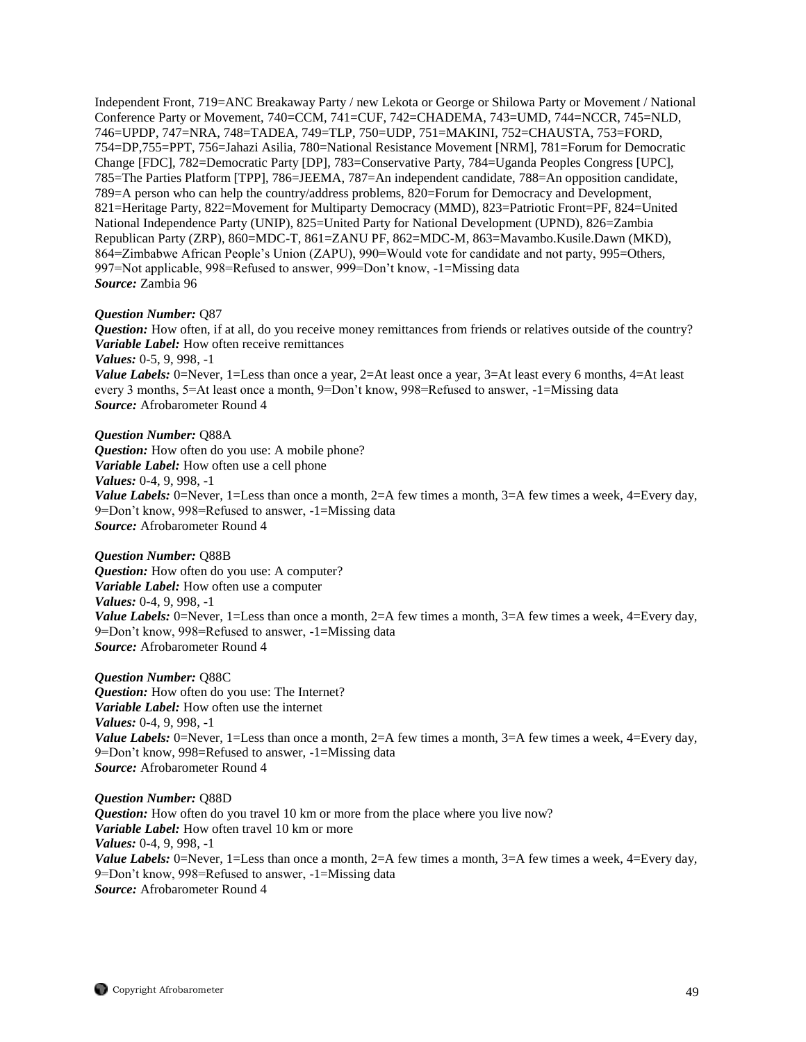Independent Front, 719=ANC Breakaway Party / new Lekota or George or Shilowa Party or Movement / National Conference Party or Movement, 740=CCM, 741=CUF, 742=CHADEMA, 743=UMD, 744=NCCR, 745=NLD, 746=UPDP, 747=NRA, 748=TADEA, 749=TLP, 750=UDP, 751=MAKINI, 752=CHAUSTA, 753=FORD, 754=DP,755=PPT, 756=Jahazi Asilia, 780=National Resistance Movement [NRM], 781=Forum for Democratic Change [FDC], 782=Democratic Party [DP], 783=Conservative Party, 784=Uganda Peoples Congress [UPC], 785=The Parties Platform [TPP], 786=JEEMA, 787=An independent candidate, 788=An opposition candidate, 789=A person who can help the country/address problems, 820=Forum for Democracy and Development, 821=Heritage Party, 822=Movement for Multiparty Democracy (MMD), 823=Patriotic Front=PF, 824=United National Independence Party (UNIP), 825=United Party for National Development (UPND), 826=Zambia Republican Party (ZRP), 860=MDC-T, 861=ZANU PF, 862=MDC-M, 863=Mavambo.Kusile.Dawn (MKD), 864=Zimbabwe African People's Union (ZAPU), 990=Would vote for candidate and not party, 995=Others, 997=Not applicable, 998=Refused to answer, 999=Don't know, -1=Missing data
***Source:*** Zambia 96

***Question Number:*** Q87
***Question:*** How often, if at all, do you receive money remittances from friends or relatives outside of the country?
***Variable Label:*** How often receive remittances
***Values:*** 0-5, 9, 998, -1
***Value Labels:*** 0=Never, 1=Less than once a year, 2=At least once a year, 3=At least every 6 months, 4=At least every 3 months, 5=At least once a month, 9=Don't know, 998=Refused to answer, -1=Missing data
***Source:*** Afrobarometer Round 4

***Question Number:*** Q88A
***Question:*** How often do you use: A mobile phone?
***Variable Label:*** How often use a cell phone
***Values:*** 0-4, 9, 998, -1
***Value Labels:*** 0=Never, 1=Less than once a month, 2=A few times a month, 3=A few times a week, 4=Every day, 9=Don't know, 998=Refused to answer, -1=Missing data
***Source:*** Afrobarometer Round 4

***Question Number:*** Q88B
***Question:*** How often do you use: A computer?
***Variable Label:*** How often use a computer
***Values:*** 0-4, 9, 998, -1
***Value Labels:*** 0=Never, 1=Less than once a month, 2=A few times a month, 3=A few times a week, 4=Every day, 9=Don't know, 998=Refused to answer, -1=Missing data
***Source:*** Afrobarometer Round 4

***Question Number:*** Q88C
***Question:*** How often do you use: The Internet?
***Variable Label:*** How often use the internet
***Values:*** 0-4, 9, 998, -1
***Value Labels:*** 0=Never, 1=Less than once a month, 2=A few times a month, 3=A few times a week, 4=Every day, 9=Don't know, 998=Refused to answer, -1=Missing data
***Source:*** Afrobarometer Round 4

***Question Number:*** Q88D
***Question:*** How often do you travel 10 km or more from the place where you live now?
***Variable Label:*** How often travel 10 km or more
***Values:*** 0-4, 9, 998, -1
***Value Labels:*** 0=Never, 1=Less than once a month, 2=A few times a month, 3=A few times a week, 4=Every day, 9=Don't know, 998=Refused to answer, -1=Missing data
***Source:*** Afrobarometer Round 4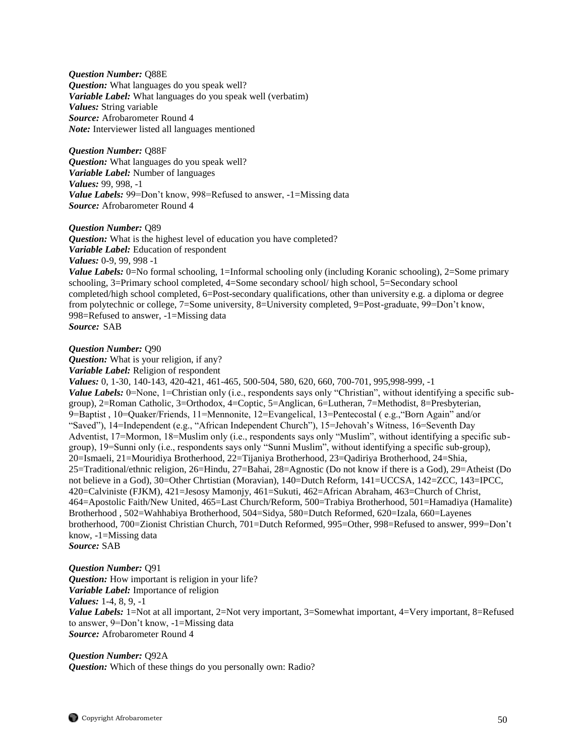***Question Number:*** Q88E
***Question:*** What languages do you speak well?
***Variable Label:*** What languages do you speak well (verbatim)
***Values:*** String variable
***Source:*** Afrobarometer Round 4
***Note:*** Interviewer listed all languages mentioned

***Question Number:*** Q88F
***Question:*** What languages do you speak well?
***Variable Label:*** Number of languages
***Values:*** 99, 998, -1
***Value Labels:*** 99=Don't know, 998=Refused to answer, -1=Missing data
***Source:*** Afrobarometer Round 4

***Question Number:*** Q89
***Question:*** What is the highest level of education you have completed?
***Variable Label:*** Education of respondent
***Values:*** 0-9, 99, 998 -1
***Value Labels:*** 0=No formal schooling, 1=Informal schooling only (including Koranic schooling), 2=Some primary schooling, 3=Primary school completed, 4=Some secondary school/ high school, 5=Secondary school completed/high school completed, 6=Post-secondary qualifications, other than university e.g. a diploma or degree from polytechnic or college, 7=Some university, 8=University completed, 9=Post-graduate, 99=Don't know, 998=Refused to answer, -1=Missing data
***Source:*** SAB

***Question Number:*** Q90
***Question:*** What is your religion, if any?
***Variable Label:*** Religion of respondent
***Values:*** 0, 1-30, 140-143, 420-421, 461-465, 500-504, 580, 620, 660, 700-701, 995,998-999, -1
***Value Labels:*** 0=None, 1=Christian only (i.e., respondents says only "Christian", without identifying a specific sub-group), 2=Roman Catholic, 3=Orthodox, 4=Coptic, 5=Anglican, 6=Lutheran, 7=Methodist, 8=Presbyterian, 9=Baptist , 10=Quaker/Friends, 11=Mennonite, 12=Evangelical, 13=Pentecostal ( e.g.,"Born Again" and/or "Saved"), 14=Independent (e.g., "African Independent Church"), 15=Jehovah's Witness, 16=Seventh Day Adventist, 17=Mormon, 18=Muslim only (i.e., respondents says only "Muslim", without identifying a specific sub-group), 19=Sunni only (i.e., respondents says only "Sunni Muslim", without identifying a specific sub-group), 20=Ismaeli, 21=Mouridiya Brotherhood, 22=Tijaniya Brotherhood, 23=Qadiriya Brotherhood, 24=Shia, 25=Traditional/ethnic religion, 26=Hindu, 27=Bahai, 28=Agnostic (Do not know if there is a God), 29=Atheist (Do not believe in a God), 30=Other Chrtistian (Moravian), 140=Dutch Reform, 141=UCCSA, 142=ZCC, 143=IPCC, 420=Calviniste (FJKM), 421=Jesosy Mamonjy, 461=Sukuti, 462=African Abraham, 463=Church of Christ, 464=Apostolic Faith/New United, 465=Last Church/Reform, 500=Trabiya Brotherhood, 501=Hamadiya (Hamalite) Brotherhood , 502=Wahhabiya Brotherhood, 504=Sidya, 580=Dutch Reformed, 620=Izala, 660=Layenes brotherhood, 700=Zionist Christian Church, 701=Dutch Reformed, 995=Other, 998=Refused to answer, 999=Don't know, -1=Missing data
***Source:*** SAB

***Question Number:*** Q91
***Question:*** How important is religion in your life?
***Variable Label:*** Importance of religion
***Values:*** 1-4, 8, 9, -1
***Value Labels:*** 1=Not at all important, 2=Not very important, 3=Somewhat important, 4=Very important, 8=Refused to answer, 9=Don't know, -1=Missing data
***Source:*** Afrobarometer Round 4

***Question Number:*** Q92A
***Question:*** Which of these things do you personally own: Radio?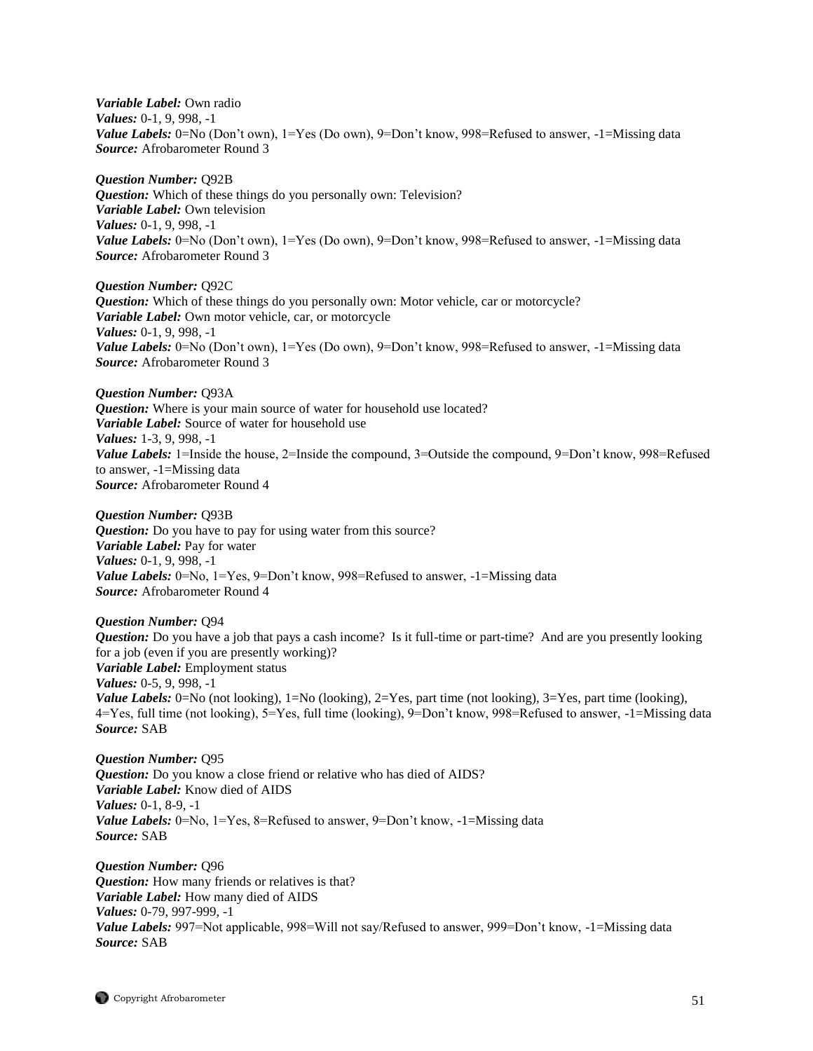***Variable Label:*** Own radio
***Values:*** 0-1, 9, 998, -1
***Value Labels:*** 0=No (Don't own), 1=Yes (Do own), 9=Don't know, 998=Refused to answer, -1=Missing data
***Source:*** Afrobarometer Round 3

***Question Number:*** Q92B
***Question:*** Which of these things do you personally own: Television?
***Variable Label:*** Own television
***Values:*** 0-1, 9, 998, -1
***Value Labels:*** 0=No (Don't own), 1=Yes (Do own), 9=Don't know, 998=Refused to answer, -1=Missing data
***Source:*** Afrobarometer Round 3

***Question Number:*** Q92C
***Question:*** Which of these things do you personally own: Motor vehicle, car or motorcycle?
***Variable Label:*** Own motor vehicle, car, or motorcycle
***Values:*** 0-1, 9, 998, -1
***Value Labels:*** 0=No (Don't own), 1=Yes (Do own), 9=Don't know, 998=Refused to answer, -1=Missing data
***Source:*** Afrobarometer Round 3

***Question Number:*** Q93A
***Question:*** Where is your main source of water for household use located?
***Variable Label:*** Source of water for household use
***Values:*** 1-3, 9, 998, -1
***Value Labels:*** 1=Inside the house, 2=Inside the compound, 3=Outside the compound, 9=Don't know, 998=Refused to answer, -1=Missing data
***Source:*** Afrobarometer Round 4

***Question Number:*** Q93B
***Question:*** Do you have to pay for using water from this source?
***Variable Label:*** Pay for water
***Values:*** 0-1, 9, 998, -1
***Value Labels:*** 0=No, 1=Yes, 9=Don't know, 998=Refused to answer, -1=Missing data
***Source:*** Afrobarometer Round 4

***Question Number:*** Q94
***Question:*** Do you have a job that pays a cash income? Is it full-time or part-time? And are you presently looking for a job (even if you are presently working)?
***Variable Label:*** Employment status
***Values:*** 0-5, 9, 998, -1
***Value Labels:*** 0=No (not looking), 1=No (looking), 2=Yes, part time (not looking), 3=Yes, part time (looking), 4=Yes, full time (not looking), 5=Yes, full time (looking), 9=Don't know, 998=Refused to answer, -1=Missing data
***Source:*** SAB

***Question Number:*** Q95
***Question:*** Do you know a close friend or relative who has died of AIDS?
***Variable Label:*** Know died of AIDS
***Values:*** 0-1, 8-9, -1
***Value Labels:*** 0=No, 1=Yes, 8=Refused to answer, 9=Don't know, -1=Missing data
***Source:*** SAB

***Question Number:*** Q96
***Question:*** How many friends or relatives is that?
***Variable Label:*** How many died of AIDS
***Values:*** 0-79, 997-999, -1
***Value Labels:*** 997=Not applicable, 998=Will not say/Refused to answer, 999=Don't know, -1=Missing data
***Source:*** SAB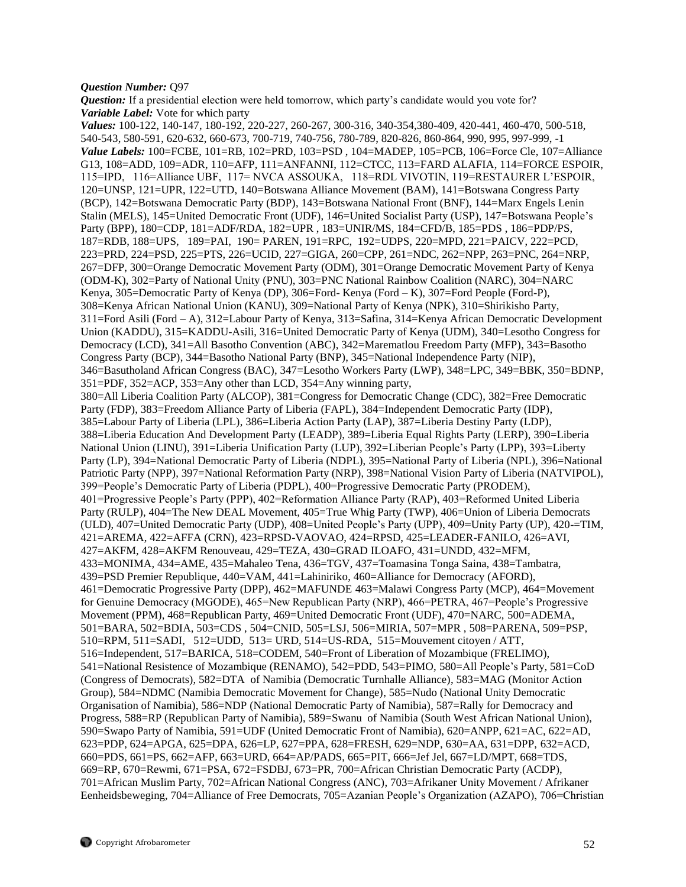***Question Number:*** Q97

***Question:*** If a presidential election were held tomorrow, which party's candidate would you vote for?

***Variable Label:*** Vote for which party

***Values:*** 100-122, 140-147, 180-192, 220-227, 260-267, 300-316, 340-354,380-409, 420-441, 460-470, 500-518, 540-543, 580-591, 620-632, 660-673, 700-719, 740-756, 780-789, 820-826, 860-864, 990, 995, 997-999, -1

***Value Labels:*** 100=FCBE, 101=RB, 102=PRD, 103=PSD , 104=MADEP, 105=PCB, 106=Force Cle, 107=Alliance G13, 108=ADD, 109=ADR, 110=AFP, 111=ANFANNI, 112=CTCC, 113=FARD ALAFIA, 114=FORCE ESPOIR, 115=IPD, 116=Alliance UBF, 117= NVCA ASSOUKA, 118=RDL VIVOTIN, 119=RESTAURER L'ESPOIR, 120=UNSP, 121=UPR, 122=UTD, 140=Botswana Alliance Movement (BAM), 141=Botswana Congress Party (BCP), 142=Botswana Democratic Party (BDP), 143=Botswana National Front (BNF), 144=Marx Engels Lenin Stalin (MELS), 145=United Democratic Front (UDF), 146=United Socialist Party (USP), 147=Botswana People's Party (BPP), 180=CDP, 181=ADF/RDA, 182=UPR , 183=UNIR/MS, 184=CFD/B, 185=PDS , 186=PDP/PS, 187=RDB, 188=UPS, 189=PAI, 190= PAREN, 191=RPC, 192=UDPS, 220=MPD, 221=PAICV, 222=PCD, 223=PRD, 224=PSD, 225=PTS, 226=UCID, 227=GIGA, 260=CPP, 261=NDC, 262=NPP, 263=PNC, 264=NRP, 267=DFP, 300=Orange Democratic Movement Party (ODM), 301=Orange Democratic Movement Party of Kenya (ODM-K), 302=Party of National Unity (PNU), 303=PNC National Rainbow Coalition (NARC), 304=NARC Kenya, 305=Democratic Party of Kenya (DP), 306=Ford- Kenya (Ford – K), 307=Ford People (Ford-P), 308=Kenya African National Union (KANU), 309=National Party of Kenya (NPK), 310=Shirikisho Party, 311=Ford Asili (Ford – A), 312=Labour Party of Kenya, 313=Safina, 314=Kenya African Democratic Development Union (KADDU), 315=KADDU-Asili, 316=United Democratic Party of Kenya (UDM), 340=Lesotho Congress for Democracy (LCD), 341=All Basotho Convention (ABC), 342=Marematlou Freedom Party (MFP), 343=Basotho Congress Party (BCP), 344=Basotho National Party (BNP), 345=National Independence Party (NIP), 346=Basutholand African Congress (BAC), 347=Lesotho Workers Party (LWP), 348=LPC, 349=BBK, 350=BDNP, 351=PDF, 352=ACP, 353=Any other than LCD, 354=Any winning party,
380=All Liberia Coalition Party (ALCOP), 381=Congress for Democratic Change (CDC), 382=Free Democratic Party (FDP), 383=Freedom Alliance Party of Liberia (FAPL), 384=Independent Democratic Party (IDP), 385=Labour Party of Liberia (LPL), 386=Liberia Action Party (LAP), 387=Liberia Destiny Party (LDP), 388=Liberia Education And Development Party (LEADP), 389=Liberia Equal Rights Party (LERP), 390=Liberia National Union (LINU), 391=Liberia Unification Party (LUP), 392=Liberian People's Party (LPP), 393=Liberty Party (LP), 394=National Democratic Party of Liberia (NDPL), 395=National Party of Liberia (NPL), 396=National Patriotic Party (NPP), 397=National Reformation Party (NRP), 398=National Vision Party of Liberia (NATVIPOL), 399=People's Democratic Party of Liberia (PDPL), 400=Progressive Democratic Party (PRODEM), 401=Progressive People's Party (PPP), 402=Reformation Alliance Party (RAP), 403=Reformed United Liberia Party (RULP), 404=The New DEAL Movement, 405=True Whig Party (TWP), 406=Union of Liberia Democrats (ULD), 407=United Democratic Party (UDP), 408=United People's Party (UPP), 409=Unity Party (UP), 420-=TIM, 421=AREMA, 422=AFFA (CRN), 423=RPSD-VAOVAO, 424=RPSD, 425=LEADER-FANILO, 426=AVI, 427=AKFM, 428=AKFM Renouveau, 429=TEZA, 430=GRAD ILOAFO, 431=UNDD, 432=MFM, 433=MONIMA, 434=AME, 435=Mahaleo Tena, 436=TGV, 437=Toamasina Tonga Saina, 438=Tambatra, 439=PSD Premier Republique, 440=VAM, 441=Lahiniriko, 460=Alliance for Democracy (AFORD), 461=Democratic Progressive Party (DPP), 462=MAFUNDE 463=Malawi Congress Party (MCP), 464=Movement for Genuine Democracy (MGODE), 465=New Republican Party (NRP), 466=PETRA, 467=People's Progressive Movement (PPM), 468=Republican Party, 469=United Democratic Front (UDF), 470=NARC, 500=ADEMA, 501=BARA, 502=BDIA, 503=CDS , 504=CNID, 505=LSJ, 506=MIRIA, 507=MPR , 508=PARENA, 509=PSP, 510=RPM, 511=SADI, 512=UDD, 513= URD, 514=US-RDA, 515=Mouvement citoyen / ATT, 516=Independent, 517=BARICA, 518=CODEM, 540=Front of Liberation of Mozambique (FRELIMO), 541=National Resistence of Mozambique (RENAMO), 542=PDD, 543=PIMO, 580=All People's Party, 581=CoD (Congress of Democrats), 582=DTA of Namibia (Democratic Turnhalle Alliance), 583=MAG (Monitor Action Group), 584=NDMC (Namibia Democratic Movement for Change), 585=Nudo (National Unity Democratic Organisation of Namibia), 586=NDP (National Democratic Party of Namibia), 587=Rally for Democracy and Progress, 588=RP (Republican Party of Namibia), 589=Swanu of Namibia (South West African National Union), 590=Swapo Party of Namibia, 591=UDF (United Democratic Front of Namibia), 620=ANPP, 621=AC, 622=AD, 623=PDP, 624=APGA, 625=DPA, 626=LP, 627=PPA, 628=FRESH, 629=NDP, 630=AA, 631=DPP, 632=ACD, 660=PDS, 661=PS, 662=AFP, 663=URD, 664=AP/PADS, 665=PIT, 666=Jef Jel, 667=LD/MPT, 668=TDS, 669=RP, 670=Rewmi, 671=PSA, 672=FSDBJ, 673=PR, 700=African Christian Democratic Party (ACDP), 701=African Muslim Party, 702=African National Congress (ANC), 703=Afrikaner Unity Movement / Afrikaner Eenheidsbeweging, 704=Alliance of Free Democrats, 705=Azanian People's Organization (AZAPO), 706=Christian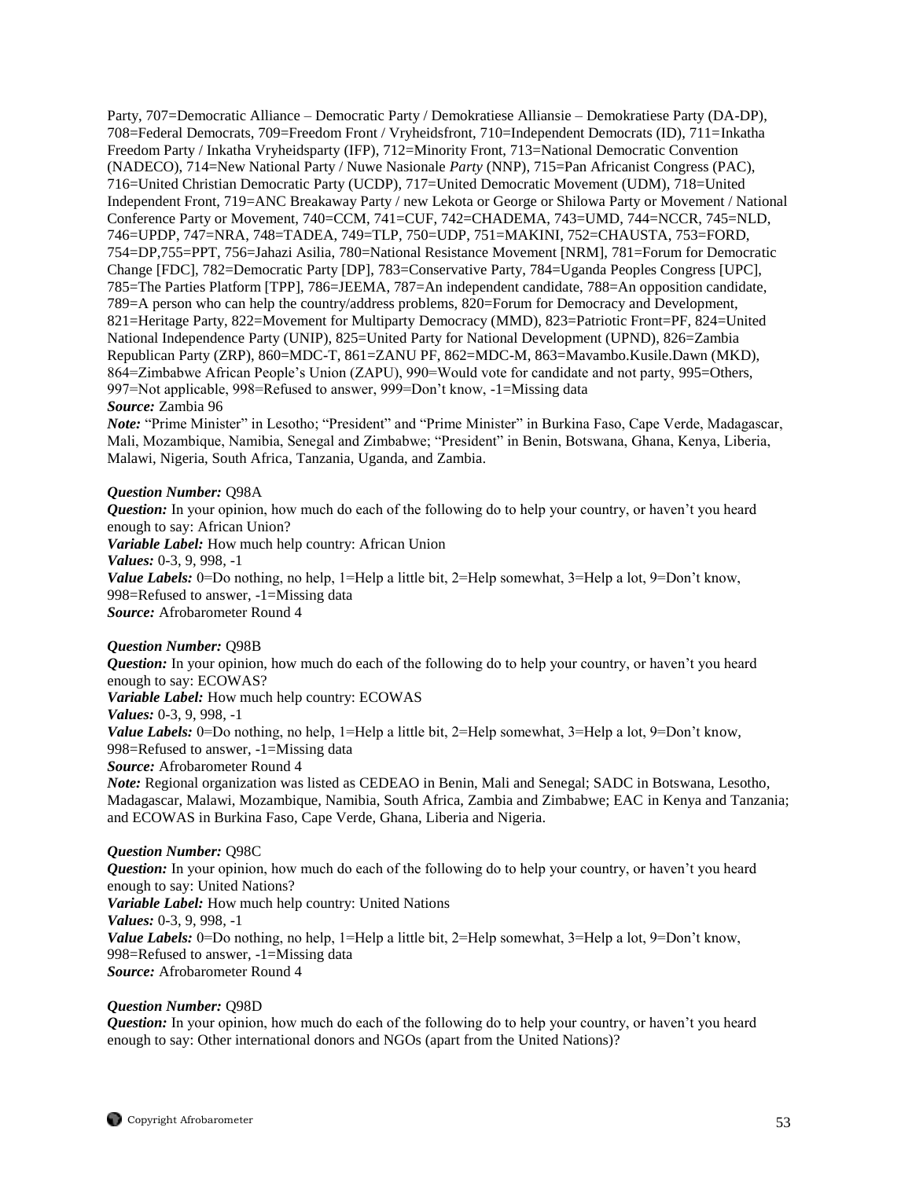Party, 707=Democratic Alliance – Democratic Party / Demokratiese Alliansie – Demokratiese Party (DA-DP), 708=Federal Democrats, 709=Freedom Front / Vryheidsfront, 710=Independent Democrats (ID), 711=Inkatha Freedom Party / Inkatha Vryheidsparty (IFP), 712=Minority Front, 713=National Democratic Convention (NADECO), 714=New National Party / Nuwe Nasionale *Party* (NNP), 715=Pan Africanist Congress (PAC), 716=United Christian Democratic Party (UCDP), 717=United Democratic Movement (UDM), 718=United Independent Front, 719=ANC Breakaway Party / new Lekota or George or Shilowa Party or Movement / National Conference Party or Movement, 740=CCM, 741=CUF, 742=CHADEMA, 743=UMD, 744=NCCR, 745=NLD, 746=UPDP, 747=NRA, 748=TADEA, 749=TLP, 750=UDP, 751=MAKINI, 752=CHAUSTA, 753=FORD, 754=DP,755=PPT, 756=Jahazi Asilia, 780=National Resistance Movement [NRM], 781=Forum for Democratic Change [FDC], 782=Democratic Party [DP], 783=Conservative Party, 784=Uganda Peoples Congress [UPC], 785=The Parties Platform [TPP], 786=JEEMA, 787=An independent candidate, 788=An opposition candidate, 789=A person who can help the country/address problems, 820=Forum for Democracy and Development, 821=Heritage Party, 822=Movement for Multiparty Democracy (MMD), 823=Patriotic Front=PF, 824=United National Independence Party (UNIP), 825=United Party for National Development (UPND), 826=Zambia Republican Party (ZRP), 860=MDC-T, 861=ZANU PF, 862=MDC-M, 863=Mavambo.Kusile.Dawn (MKD), 864=Zimbabwe African People's Union (ZAPU), 990=Would vote for candidate and not party, 995=Others, 997=Not applicable, 998=Refused to answer, 999=Don't know, -1=Missing data
***Source:*** Zambia 96
***Note:*** "Prime Minister" in Lesotho; "President" and "Prime Minister" in Burkina Faso, Cape Verde, Madagascar, Mali, Mozambique, Namibia, Senegal and Zimbabwe; "President" in Benin, Botswana, Ghana, Kenya, Liberia, Malawi, Nigeria, South Africa, Tanzania, Uganda, and Zambia.

***Question Number:*** Q98A
***Question:*** In your opinion, how much do each of the following do to help your country, or haven't you heard enough to say: African Union?
***Variable Label:*** How much help country: African Union
***Values:*** 0-3, 9, 998, -1
***Value Labels:*** 0=Do nothing, no help, 1=Help a little bit, 2=Help somewhat, 3=Help a lot, 9=Don't know, 998=Refused to answer, -1=Missing data
***Source:*** Afrobarometer Round 4

***Question Number:*** Q98B
***Question:*** In your opinion, how much do each of the following do to help your country, or haven't you heard enough to say: ECOWAS?
***Variable Label:*** How much help country: ECOWAS
***Values:*** 0-3, 9, 998, -1
***Value Labels:*** 0=Do nothing, no help, 1=Help a little bit, 2=Help somewhat, 3=Help a lot, 9=Don't know, 998=Refused to answer, -1=Missing data
***Source:*** Afrobarometer Round 4
***Note:*** Regional organization was listed as CEDEAO in Benin, Mali and Senegal; SADC in Botswana, Lesotho, Madagascar, Malawi, Mozambique, Namibia, South Africa, Zambia and Zimbabwe; EAC in Kenya and Tanzania; and ECOWAS in Burkina Faso, Cape Verde, Ghana, Liberia and Nigeria.

***Question Number:*** Q98C
***Question:*** In your opinion, how much do each of the following do to help your country, or haven't you heard enough to say: United Nations?
***Variable Label:*** How much help country: United Nations
***Values:*** 0-3, 9, 998, -1
***Value Labels:*** 0=Do nothing, no help, 1=Help a little bit, 2=Help somewhat, 3=Help a lot, 9=Don't know, 998=Refused to answer, -1=Missing data
***Source:*** Afrobarometer Round 4

***Question Number:*** Q98D
***Question:*** In your opinion, how much do each of the following do to help your country, or haven't you heard enough to say: Other international donors and NGOs (apart from the United Nations)?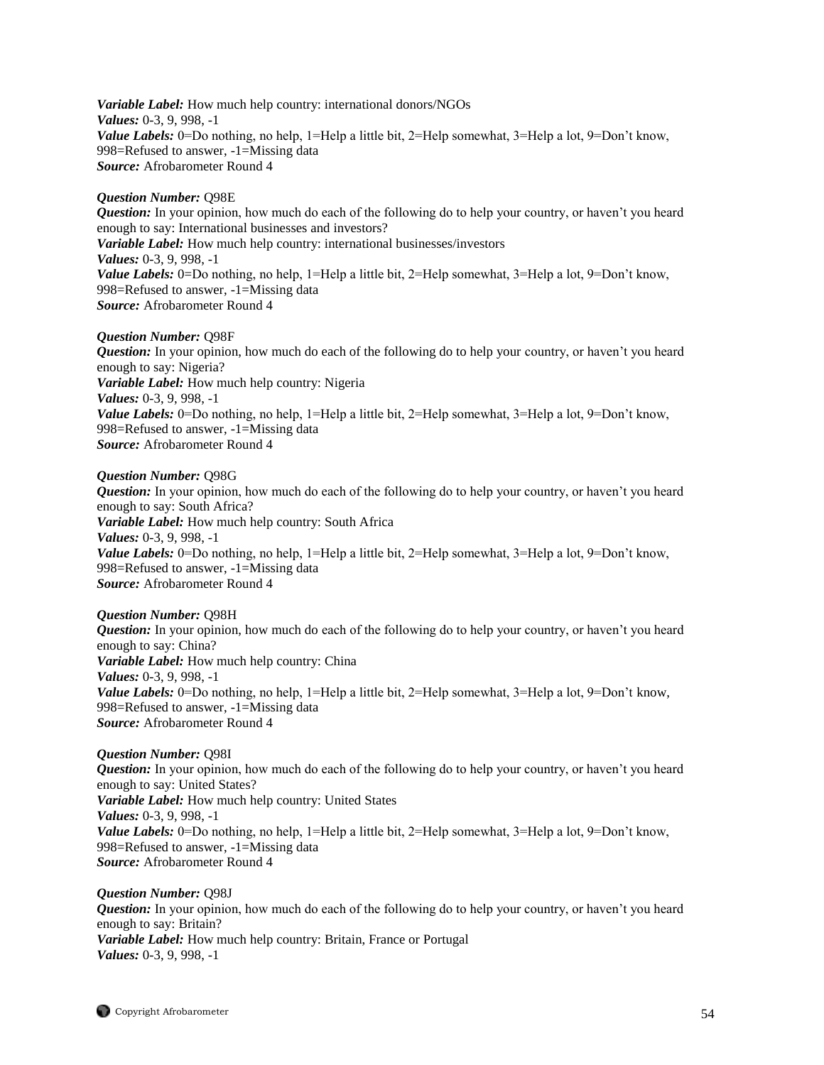***Variable Label:*** How much help country: international donors/NGOs
***Values:*** 0-3, 9, 998, -1
***Value Labels:*** 0=Do nothing, no help, 1=Help a little bit, 2=Help somewhat, 3=Help a lot, 9=Don't know, 998=Refused to answer, -1=Missing data
***Source:*** Afrobarometer Round 4

***Question Number:*** Q98E
***Question:*** In your opinion, how much do each of the following do to help your country, or haven't you heard enough to say: International businesses and investors?
***Variable Label:*** How much help country: international businesses/investors
***Values:*** 0-3, 9, 998, -1
***Value Labels:*** 0=Do nothing, no help, 1=Help a little bit, 2=Help somewhat, 3=Help a lot, 9=Don't know, 998=Refused to answer, -1=Missing data
***Source:*** Afrobarometer Round 4

***Question Number:*** Q98F
***Question:*** In your opinion, how much do each of the following do to help your country, or haven't you heard enough to say: Nigeria?
***Variable Label:*** How much help country: Nigeria
***Values:*** 0-3, 9, 998, -1
***Value Labels:*** 0=Do nothing, no help, 1=Help a little bit, 2=Help somewhat, 3=Help a lot, 9=Don't know, 998=Refused to answer, -1=Missing data
***Source:*** Afrobarometer Round 4

***Question Number:*** Q98G
***Question:*** In your opinion, how much do each of the following do to help your country, or haven't you heard enough to say: South Africa?
***Variable Label:*** How much help country: South Africa
***Values:*** 0-3, 9, 998, -1
***Value Labels:*** 0=Do nothing, no help, 1=Help a little bit, 2=Help somewhat, 3=Help a lot, 9=Don't know, 998=Refused to answer, -1=Missing data
***Source:*** Afrobarometer Round 4

***Question Number:*** Q98H
***Question:*** In your opinion, how much do each of the following do to help your country, or haven't you heard enough to say: China?
***Variable Label:*** How much help country: China
***Values:*** 0-3, 9, 998, -1
***Value Labels:*** 0=Do nothing, no help, 1=Help a little bit, 2=Help somewhat, 3=Help a lot, 9=Don't know, 998=Refused to answer, -1=Missing data
***Source:*** Afrobarometer Round 4

***Question Number:*** Q98I
***Question:*** In your opinion, how much do each of the following do to help your country, or haven't you heard enough to say: United States?
***Variable Label:*** How much help country: United States
***Values:*** 0-3, 9, 998, -1
***Value Labels:*** 0=Do nothing, no help, 1=Help a little bit, 2=Help somewhat, 3=Help a lot, 9=Don't know, 998=Refused to answer, -1=Missing data
***Source:*** Afrobarometer Round 4

***Question Number:*** Q98J
***Question:*** In your opinion, how much do each of the following do to help your country, or haven't you heard enough to say: Britain?
***Variable Label:*** How much help country: Britain, France or Portugal
***Values:*** 0-3, 9, 998, -1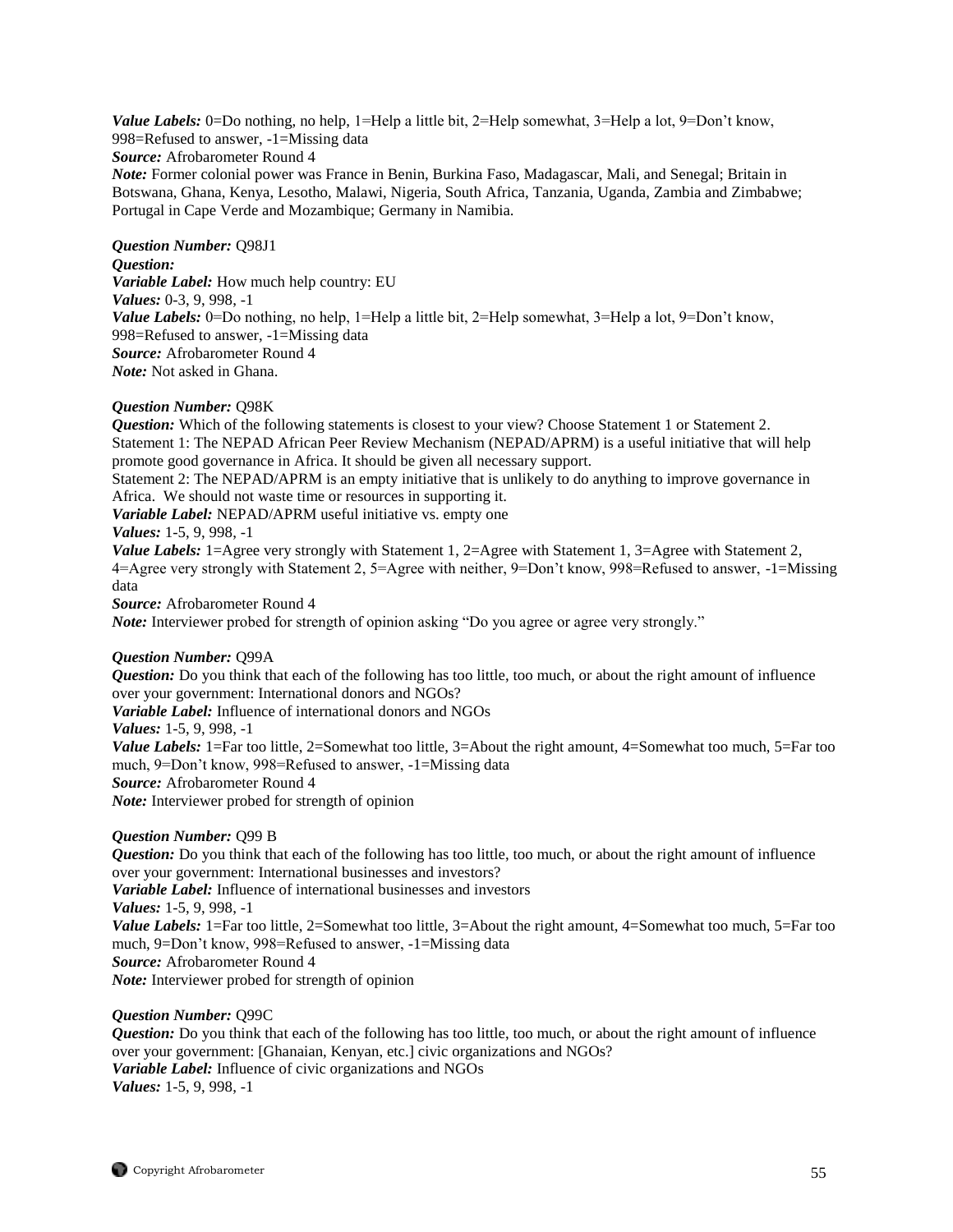***Value Labels:*** 0=Do nothing, no help, 1=Help a little bit, 2=Help somewhat, 3=Help a lot, 9=Don't know, 998=Refused to answer, -1=Missing data
***Source:*** Afrobarometer Round 4
***Note:*** Former colonial power was France in Benin, Burkina Faso, Madagascar, Mali, and Senegal; Britain in Botswana, Ghana, Kenya, Lesotho, Malawi, Nigeria, South Africa, Tanzania, Uganda, Zambia and Zimbabwe; Portugal in Cape Verde and Mozambique; Germany in Namibia.

***Question Number:*** Q98J1
***Question:***
***Variable Label:*** How much help country: EU
***Values:*** 0-3, 9, 998, -1
***Value Labels:*** 0=Do nothing, no help, 1=Help a little bit, 2=Help somewhat, 3=Help a lot, 9=Don't know, 998=Refused to answer, -1=Missing data
***Source:*** Afrobarometer Round 4
***Note:*** Not asked in Ghana.

***Question Number:*** Q98K
***Question:*** Which of the following statements is closest to your view? Choose Statement 1 or Statement 2.
Statement 1: The NEPAD African Peer Review Mechanism (NEPAD/APRM) is a useful initiative that will help promote good governance in Africa. It should be given all necessary support.
Statement 2: The NEPAD/APRM is an empty initiative that is unlikely to do anything to improve governance in Africa. We should not waste time or resources in supporting it.
***Variable Label:*** NEPAD/APRM useful initiative vs. empty one
***Values:*** 1-5, 9, 998, -1
***Value Labels:*** 1=Agree very strongly with Statement 1, 2=Agree with Statement 1, 3=Agree with Statement 2, 4=Agree very strongly with Statement 2, 5=Agree with neither, 9=Don't know, 998=Refused to answer, -1=Missing data
***Source:*** Afrobarometer Round 4
***Note:*** Interviewer probed for strength of opinion asking "Do you agree or agree very strongly."

***Question Number:*** Q99A
***Question:*** Do you think that each of the following has too little, too much, or about the right amount of influence over your government: International donors and NGOs?
***Variable Label:*** Influence of international donors and NGOs
***Values:*** 1-5, 9, 998, -1
***Value Labels:*** 1=Far too little, 2=Somewhat too little, 3=About the right amount, 4=Somewhat too much, 5=Far too much, 9=Don't know, 998=Refused to answer, -1=Missing data
***Source:*** Afrobarometer Round 4
***Note:*** Interviewer probed for strength of opinion

***Question Number:*** Q99 B
***Question:*** Do you think that each of the following has too little, too much, or about the right amount of influence over your government: International businesses and investors?
***Variable Label:*** Influence of international businesses and investors
***Values:*** 1-5, 9, 998, -1
***Value Labels:*** 1=Far too little, 2=Somewhat too little, 3=About the right amount, 4=Somewhat too much, 5=Far too much, 9=Don't know, 998=Refused to answer, -1=Missing data
***Source:*** Afrobarometer Round 4
***Note:*** Interviewer probed for strength of opinion

***Question Number:*** Q99C
***Question:*** Do you think that each of the following has too little, too much, or about the right amount of influence over your government: [Ghanaian, Kenyan, etc.] civic organizations and NGOs?
***Variable Label:*** Influence of civic organizations and NGOs
***Values:*** 1-5, 9, 998, -1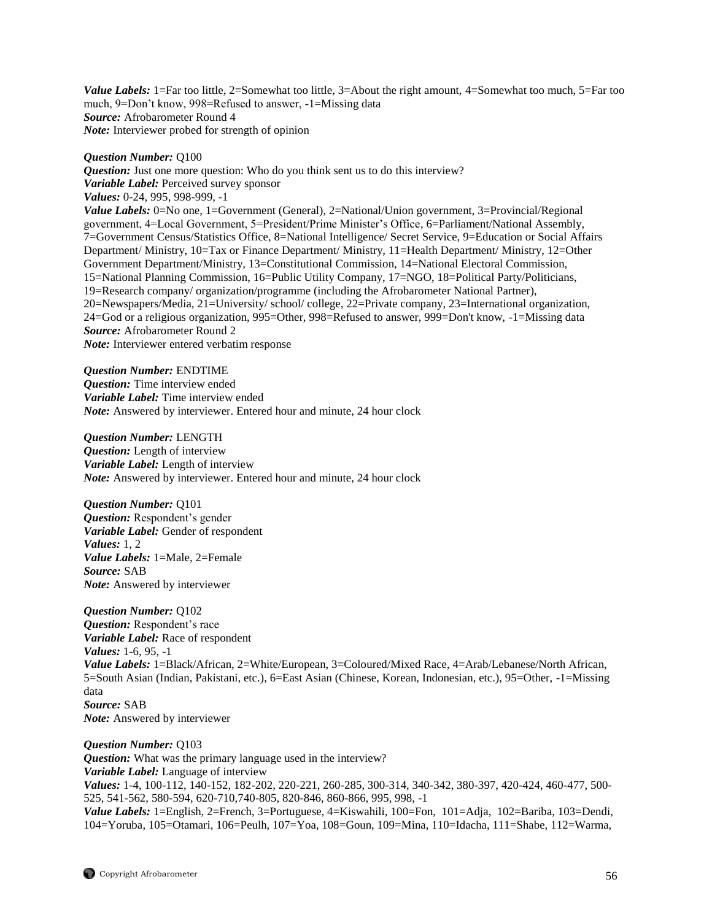***Value Labels:*** 1=Far too little, 2=Somewhat too little, 3=About the right amount, 4=Somewhat too much, 5=Far too much, 9=Don't know, 998=Refused to answer, -1=Missing data
***Source:*** Afrobarometer Round 4
***Note:*** Interviewer probed for strength of opinion

***Question Number:*** Q100
***Question:*** Just one more question: Who do you think sent us to do this interview?
***Variable Label:*** Perceived survey sponsor
***Values:*** 0-24, 995, 998-999, -1
***Value Labels:*** 0=No one, 1=Government (General), 2=National/Union government, 3=Provincial/Regional government, 4=Local Government, 5=President/Prime Minister's Office, 6=Parliament/National Assembly, 7=Government Census/Statistics Office, 8=National Intelligence/ Secret Service, 9=Education or Social Affairs Department/ Ministry, 10=Tax or Finance Department/ Ministry, 11=Health Department/ Ministry, 12=Other Government Department/Ministry, 13=Constitutional Commission, 14=National Electoral Commission, 15=National Planning Commission, 16=Public Utility Company, 17=NGO, 18=Political Party/Politicians, 19=Research company/ organization/programme (including the Afrobarometer National Partner), 20=Newspapers/Media, 21=University/ school/ college, 22=Private company, 23=International organization, 24=God or a religious organization, 995=Other, 998=Refused to answer, 999=Don't know, -1=Missing data
***Source:*** Afrobarometer Round 2
***Note:*** Interviewer entered verbatim response

***Question Number:*** ENDTIME
***Question:*** Time interview ended
***Variable Label:*** Time interview ended
***Note:*** Answered by interviewer. Entered hour and minute, 24 hour clock

***Question Number:*** LENGTH
***Question:*** Length of interview
***Variable Label:*** Length of interview
***Note:*** Answered by interviewer. Entered hour and minute, 24 hour clock

***Question Number:*** Q101
***Question:*** Respondent's gender
***Variable Label:*** Gender of respondent
***Values:*** 1, 2
***Value Labels:*** 1=Male, 2=Female
***Source:*** SAB
***Note:*** Answered by interviewer

***Question Number:*** Q102
***Question:*** Respondent's race
***Variable Label:*** Race of respondent
***Values:*** 1-6, 95, -1
***Value Labels:*** 1=Black/African, 2=White/European, 3=Coloured/Mixed Race, 4=Arab/Lebanese/North African, 5=South Asian (Indian, Pakistani, etc.), 6=East Asian (Chinese, Korean, Indonesian, etc.), 95=Other, -1=Missing data
***Source:*** SAB
***Note:*** Answered by interviewer

***Question Number:*** Q103
***Question:*** What was the primary language used in the interview?
***Variable Label:*** Language of interview
***Values:*** 1-4, 100-112, 140-152, 182-202, 220-221, 260-285, 300-314, 340-342, 380-397, 420-424, 460-477, 500-525, 541-562, 580-594, 620-710,740-805, 820-846, 860-866, 995, 998, -1
***Value Labels:*** 1=English, 2=French, 3=Portuguese, 4=Kiswahili, 100=Fon, 101=Adja, 102=Bariba, 103=Dendi, 104=Yoruba, 105=Otamari, 106=Peulh, 107=Yoa, 108=Goun, 109=Mina, 110=Idacha, 111=Shabe, 112=Warma,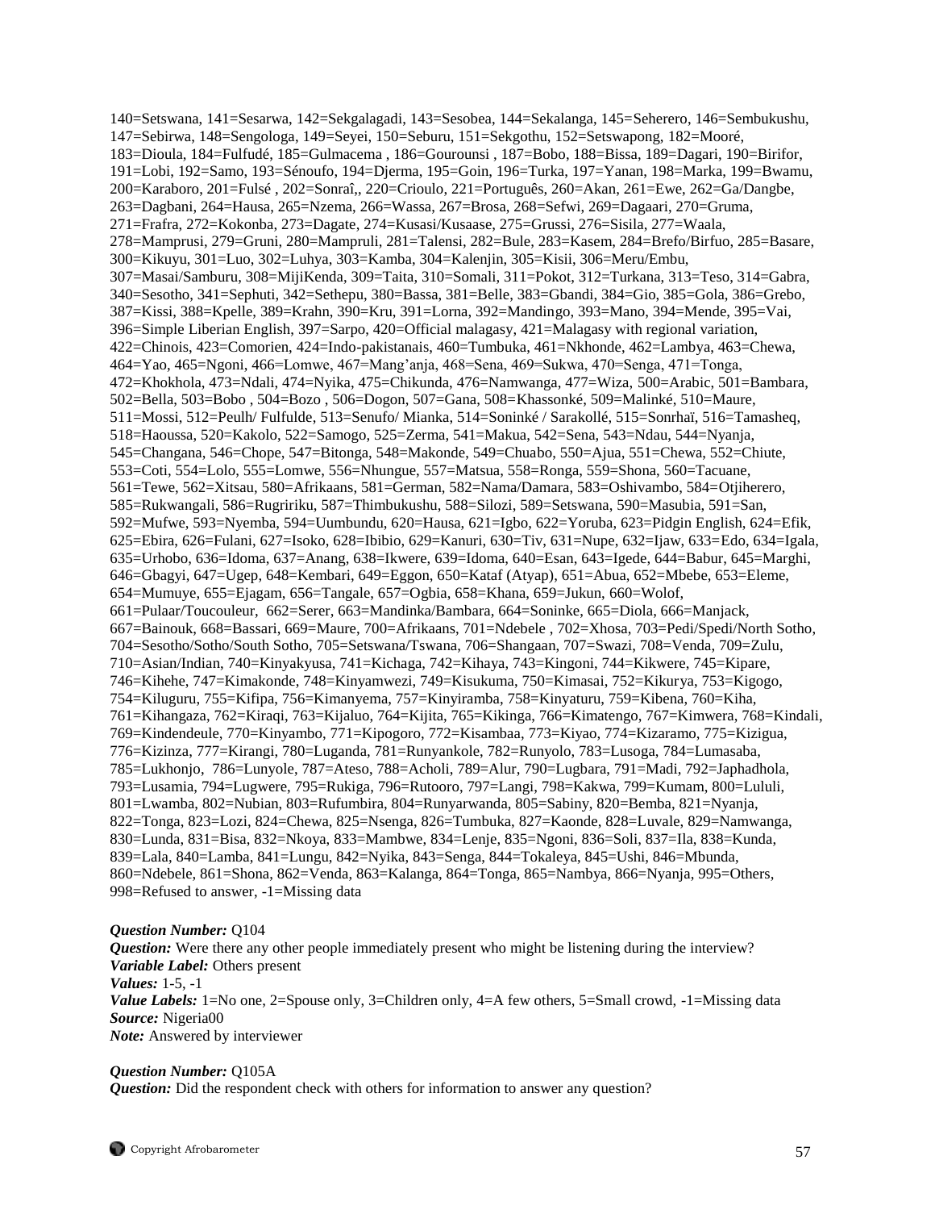140=Setswana, 141=Sesarwa, 142=Sekgalagadi, 143=Sesobea, 144=Sekalanga, 145=Seherero, 146=Sembukushu, 147=Sebirwa, 148=Sengologa, 149=Seyei, 150=Seburu, 151=Sekgothu, 152=Setswapong, 182=Mooré, 183=Dioula, 184=Fulfudé, 185=Gulmacema , 186=Gourounsi , 187=Bobo, 188=Bissa, 189=Dagari, 190=Birifor, 191=Lobi, 192=Samo, 193=Sénoufo, 194=Djerma, 195=Goin, 196=Turka, 197=Yanan, 198=Marka, 199=Bwamu, 200=Karaboro, 201=Fulsé , 202=Sonraî,, 220=Crioulo, 221=Português, 260=Akan, 261=Ewe, 262=Ga/Dangbe, 263=Dagbani, 264=Hausa, 265=Nzema, 266=Wassa, 267=Brosa, 268=Sefwi, 269=Dagaari, 270=Gruma, 271=Frafra, 272=Kokonba, 273=Dagate, 274=Kusasi/Kusaase, 275=Grussi, 276=Sisila, 277=Waala, 278=Mamprusi, 279=Gruni, 280=Mampruli, 281=Talensi, 282=Bule, 283=Kasem, 284=Brefo/Birfuo, 285=Basare, 300=Kikuyu, 301=Luo, 302=Luhya, 303=Kamba, 304=Kalenjin, 305=Kisii, 306=Meru/Embu, 307=Masai/Samburu, 308=MijiKenda, 309=Taita, 310=Somali, 311=Pokot, 312=Turkana, 313=Teso, 314=Gabra, 340=Sesotho, 341=Sephuti, 342=Sethepu, 380=Bassa, 381=Belle, 383=Gbandi, 384=Gio, 385=Gola, 386=Grebo, 387=Kissi, 388=Kpelle, 389=Krahn, 390=Kru, 391=Lorna, 392=Mandingo, 393=Mano, 394=Mende, 395=Vai, 396=Simple Liberian English, 397=Sarpo, 420=Official malagasy, 421=Malagasy with regional variation, 422=Chinois, 423=Comorien, 424=Indo-pakistanais, 460=Tumbuka, 461=Nkhonde, 462=Lambya, 463=Chewa, 464=Yao, 465=Ngoni, 466=Lomwe, 467=Mang'anja, 468=Sena, 469=Sukwa, 470=Senga, 471=Tonga, 472=Khokhola, 473=Ndali, 474=Nyika, 475=Chikunda, 476=Namwanga, 477=Wiza, 500=Arabic, 501=Bambara, 502=Bella, 503=Bobo , 504=Bozo , 506=Dogon, 507=Gana, 508=Khassonké, 509=Malinké, 510=Maure, 511=Mossi, 512=Peulh/ Fulfulde, 513=Senufo/ Mianka, 514=Soninké / Sarakollé, 515=Sonrhaï, 516=Tamasheq, 518=Haoussa, 520=Kakolo, 522=Samogo, 525=Zerma, 541=Makua, 542=Sena, 543=Ndau, 544=Nyanja, 545=Changana, 546=Chope, 547=Bitonga, 548=Makonde, 549=Chuabo, 550=Ajua, 551=Chewa, 552=Chiute, 553=Coti, 554=Lolo, 555=Lomwe, 556=Nhungue, 557=Matsua, 558=Ronga, 559=Shona, 560=Tacuane, 561=Tewe, 562=Xitsau, 580=Afrikaans, 581=German, 582=Nama/Damara, 583=Oshivambo, 584=Otjiherero, 585=Rukwangali, 586=Rugririku, 587=Thimbukushu, 588=Silozi, 589=Setswana, 590=Masubia, 591=San, 592=Mufwe, 593=Nyemba, 594=Uumbundu, 620=Hausa, 621=Igbo, 622=Yoruba, 623=Pidgin English, 624=Efik, 625=Ebira, 626=Fulani, 627=Isoko, 628=Ibibio, 629=Kanuri, 630=Tiv, 631=Nupe, 632=Ijaw, 633=Edo, 634=Igala, 635=Urhobo, 636=Idoma, 637=Anang, 638=Ikwere, 639=Idoma, 640=Esan, 643=Igede, 644=Babur, 645=Marghi, 646=Gbagyi, 647=Ugep, 648=Kembari, 649=Eggon, 650=Kataf (Atyap), 651=Abua, 652=Mbebe, 653=Eleme, 654=Mumuye, 655=Ejagam, 656=Tangale, 657=Ogbia, 658=Khana, 659=Jukun, 660=Wolof, 661=Pulaar/Toucouleur, 662=Serer, 663=Mandinka/Bambara, 664=Soninke, 665=Diola, 666=Manjack, 667=Bainouk, 668=Bassari, 669=Maure, 700=Afrikaans, 701=Ndebele , 702=Xhosa, 703=Pedi/Spedi/North Sotho, 704=Sesotho/Sotho/South Sotho, 705=Setswana/Tswana, 706=Shangaan, 707=Swazi, 708=Venda, 709=Zulu, 710=Asian/Indian, 740=Kinyakyusa, 741=Kichaga, 742=Kihaya, 743=Kingoni, 744=Kikwere, 745=Kipare, 746=Kihehe, 747=Kimakonde, 748=Kinyamwezi, 749=Kisukuma, 750=Kimasai, 752=Kikurya, 753=Kigogo, 754=Kiluguru, 755=Kifipa, 756=Kimanyema, 757=Kinyiramba, 758=Kinyaturu, 759=Kibena, 760=Kiha, 761=Kihangaza, 762=Kiraqi, 763=Kijaluo, 764=Kijita, 765=Kikinga, 766=Kimatengo, 767=Kimwera, 768=Kindali, 769=Kindendeule, 770=Kinyambo, 771=Kipogoro, 772=Kisambaa, 773=Kiyao, 774=Kizaramo, 775=Kizigua, 776=Kizinza, 777=Kirangi, 780=Luganda, 781=Runyankole, 782=Runyolo, 783=Lusoga, 784=Lumasaba, 785=Lukhonjo, 786=Lunyole, 787=Ateso, 788=Acholi, 789=Alur, 790=Lugbara, 791=Madi, 792=Japhadhola, 793=Lusamia, 794=Lugwere, 795=Rukiga, 796=Rutooro, 797=Langi, 798=Kakwa, 799=Kumam, 800=Lululi, 801=Lwamba, 802=Nubian, 803=Rufumbira, 804=Runyarwanda, 805=Sabiny, 820=Bemba, 821=Nyanja, 822=Tonga, 823=Lozi, 824=Chewa, 825=Nsenga, 826=Tumbuka, 827=Kaonde, 828=Luvale, 829=Namwanga, 830=Lunda, 831=Bisa, 832=Nkoya, 833=Mambwe, 834=Lenje, 835=Ngoni, 836=Soli, 837=Ila, 838=Kunda, 839=Lala, 840=Lamba, 841=Lungu, 842=Nyika, 843=Senga, 844=Tokaleya, 845=Ushi, 846=Mbunda, 860=Ndebele, 861=Shona, 862=Venda, 863=Kalanga, 864=Tonga, 865=Nambya, 866=Nyanja, 995=Others, 998=Refused to answer, -1=Missing data

***Question Number:*** Q104
***Question:*** Were there any other people immediately present who might be listening during the interview?
***Variable Label:*** Others present
***Values:*** 1-5, -1
***Value Labels:*** 1=No one, 2=Spouse only, 3=Children only, 4=A few others, 5=Small crowd, -1=Missing data
***Source:*** Nigeria00
***Note:*** Answered by interviewer

***Question Number:*** Q105A
***Question:*** Did the respondent check with others for information to answer any question?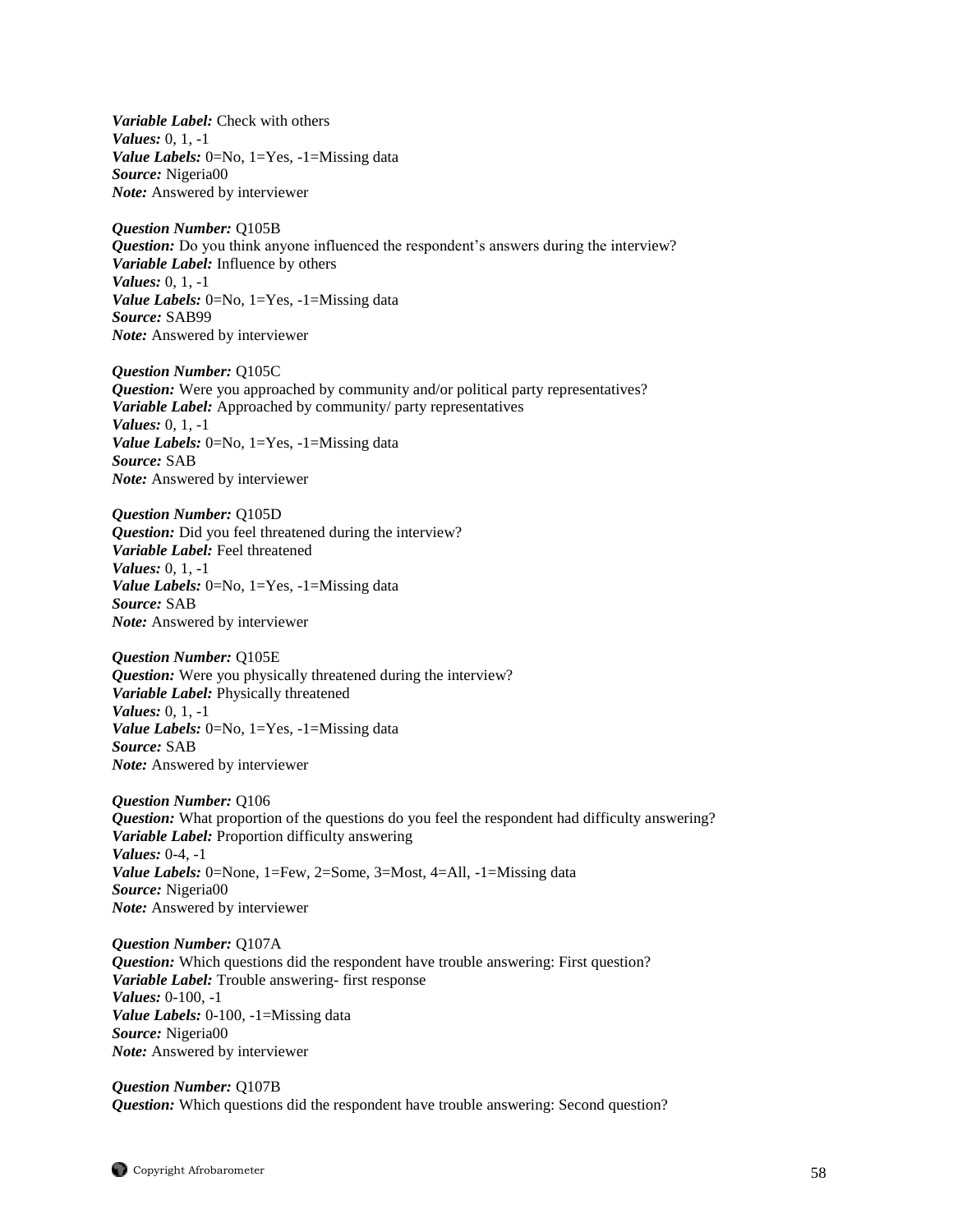***Variable Label:*** Check with others
***Values:*** 0, 1, -1
***Value Labels:*** 0=No, 1=Yes, -1=Missing data
***Source:*** Nigeria00
***Note:*** Answered by interviewer

***Question Number:*** Q105B
***Question:*** Do you think anyone influenced the respondent's answers during the interview?
***Variable Label:*** Influence by others
***Values:*** 0, 1, -1
***Value Labels:*** 0=No, 1=Yes, -1=Missing data
***Source:*** SAB99
***Note:*** Answered by interviewer

***Question Number:*** Q105C
***Question:*** Were you approached by community and/or political party representatives?
***Variable Label:*** Approached by community/ party representatives
***Values:*** 0, 1, -1
***Value Labels:*** 0=No, 1=Yes, -1=Missing data
***Source:*** SAB
***Note:*** Answered by interviewer

***Question Number:*** Q105D
***Question:*** Did you feel threatened during the interview?
***Variable Label:*** Feel threatened
***Values:*** 0, 1, -1
***Value Labels:*** 0=No, 1=Yes, -1=Missing data
***Source:*** SAB
***Note:*** Answered by interviewer

***Question Number:*** Q105E
***Question:*** Were you physically threatened during the interview?
***Variable Label:*** Physically threatened
***Values:*** 0, 1, -1
***Value Labels:*** 0=No, 1=Yes, -1=Missing data
***Source:*** SAB
***Note:*** Answered by interviewer

***Question Number:*** Q106
***Question:*** What proportion of the questions do you feel the respondent had difficulty answering?
***Variable Label:*** Proportion difficulty answering
***Values:*** 0-4, -1
***Value Labels:*** 0=None, 1=Few, 2=Some, 3=Most, 4=All, -1=Missing data
***Source:*** Nigeria00
***Note:*** Answered by interviewer

***Question Number:*** Q107A
***Question:*** Which questions did the respondent have trouble answering: First question?
***Variable Label:*** Trouble answering- first response
***Values:*** 0-100, -1
***Value Labels:*** 0-100, -1=Missing data
***Source:*** Nigeria00
***Note:*** Answered by interviewer

***Question Number:*** Q107B
***Question:*** Which questions did the respondent have trouble answering: Second question?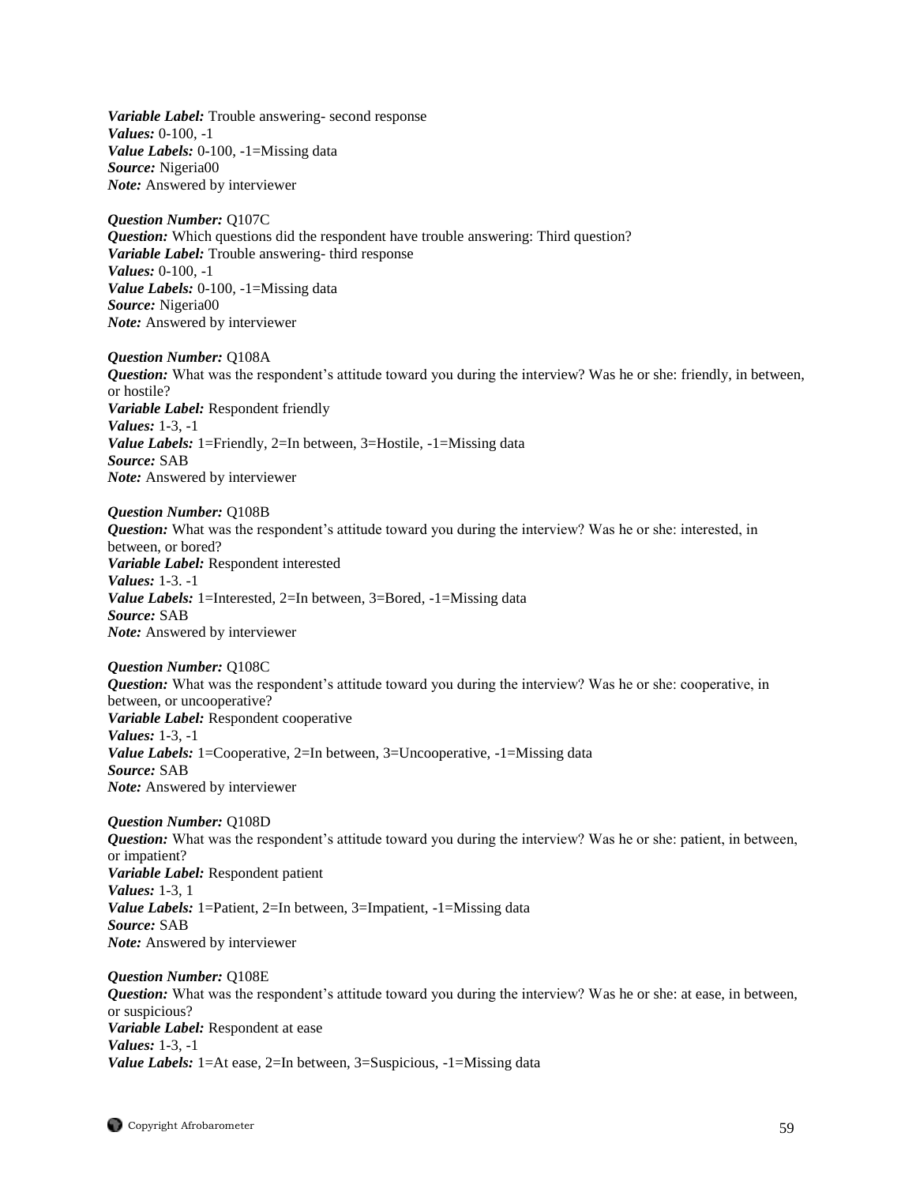***Variable Label:*** Trouble answering- second response
***Values:*** 0-100, -1
***Value Labels:*** 0-100, -1=Missing data
***Source:*** Nigeria00
***Note:*** Answered by interviewer

***Question Number:*** Q107C
***Question:*** Which questions did the respondent have trouble answering: Third question?
***Variable Label:*** Trouble answering- third response
***Values:*** 0-100, -1
***Value Labels:*** 0-100, -1=Missing data
***Source:*** Nigeria00
***Note:*** Answered by interviewer

***Question Number:*** Q108A
***Question:*** What was the respondent's attitude toward you during the interview? Was he or she: friendly, in between, or hostile?
***Variable Label:*** Respondent friendly
***Values:*** 1-3, -1
***Value Labels:*** 1=Friendly, 2=In between, 3=Hostile, -1=Missing data
***Source:*** SAB
***Note:*** Answered by interviewer

***Question Number:*** Q108B
***Question:*** What was the respondent's attitude toward you during the interview? Was he or she: interested, in between, or bored?
***Variable Label:*** Respondent interested
***Values:*** 1-3. -1
***Value Labels:*** 1=Interested, 2=In between, 3=Bored, -1=Missing data
***Source:*** SAB
***Note:*** Answered by interviewer

***Question Number:*** Q108C
***Question:*** What was the respondent's attitude toward you during the interview? Was he or she: cooperative, in between, or uncooperative?
***Variable Label:*** Respondent cooperative
***Values:*** 1-3, -1
***Value Labels:*** 1=Cooperative, 2=In between, 3=Uncooperative, -1=Missing data
***Source:*** SAB
***Note:*** Answered by interviewer

***Question Number:*** Q108D
***Question:*** What was the respondent's attitude toward you during the interview? Was he or she: patient, in between, or impatient?
***Variable Label:*** Respondent patient
***Values:*** 1-3, 1
***Value Labels:*** 1=Patient, 2=In between, 3=Impatient, -1=Missing data
***Source:*** SAB
***Note:*** Answered by interviewer

***Question Number:*** Q108E
***Question:*** What was the respondent's attitude toward you during the interview? Was he or she: at ease, in between, or suspicious?
***Variable Label:*** Respondent at ease
***Values:*** 1-3, -1
***Value Labels:*** 1=At ease, 2=In between, 3=Suspicious, -1=Missing data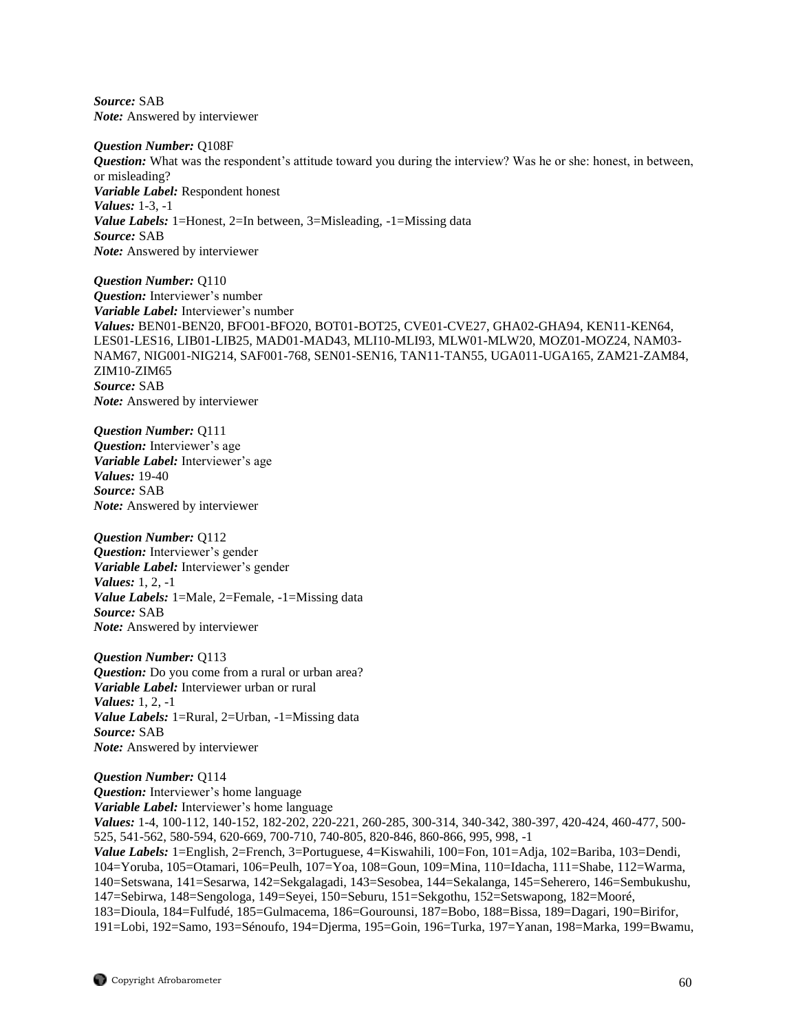*Source:* SAB
*Note:* Answered by interviewer

*Question Number:* Q108F
*Question:* What was the respondent's attitude toward you during the interview? Was he or she: honest, in between, or misleading?
*Variable Label:* Respondent honest
*Values:* 1-3, -1
*Value Labels:* 1=Honest, 2=In between, 3=Misleading, -1=Missing data
*Source:* SAB
*Note:* Answered by interviewer

*Question Number:* Q110
*Question:* Interviewer's number
*Variable Label:* Interviewer's number
*Values:* BEN01-BEN20, BFO01-BFO20, BOT01-BOT25, CVE01-CVE27, GHA02-GHA94, KEN11-KEN64, LES01-LES16, LIB01-LIB25, MAD01-MAD43, MLI10-MLI93, MLW01-MLW20, MOZ01-MOZ24, NAM03-NAM67, NIG001-NIG214, SAF001-768, SEN01-SEN16, TAN11-TAN55, UGA011-UGA165, ZAM21-ZAM84, ZIM10-ZIM65
*Source:* SAB
*Note:* Answered by interviewer

*Question Number:* Q111
*Question:* Interviewer's age
*Variable Label:* Interviewer's age
*Values:* 19-40
*Source:* SAB
*Note:* Answered by interviewer

*Question Number:* Q112
*Question:* Interviewer's gender
*Variable Label:* Interviewer's gender
*Values:* 1, 2, -1
*Value Labels:* 1=Male, 2=Female, -1=Missing data
*Source:* SAB
*Note:* Answered by interviewer

*Question Number:* Q113
*Question:* Do you come from a rural or urban area?
*Variable Label:* Interviewer urban or rural
*Values:* 1, 2, -1
*Value Labels:* 1=Rural, 2=Urban, -1=Missing data
*Source:* SAB
*Note:* Answered by interviewer

*Question Number:* Q114
*Question:* Interviewer's home language
*Variable Label:* Interviewer's home language
*Values:* 1-4, 100-112, 140-152, 182-202, 220-221, 260-285, 300-314, 340-342, 380-397, 420-424, 460-477, 500-525, 541-562, 580-594, 620-669, 700-710, 740-805, 820-846, 860-866, 995, 998, -1
*Value Labels:* 1=English, 2=French, 3=Portuguese, 4=Kiswahili, 100=Fon, 101=Adja, 102=Bariba, 103=Dendi, 104=Yoruba, 105=Otamari, 106=Peulh, 107=Yoa, 108=Goun, 109=Mina, 110=Idacha, 111=Shabe, 112=Warma, 140=Setswana, 141=Sesarwa, 142=Sekgalagadi, 143=Sesobea, 144=Sekalanga, 145=Seherero, 146=Sembukushu, 147=Sebirwa, 148=Sengologa, 149=Seyei, 150=Seburu, 151=Sekgothu, 152=Setswapong, 182=Mooré, 183=Dioula, 184=Fulfudé, 185=Gulmacema, 186=Gourounsi, 187=Bobo, 188=Bissa, 189=Dagari, 190=Birifor, 191=Lobi, 192=Samo, 193=Sénoufo, 194=Djerma, 195=Goin, 196=Turka, 197=Yanan, 198=Marka, 199=Bwamu,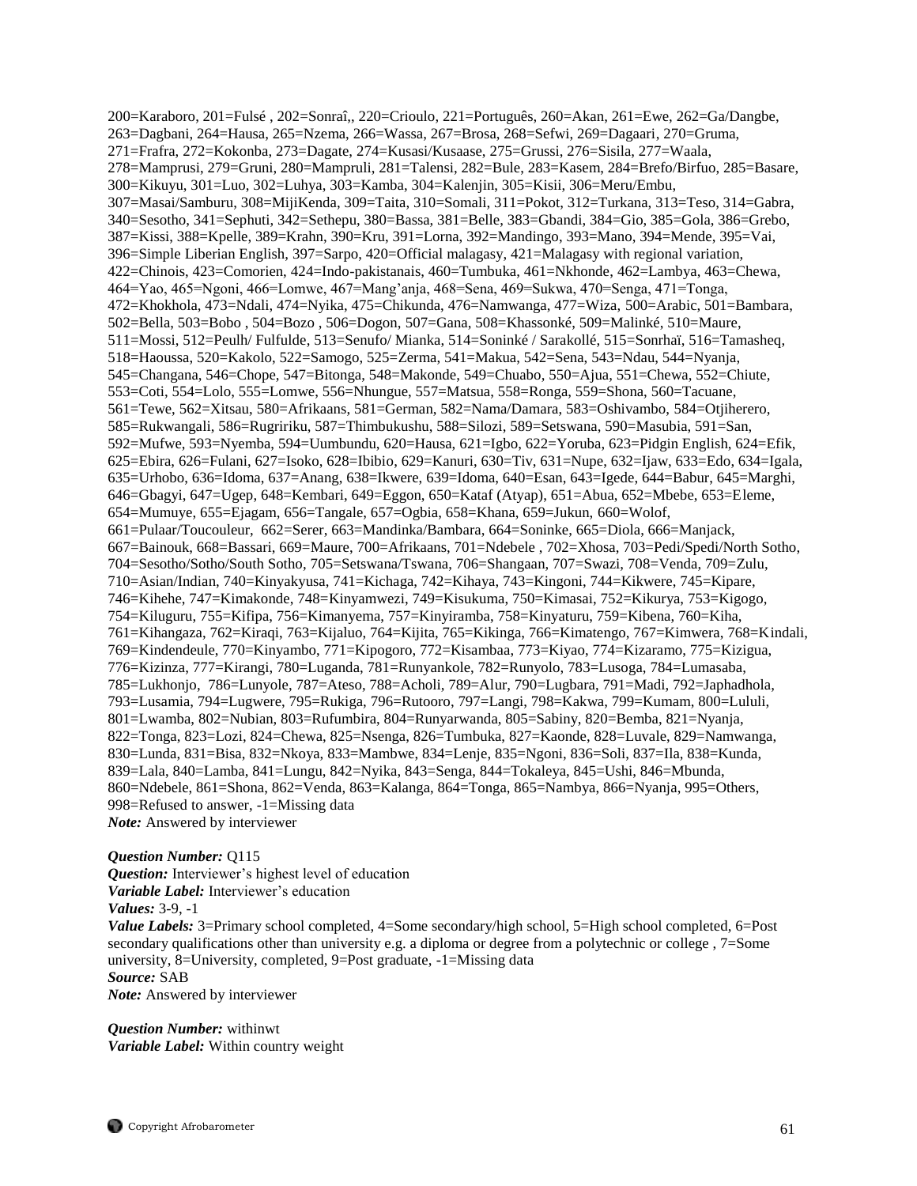200=Karaboro, 201=Fulsé , 202=Sonraî,, 220=Crioulo, 221=Português, 260=Akan, 261=Ewe, 262=Ga/Dangbe, 263=Dagbani, 264=Hausa, 265=Nzema, 266=Wassa, 267=Brosa, 268=Sefwi, 269=Dagaari, 270=Gruma, 271=Frafra, 272=Kokonba, 273=Dagate, 274=Kusasi/Kusaase, 275=Grussi, 276=Sisila, 277=Waala, 278=Mamprusi, 279=Gruni, 280=Mampruli, 281=Talensi, 282=Bule, 283=Kasem, 284=Brefo/Birfuo, 285=Basare, 300=Kikuyu, 301=Luo, 302=Luhya, 303=Kamba, 304=Kalenjin, 305=Kisii, 306=Meru/Embu, 307=Masai/Samburu, 308=MijiKenda, 309=Taita, 310=Somali, 311=Pokot, 312=Turkana, 313=Teso, 314=Gabra, 340=Sesotho, 341=Sephuti, 342=Sethepu, 380=Bassa, 381=Belle, 383=Gbandi, 384=Gio, 385=Gola, 386=Grebo, 387=Kissi, 388=Kpelle, 389=Krahn, 390=Kru, 391=Lorna, 392=Mandingo, 393=Mano, 394=Mende, 395=Vai, 396=Simple Liberian English, 397=Sarpo, 420=Official malagasy, 421=Malagasy with regional variation, 422=Chinois, 423=Comorien, 424=Indo-pakistanais, 460=Tumbuka, 461=Nkhonde, 462=Lambya, 463=Chewa, 464=Yao, 465=Ngoni, 466=Lomwe, 467=Mang'anja, 468=Sena, 469=Sukwa, 470=Senga, 471=Tonga, 472=Khokhola, 473=Ndali, 474=Nyika, 475=Chikunda, 476=Namwanga, 477=Wiza, 500=Arabic, 501=Bambara, 502=Bella, 503=Bobo , 504=Bozo , 506=Dogon, 507=Gana, 508=Khassonké, 509=Malinké, 510=Maure, 511=Mossi, 512=Peulh/ Fulfulde, 513=Senufo/ Mianka, 514=Soninké / Sarakollé, 515=Sonrhaï, 516=Tamasheq, 518=Haoussa, 520=Kakolo, 522=Samogo, 525=Zerma, 541=Makua, 542=Sena, 543=Ndau, 544=Nyanja, 545=Changana, 546=Chope, 547=Bitonga, 548=Makonde, 549=Chuabo, 550=Ajua, 551=Chewa, 552=Chiute, 553=Coti, 554=Lolo, 555=Lomwe, 556=Nhungue, 557=Matsua, 558=Ronga, 559=Shona, 560=Tacuane, 561=Tewe, 562=Xitsau, 580=Afrikaans, 581=German, 582=Nama/Damara, 583=Oshivambo, 584=Otjiherero, 585=Rukwangali, 586=Rugririku, 587=Thimbukushu, 588=Silozi, 589=Setswana, 590=Masubia, 591=San, 592=Mufwe, 593=Nyemba, 594=Uumbundu, 620=Hausa, 621=Igbo, 622=Yoruba, 623=Pidgin English, 624=Efik, 625=Ebira, 626=Fulani, 627=Isoko, 628=Ibibio, 629=Kanuri, 630=Tiv, 631=Nupe, 632=Ijaw, 633=Edo, 634=Igala, 635=Urhobo, 636=Idoma, 637=Anang, 638=Ikwere, 639=Idoma, 640=Esan, 643=Igede, 644=Babur, 645=Marghi, 646=Gbagyi, 647=Ugep, 648=Kembari, 649=Eggon, 650=Kataf (Atyap), 651=Abua, 652=Mbebe, 653=Eleme, 654=Mumuye, 655=Ejagam, 656=Tangale, 657=Ogbia, 658=Khana, 659=Jukun, 660=Wolof, 661=Pulaar/Toucouleur, 662=Serer, 663=Mandinka/Bambara, 664=Soninke, 665=Diola, 666=Manjack, 667=Bainouk, 668=Bassari, 669=Maure, 700=Afrikaans, 701=Ndebele , 702=Xhosa, 703=Pedi/Spedi/North Sotho, 704=Sesotho/Sotho/South Sotho, 705=Setswana/Tswana, 706=Shangaan, 707=Swazi, 708=Venda, 709=Zulu, 710=Asian/Indian, 740=Kinyakyusa, 741=Kichaga, 742=Kihaya, 743=Kingoni, 744=Kikwere, 745=Kipare, 746=Kihehe, 747=Kimakonde, 748=Kinyamwezi, 749=Kisukuma, 750=Kimasai, 752=Kikurya, 753=Kigogo, 754=Kiluguru, 755=Kifipa, 756=Kimanyema, 757=Kinyiramba, 758=Kinyaturu, 759=Kibena, 760=Kiha, 761=Kihangaza, 762=Kiraqi, 763=Kijaluo, 764=Kijita, 765=Kikinga, 766=Kimatengo, 767=Kimwera, 768=Kindali, 769=Kindendeule, 770=Kinyambo, 771=Kipogoro, 772=Kisambaa, 773=Kiyao, 774=Kizaramo, 775=Kizigua, 776=Kizinza, 777=Kirangi, 780=Luganda, 781=Runyankole, 782=Runyolo, 783=Lusoga, 784=Lumasaba, 785=Lukhonjo, 786=Lunyole, 787=Ateso, 788=Acholi, 789=Alur, 790=Lugbara, 791=Madi, 792=Japhadhola, 793=Lusamia, 794=Lugwere, 795=Rukiga, 796=Rutooro, 797=Langi, 798=Kakwa, 799=Kumam, 800=Lululi, 801=Lwamba, 802=Nubian, 803=Rufumbira, 804=Runyarwanda, 805=Sabiny, 820=Bemba, 821=Nyanja, 822=Tonga, 823=Lozi, 824=Chewa, 825=Nsenga, 826=Tumbuka, 827=Kaonde, 828=Luvale, 829=Namwanga, 830=Lunda, 831=Bisa, 832=Nkoya, 833=Mambwe, 834=Lenje, 835=Ngoni, 836=Soli, 837=Ila, 838=Kunda, 839=Lala, 840=Lamba, 841=Lungu, 842=Nyika, 843=Senga, 844=Tokaleya, 845=Ushi, 846=Mbunda, 860=Ndebele, 861=Shona, 862=Venda, 863=Kalanga, 864=Tonga, 865=Nambya, 866=Nyanja, 995=Others, 998=Refused to answer, -1=Missing data
*Note:* Answered by interviewer

*Question Number:* Q115
*Question:* Interviewer's highest level of education
*Variable Label:* Interviewer's education
*Values:* 3-9, -1
*Value Labels:* 3=Primary school completed, 4=Some secondary/high school, 5=High school completed, 6=Post secondary qualifications other than university e.g. a diploma or degree from a polytechnic or college , 7=Some university, 8=University, completed, 9=Post graduate, -1=Missing data
*Source:* SAB
*Note:* Answered by interviewer

*Question Number:* withinwt
*Variable Label:* Within country weight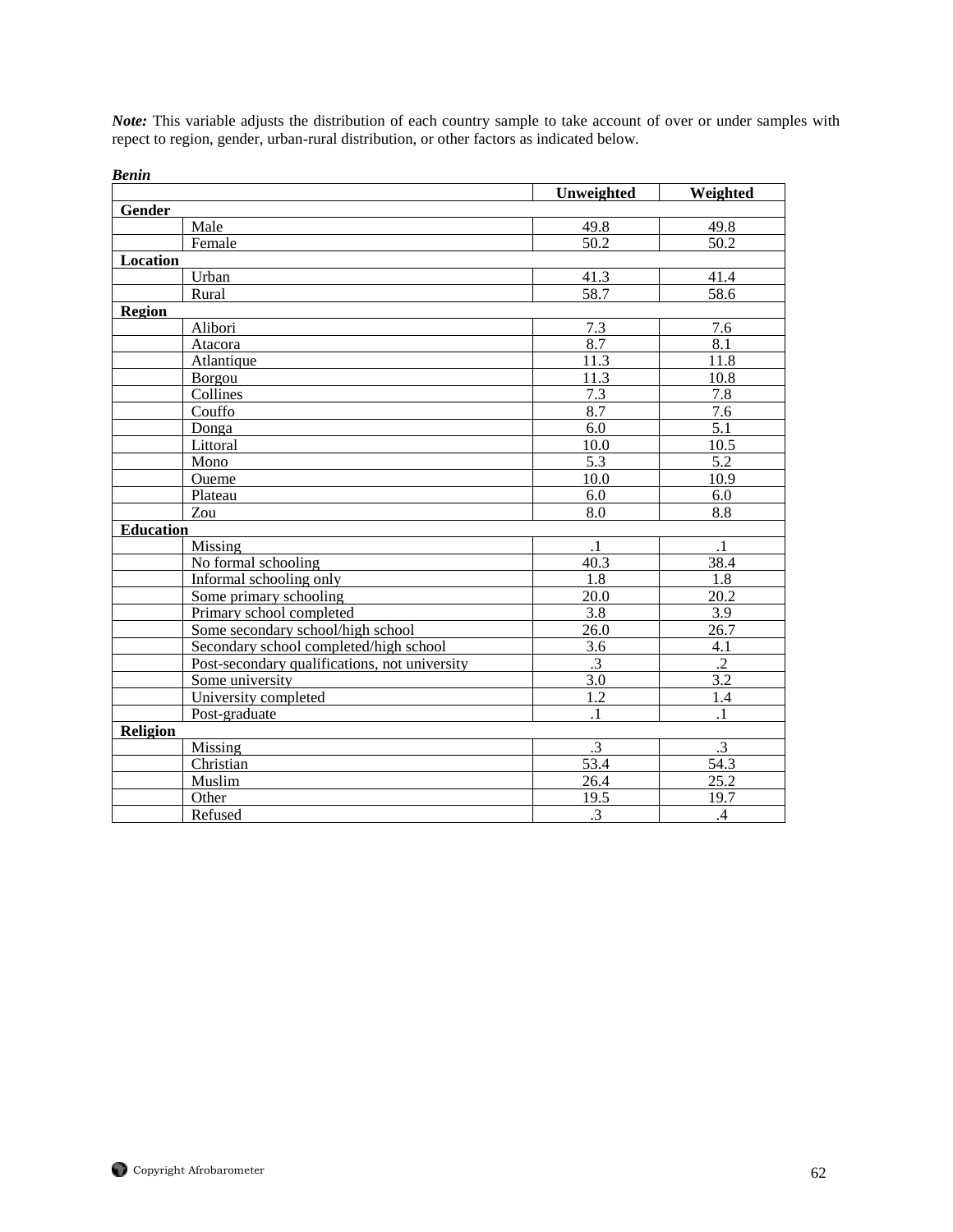***Note:*** This variable adjusts the distribution of each country sample to take account of over or under samples with repect to region, gender, urban-rural distribution, or other factors as indicated below.

***Benin***

| | | Unweighted | Weighted |
|---|---|---|---|
| **Gender** | | | |
| | Male | 49.8 | 49.8 |
| | Female | 50.2 | 50.2 |
| **Location** | | | |
| | Urban | 41.3 | 41.4 |
| | Rural | 58.7 | 58.6 |
| **Region** | | | |
| | Alibori | 7.3 | 7.6 |
| | Atacora | 8.7 | 8.1 |
| | Atlantique | 11.3 | 11.8 |
| | Borgou | 11.3 | 10.8 |
| | Collines | 7.3 | 7.8 |
| | Couffo | 8.7 | 7.6 |
| | Donga | 6.0 | 5.1 |
| | Littoral | 10.0 | 10.5 |
| | Mono | 5.3 | 5.2 |
| | Oueme | 10.0 | 10.9 |
| | Plateau | 6.0 | 6.0 |
| | Zou | 8.0 | 8.8 |
| **Education** | | | |
| | Missing | .1 | .1 |
| | No formal schooling | 40.3 | 38.4 |
| | Informal schooling only | 1.8 | 1.8 |
| | Some primary schooling | 20.0 | 20.2 |
| | Primary school completed | 3.8 | 3.9 |
| | Some secondary school/high school | 26.0 | 26.7 |
| | Secondary school completed/high school | 3.6 | 4.1 |
| | Post-secondary qualifications, not university | .3 | .2 |
| | Some university | 3.0 | 3.2 |
| | University completed | 1.2 | 1.4 |
| | Post-graduate | .1 | .1 |
| **Religion** | | | |
| | Missing | .3 | .3 |
| | Christian | 53.4 | 54.3 |
| | Muslim | 26.4 | 25.2 |
| | Other | 19.5 | 19.7 |
| | Refused | .3 | .4 |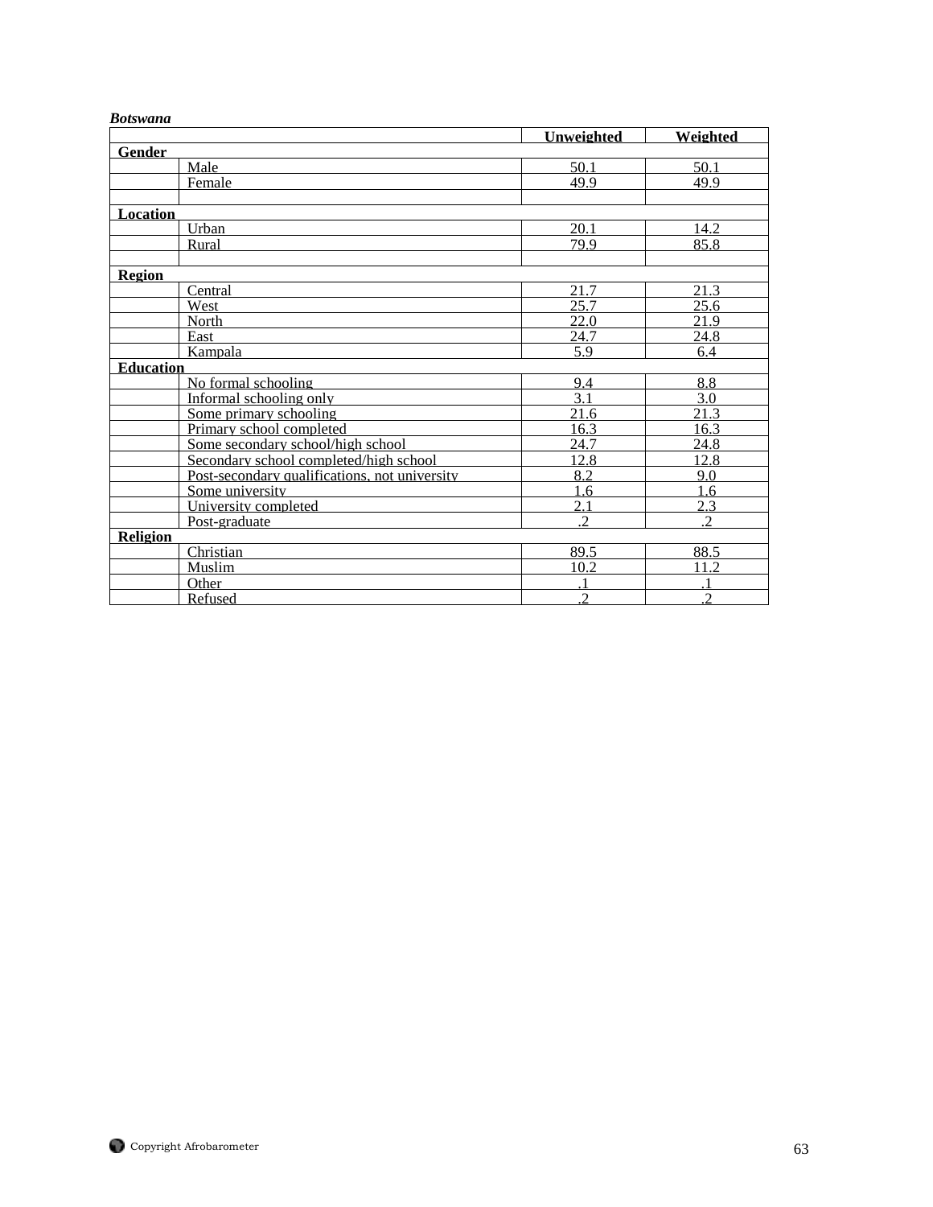***Botswana***

| | | Unweighted | Weighted |
|---|---|---|---|
| **Gender** | | | |
| | Male | 50.1 | 50.1 |
| | Female | 49.9 | 49.9 |
| | | | |
| **Location** | | | |
| | Urban | 20.1 | 14.2 |
| | Rural | 79.9 | 85.8 |
| | | | |
| **Region** | | | |
| | Central | 21.7 | 21.3 |
| | West | 25.7 | 25.6 |
| | North | 22.0 | 21.9 |
| | East | 24.7 | 24.8 |
| | Kampala | 5.9 | 6.4 |
| **Education** | | | |
| | No formal schooling | 9.4 | 8.8 |
| | Informal schooling only | 3.1 | 3.0 |
| | Some primary schooling | 21.6 | 21.3 |
| | Primary school completed | 16.3 | 16.3 |
| | Some secondary school/high school | 24.7 | 24.8 |
| | Secondary school completed/high school | 12.8 | 12.8 |
| | Post-secondary qualifications, not university | 8.2 | 9.0 |
| | Some university | 1.6 | 1.6 |
| | University completed | 2.1 | 2.3 |
| | Post-graduate | .2 | .2 |
| **Religion** | | | |
| | Christian | 89.5 | 88.5 |
| | Muslim | 10.2 | 11.2 |
| | Other | .1 | .1 |
| | Refused | .2 | .2 |

Copyright Afrobarometer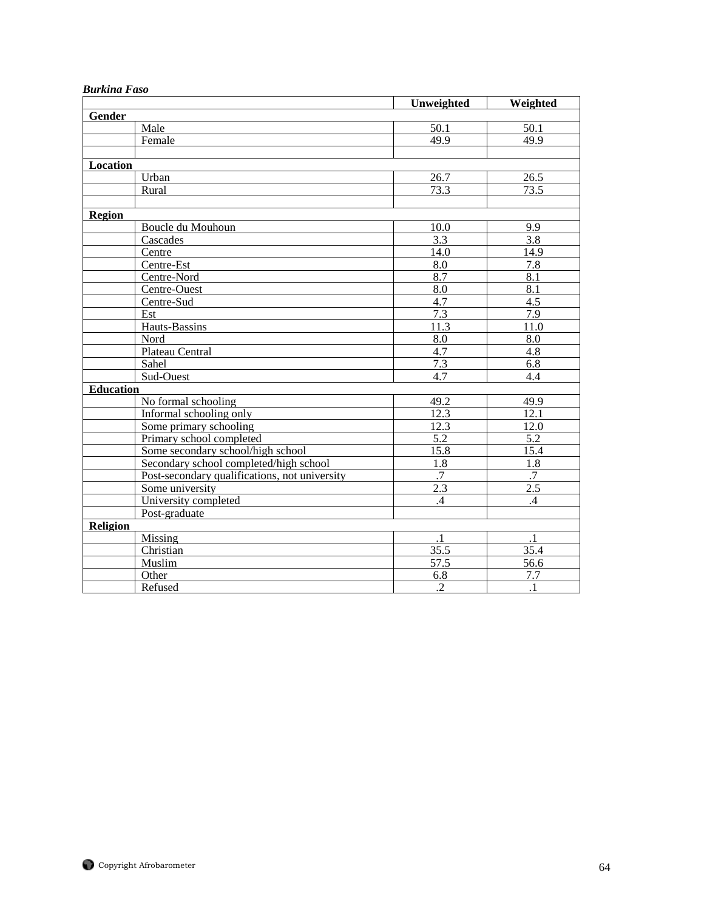***Burkina Faso***

| | | Unweighted | Weighted |
|---|---|---|---|
| **Gender** | | | |
| | Male | 50.1 | 50.1 |
| | Female | 49.9 | 49.9 |
| | | | |
| **Location** | | | |
| | Urban | 26.7 | 26.5 |
| | Rural | 73.3 | 73.5 |
| | | | |
| **Region** | | | |
| | Boucle du Mouhoun | 10.0 | 9.9 |
| | Cascades | 3.3 | 3.8 |
| | Centre | 14.0 | 14.9 |
| | Centre-Est | 8.0 | 7.8 |
| | Centre-Nord | 8.7 | 8.1 |
| | Centre-Ouest | 8.0 | 8.1 |
| | Centre-Sud | 4.7 | 4.5 |
| | Est | 7.3 | 7.9 |
| | Hauts-Bassins | 11.3 | 11.0 |
| | Nord | 8.0 | 8.0 |
| | Plateau Central | 4.7 | 4.8 |
| | Sahel | 7.3 | 6.8 |
| | Sud-Ouest | 4.7 | 4.4 |
| **Education** | | | |
| | No formal schooling | 49.2 | 49.9 |
| | Informal schooling only | 12.3 | 12.1 |
| | Some primary schooling | 12.3 | 12.0 |
| | Primary school completed | 5.2 | 5.2 |
| | Some secondary school/high school | 15.8 | 15.4 |
| | Secondary school completed/high school | 1.8 | 1.8 |
| | Post-secondary qualifications, not university | .7 | .7 |
| | Some university | 2.3 | 2.5 |
| | University completed | .4 | .4 |
| | Post-graduate | | |
| **Religion** | | | |
| | Missing | .1 | .1 |
| | Christian | 35.5 | 35.4 |
| | Muslim | 57.5 | 56.6 |
| | Other | 6.8 | 7.7 |
| | Refused | .2 | .1 |

Copyright Afrobarometer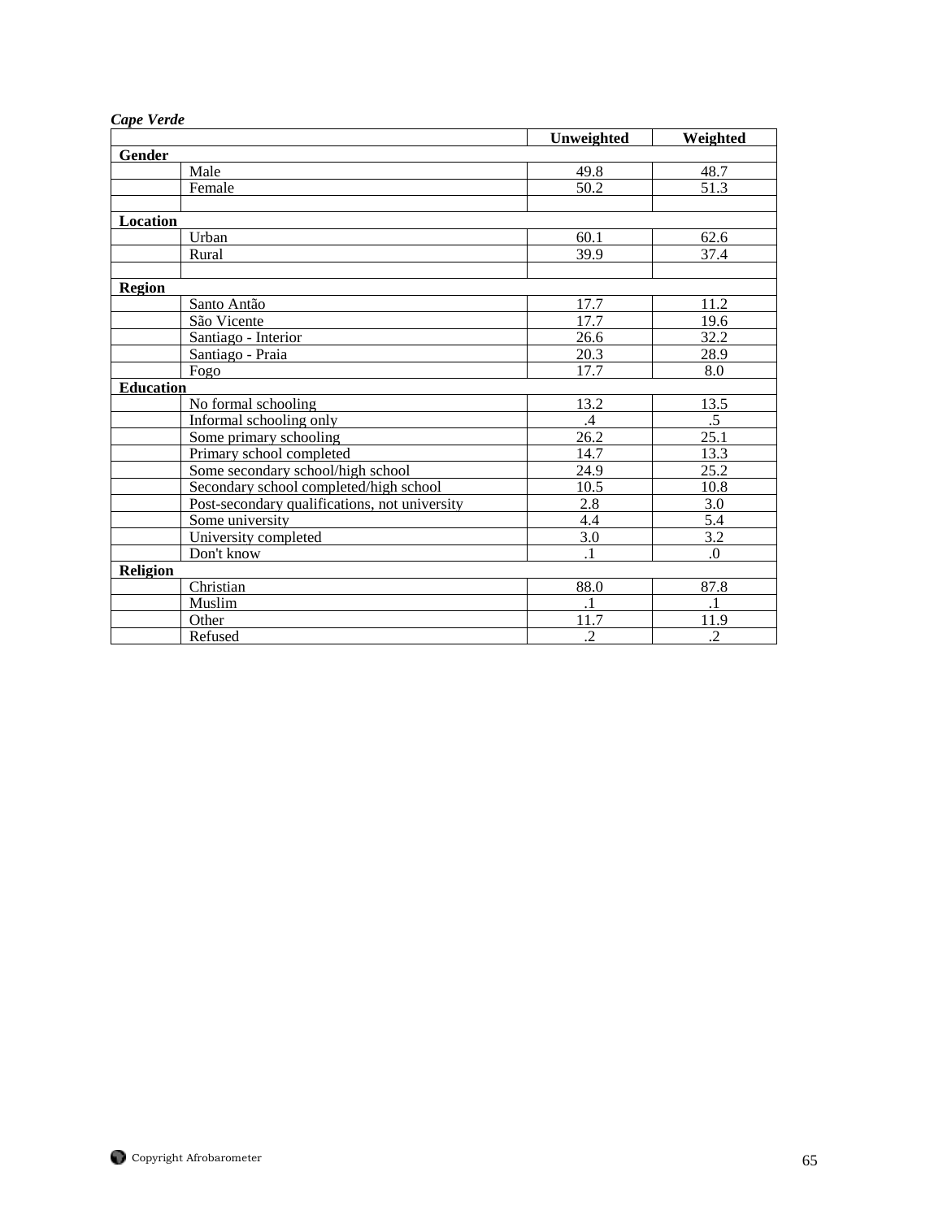***Cape Verde***

| | | Unweighted | Weighted |
|---|---|---|---|
| **Gender** | | | |
| | Male | 49.8 | 48.7 |
| | Female | 50.2 | 51.3 |
| | | | |
| **Location** | | | |
| | Urban | 60.1 | 62.6 |
| | Rural | 39.9 | 37.4 |
| | | | |
| **Region** | | | |
| | Santo Antão | 17.7 | 11.2 |
| | São Vicente | 17.7 | 19.6 |
| | Santiago - Interior | 26.6 | 32.2 |
| | Santiago - Praia | 20.3 | 28.9 |
| | Fogo | 17.7 | 8.0 |
| **Education** | | | |
| | No formal schooling | 13.2 | 13.5 |
| | Informal schooling only | .4 | .5 |
| | Some primary schooling | 26.2 | 25.1 |
| | Primary school completed | 14.7 | 13.3 |
| | Some secondary school/high school | 24.9 | 25.2 |
| | Secondary school completed/high school | 10.5 | 10.8 |
| | Post-secondary qualifications, not university | 2.8 | 3.0 |
| | Some university | 4.4 | 5.4 |
| | University completed | 3.0 | 3.2 |
| | Don't know | .1 | .0 |
| **Religion** | | | |
| | Christian | 88.0 | 87.8 |
| | Muslim | .1 | .1 |
| | Other | 11.7 | 11.9 |
| | Refused | .2 | .2 |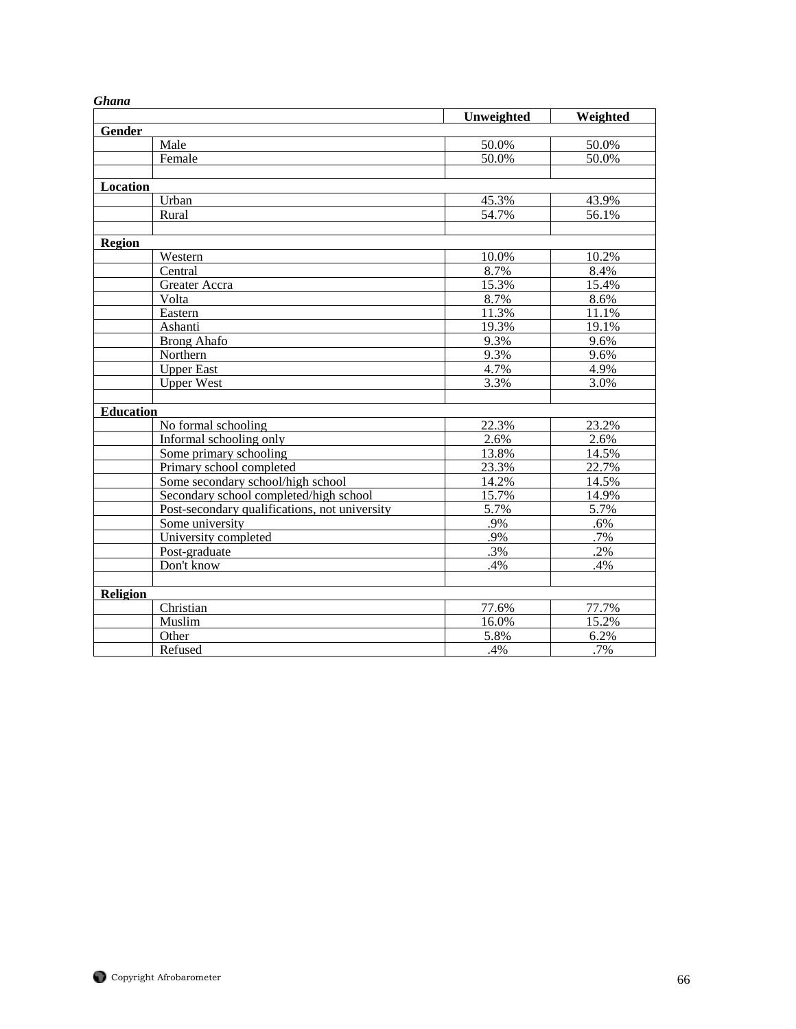*Ghana*

| | | Unweighted | Weighted |
|---|---|---|---|
| **Gender** | | | |
| | Male | 50.0% | 50.0% |
| | Female | 50.0% | 50.0% |
| | | | |
| **Location** | | | |
| | Urban | 45.3% | 43.9% |
| | Rural | 54.7% | 56.1% |
| | | | |
| **Region** | | | |
| | Western | 10.0% | 10.2% |
| | Central | 8.7% | 8.4% |
| | Greater Accra | 15.3% | 15.4% |
| | Volta | 8.7% | 8.6% |
| | Eastern | 11.3% | 11.1% |
| | Ashanti | 19.3% | 19.1% |
| | Brong Ahafo | 9.3% | 9.6% |
| | Northern | 9.3% | 9.6% |
| | Upper East | 4.7% | 4.9% |
| | Upper West | 3.3% | 3.0% |
| | | | |
| **Education** | | | |
| | No formal schooling | 22.3% | 23.2% |
| | Informal schooling only | 2.6% | 2.6% |
| | Some primary schooling | 13.8% | 14.5% |
| | Primary school completed | 23.3% | 22.7% |
| | Some secondary school/high school | 14.2% | 14.5% |
| | Secondary school completed/high school | 15.7% | 14.9% |
| | Post-secondary qualifications, not university | 5.7% | 5.7% |
| | Some university | .9% | .6% |
| | University completed | .9% | .7% |
| | Post-graduate | .3% | .2% |
| | Don't know | .4% | .4% |
| | | | |
| **Religion** | | | |
| | Christian | 77.6% | 77.7% |
| | Muslim | 16.0% | 15.2% |
| | Other | 5.8% | 6.2% |
| | Refused | .4% | .7% |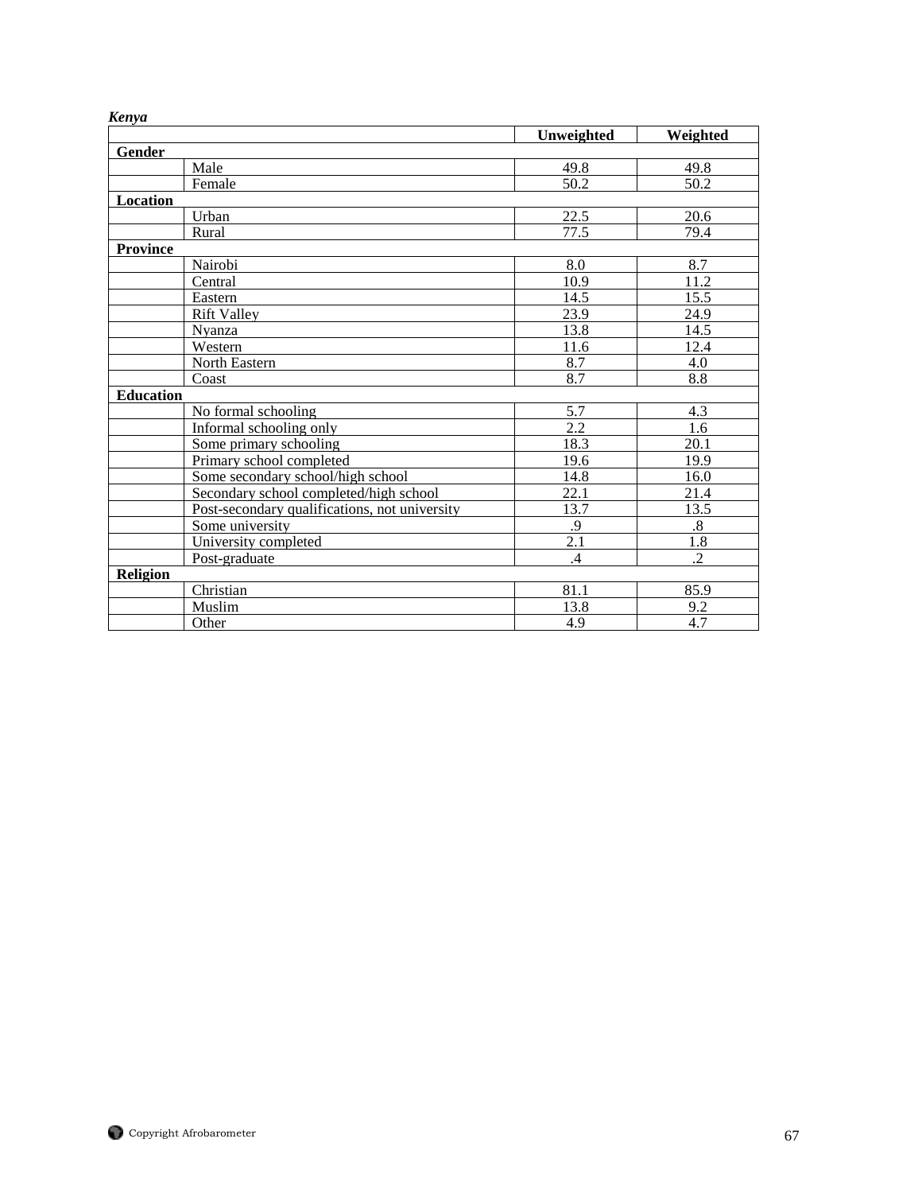***Kenya***

| | | Unweighted | Weighted |
|---|---|---|---|
| **Gender** | | | |
| | Male | 49.8 | 49.8 |
| | Female | 50.2 | 50.2 |
| **Location** | | | |
| | Urban | 22.5 | 20.6 |
| | Rural | 77.5 | 79.4 |
| **Province** | | | |
| | Nairobi | 8.0 | 8.7 |
| | Central | 10.9 | 11.2 |
| | Eastern | 14.5 | 15.5 |
| | Rift Valley | 23.9 | 24.9 |
| | Nyanza | 13.8 | 14.5 |
| | Western | 11.6 | 12.4 |
| | North Eastern | 8.7 | 4.0 |
| | Coast | 8.7 | 8.8 |
| **Education** | | | |
| | No formal schooling | 5.7 | 4.3 |
| | Informal schooling only | 2.2 | 1.6 |
| | Some primary schooling | 18.3 | 20.1 |
| | Primary school completed | 19.6 | 19.9 |
| | Some secondary school/high school | 14.8 | 16.0 |
| | Secondary school completed/high school | 22.1 | 21.4 |
| | Post-secondary qualifications, not university | 13.7 | 13.5 |
| | Some university | .9 | .8 |
| | University completed | 2.1 | 1.8 |
| | Post-graduate | .4 | .2 |
| **Religion** | | | |
| | Christian | 81.1 | 85.9 |
| | Muslim | 13.8 | 9.2 |
| | Other | 4.9 | 4.7 |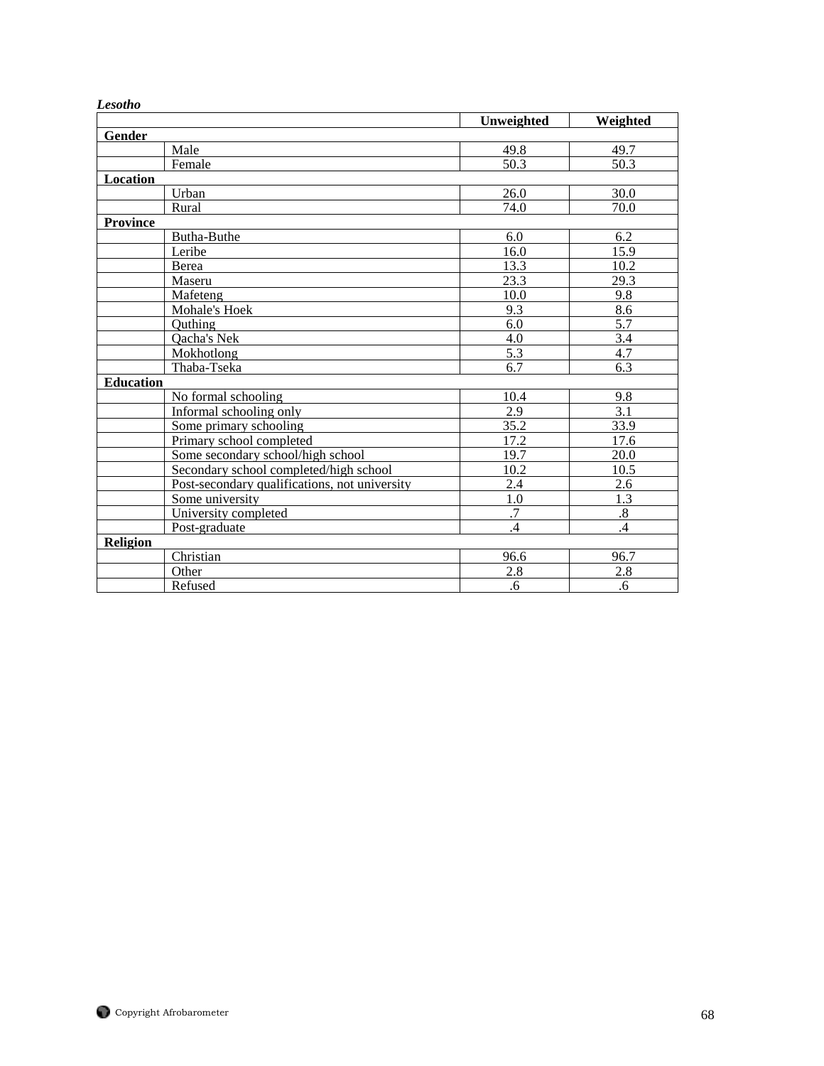*Lesotho*

| | | Unweighted | Weighted |
|---|---|---|---|
| **Gender** | | | |
| | Male | 49.8 | 49.7 |
| | Female | 50.3 | 50.3 |
| **Location** | | | |
| | Urban | 26.0 | 30.0 |
| | Rural | 74.0 | 70.0 |
| **Province** | | | |
| | Butha-Buthe | 6.0 | 6.2 |
| | Leribe | 16.0 | 15.9 |
| | Berea | 13.3 | 10.2 |
| | Maseru | 23.3 | 29.3 |
| | Mafeteng | 10.0 | 9.8 |
| | Mohale's Hoek | 9.3 | 8.6 |
| | Quthing | 6.0 | 5.7 |
| | Qacha's Nek | 4.0 | 3.4 |
| | Mokhotlong | 5.3 | 4.7 |
| | Thaba-Tseka | 6.7 | 6.3 |
| **Education** | | | |
| | No formal schooling | 10.4 | 9.8 |
| | Informal schooling only | 2.9 | 3.1 |
| | Some primary schooling | 35.2 | 33.9 |
| | Primary school completed | 17.2 | 17.6 |
| | Some secondary school/high school | 19.7 | 20.0 |
| | Secondary school completed/high school | 10.2 | 10.5 |
| | Post-secondary qualifications, not university | 2.4 | 2.6 |
| | Some university | 1.0 | 1.3 |
| | University completed | .7 | .8 |
| | Post-graduate | .4 | .4 |
| **Religion** | | | |
| | Christian | 96.6 | 96.7 |
| | Other | 2.8 | 2.8 |
| | Refused | .6 | .6 |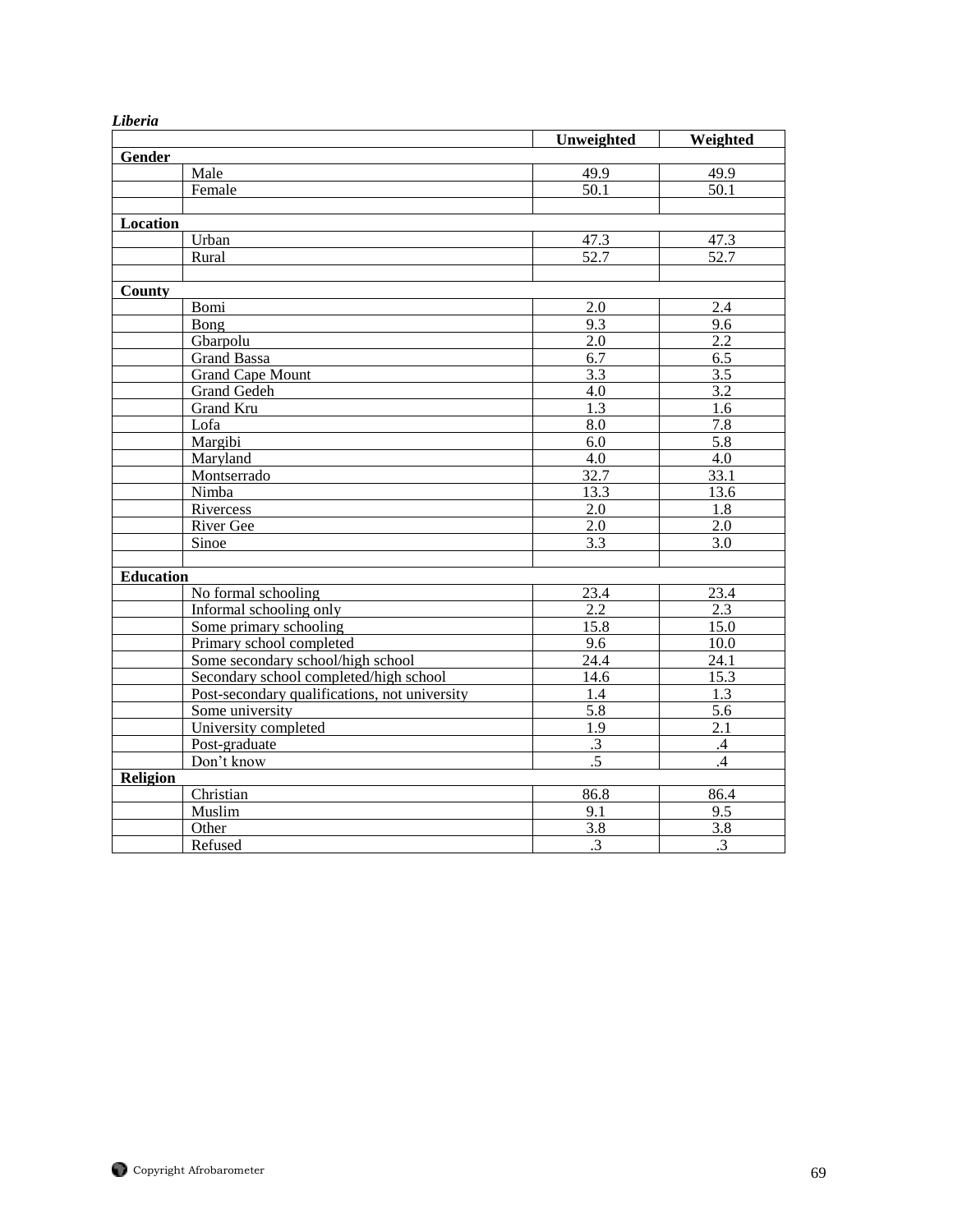***Liberia***

| | | Unweighted | Weighted |
|---|---|---|---|
| **Gender** | | | |
| | Male | 49.9 | 49.9 |
| | Female | 50.1 | 50.1 |
| | | | |
| **Location** | | | |
| | Urban | 47.3 | 47.3 |
| | Rural | 52.7 | 52.7 |
| | | | |
| **County** | | | |
| | Bomi | 2.0 | 2.4 |
| | Bong | 9.3 | 9.6 |
| | Gbarpolu | 2.0 | 2.2 |
| | Grand Bassa | 6.7 | 6.5 |
| | Grand Cape Mount | 3.3 | 3.5 |
| | Grand Gedeh | 4.0 | 3.2 |
| | Grand Kru | 1.3 | 1.6 |
| | Lofa | 8.0 | 7.8 |
| | Margibi | 6.0 | 5.8 |
| | Maryland | 4.0 | 4.0 |
| | Montserrado | 32.7 | 33.1 |
| | Nimba | 13.3 | 13.6 |
| | Rivercess | 2.0 | 1.8 |
| | River Gee | 2.0 | 2.0 |
| | Sinoe | 3.3 | 3.0 |
| | | | |
| **Education** | | | |
| | No formal schooling | 23.4 | 23.4 |
| | Informal schooling only | 2.2 | 2.3 |
| | Some primary schooling | 15.8 | 15.0 |
| | Primary school completed | 9.6 | 10.0 |
| | Some secondary school/high school | 24.4 | 24.1 |
| | Secondary school completed/high school | 14.6 | 15.3 |
| | Post-secondary qualifications, not university | 1.4 | 1.3 |
| | Some university | 5.8 | 5.6 |
| | University completed | 1.9 | 2.1 |
| | Post-graduate | .3 | .4 |
| | Don't know | .5 | .4 |
| **Religion** | | | |
| | Christian | 86.8 | 86.4 |
| | Muslim | 9.1 | 9.5 |
| | Other | 3.8 | 3.8 |
| | Refused | .3 | .3 |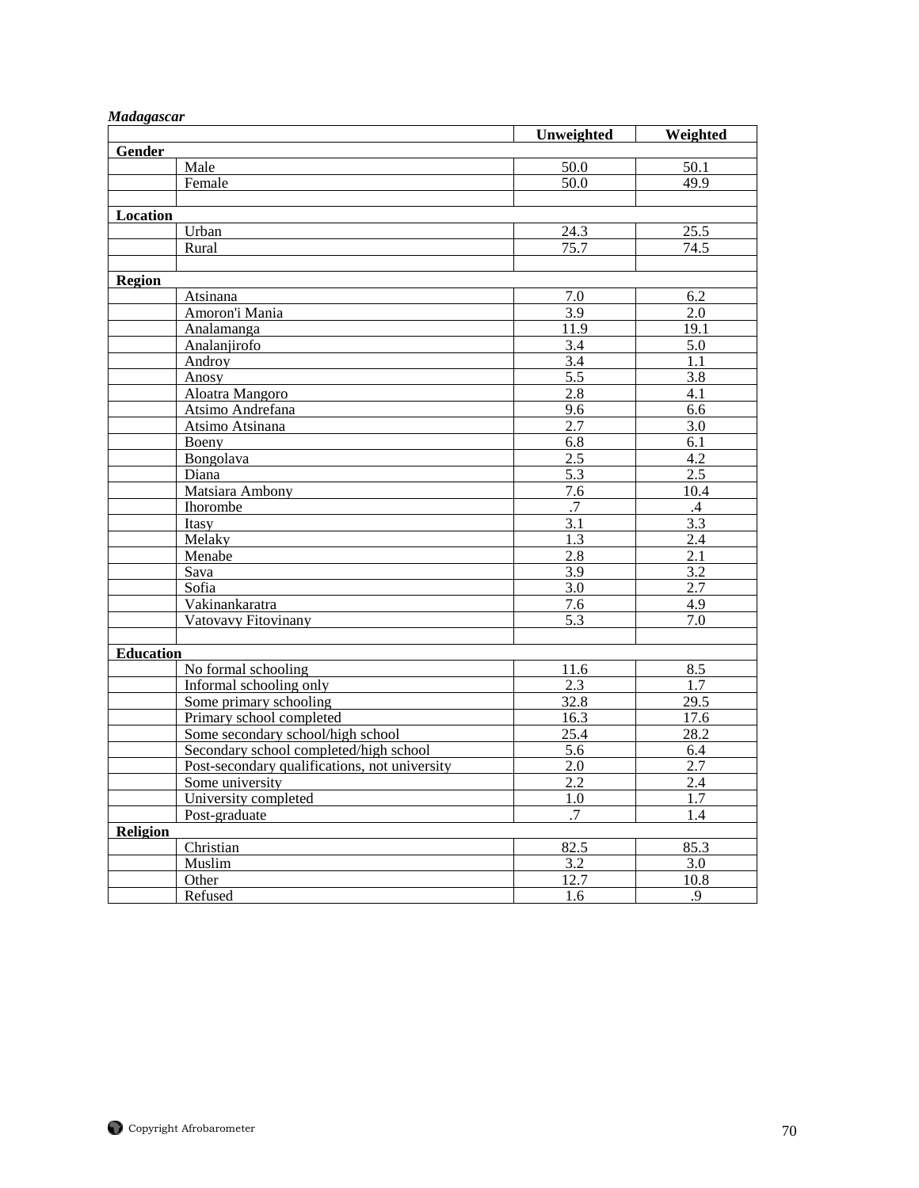***Madagascar***

| | | Unweighted | Weighted |
|---|---|---|---|
| **Gender** | | | |
| | Male | 50.0 | 50.1 |
| | Female | 50.0 | 49.9 |
| | | | |
| **Location** | | | |
| | Urban | 24.3 | 25.5 |
| | Rural | 75.7 | 74.5 |
| | | | |
| **Region** | | | |
| | Atsinana | 7.0 | 6.2 |
| | Amoron'i Mania | 3.9 | 2.0 |
| | Analamanga | 11.9 | 19.1 |
| | Analanjirofo | 3.4 | 5.0 |
| | Androy | 3.4 | 1.1 |
| | Anosy | 5.5 | 3.8 |
| | Aloatra Mangoro | 2.8 | 4.1 |
| | Atsimo Andrefana | 9.6 | 6.6 |
| | Atsimo Atsinana | 2.7 | 3.0 |
| | Boeny | 6.8 | 6.1 |
| | Bongolava | 2.5 | 4.2 |
| | Diana | 5.3 | 2.5 |
| | Matsiara Ambony | 7.6 | 10.4 |
| | Ihorombe | .7 | .4 |
| | Itasy | 3.1 | 3.3 |
| | Melaky | 1.3 | 2.4 |
| | Menabe | 2.8 | 2.1 |
| | Sava | 3.9 | 3.2 |
| | Sofia | 3.0 | 2.7 |
| | Vakinankaratra | 7.6 | 4.9 |
| | Vatovavy Fitovinany | 5.3 | 7.0 |
| | | | |
| **Education** | | | |
| | No formal schooling | 11.6 | 8.5 |
| | Informal schooling only | 2.3 | 1.7 |
| | Some primary schooling | 32.8 | 29.5 |
| | Primary school completed | 16.3 | 17.6 |
| | Some secondary school/high school | 25.4 | 28.2 |
| | Secondary school completed/high school | 5.6 | 6.4 |
| | Post-secondary qualifications, not university | 2.0 | 2.7 |
| | Some university | 2.2 | 2.4 |
| | University completed | 1.0 | 1.7 |
| | Post-graduate | .7 | 1.4 |
| **Religion** | | | |
| | Christian | 82.5 | 85.3 |
| | Muslim | 3.2 | 3.0 |
| | Other | 12.7 | 10.8 |
| | Refused | 1.6 | .9 |

Copyright Afrobarometer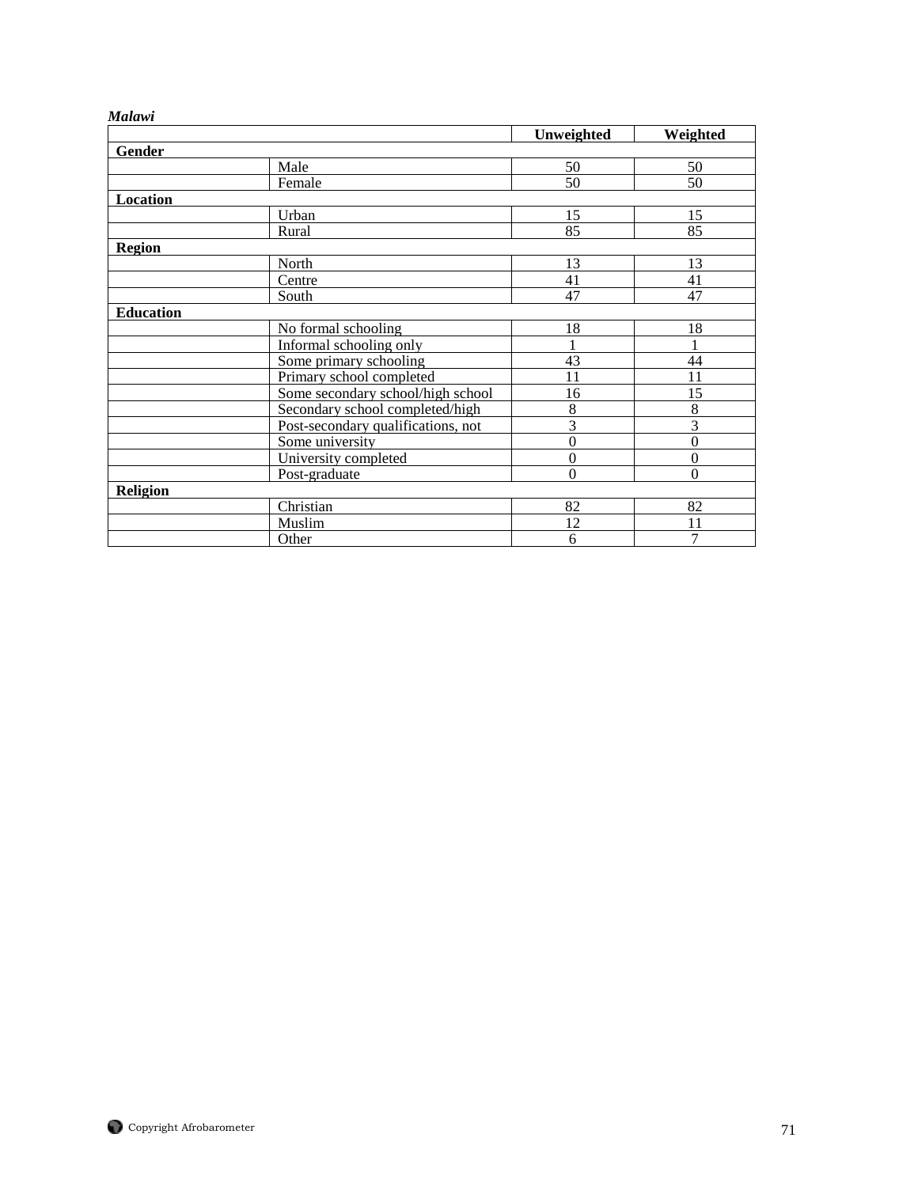*Malawi*

| | | Unweighted | Weighted |
|---|---|---|---|
| **Gender** | | | |
| | Male | 50 | 50 |
| | Female | 50 | 50 |
| **Location** | | | |
| | Urban | 15 | 15 |
| | Rural | 85 | 85 |
| **Region** | | | |
| | North | 13 | 13 |
| | Centre | 41 | 41 |
| | South | 47 | 47 |
| **Education** | | | |
| | No formal schooling | 18 | 18 |
| | Informal schooling only | 1 | 1 |
| | Some primary schooling | 43 | 44 |
| | Primary school completed | 11 | 11 |
| | Some secondary school/high school | 16 | 15 |
| | Secondary school completed/high | 8 | 8 |
| | Post-secondary qualifications, not | 3 | 3 |
| | Some university | 0 | 0 |
| | University completed | 0 | 0 |
| | Post-graduate | 0 | 0 |
| **Religion** | | | |
| | Christian | 82 | 82 |
| | Muslim | 12 | 11 |
| | Other | 6 | 7 |

Copyright Afrobarometer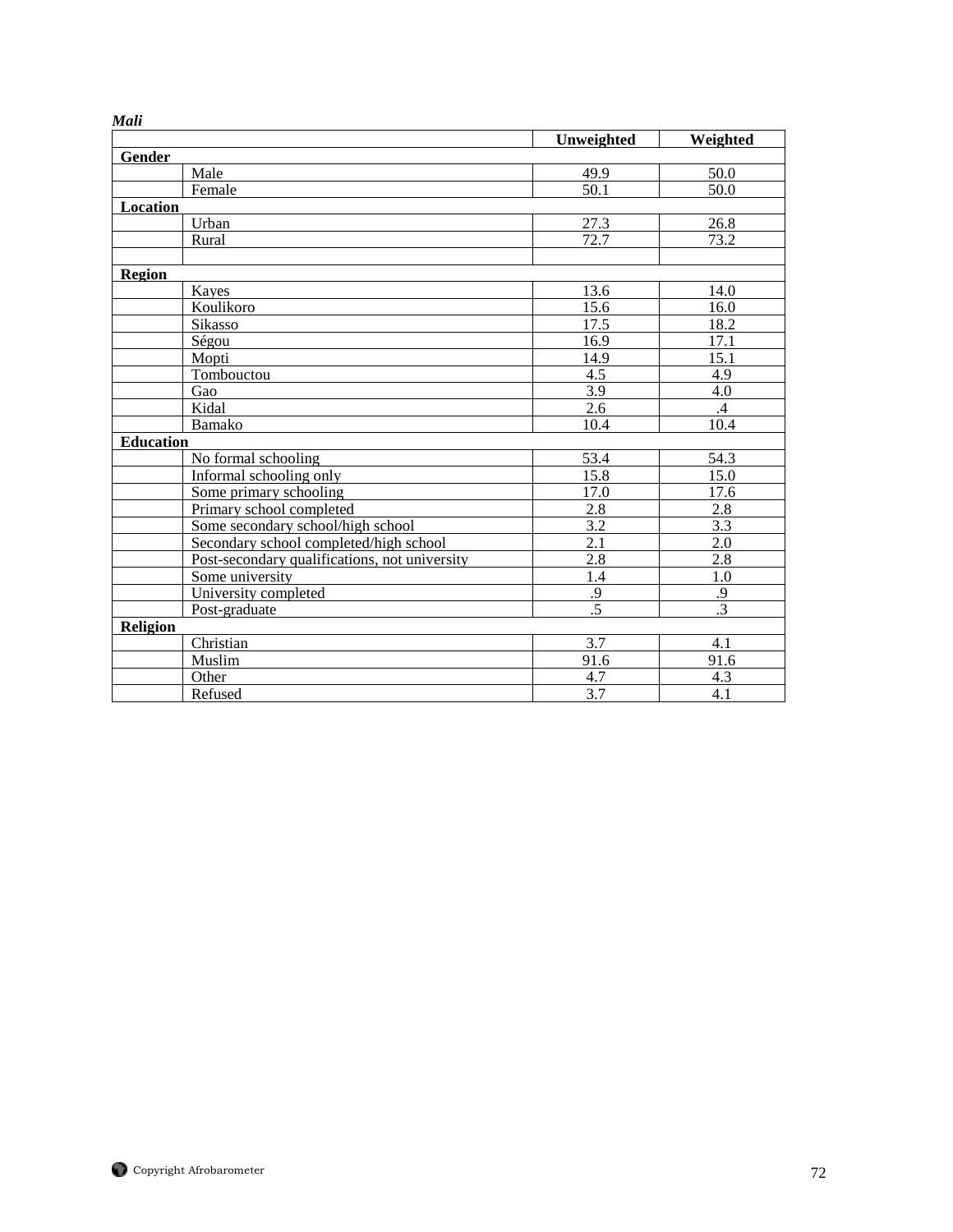*Mali*

| | | Unweighted | Weighted |
|---|---|---|---|
| **Gender** | | | |
| | Male | 49.9 | 50.0 |
| | Female | 50.1 | 50.0 |
| **Location** | | | |
| | Urban | 27.3 | 26.8 |
| | Rural | 72.7 | 73.2 |
| | | | |
| **Region** | | | |
| | Kayes | 13.6 | 14.0 |
| | Koulikoro | 15.6 | 16.0 |
| | Sikasso | 17.5 | 18.2 |
| | Ségou | 16.9 | 17.1 |
| | Mopti | 14.9 | 15.1 |
| | Tombouctou | 4.5 | 4.9 |
| | Gao | 3.9 | 4.0 |
| | Kidal | 2.6 | .4 |
| | Bamako | 10.4 | 10.4 |
| **Education** | | | |
| | No formal schooling | 53.4 | 54.3 |
| | Informal schooling only | 15.8 | 15.0 |
| | Some primary schooling | 17.0 | 17.6 |
| | Primary school completed | 2.8 | 2.8 |
| | Some secondary school/high school | 3.2 | 3.3 |
| | Secondary school completed/high school | 2.1 | 2.0 |
| | Post-secondary qualifications, not university | 2.8 | 2.8 |
| | Some university | 1.4 | 1.0 |
| | University completed | .9 | .9 |
| | Post-graduate | .5 | .3 |
| **Religion** | | | |
| | Christian | 3.7 | 4.1 |
| | Muslim | 91.6 | 91.6 |
| | Other | 4.7 | 4.3 |
| | Refused | 3.7 | 4.1 |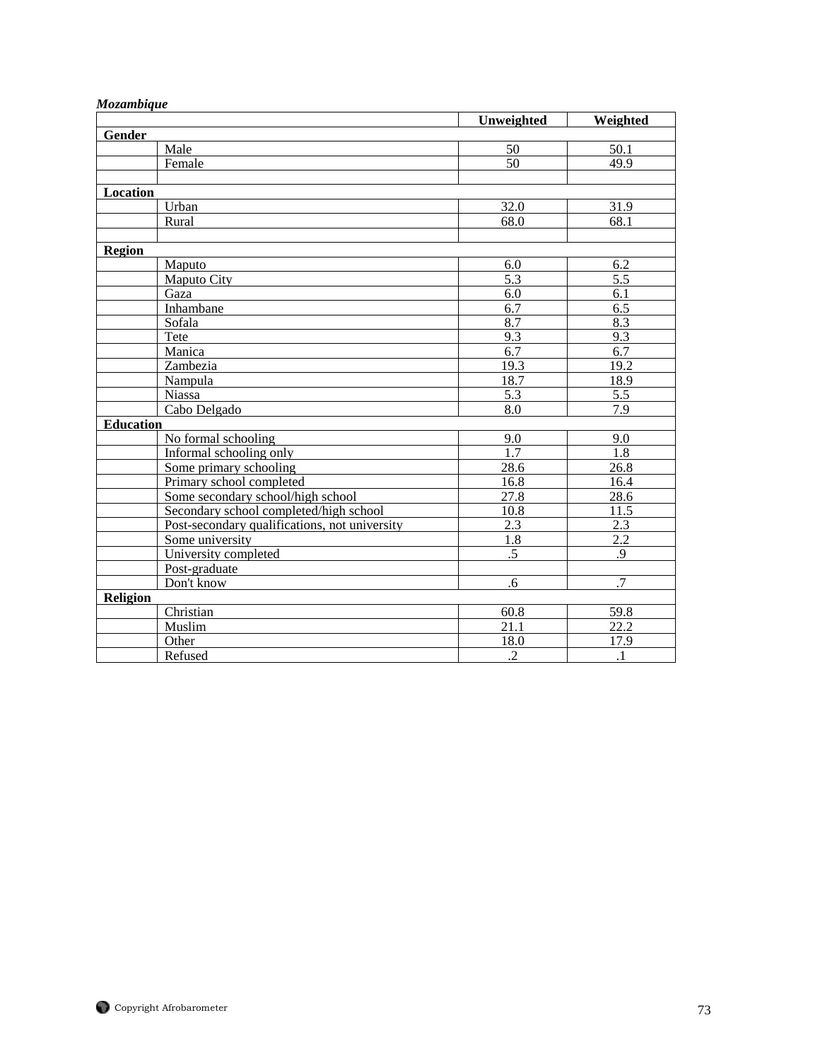***Mozambique***

| | | Unweighted | Weighted |
|---|---|---|---|
| **Gender** | | | |
| | Male | 50 | 50.1 |
| | Female | 50 | 49.9 |
| | | | |
| **Location** | | | |
| | Urban | 32.0 | 31.9 |
| | Rural | 68.0 | 68.1 |
| | | | |
| **Region** | | | |
| | Maputo | 6.0 | 6.2 |
| | Maputo City | 5.3 | 5.5 |
| | Gaza | 6.0 | 6.1 |
| | Inhambane | 6.7 | 6.5 |
| | Sofala | 8.7 | 8.3 |
| | Tete | 9.3 | 9.3 |
| | Manica | 6.7 | 6.7 |
| | Zambezia | 19.3 | 19.2 |
| | Nampula | 18.7 | 18.9 |
| | Niassa | 5.3 | 5.5 |
| | Cabo Delgado | 8.0 | 7.9 |
| **Education** | | | |
| | No formal schooling | 9.0 | 9.0 |
| | Informal schooling only | 1.7 | 1.8 |
| | Some primary schooling | 28.6 | 26.8 |
| | Primary school completed | 16.8 | 16.4 |
| | Some secondary school/high school | 27.8 | 28.6 |
| | Secondary school completed/high school | 10.8 | 11.5 |
| | Post-secondary qualifications, not university | 2.3 | 2.3 |
| | Some university | 1.8 | 2.2 |
| | University completed | .5 | .9 |
| | Post-graduate | | |
| | Don't know | .6 | .7 |
| **Religion** | | | |
| | Christian | 60.8 | 59.8 |
| | Muslim | 21.1 | 22.2 |
| | Other | 18.0 | 17.9 |
| | Refused | .2 | .1 |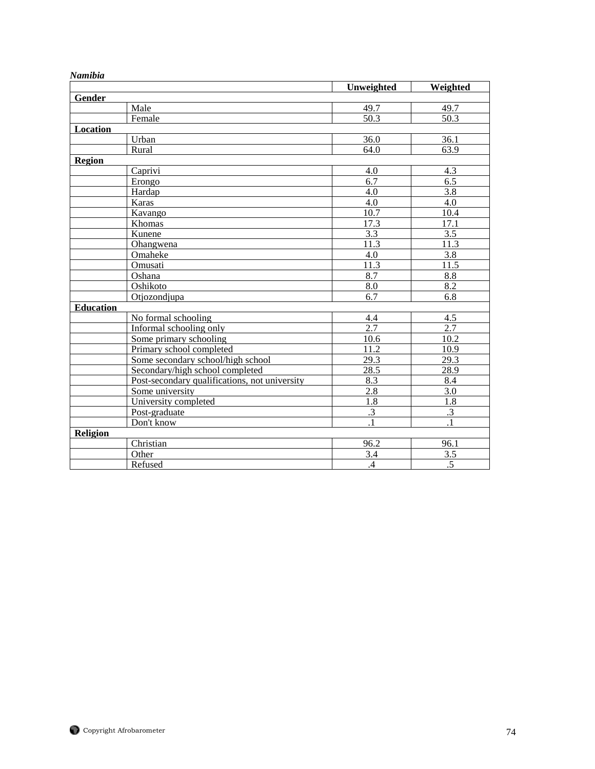*Namibia*

| | | Unweighted | Weighted |
|---|---|---|---|
| **Gender** | | | |
| | Male | 49.7 | 49.7 |
| | Female | 50.3 | 50.3 |
| **Location** | | | |
| | Urban | 36.0 | 36.1 |
| | Rural | 64.0 | 63.9 |
| **Region** | | | |
| | Caprivi | 4.0 | 4.3 |
| | Erongo | 6.7 | 6.5 |
| | Hardap | 4.0 | 3.8 |
| | Karas | 4.0 | 4.0 |
| | Kavango | 10.7 | 10.4 |
| | Khomas | 17.3 | 17.1 |
| | Kunene | 3.3 | 3.5 |
| | Ohangwena | 11.3 | 11.3 |
| | Omaheke | 4.0 | 3.8 |
| | Omusati | 11.3 | 11.5 |
| | Oshana | 8.7 | 8.8 |
| | Oshikoto | 8.0 | 8.2 |
| | Otjozondjupa | 6.7 | 6.8 |
| **Education** | | | |
| | No formal schooling | 4.4 | 4.5 |
| | Informal schooling only | 2.7 | 2.7 |
| | Some primary schooling | 10.6 | 10.2 |
| | Primary school completed | 11.2 | 10.9 |
| | Some secondary school/high school | 29.3 | 29.3 |
| | Secondary/high school completed | 28.5 | 28.9 |
| | Post-secondary qualifications, not university | 8.3 | 8.4 |
| | Some university | 2.8 | 3.0 |
| | University completed | 1.8 | 1.8 |
| | Post-graduate | .3 | .3 |
| | Don't know | .1 | .1 |
| **Religion** | | | |
| | Christian | 96.2 | 96.1 |
| | Other | 3.4 | 3.5 |
| | Refused | .4 | .5 |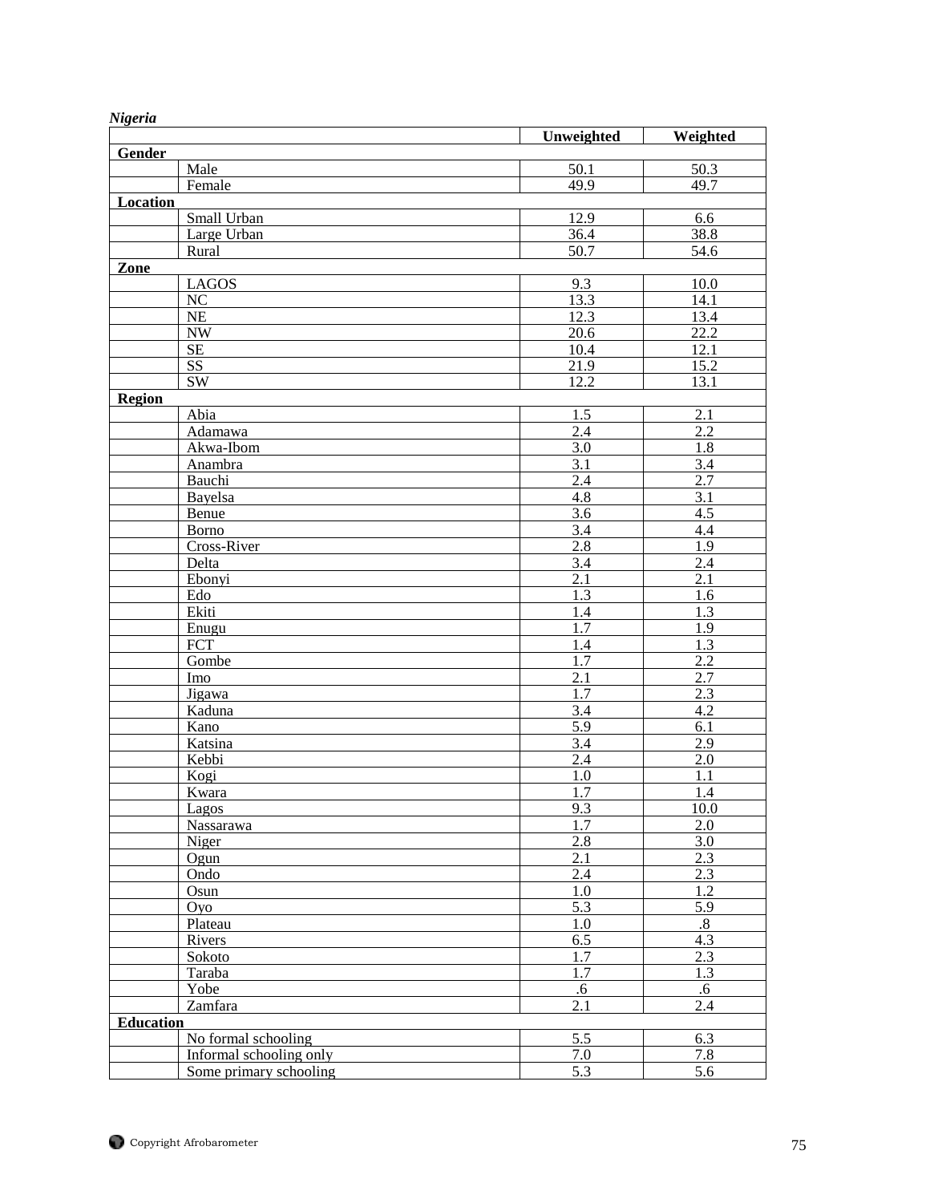***Nigeria***

| | | Unweighted | Weighted |
|---|---|---|---|
| **Gender** | | | |
| | Male | 50.1 | 50.3 |
| | Female | 49.9 | 49.7 |
| **Location** | | | |
| | Small Urban | 12.9 | 6.6 |
| | Large Urban | 36.4 | 38.8 |
| | Rural | 50.7 | 54.6 |
| **Zone** | | | |
| | LAGOS | 9.3 | 10.0 |
| | NC | 13.3 | 14.1 |
| | NE | 12.3 | 13.4 |
| | NW | 20.6 | 22.2 |
| | SE | 10.4 | 12.1 |
| | SS | 21.9 | 15.2 |
| | SW | 12.2 | 13.1 |
| **Region** | | | |
| | Abia | 1.5 | 2.1 |
| | Adamawa | 2.4 | 2.2 |
| | Akwa-Ibom | 3.0 | 1.8 |
| | Anambra | 3.1 | 3.4 |
| | Bauchi | 2.4 | 2.7 |
| | Bayelsa | 4.8 | 3.1 |
| | Benue | 3.6 | 4.5 |
| | Borno | 3.4 | 4.4 |
| | Cross-River | 2.8 | 1.9 |
| | Delta | 3.4 | 2.4 |
| | Ebonyi | 2.1 | 2.1 |
| | Edo | 1.3 | 1.6 |
| | Ekiti | 1.4 | 1.3 |
| | Enugu | 1.7 | 1.9 |
| | FCT | 1.4 | 1.3 |
| | Gombe | 1.7 | 2.2 |
| | Imo | 2.1 | 2.7 |
| | Jigawa | 1.7 | 2.3 |
| | Kaduna | 3.4 | 4.2 |
| | Kano | 5.9 | 6.1 |
| | Katsina | 3.4 | 2.9 |
| | Kebbi | 2.4 | 2.0 |
| | Kogi | 1.0 | 1.1 |
| | Kwara | 1.7 | 1.4 |
| | Lagos | 9.3 | 10.0 |
| | Nassarawa | 1.7 | 2.0 |
| | Niger | 2.8 | 3.0 |
| | Ogun | 2.1 | 2.3 |
| | Ondo | 2.4 | 2.3 |
| | Osun | 1.0 | 1.2 |
| | Oyo | 5.3 | 5.9 |
| | Plateau | 1.0 | .8 |
| | Rivers | 6.5 | 4.3 |
| | Sokoto | 1.7 | 2.3 |
| | Taraba | 1.7 | 1.3 |
| | Yobe | .6 | .6 |
| | Zamfara | 2.1 | 2.4 |
| **Education** | | | |
| | No formal schooling | 5.5 | 6.3 |
| | Informal schooling only | 7.0 | 7.8 |
| | Some primary schooling | 5.3 | 5.6 |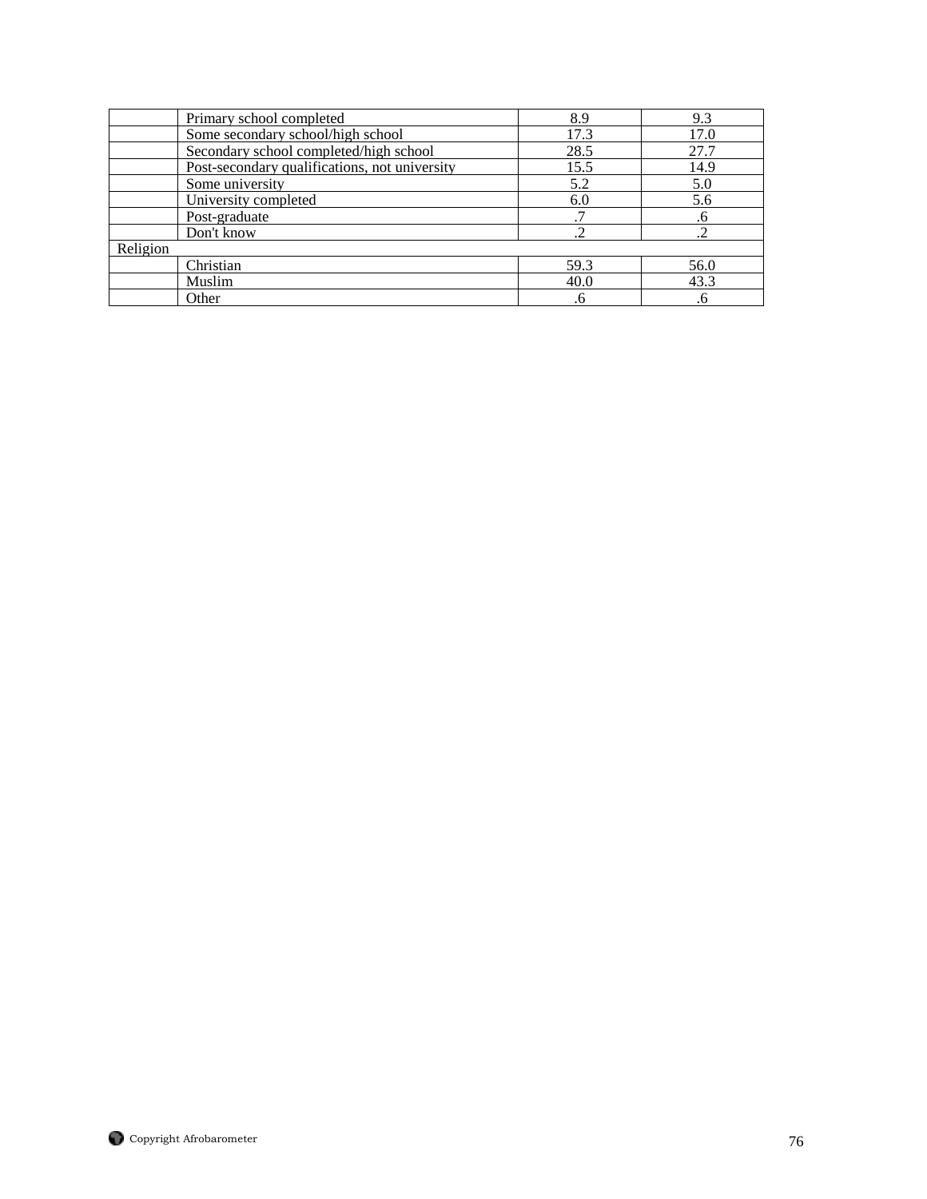| | | | |
|---|---|---|---|
| | Primary school completed | 8.9 | 9.3 |
| | Some secondary school/high school | 17.3 | 17.0 |
| | Secondary school completed/high school | 28.5 | 27.7 |
| | Post-secondary qualifications, not university | 15.5 | 14.9 |
| | Some university | 5.2 | 5.0 |
| | University completed | 6.0 | 5.6 |
| | Post-graduate | .7 | .6 |
| | Don't know | .2 | .2 |
| Religion | | | |
| | Christian | 59.3 | 56.0 |
| | Muslim | 40.0 | 43.3 |
| | Other | .6 | .6 |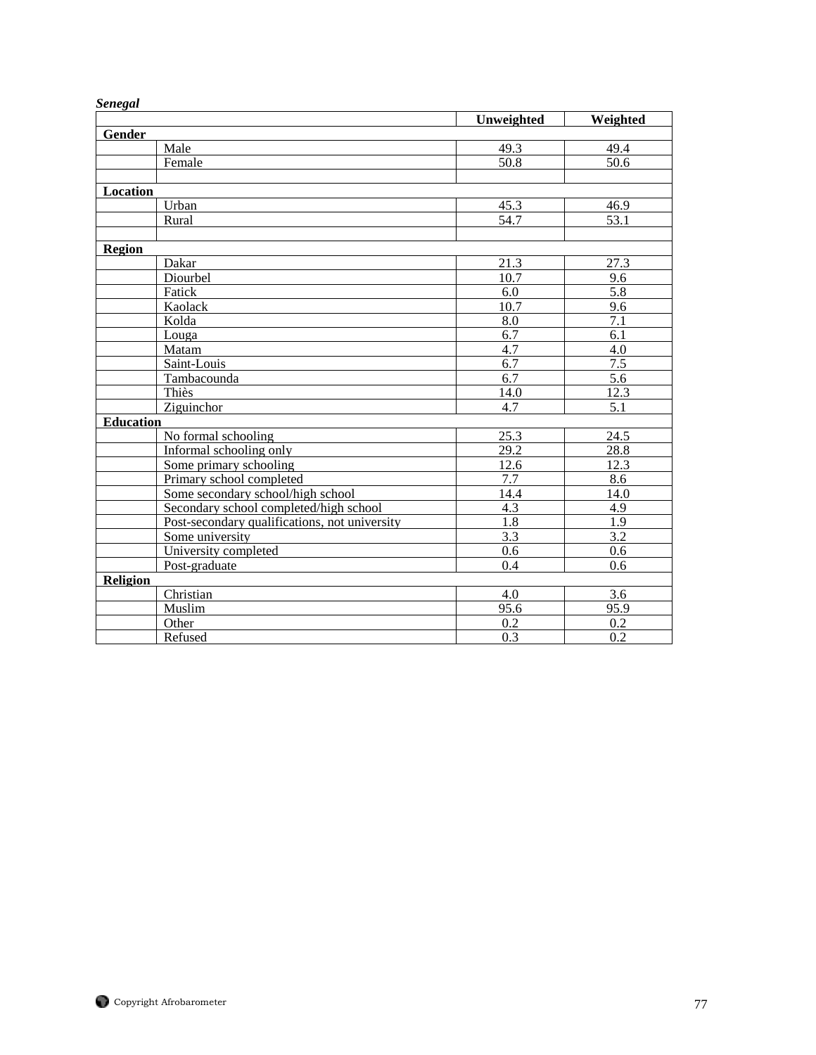***Senegal***

| | | Unweighted | Weighted |
|---|---|---|---|
| **Gender** | | | |
| | Male | 49.3 | 49.4 |
| | Female | 50.8 | 50.6 |
| | | | |
| **Location** | | | |
| | Urban | 45.3 | 46.9 |
| | Rural | 54.7 | 53.1 |
| | | | |
| **Region** | | | |
| | Dakar | 21.3 | 27.3 |
| | Diourbel | 10.7 | 9.6 |
| | Fatick | 6.0 | 5.8 |
| | Kaolack | 10.7 | 9.6 |
| | Kolda | 8.0 | 7.1 |
| | Louga | 6.7 | 6.1 |
| | Matam | 4.7 | 4.0 |
| | Saint-Louis | 6.7 | 7.5 |
| | Tambacounda | 6.7 | 5.6 |
| | Thiès | 14.0 | 12.3 |
| | Ziguinchor | 4.7 | 5.1 |
| **Education** | | | |
| | No formal schooling | 25.3 | 24.5 |
| | Informal schooling only | 29.2 | 28.8 |
| | Some primary schooling | 12.6 | 12.3 |
| | Primary school completed | 7.7 | 8.6 |
| | Some secondary school/high school | 14.4 | 14.0 |
| | Secondary school completed/high school | 4.3 | 4.9 |
| | Post-secondary qualifications, not university | 1.8 | 1.9 |
| | Some university | 3.3 | 3.2 |
| | University completed | 0.6 | 0.6 |
| | Post-graduate | 0.4 | 0.6 |
| **Religion** | | | |
| | Christian | 4.0 | 3.6 |
| | Muslim | 95.6 | 95.9 |
| | Other | 0.2 | 0.2 |
| | Refused | 0.3 | 0.2 |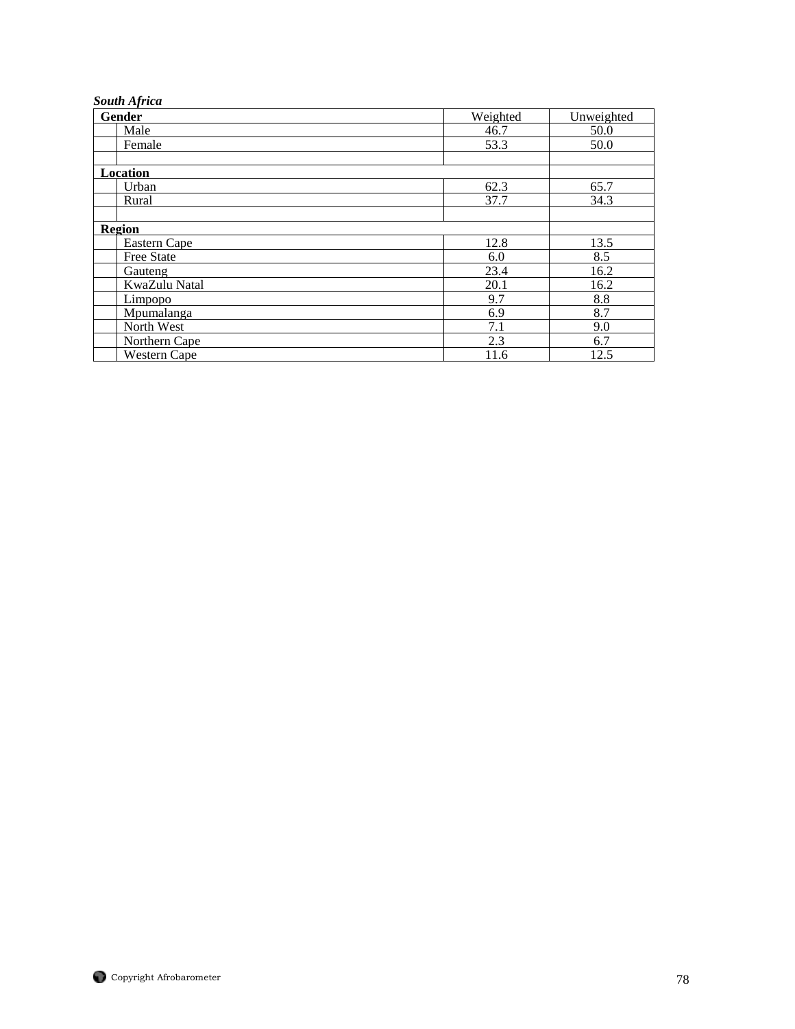***South Africa***

| **Gender** | Weighted | Unweighted |
|---|---|---|
| Male | 46.7 | 50.0 |
| Female | 53.3 | 50.0 |
| | | |
| **Location** | | |
| Urban | 62.3 | 65.7 |
| Rural | 37.7 | 34.3 |
| | | |
| **Region** | | |
| Eastern Cape | 12.8 | 13.5 |
| Free State | 6.0 | 8.5 |
| Gauteng | 23.4 | 16.2 |
| KwaZulu Natal | 20.1 | 16.2 |
| Limpopo | 9.7 | 8.8 |
| Mpumalanga | 6.9 | 8.7 |
| North West | 7.1 | 9.0 |
| Northern Cape | 2.3 | 6.7 |
| Western Cape | 11.6 | 12.5 |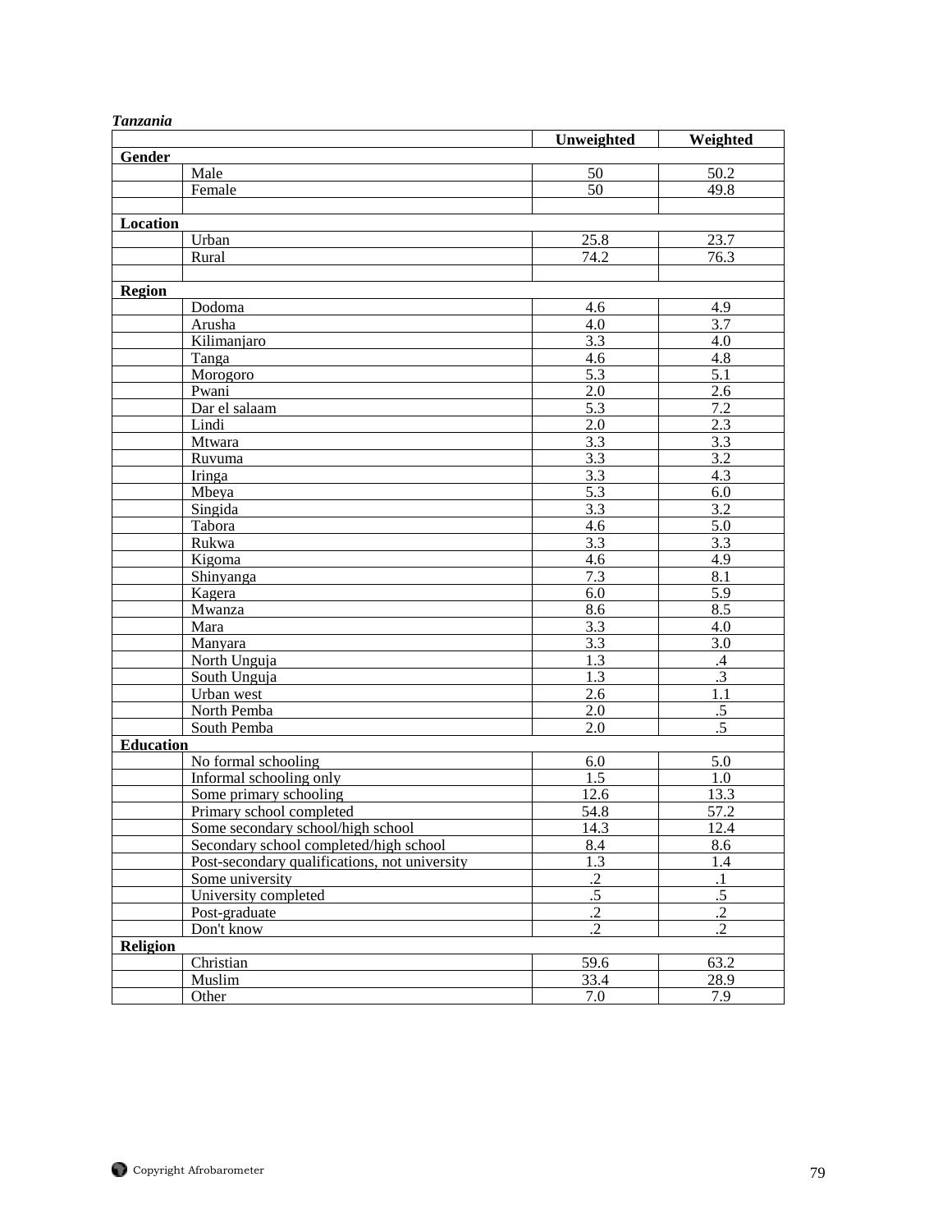***Tanzania***

| | | Unweighted | Weighted |
|---|---|---|---|
| **Gender** | | | |
| | Male | 50 | 50.2 |
| | Female | 50 | 49.8 |
| | | | |
| **Location** | | | |
| | Urban | 25.8 | 23.7 |
| | Rural | 74.2 | 76.3 |
| | | | |
| **Region** | | | |
| | Dodoma | 4.6 | 4.9 |
| | Arusha | 4.0 | 3.7 |
| | Kilimanjaro | 3.3 | 4.0 |
| | Tanga | 4.6 | 4.8 |
| | Morogoro | 5.3 | 5.1 |
| | Pwani | 2.0 | 2.6 |
| | Dar el salaam | 5.3 | 7.2 |
| | Lindi | 2.0 | 2.3 |
| | Mtwara | 3.3 | 3.3 |
| | Ruvuma | 3.3 | 3.2 |
| | Iringa | 3.3 | 4.3 |
| | Mbeya | 5.3 | 6.0 |
| | Singida | 3.3 | 3.2 |
| | Tabora | 4.6 | 5.0 |
| | Rukwa | 3.3 | 3.3 |
| | Kigoma | 4.6 | 4.9 |
| | Shinyanga | 7.3 | 8.1 |
| | Kagera | 6.0 | 5.9 |
| | Mwanza | 8.6 | 8.5 |
| | Mara | 3.3 | 4.0 |
| | Manyara | 3.3 | 3.0 |
| | North Unguja | 1.3 | .4 |
| | South Unguja | 1.3 | .3 |
| | Urban west | 2.6 | 1.1 |
| | North Pemba | 2.0 | .5 |
| | South Pemba | 2.0 | .5 |
| **Education** | | | |
| | No formal schooling | 6.0 | 5.0 |
| | Informal schooling only | 1.5 | 1.0 |
| | Some primary schooling | 12.6 | 13.3 |
| | Primary school completed | 54.8 | 57.2 |
| | Some secondary school/high school | 14.3 | 12.4 |
| | Secondary school completed/high school | 8.4 | 8.6 |
| | Post-secondary qualifications, not university | 1.3 | 1.4 |
| | Some university | .2 | .1 |
| | University completed | .5 | .5 |
| | Post-graduate | .2 | .2 |
| | Don't know | .2 | .2 |
| **Religion** | | | |
| | Christian | 59.6 | 63.2 |
| | Muslim | 33.4 | 28.9 |
| | Other | 7.0 | 7.9 |

Copyright Afrobarometer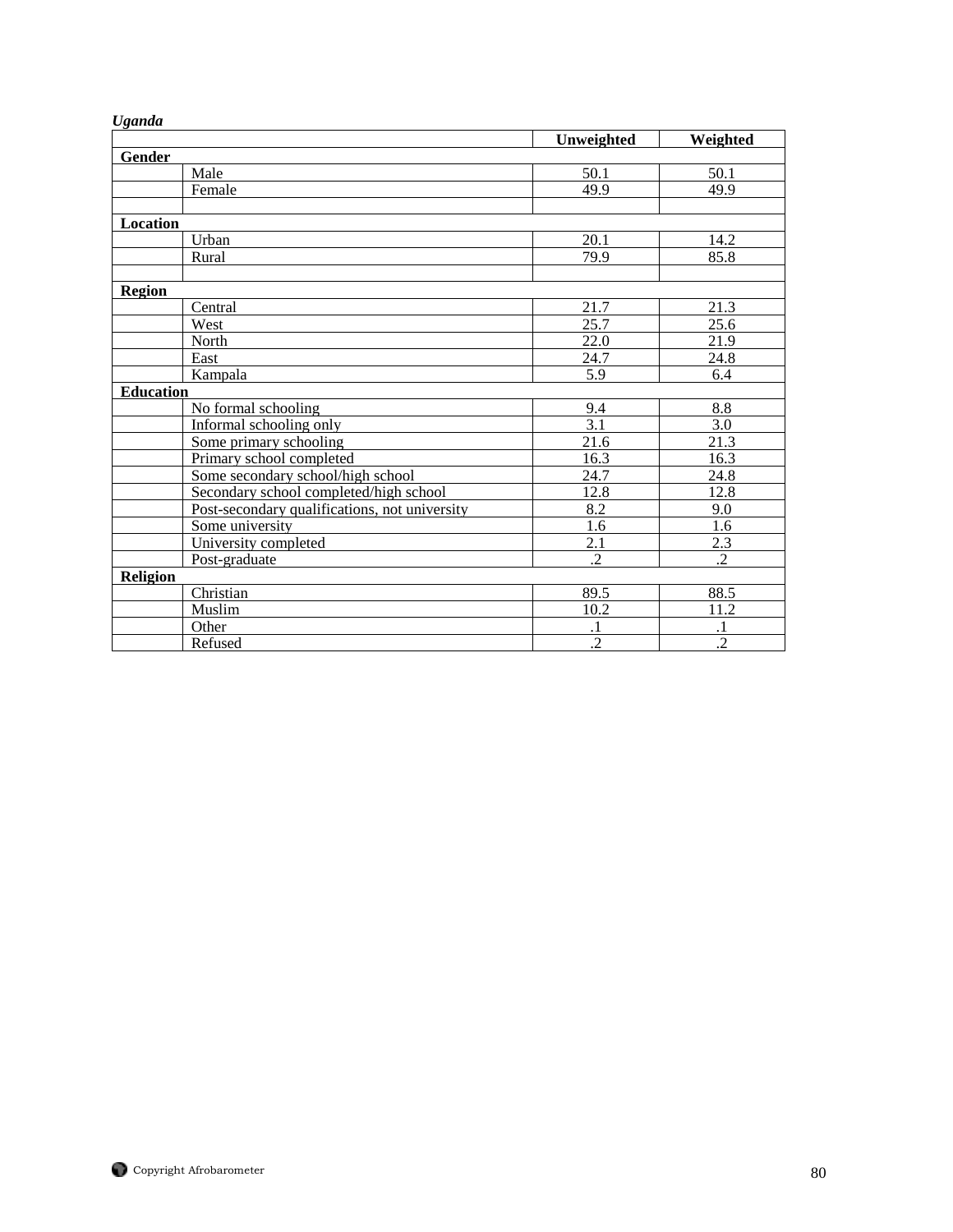***Uganda***

| | | Unweighted | Weighted |
|---|---|---|---|
| **Gender** | | | |
| | Male | 50.1 | 50.1 |
| | Female | 49.9 | 49.9 |
| | | | |
| **Location** | | | |
| | Urban | 20.1 | 14.2 |
| | Rural | 79.9 | 85.8 |
| | | | |
| **Region** | | | |
| | Central | 21.7 | 21.3 |
| | West | 25.7 | 25.6 |
| | North | 22.0 | 21.9 |
| | East | 24.7 | 24.8 |
| | Kampala | 5.9 | 6.4 |
| **Education** | | | |
| | No formal schooling | 9.4 | 8.8 |
| | Informal schooling only | 3.1 | 3.0 |
| | Some primary schooling | 21.6 | 21.3 |
| | Primary school completed | 16.3 | 16.3 |
| | Some secondary school/high school | 24.7 | 24.8 |
| | Secondary school completed/high school | 12.8 | 12.8 |
| | Post-secondary qualifications, not university | 8.2 | 9.0 |
| | Some university | 1.6 | 1.6 |
| | University completed | 2.1 | 2.3 |
| | Post-graduate | .2 | .2 |
| **Religion** | | | |
| | Christian | 89.5 | 88.5 |
| | Muslim | 10.2 | 11.2 |
| | Other | .1 | .1 |
| | Refused | .2 | .2 |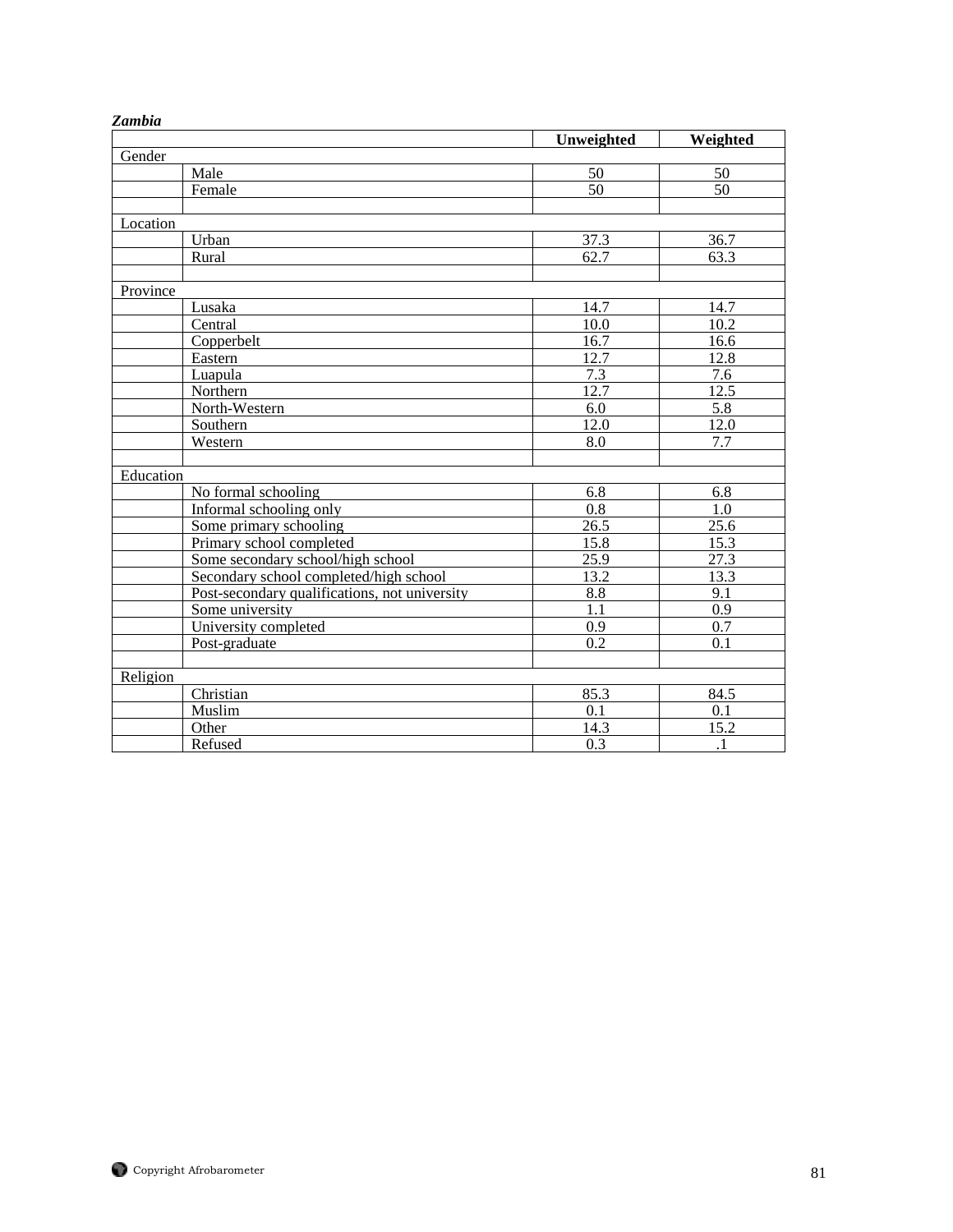***Zambia***

| | | Unweighted | Weighted |
|---|---|---|---|
| Gender | | | |
| | Male | 50 | 50 |
| | Female | 50 | 50 |
| | | | |
| Location | | | |
| | Urban | 37.3 | 36.7 |
| | Rural | 62.7 | 63.3 |
| | | | |
| Province | | | |
| | Lusaka | 14.7 | 14.7 |
| | Central | 10.0 | 10.2 |
| | Copperbelt | 16.7 | 16.6 |
| | Eastern | 12.7 | 12.8 |
| | Luapula | 7.3 | 7.6 |
| | Northern | 12.7 | 12.5 |
| | North-Western | 6.0 | 5.8 |
| | Southern | 12.0 | 12.0 |
| | Western | 8.0 | 7.7 |
| | | | |
| Education | | | |
| | No formal schooling | 6.8 | 6.8 |
| | Informal schooling only | 0.8 | 1.0 |
| | Some primary schooling | 26.5 | 25.6 |
| | Primary school completed | 15.8 | 15.3 |
| | Some secondary school/high school | 25.9 | 27.3 |
| | Secondary school completed/high school | 13.2 | 13.3 |
| | Post-secondary qualifications, not university | 8.8 | 9.1 |
| | Some university | 1.1 | 0.9 |
| | University completed | 0.9 | 0.7 |
| | Post-graduate | 0.2 | 0.1 |
| | | | |
| Religion | | | |
| | Christian | 85.3 | 84.5 |
| | Muslim | 0.1 | 0.1 |
| | Other | 14.3 | 15.2 |
| | Refused | 0.3 | .1 |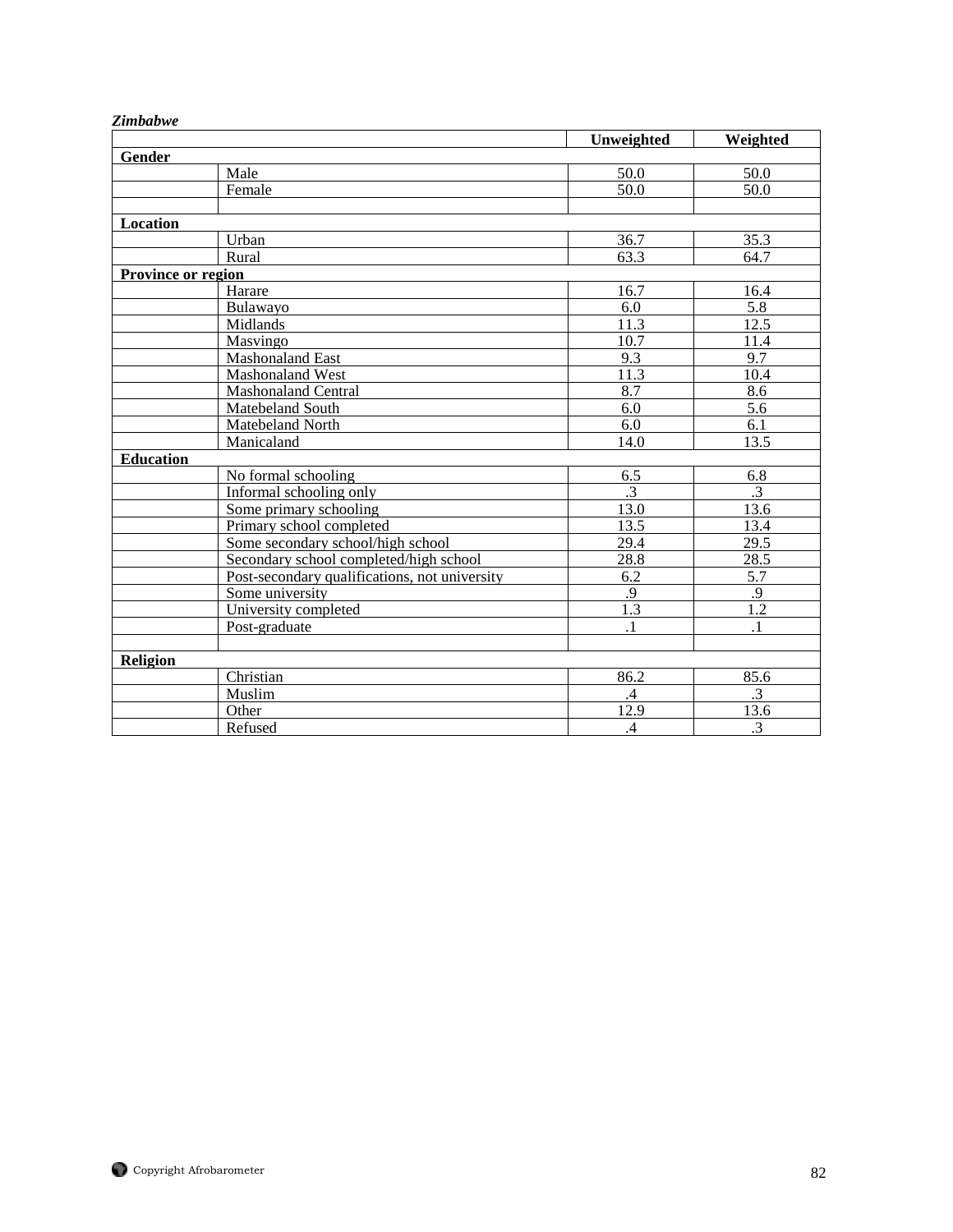***Zimbabwe***

| | | Unweighted | Weighted |
|---|---|---|---|
| **Gender** | | | |
| | Male | 50.0 | 50.0 |
| | Female | 50.0 | 50.0 |
| | | | |
| **Location** | | | |
| | Urban | 36.7 | 35.3 |
| | Rural | 63.3 | 64.7 |
| **Province or region** | | | |
| | Harare | 16.7 | 16.4 |
| | Bulawayo | 6.0 | 5.8 |
| | Midlands | 11.3 | 12.5 |
| | Masvingo | 10.7 | 11.4 |
| | Mashonaland East | 9.3 | 9.7 |
| | Mashonaland West | 11.3 | 10.4 |
| | Mashonaland Central | 8.7 | 8.6 |
| | Matebeland South | 6.0 | 5.6 |
| | Matebeland North | 6.0 | 6.1 |
| | Manicaland | 14.0 | 13.5 |
| **Education** | | | |
| | No formal schooling | 6.5 | 6.8 |
| | Informal schooling only | .3 | .3 |
| | Some primary schooling | 13.0 | 13.6 |
| | Primary school completed | 13.5 | 13.4 |
| | Some secondary school/high school | 29.4 | 29.5 |
| | Secondary school completed/high school | 28.8 | 28.5 |
| | Post-secondary qualifications, not university | 6.2 | 5.7 |
| | Some university | .9 | .9 |
| | University completed | 1.3 | 1.2 |
| | Post-graduate | .1 | .1 |
| | | | |
| **Religion** | | | |
| | Christian | 86.2 | 85.6 |
| | Muslim | .4 | .3 |
| | Other | 12.9 | 13.6 |
| | Refused | .4 | .3 |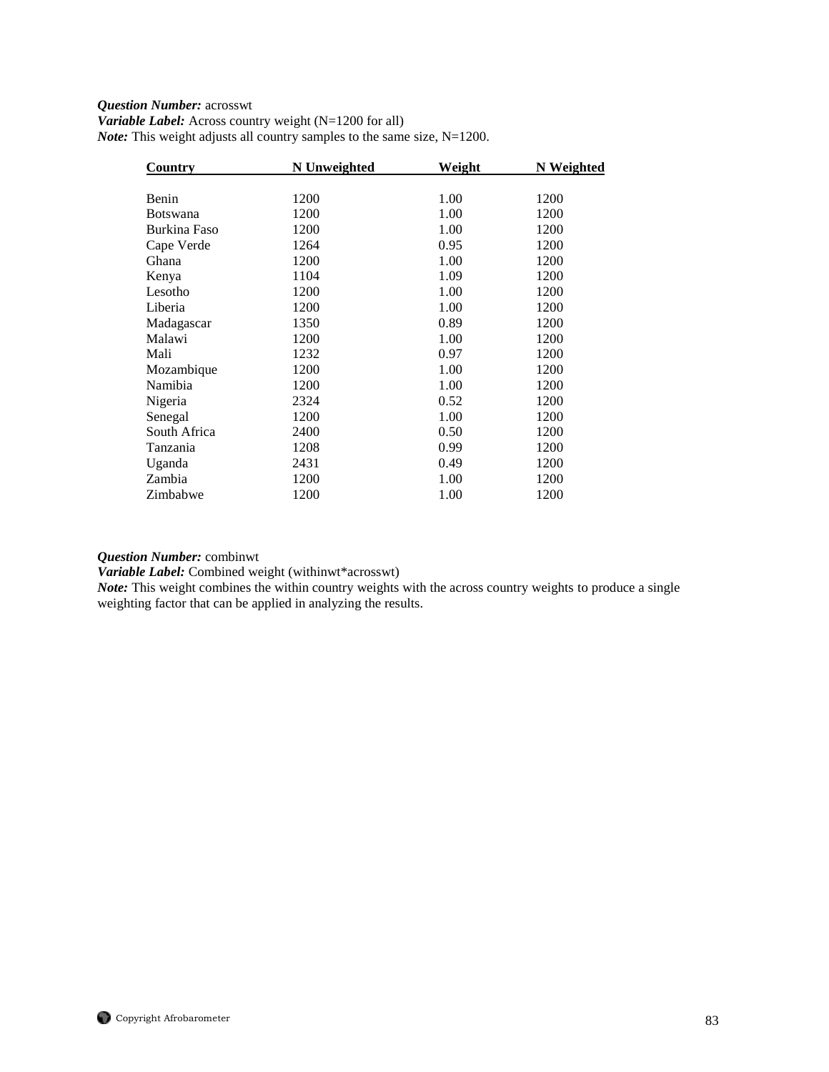***Question Number:*** acrosswt
***Variable Label:*** Across country weight (N=1200 for all)
***Note:*** This weight adjusts all country samples to the same size, N=1200.

| Country | N Unweighted | Weight | N Weighted |
|---|---|---|---|
| Benin | 1200 | 1.00 | 1200 |
| Botswana | 1200 | 1.00 | 1200 |
| Burkina Faso | 1200 | 1.00 | 1200 |
| Cape Verde | 1264 | 0.95 | 1200 |
| Ghana | 1200 | 1.00 | 1200 |
| Kenya | 1104 | 1.09 | 1200 |
| Lesotho | 1200 | 1.00 | 1200 |
| Liberia | 1200 | 1.00 | 1200 |
| Madagascar | 1350 | 0.89 | 1200 |
| Malawi | 1200 | 1.00 | 1200 |
| Mali | 1232 | 0.97 | 1200 |
| Mozambique | 1200 | 1.00 | 1200 |
| Namibia | 1200 | 1.00 | 1200 |
| Nigeria | 2324 | 0.52 | 1200 |
| Senegal | 1200 | 1.00 | 1200 |
| South Africa | 2400 | 0.50 | 1200 |
| Tanzania | 1208 | 0.99 | 1200 |
| Uganda | 2431 | 0.49 | 1200 |
| Zambia | 1200 | 1.00 | 1200 |
| Zimbabwe | 1200 | 1.00 | 1200 |

***Question Number:*** combinwt
***Variable Label:*** Combined weight (withinwt*acrosswt)
***Note:*** This weight combines the within country weights with the across country weights to produce a single weighting factor that can be applied in analyzing the results.